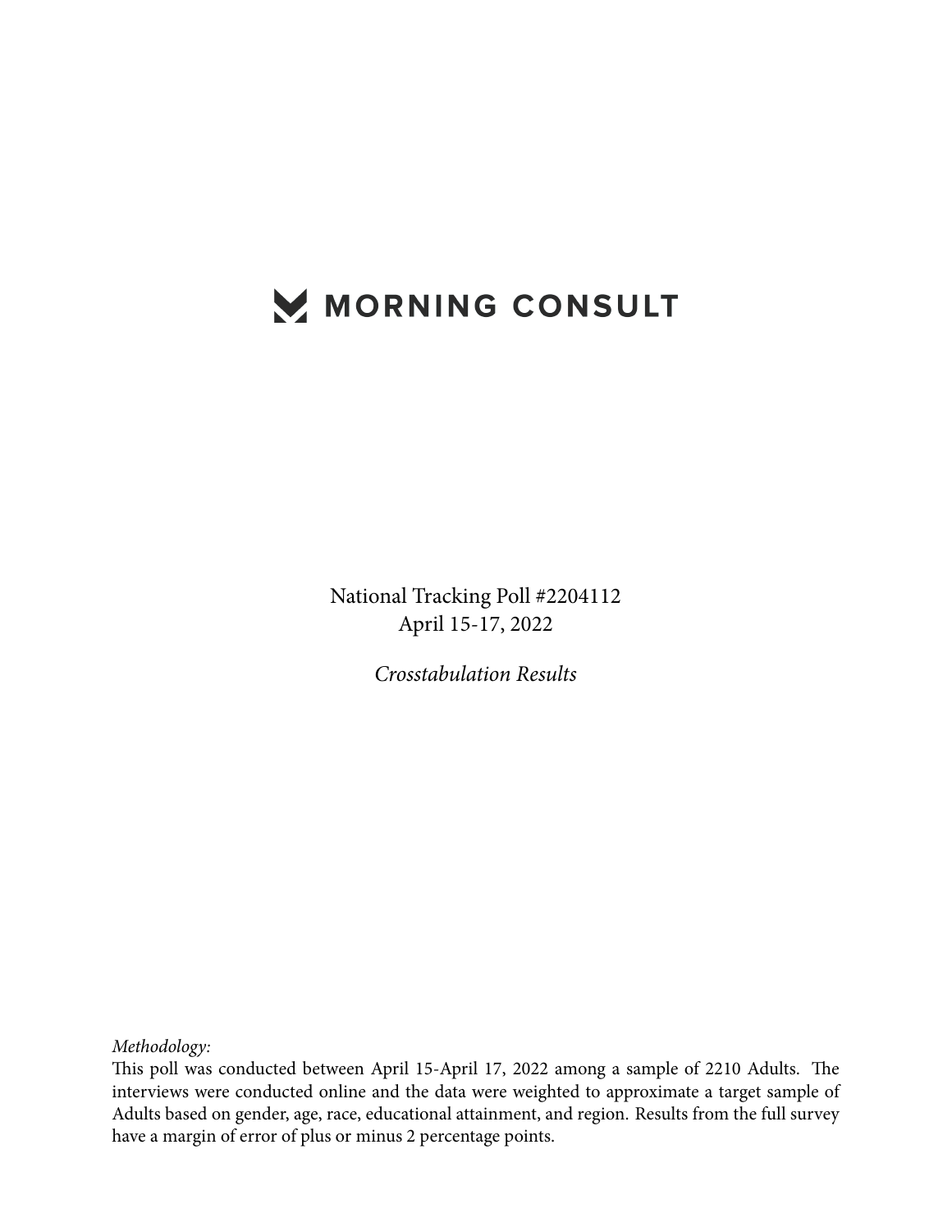# MORNING CONSULT

National Tracking Poll #2204112
April 15-17, 2022

*Crosstabulation Results*

*Methodology:*
This poll was conducted between April 15-April 17, 2022 among a sample of 2210 Adults. The interviews were conducted online and the data were weighted to approximate a target sample of Adults based on gender, age, race, educational attainment, and region. Results from the full survey have a margin of error of plus or minus 2 percentage points.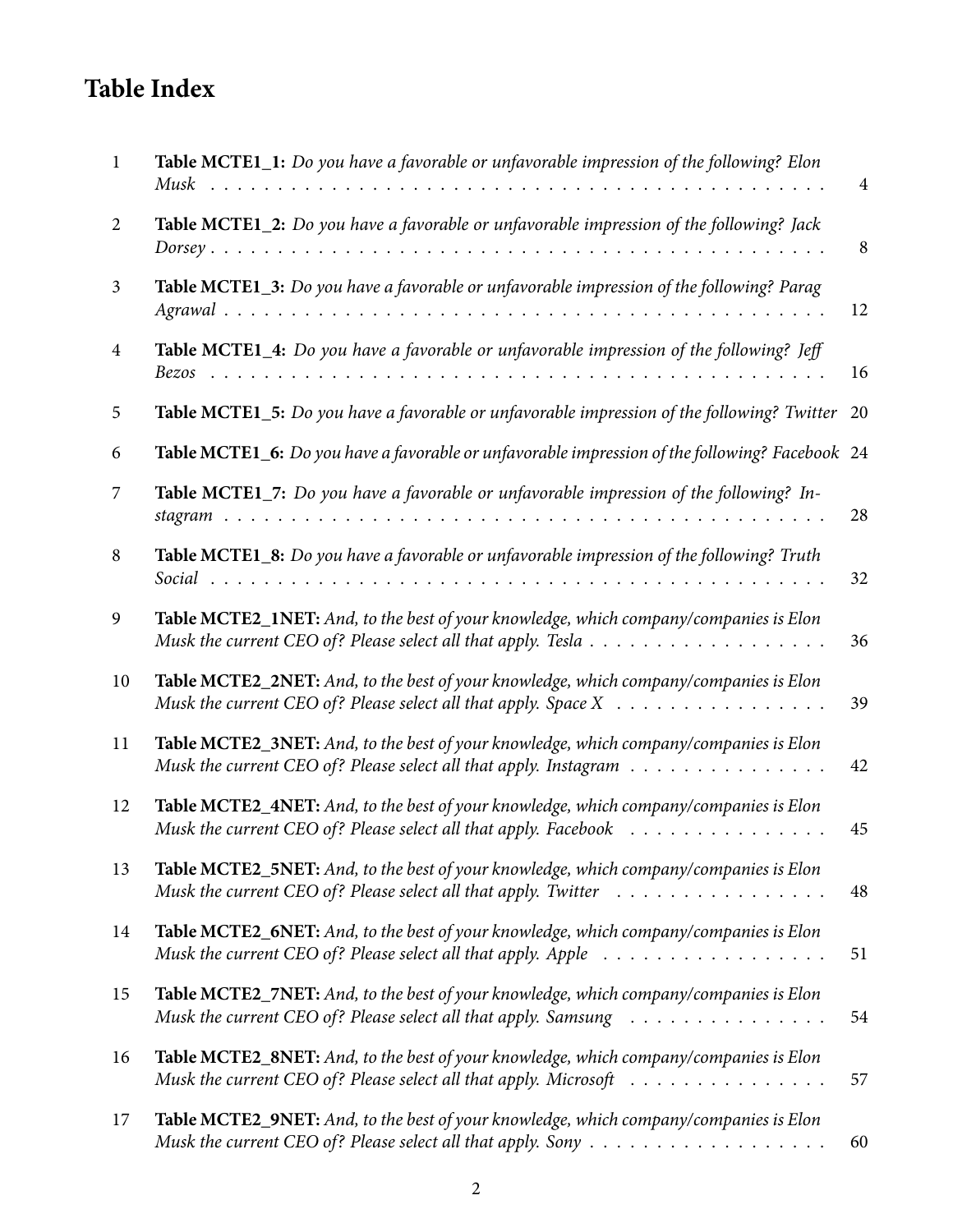# Table Index

| | | |
|---|---|---|
| 1 | **Table MCTE1_1:** *Do you have a favorable or unfavorable impression of the following? Elon Musk* | 4 |
| 2 | **Table MCTE1_2:** *Do you have a favorable or unfavorable impression of the following? Jack Dorsey* | 8 |
| 3 | **Table MCTE1_3:** *Do you have a favorable or unfavorable impression of the following? Parag Agrawal* | 12 |
| 4 | **Table MCTE1_4:** *Do you have a favorable or unfavorable impression of the following? Jeff Bezos* | 16 |
| 5 | **Table MCTE1_5:** *Do you have a favorable or unfavorable impression of the following? Twitter* | 20 |
| 6 | **Table MCTE1_6:** *Do you have a favorable or unfavorable impression of the following? Facebook* | 24 |
| 7 | **Table MCTE1_7:** *Do you have a favorable or unfavorable impression of the following? Instagram* | 28 |
| 8 | **Table MCTE1_8:** *Do you have a favorable or unfavorable impression of the following? Truth Social* | 32 |
| 9 | **Table MCTE2_1NET:** *And, to the best of your knowledge, which company/companies is Elon Musk the current CEO of? Please select all that apply. Tesla* | 36 |
| 10 | **Table MCTE2_2NET:** *And, to the best of your knowledge, which company/companies is Elon Musk the current CEO of? Please select all that apply. Space X* | 39 |
| 11 | **Table MCTE2_3NET:** *And, to the best of your knowledge, which company/companies is Elon Musk the current CEO of? Please select all that apply. Instagram* | 42 |
| 12 | **Table MCTE2_4NET:** *And, to the best of your knowledge, which company/companies is Elon Musk the current CEO of? Please select all that apply. Facebook* | 45 |
| 13 | **Table MCTE2_5NET:** *And, to the best of your knowledge, which company/companies is Elon Musk the current CEO of? Please select all that apply. Twitter* | 48 |
| 14 | **Table MCTE2_6NET:** *And, to the best of your knowledge, which company/companies is Elon Musk the current CEO of? Please select all that apply. Apple* | 51 |
| 15 | **Table MCTE2_7NET:** *And, to the best of your knowledge, which company/companies is Elon Musk the current CEO of? Please select all that apply. Samsung* | 54 |
| 16 | **Table MCTE2_8NET:** *And, to the best of your knowledge, which company/companies is Elon Musk the current CEO of? Please select all that apply. Microsoft* | 57 |
| 17 | **Table MCTE2_9NET:** *And, to the best of your knowledge, which company/companies is Elon Musk the current CEO of? Please select all that apply. Sony* | 60 |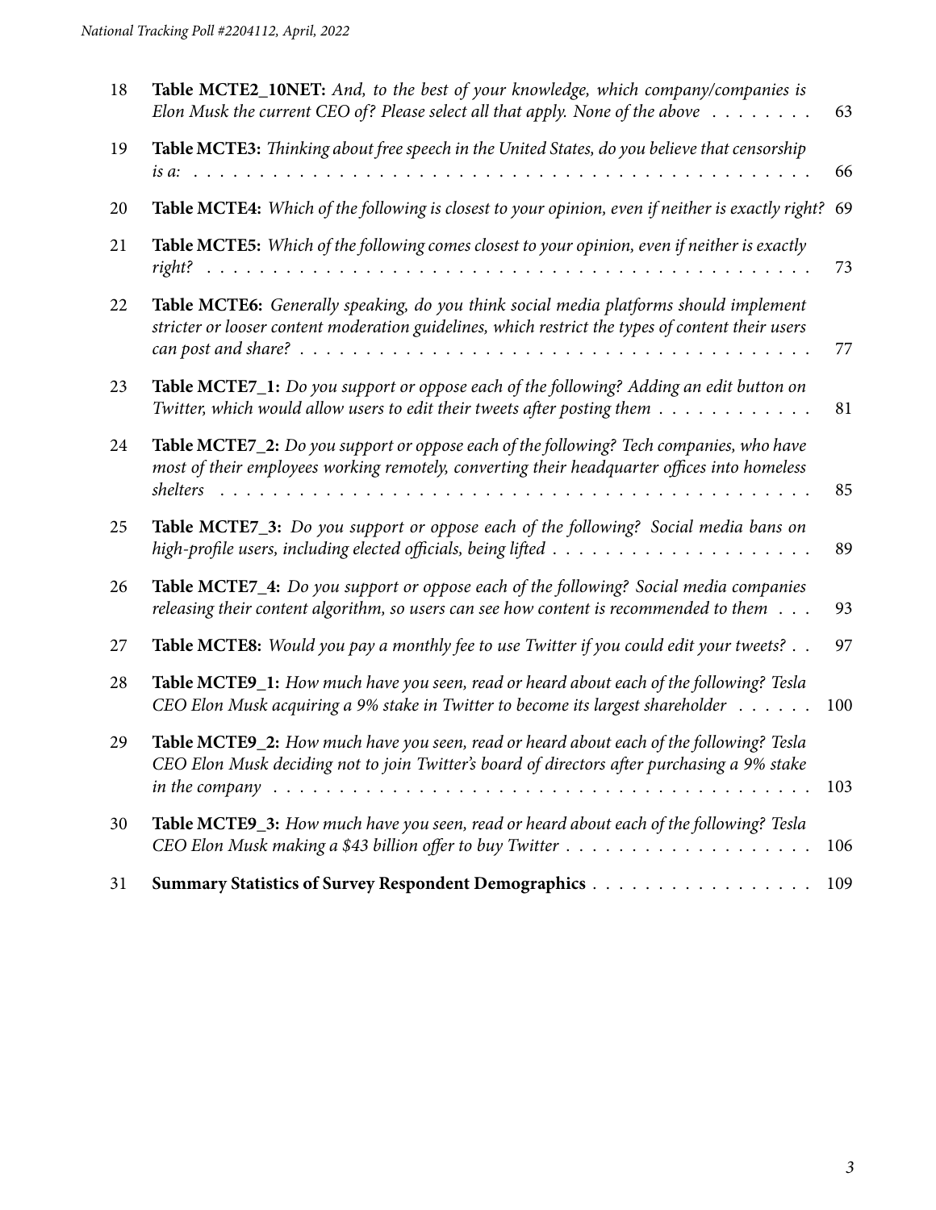| | | |
|---|---|---|
| 18 | **Table MCTE2_10NET:** *And, to the best of your knowledge, which company/companies is Elon Musk the current CEO of? Please select all that apply. None of the above* | 63 |
| 19 | **Table MCTE3:** *Thinking about free speech in the United States, do you believe that censorship is a:* | 66 |
| 20 | **Table MCTE4:** *Which of the following is closest to your opinion, even if neither is exactly right?* | 69 |
| 21 | **Table MCTE5:** *Which of the following comes closest to your opinion, even if neither is exactly right?* | 73 |
| 22 | **Table MCTE6:** *Generally speaking, do you think social media platforms should implement stricter or looser content moderation guidelines, which restrict the types of content their users can post and share?* | 77 |
| 23 | **Table MCTE7_1:** *Do you support or oppose each of the following? Adding an edit button on Twitter, which would allow users to edit their tweets after posting them* | 81 |
| 24 | **Table MCTE7_2:** *Do you support or oppose each of the following? Tech companies, who have most of their employees working remotely, converting their headquarter offices into homeless shelters* | 85 |
| 25 | **Table MCTE7_3:** *Do you support or oppose each of the following? Social media bans on high-profile users, including elected officials, being lifted* | 89 |
| 26 | **Table MCTE7_4:** *Do you support or oppose each of the following? Social media companies releasing their content algorithm, so users can see how content is recommended to them* | 93 |
| 27 | **Table MCTE8:** *Would you pay a monthly fee to use Twitter if you could edit your tweets?* | 97 |
| 28 | **Table MCTE9_1:** *How much have you seen, read or heard about each of the following? Tesla CEO Elon Musk acquiring a 9% stake in Twitter to become its largest shareholder* | 100 |
| 29 | **Table MCTE9_2:** *How much have you seen, read or heard about each of the following? Tesla CEO Elon Musk deciding not to join Twitter's board of directors after purchasing a 9% stake in the company* | 103 |
| 30 | **Table MCTE9_3:** *How much have you seen, read or heard about each of the following? Tesla CEO Elon Musk making a $43 billion offer to buy Twitter* | 106 |
| 31 | **Summary Statistics of Survey Respondent Demographics** | 109 |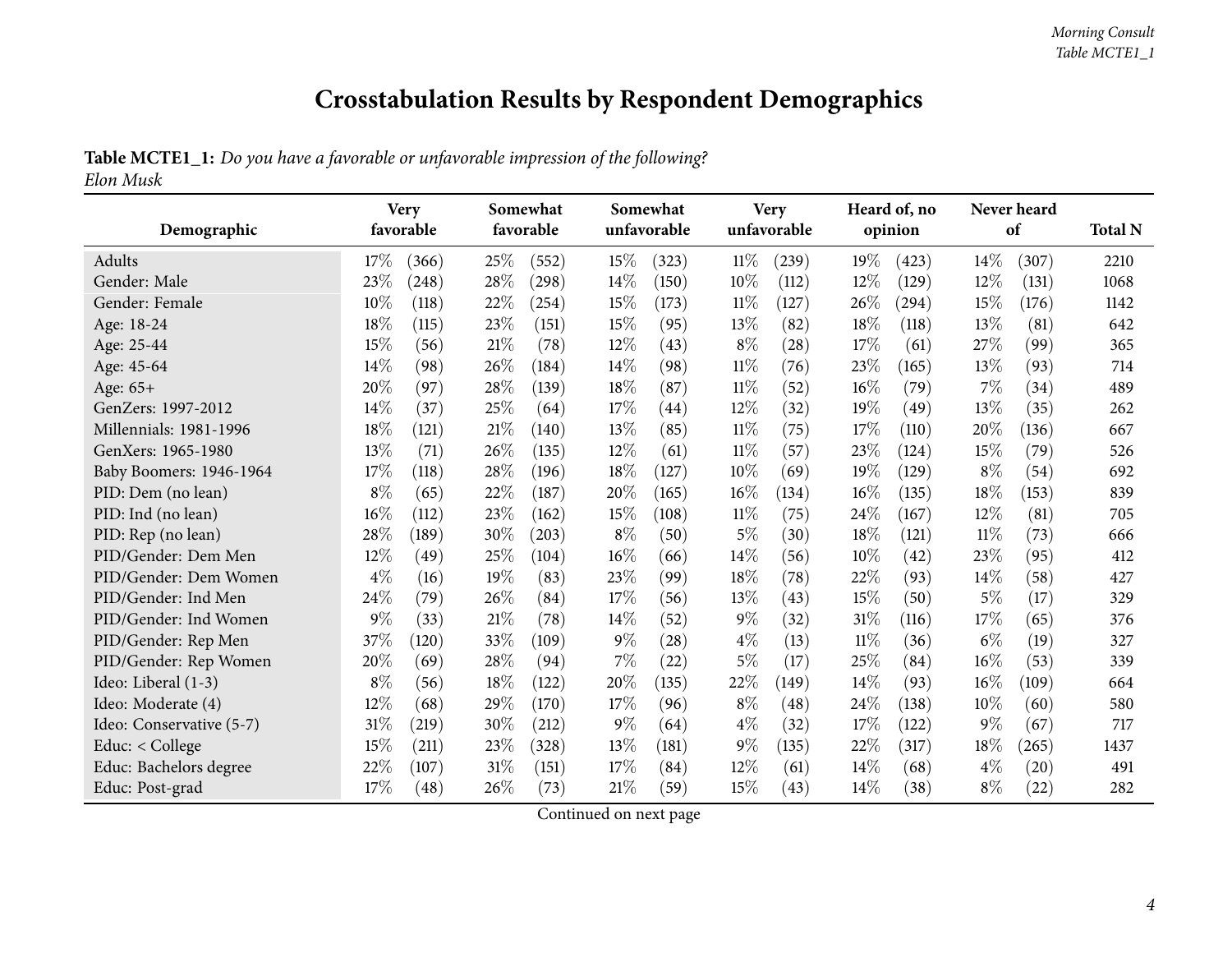# Crosstabulation Results by Respondent Demographics

**Table MCTE1_1:** *Do you have a favorable or unfavorable impression of the following?*
*Elon Musk*

| Demographic | Very favorable | | Somewhat favorable | | Somewhat unfavorable | | Very unfavorable | | Heard of, no opinion | | Never heard of | | Total N |
|---|---|---|---|---|---|---|---|---|---|---|---|---|---|
| Adults | 17% | (366) | 25% | (552) | 15% | (323) | 11% | (239) | 19% | (423) | 14% | (307) | 2210 |
| Gender: Male | 23% | (248) | 28% | (298) | 14% | (150) | 10% | (112) | 12% | (129) | 12% | (131) | 1068 |
| Gender: Female | 10% | (118) | 22% | (254) | 15% | (173) | 11% | (127) | 26% | (294) | 15% | (176) | 1142 |
| Age: 18-24 | 18% | (115) | 23% | (151) | 15% | (95) | 13% | (82) | 18% | (118) | 13% | (81) | 642 |
| Age: 25-44 | 15% | (56) | 21% | (78) | 12% | (43) | 8% | (28) | 17% | (61) | 27% | (99) | 365 |
| Age: 45-64 | 14% | (98) | 26% | (184) | 14% | (98) | 11% | (76) | 23% | (165) | 13% | (93) | 714 |
| Age: 65+ | 20% | (97) | 28% | (139) | 18% | (87) | 11% | (52) | 16% | (79) | 7% | (34) | 489 |
| GenZers: 1997-2012 | 14% | (37) | 25% | (64) | 17% | (44) | 12% | (32) | 19% | (49) | 13% | (35) | 262 |
| Millennials: 1981-1996 | 18% | (121) | 21% | (140) | 13% | (85) | 11% | (75) | 17% | (110) | 20% | (136) | 667 |
| GenXers: 1965-1980 | 13% | (71) | 26% | (135) | 12% | (61) | 11% | (57) | 23% | (124) | 15% | (79) | 526 |
| Baby Boomers: 1946-1964 | 17% | (118) | 28% | (196) | 18% | (127) | 10% | (69) | 19% | (129) | 8% | (54) | 692 |
| PID: Dem (no lean) | 8% | (65) | 22% | (187) | 20% | (165) | 16% | (134) | 16% | (135) | 18% | (153) | 839 |
| PID: Ind (no lean) | 16% | (112) | 23% | (162) | 15% | (108) | 11% | (75) | 24% | (167) | 12% | (81) | 705 |
| PID: Rep (no lean) | 28% | (189) | 30% | (203) | 8% | (50) | 5% | (30) | 18% | (121) | 11% | (73) | 666 |
| PID/Gender: Dem Men | 12% | (49) | 25% | (104) | 16% | (66) | 14% | (56) | 10% | (42) | 23% | (95) | 412 |
| PID/Gender: Dem Women | 4% | (16) | 19% | (83) | 23% | (99) | 18% | (78) | 22% | (93) | 14% | (58) | 427 |
| PID/Gender: Ind Men | 24% | (79) | 26% | (84) | 17% | (56) | 13% | (43) | 15% | (50) | 5% | (17) | 329 |
| PID/Gender: Ind Women | 9% | (33) | 21% | (78) | 14% | (52) | 9% | (32) | 31% | (116) | 17% | (65) | 376 |
| PID/Gender: Rep Men | 37% | (120) | 33% | (109) | 9% | (28) | 4% | (13) | 11% | (36) | 6% | (19) | 327 |
| PID/Gender: Rep Women | 20% | (69) | 28% | (94) | 7% | (22) | 5% | (17) | 25% | (84) | 16% | (53) | 339 |
| Ideo: Liberal (1-3) | 8% | (56) | 18% | (122) | 20% | (135) | 22% | (149) | 14% | (93) | 16% | (109) | 664 |
| Ideo: Moderate (4) | 12% | (68) | 29% | (170) | 17% | (96) | 8% | (48) | 24% | (138) | 10% | (60) | 580 |
| Ideo: Conservative (5-7) | 31% | (219) | 30% | (212) | 9% | (64) | 4% | (32) | 17% | (122) | 9% | (67) | 717 |
| Educ: < College | 15% | (211) | 23% | (328) | 13% | (181) | 9% | (135) | 22% | (317) | 18% | (265) | 1437 |
| Educ: Bachelors degree | 22% | (107) | 31% | (151) | 17% | (84) | 12% | (61) | 14% | (68) | 4% | (20) | 491 |
| Educ: Post-grad | 17% | (48) | 26% | (73) | 21% | (59) | 15% | (43) | 14% | (38) | 8% | (22) | 282 |

Continued on next page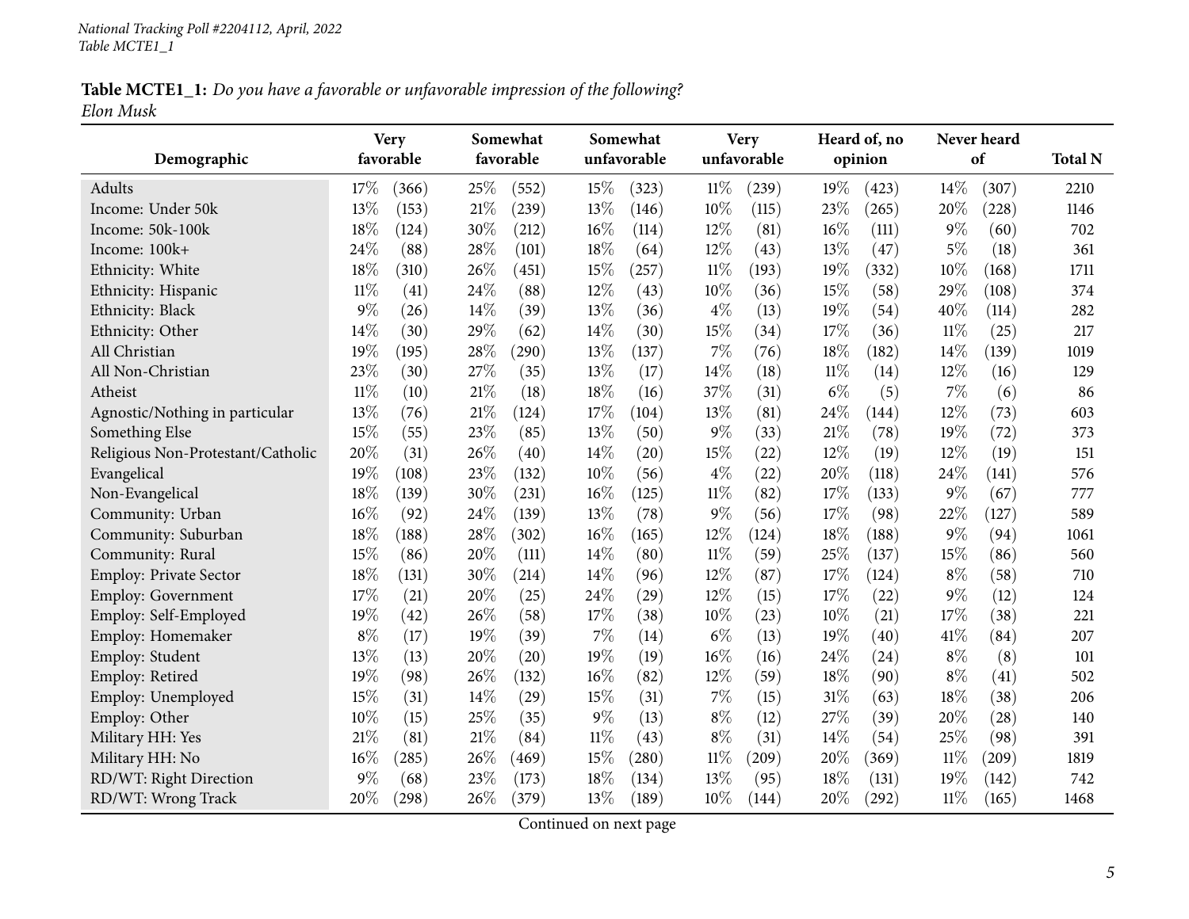**Table MCTE1_1:** *Do you have a favorable or unfavorable impression of the following?*
*Elon Musk*

| Demographic | Very favorable | | Somewhat favorable | | Somewhat unfavorable | | Very unfavorable | | Heard of, no opinion | | Never heard of | | Total N |
|---|---|---|---|---|---|---|---|---|---|---|---|---|---|
| Adults | 17% | (366) | 25% | (552) | 15% | (323) | 11% | (239) | 19% | (423) | 14% | (307) | 2210 |
| Income: Under 50k | 13% | (153) | 21% | (239) | 13% | (146) | 10% | (115) | 23% | (265) | 20% | (228) | 1146 |
| Income: 50k-100k | 18% | (124) | 30% | (212) | 16% | (114) | 12% | (81) | 16% | (111) | 9% | (60) | 702 |
| Income: 100k+ | 24% | (88) | 28% | (101) | 18% | (64) | 12% | (43) | 13% | (47) | 5% | (18) | 361 |
| Ethnicity: White | 18% | (310) | 26% | (451) | 15% | (257) | 11% | (193) | 19% | (332) | 10% | (168) | 1711 |
| Ethnicity: Hispanic | 11% | (41) | 24% | (88) | 12% | (43) | 10% | (36) | 15% | (58) | 29% | (108) | 374 |
| Ethnicity: Black | 9% | (26) | 14% | (39) | 13% | (36) | 4% | (13) | 19% | (54) | 40% | (114) | 282 |
| Ethnicity: Other | 14% | (30) | 29% | (62) | 14% | (30) | 15% | (34) | 17% | (36) | 11% | (25) | 217 |
| All Christian | 19% | (195) | 28% | (290) | 13% | (137) | 7% | (76) | 18% | (182) | 14% | (139) | 1019 |
| All Non-Christian | 23% | (30) | 27% | (35) | 13% | (17) | 14% | (18) | 11% | (14) | 12% | (16) | 129 |
| Atheist | 11% | (10) | 21% | (18) | 18% | (16) | 37% | (31) | 6% | (5) | 7% | (6) | 86 |
| Agnostic/Nothing in particular | 13% | (76) | 21% | (124) | 17% | (104) | 13% | (81) | 24% | (144) | 12% | (73) | 603 |
| Something Else | 15% | (55) | 23% | (85) | 13% | (50) | 9% | (33) | 21% | (78) | 19% | (72) | 373 |
| Religious Non-Protestant/Catholic | 20% | (31) | 26% | (40) | 14% | (20) | 15% | (22) | 12% | (19) | 12% | (19) | 151 |
| Evangelical | 19% | (108) | 23% | (132) | 10% | (56) | 4% | (22) | 20% | (118) | 24% | (141) | 576 |
| Non-Evangelical | 18% | (139) | 30% | (231) | 16% | (125) | 11% | (82) | 17% | (133) | 9% | (67) | 777 |
| Community: Urban | 16% | (92) | 24% | (139) | 13% | (78) | 9% | (56) | 17% | (98) | 22% | (127) | 589 |
| Community: Suburban | 18% | (188) | 28% | (302) | 16% | (165) | 12% | (124) | 18% | (188) | 9% | (94) | 1061 |
| Community: Rural | 15% | (86) | 20% | (111) | 14% | (80) | 11% | (59) | 25% | (137) | 15% | (86) | 560 |
| Employ: Private Sector | 18% | (131) | 30% | (214) | 14% | (96) | 12% | (87) | 17% | (124) | 8% | (58) | 710 |
| Employ: Government | 17% | (21) | 20% | (25) | 24% | (29) | 12% | (15) | 17% | (22) | 9% | (12) | 124 |
| Employ: Self-Employed | 19% | (42) | 26% | (58) | 17% | (38) | 10% | (23) | 10% | (21) | 17% | (38) | 221 |
| Employ: Homemaker | 8% | (17) | 19% | (39) | 7% | (14) | 6% | (13) | 19% | (40) | 41% | (84) | 207 |
| Employ: Student | 13% | (13) | 20% | (20) | 19% | (19) | 16% | (16) | 24% | (24) | 8% | (8) | 101 |
| Employ: Retired | 19% | (98) | 26% | (132) | 16% | (82) | 12% | (59) | 18% | (90) | 8% | (41) | 502 |
| Employ: Unemployed | 15% | (31) | 14% | (29) | 15% | (31) | 7% | (15) | 31% | (63) | 18% | (38) | 206 |
| Employ: Other | 10% | (15) | 25% | (35) | 9% | (13) | 8% | (12) | 27% | (39) | 20% | (28) | 140 |
| Military HH: Yes | 21% | (81) | 21% | (84) | 11% | (43) | 8% | (31) | 14% | (54) | 25% | (98) | 391 |
| Military HH: No | 16% | (285) | 26% | (469) | 15% | (280) | 11% | (209) | 20% | (369) | 11% | (209) | 1819 |
| RD/WT: Right Direction | 9% | (68) | 23% | (173) | 18% | (134) | 13% | (95) | 18% | (131) | 19% | (142) | 742 |
| RD/WT: Wrong Track | 20% | (298) | 26% | (379) | 13% | (189) | 10% | (144) | 20% | (292) | 11% | (165) | 1468 |

Continued on next page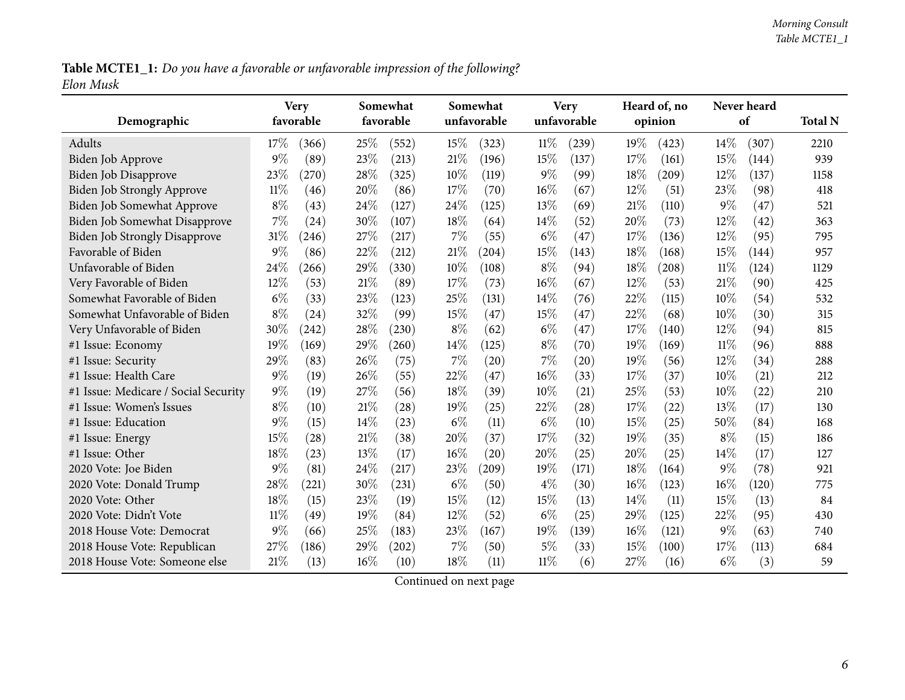**Table MCTE1_1:** *Do you have a favorable or unfavorable impression of the following?*
*Elon Musk*

| Demographic | Very favorable | | Somewhat favorable | | Somewhat unfavorable | | Very unfavorable | | Heard of, no opinion | | Never heard of | | Total N |
|---|---|---|---|---|---|---|---|---|---|---|---|---|---|
| Adults | 17% | (366) | 25% | (552) | 15% | (323) | 11% | (239) | 19% | (423) | 14% | (307) | 2210 |
| Biden Job Approve | 9% | (89) | 23% | (213) | 21% | (196) | 15% | (137) | 17% | (161) | 15% | (144) | 939 |
| Biden Job Disapprove | 23% | (270) | 28% | (325) | 10% | (119) | 9% | (99) | 18% | (209) | 12% | (137) | 1158 |
| Biden Job Strongly Approve | 11% | (46) | 20% | (86) | 17% | (70) | 16% | (67) | 12% | (51) | 23% | (98) | 418 |
| Biden Job Somewhat Approve | 8% | (43) | 24% | (127) | 24% | (125) | 13% | (69) | 21% | (110) | 9% | (47) | 521 |
| Biden Job Somewhat Disapprove | 7% | (24) | 30% | (107) | 18% | (64) | 14% | (52) | 20% | (73) | 12% | (42) | 363 |
| Biden Job Strongly Disapprove | 31% | (246) | 27% | (217) | 7% | (55) | 6% | (47) | 17% | (136) | 12% | (95) | 795 |
| Favorable of Biden | 9% | (86) | 22% | (212) | 21% | (204) | 15% | (143) | 18% | (168) | 15% | (144) | 957 |
| Unfavorable of Biden | 24% | (266) | 29% | (330) | 10% | (108) | 8% | (94) | 18% | (208) | 11% | (124) | 1129 |
| Very Favorable of Biden | 12% | (53) | 21% | (89) | 17% | (73) | 16% | (67) | 12% | (53) | 21% | (90) | 425 |
| Somewhat Favorable of Biden | 6% | (33) | 23% | (123) | 25% | (131) | 14% | (76) | 22% | (115) | 10% | (54) | 532 |
| Somewhat Unfavorable of Biden | 8% | (24) | 32% | (99) | 15% | (47) | 15% | (47) | 22% | (68) | 10% | (30) | 315 |
| Very Unfavorable of Biden | 30% | (242) | 28% | (230) | 8% | (62) | 6% | (47) | 17% | (140) | 12% | (94) | 815 |
| #1 Issue: Economy | 19% | (169) | 29% | (260) | 14% | (125) | 8% | (70) | 19% | (169) | 11% | (96) | 888 |
| #1 Issue: Security | 29% | (83) | 26% | (75) | 7% | (20) | 7% | (20) | 19% | (56) | 12% | (34) | 288 |
| #1 Issue: Health Care | 9% | (19) | 26% | (55) | 22% | (47) | 16% | (33) | 17% | (37) | 10% | (21) | 212 |
| #1 Issue: Medicare / Social Security | 9% | (19) | 27% | (56) | 18% | (39) | 10% | (21) | 25% | (53) | 10% | (22) | 210 |
| #1 Issue: Women's Issues | 8% | (10) | 21% | (28) | 19% | (25) | 22% | (28) | 17% | (22) | 13% | (17) | 130 |
| #1 Issue: Education | 9% | (15) | 14% | (23) | 6% | (11) | 6% | (10) | 15% | (25) | 50% | (84) | 168 |
| #1 Issue: Energy | 15% | (28) | 21% | (38) | 20% | (37) | 17% | (32) | 19% | (35) | 8% | (15) | 186 |
| #1 Issue: Other | 18% | (23) | 13% | (17) | 16% | (20) | 20% | (25) | 20% | (25) | 14% | (17) | 127 |
| 2020 Vote: Joe Biden | 9% | (81) | 24% | (217) | 23% | (209) | 19% | (171) | 18% | (164) | 9% | (78) | 921 |
| 2020 Vote: Donald Trump | 28% | (221) | 30% | (231) | 6% | (50) | 4% | (30) | 16% | (123) | 16% | (120) | 775 |
| 2020 Vote: Other | 18% | (15) | 23% | (19) | 15% | (12) | 15% | (13) | 14% | (11) | 15% | (13) | 84 |
| 2020 Vote: Didn't Vote | 11% | (49) | 19% | (84) | 12% | (52) | 6% | (25) | 29% | (125) | 22% | (95) | 430 |
| 2018 House Vote: Democrat | 9% | (66) | 25% | (183) | 23% | (167) | 19% | (139) | 16% | (121) | 9% | (63) | 740 |
| 2018 House Vote: Republican | 27% | (186) | 29% | (202) | 7% | (50) | 5% | (33) | 15% | (100) | 17% | (113) | 684 |
| 2018 House Vote: Someone else | 21% | (13) | 16% | (10) | 18% | (11) | 11% | (6) | 27% | (16) | 6% | (3) | 59 |

Continued on next page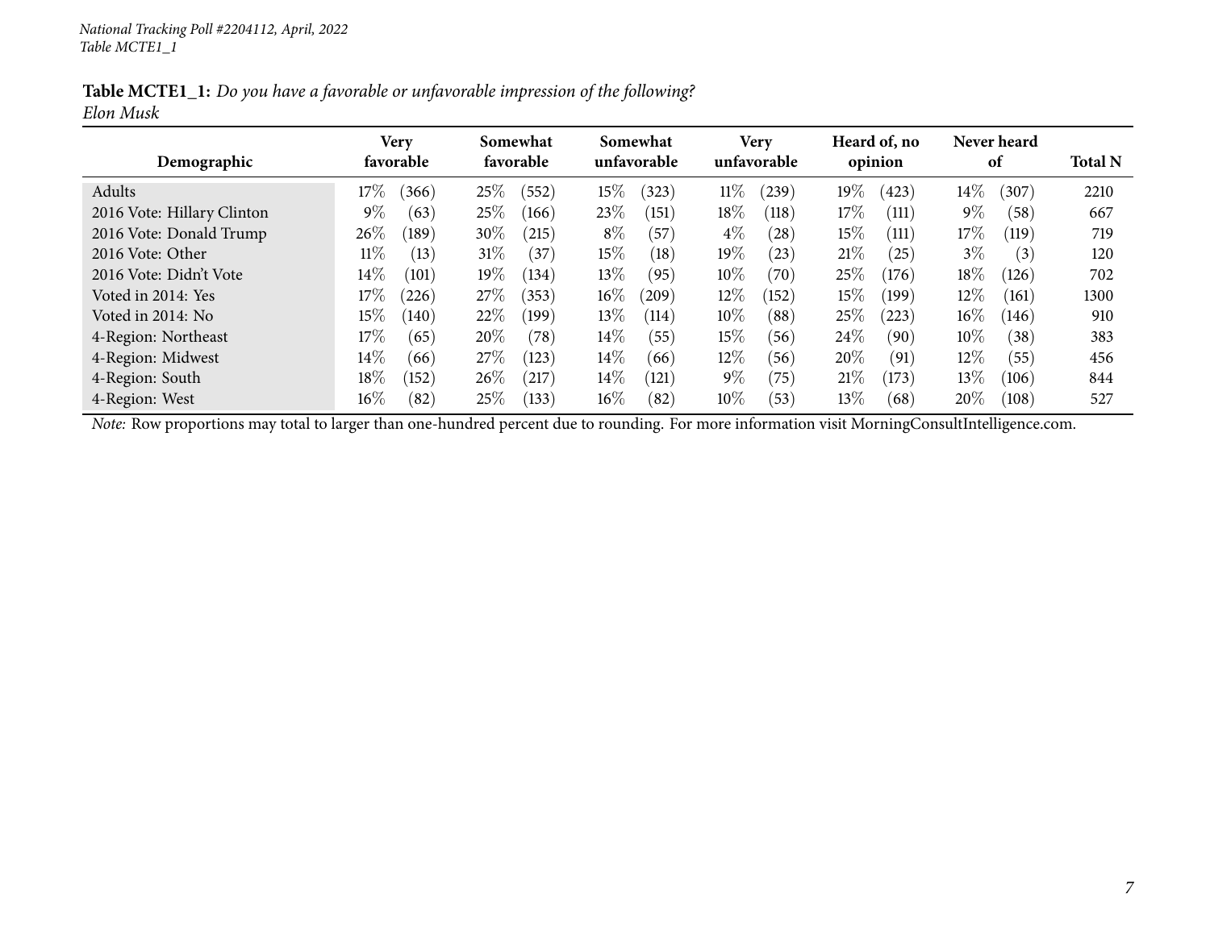*National Tracking Poll #2204112, April, 2022*
*Table MCTE1_1*

**Table MCTE1_1:** *Do you have a favorable or unfavorable impression of the following?*
*Elon Musk*

| Demographic | Very favorable | | Somewhat favorable | | Somewhat unfavorable | | Very unfavorable | | Heard of, no opinion | | Never heard of | | Total N |
|---|---|---|---|---|---|---|---|---|---|---|---|---|---|
| Adults | 17% | (366) | 25% | (552) | 15% | (323) | 11% | (239) | 19% | (423) | 14% | (307) | 2210 |
| 2016 Vote: Hillary Clinton | 9% | (63) | 25% | (166) | 23% | (151) | 18% | (118) | 17% | (111) | 9% | (58) | 667 |
| 2016 Vote: Donald Trump | 26% | (189) | 30% | (215) | 8% | (57) | 4% | (28) | 15% | (111) | 17% | (119) | 719 |
| 2016 Vote: Other | 11% | (13) | 31% | (37) | 15% | (18) | 19% | (23) | 21% | (25) | 3% | (3) | 120 |
| 2016 Vote: Didn't Vote | 14% | (101) | 19% | (134) | 13% | (95) | 10% | (70) | 25% | (176) | 18% | (126) | 702 |
| Voted in 2014: Yes | 17% | (226) | 27% | (353) | 16% | (209) | 12% | (152) | 15% | (199) | 12% | (161) | 1300 |
| Voted in 2014: No | 15% | (140) | 22% | (199) | 13% | (114) | 10% | (88) | 25% | (223) | 16% | (146) | 910 |
| 4-Region: Northeast | 17% | (65) | 20% | (78) | 14% | (55) | 15% | (56) | 24% | (90) | 10% | (38) | 383 |
| 4-Region: Midwest | 14% | (66) | 27% | (123) | 14% | (66) | 12% | (56) | 20% | (91) | 12% | (55) | 456 |
| 4-Region: South | 18% | (152) | 26% | (217) | 14% | (121) | 9% | (75) | 21% | (173) | 13% | (106) | 844 |
| 4-Region: West | 16% | (82) | 25% | (133) | 16% | (82) | 10% | (53) | 13% | (68) | 20% | (108) | 527 |

*Note:* Row proportions may total to larger than one-hundred percent due to rounding. For more information visit MorningConsultIntelligence.com.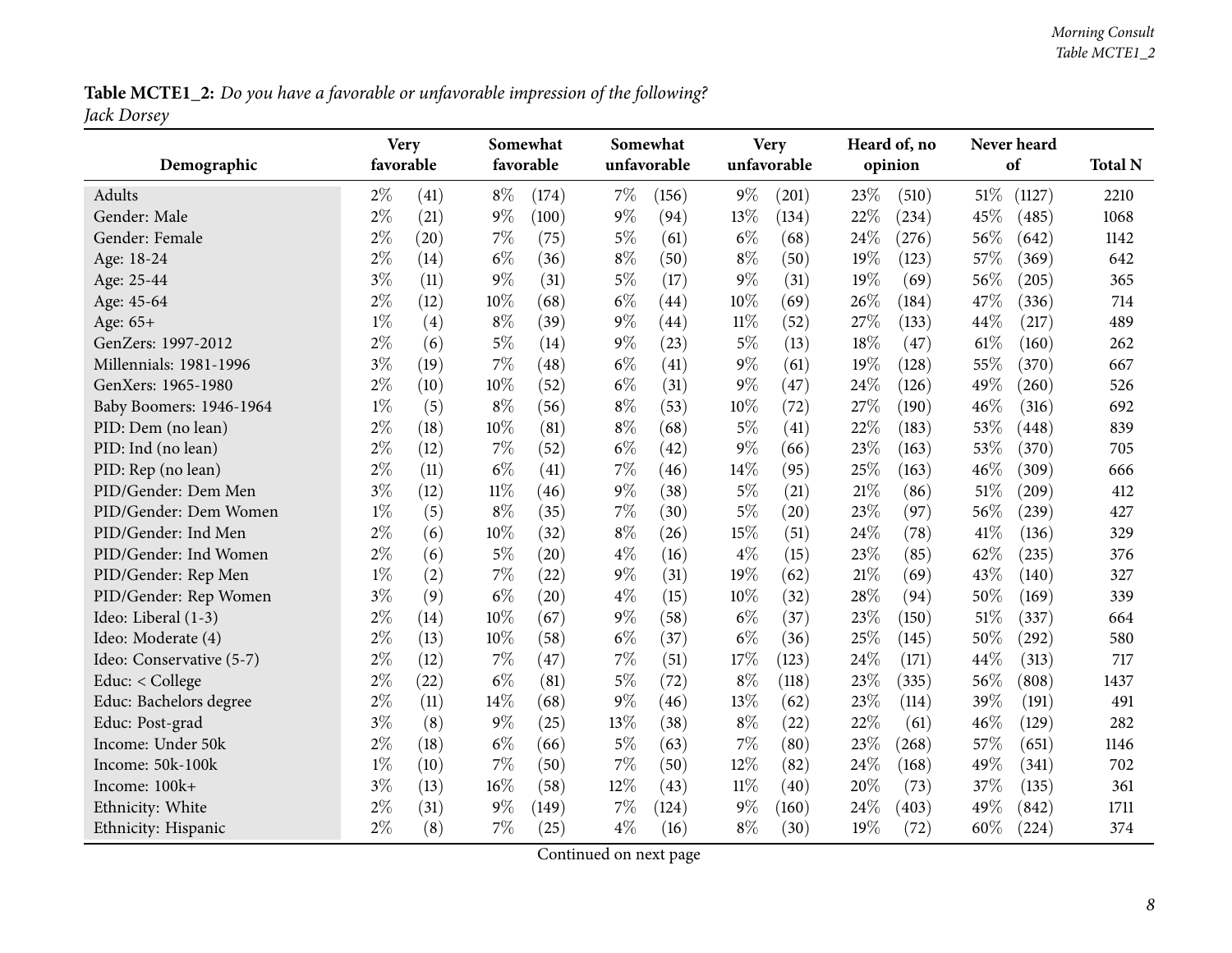**Table MCTE1_2:** *Do you have a favorable or unfavorable impression of the following?*
*Jack Dorsey*

| Demographic | Very favorable | | Somewhat favorable | | Somewhat unfavorable | | Very unfavorable | | Heard of, no opinion | | Never heard of | | Total N |
|---|---|---|---|---|---|---|---|---|---|---|---|---|---|
| Adults | 2% | (41) | 8% | (174) | 7% | (156) | 9% | (201) | 23% | (510) | 51% | (1127) | 2210 |
| Gender: Male | 2% | (21) | 9% | (100) | 9% | (94) | 13% | (134) | 22% | (234) | 45% | (485) | 1068 |
| Gender: Female | 2% | (20) | 7% | (75) | 5% | (61) | 6% | (68) | 24% | (276) | 56% | (642) | 1142 |
| Age: 18-24 | 2% | (14) | 6% | (36) | 8% | (50) | 8% | (50) | 19% | (123) | 57% | (369) | 642 |
| Age: 25-44 | 3% | (11) | 9% | (31) | 5% | (17) | 9% | (31) | 19% | (69) | 56% | (205) | 365 |
| Age: 45-64 | 2% | (12) | 10% | (68) | 6% | (44) | 10% | (69) | 26% | (184) | 47% | (336) | 714 |
| Age: 65+ | 1% | (4) | 8% | (39) | 9% | (44) | 11% | (52) | 27% | (133) | 44% | (217) | 489 |
| GenZers: 1997-2012 | 2% | (6) | 5% | (14) | 9% | (23) | 5% | (13) | 18% | (47) | 61% | (160) | 262 |
| Millennials: 1981-1996 | 3% | (19) | 7% | (48) | 6% | (41) | 9% | (61) | 19% | (128) | 55% | (370) | 667 |
| GenXers: 1965-1980 | 2% | (10) | 10% | (52) | 6% | (31) | 9% | (47) | 24% | (126) | 49% | (260) | 526 |
| Baby Boomers: 1946-1964 | 1% | (5) | 8% | (56) | 8% | (53) | 10% | (72) | 27% | (190) | 46% | (316) | 692 |
| PID: Dem (no lean) | 2% | (18) | 10% | (81) | 8% | (68) | 5% | (41) | 22% | (183) | 53% | (448) | 839 |
| PID: Ind (no lean) | 2% | (12) | 7% | (52) | 6% | (42) | 9% | (66) | 23% | (163) | 53% | (370) | 705 |
| PID: Rep (no lean) | 2% | (11) | 6% | (41) | 7% | (46) | 14% | (95) | 25% | (163) | 46% | (309) | 666 |
| PID/Gender: Dem Men | 3% | (12) | 11% | (46) | 9% | (38) | 5% | (21) | 21% | (86) | 51% | (209) | 412 |
| PID/Gender: Dem Women | 1% | (5) | 8% | (35) | 7% | (30) | 5% | (20) | 23% | (97) | 56% | (239) | 427 |
| PID/Gender: Ind Men | 2% | (6) | 10% | (32) | 8% | (26) | 15% | (51) | 24% | (78) | 41% | (136) | 329 |
| PID/Gender: Ind Women | 2% | (6) | 5% | (20) | 4% | (16) | 4% | (15) | 23% | (85) | 62% | (235) | 376 |
| PID/Gender: Rep Men | 1% | (2) | 7% | (22) | 9% | (31) | 19% | (62) | 21% | (69) | 43% | (140) | 327 |
| PID/Gender: Rep Women | 3% | (9) | 6% | (20) | 4% | (15) | 10% | (32) | 28% | (94) | 50% | (169) | 339 |
| Ideo: Liberal (1-3) | 2% | (14) | 10% | (67) | 9% | (58) | 6% | (37) | 23% | (150) | 51% | (337) | 664 |
| Ideo: Moderate (4) | 2% | (13) | 10% | (58) | 6% | (37) | 6% | (36) | 25% | (145) | 50% | (292) | 580 |
| Ideo: Conservative (5-7) | 2% | (12) | 7% | (47) | 7% | (51) | 17% | (123) | 24% | (171) | 44% | (313) | 717 |
| Educ: < College | 2% | (22) | 6% | (81) | 5% | (72) | 8% | (118) | 23% | (335) | 56% | (808) | 1437 |
| Educ: Bachelors degree | 2% | (11) | 14% | (68) | 9% | (46) | 13% | (62) | 23% | (114) | 39% | (191) | 491 |
| Educ: Post-grad | 3% | (8) | 9% | (25) | 13% | (38) | 8% | (22) | 22% | (61) | 46% | (129) | 282 |
| Income: Under 50k | 2% | (18) | 6% | (66) | 5% | (63) | 7% | (80) | 23% | (268) | 57% | (651) | 1146 |
| Income: 50k-100k | 1% | (10) | 7% | (50) | 7% | (50) | 12% | (82) | 24% | (168) | 49% | (341) | 702 |
| Income: 100k+ | 3% | (13) | 16% | (58) | 12% | (43) | 11% | (40) | 20% | (73) | 37% | (135) | 361 |
| Ethnicity: White | 2% | (31) | 9% | (149) | 7% | (124) | 9% | (160) | 24% | (403) | 49% | (842) | 1711 |
| Ethnicity: Hispanic | 2% | (8) | 7% | (25) | 4% | (16) | 8% | (30) | 19% | (72) | 60% | (224) | 374 |

Continued on next page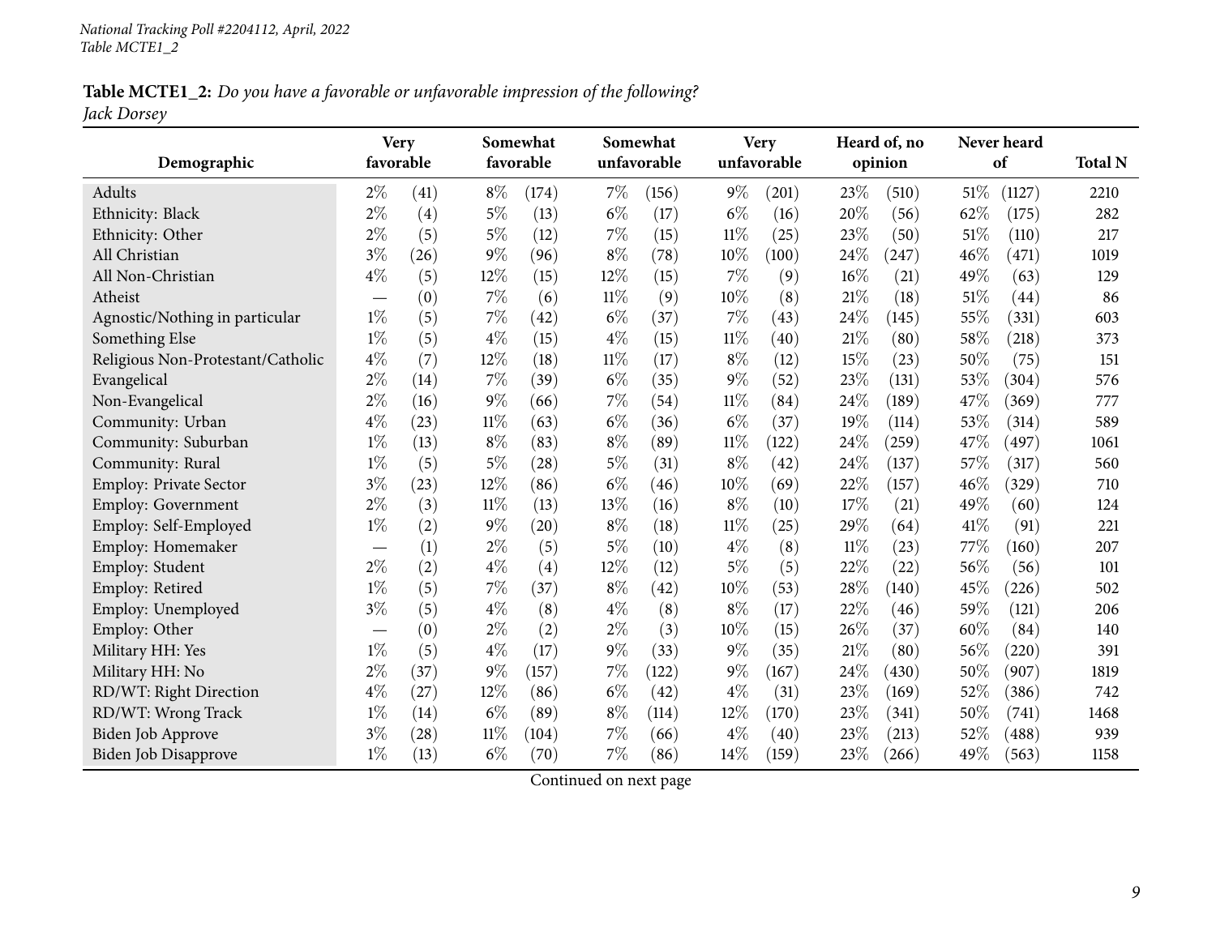*National Tracking Poll #2204112, April, 2022*
*Table MCTE1_2*

**Table MCTE1_2:** *Do you have a favorable or unfavorable impression of the following?*
*Jack Dorsey*

| Demographic | Very favorable | | Somewhat favorable | | Somewhat unfavorable | | Very unfavorable | | Heard of, no opinion | | Never heard of | | Total N |
|---|---|---|---|---|---|---|---|---|---|---|---|---|---|
| Adults | 2% | (41) | 8% | (174) | 7% | (156) | 9% | (201) | 23% | (510) | 51% | (1127) | 2210 |
| Ethnicity: Black | 2% | (4) | 5% | (13) | 6% | (17) | 6% | (16) | 20% | (56) | 62% | (175) | 282 |
| Ethnicity: Other | 2% | (5) | 5% | (12) | 7% | (15) | 11% | (25) | 23% | (50) | 51% | (110) | 217 |
| All Christian | 3% | (26) | 9% | (96) | 8% | (78) | 10% | (100) | 24% | (247) | 46% | (471) | 1019 |
| All Non-Christian | 4% | (5) | 12% | (15) | 12% | (15) | 7% | (9) | 16% | (21) | 49% | (63) | 129 |
| Atheist | — | (0) | 7% | (6) | 11% | (9) | 10% | (8) | 21% | (18) | 51% | (44) | 86 |
| Agnostic/Nothing in particular | 1% | (5) | 7% | (42) | 6% | (37) | 7% | (43) | 24% | (145) | 55% | (331) | 603 |
| Something Else | 1% | (5) | 4% | (15) | 4% | (15) | 11% | (40) | 21% | (80) | 58% | (218) | 373 |
| Religious Non-Protestant/Catholic | 4% | (7) | 12% | (18) | 11% | (17) | 8% | (12) | 15% | (23) | 50% | (75) | 151 |
| Evangelical | 2% | (14) | 7% | (39) | 6% | (35) | 9% | (52) | 23% | (131) | 53% | (304) | 576 |
| Non-Evangelical | 2% | (16) | 9% | (66) | 7% | (54) | 11% | (84) | 24% | (189) | 47% | (369) | 777 |
| Community: Urban | 4% | (23) | 11% | (63) | 6% | (36) | 6% | (37) | 19% | (114) | 53% | (314) | 589 |
| Community: Suburban | 1% | (13) | 8% | (83) | 8% | (89) | 11% | (122) | 24% | (259) | 47% | (497) | 1061 |
| Community: Rural | 1% | (5) | 5% | (28) | 5% | (31) | 8% | (42) | 24% | (137) | 57% | (317) | 560 |
| Employ: Private Sector | 3% | (23) | 12% | (86) | 6% | (46) | 10% | (69) | 22% | (157) | 46% | (329) | 710 |
| Employ: Government | 2% | (3) | 11% | (13) | 13% | (16) | 8% | (10) | 17% | (21) | 49% | (60) | 124 |
| Employ: Self-Employed | 1% | (2) | 9% | (20) | 8% | (18) | 11% | (25) | 29% | (64) | 41% | (91) | 221 |
| Employ: Homemaker | — | (1) | 2% | (5) | 5% | (10) | 4% | (8) | 11% | (23) | 77% | (160) | 207 |
| Employ: Student | 2% | (2) | 4% | (4) | 12% | (12) | 5% | (5) | 22% | (22) | 56% | (56) | 101 |
| Employ: Retired | 1% | (5) | 7% | (37) | 8% | (42) | 10% | (53) | 28% | (140) | 45% | (226) | 502 |
| Employ: Unemployed | 3% | (5) | 4% | (8) | 4% | (8) | 8% | (17) | 22% | (46) | 59% | (121) | 206 |
| Employ: Other | — | (0) | 2% | (2) | 2% | (3) | 10% | (15) | 26% | (37) | 60% | (84) | 140 |
| Military HH: Yes | 1% | (5) | 4% | (17) | 9% | (33) | 9% | (35) | 21% | (80) | 56% | (220) | 391 |
| Military HH: No | 2% | (37) | 9% | (157) | 7% | (122) | 9% | (167) | 24% | (430) | 50% | (907) | 1819 |
| RD/WT: Right Direction | 4% | (27) | 12% | (86) | 6% | (42) | 4% | (31) | 23% | (169) | 52% | (386) | 742 |
| RD/WT: Wrong Track | 1% | (14) | 6% | (89) | 8% | (114) | 12% | (170) | 23% | (341) | 50% | (741) | 1468 |
| Biden Job Approve | 3% | (28) | 11% | (104) | 7% | (66) | 4% | (40) | 23% | (213) | 52% | (488) | 939 |
| Biden Job Disapprove | 1% | (13) | 6% | (70) | 7% | (86) | 14% | (159) | 23% | (266) | 49% | (563) | 1158 |

Continued on next page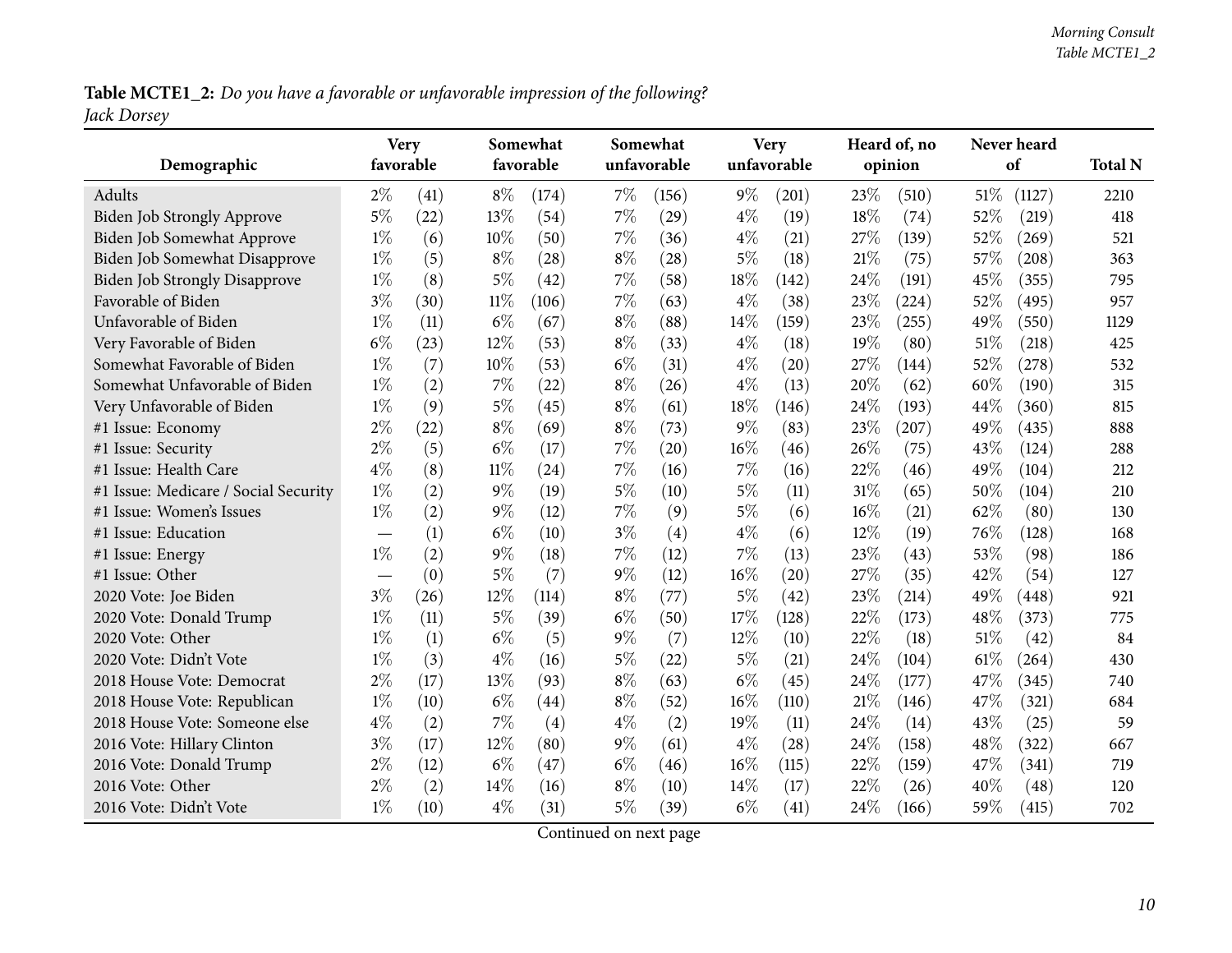**Table MCTE1_2:** *Do you have a favorable or unfavorable impression of the following?*
*Jack Dorsey*

| Demographic | Very favorable | | Somewhat favorable | | Somewhat unfavorable | | Very unfavorable | | Heard of, no opinion | | Never heard of | | Total N |
|---|---|---|---|---|---|---|---|---|---|---|---|---|---|
| Adults | 2% | (41) | 8% | (174) | 7% | (156) | 9% | (201) | 23% | (510) | 51% | (1127) | 2210 |
| Biden Job Strongly Approve | 5% | (22) | 13% | (54) | 7% | (29) | 4% | (19) | 18% | (74) | 52% | (219) | 418 |
| Biden Job Somewhat Approve | 1% | (6) | 10% | (50) | 7% | (36) | 4% | (21) | 27% | (139) | 52% | (269) | 521 |
| Biden Job Somewhat Disapprove | 1% | (5) | 8% | (28) | 8% | (28) | 5% | (18) | 21% | (75) | 57% | (208) | 363 |
| Biden Job Strongly Disapprove | 1% | (8) | 5% | (42) | 7% | (58) | 18% | (142) | 24% | (191) | 45% | (355) | 795 |
| Favorable of Biden | 3% | (30) | 11% | (106) | 7% | (63) | 4% | (38) | 23% | (224) | 52% | (495) | 957 |
| Unfavorable of Biden | 1% | (11) | 6% | (67) | 8% | (88) | 14% | (159) | 23% | (255) | 49% | (550) | 1129 |
| Very Favorable of Biden | 6% | (23) | 12% | (53) | 8% | (33) | 4% | (18) | 19% | (80) | 51% | (218) | 425 |
| Somewhat Favorable of Biden | 1% | (7) | 10% | (53) | 6% | (31) | 4% | (20) | 27% | (144) | 52% | (278) | 532 |
| Somewhat Unfavorable of Biden | 1% | (2) | 7% | (22) | 8% | (26) | 4% | (13) | 20% | (62) | 60% | (190) | 315 |
| Very Unfavorable of Biden | 1% | (9) | 5% | (45) | 8% | (61) | 18% | (146) | 24% | (193) | 44% | (360) | 815 |
| #1 Issue: Economy | 2% | (22) | 8% | (69) | 8% | (73) | 9% | (83) | 23% | (207) | 49% | (435) | 888 |
| #1 Issue: Security | 2% | (5) | 6% | (17) | 7% | (20) | 16% | (46) | 26% | (75) | 43% | (124) | 288 |
| #1 Issue: Health Care | 4% | (8) | 11% | (24) | 7% | (16) | 7% | (16) | 22% | (46) | 49% | (104) | 212 |
| #1 Issue: Medicare / Social Security | 1% | (2) | 9% | (19) | 5% | (10) | 5% | (11) | 31% | (65) | 50% | (104) | 210 |
| #1 Issue: Women's Issues | 1% | (2) | 9% | (12) | 7% | (9) | 5% | (6) | 16% | (21) | 62% | (80) | 130 |
| #1 Issue: Education | — | (1) | 6% | (10) | 3% | (4) | 4% | (6) | 12% | (19) | 76% | (128) | 168 |
| #1 Issue: Energy | 1% | (2) | 9% | (18) | 7% | (12) | 7% | (13) | 23% | (43) | 53% | (98) | 186 |
| #1 Issue: Other | — | (0) | 5% | (7) | 9% | (12) | 16% | (20) | 27% | (35) | 42% | (54) | 127 |
| 2020 Vote: Joe Biden | 3% | (26) | 12% | (114) | 8% | (77) | 5% | (42) | 23% | (214) | 49% | (448) | 921 |
| 2020 Vote: Donald Trump | 1% | (11) | 5% | (39) | 6% | (50) | 17% | (128) | 22% | (173) | 48% | (373) | 775 |
| 2020 Vote: Other | 1% | (1) | 6% | (5) | 9% | (7) | 12% | (10) | 22% | (18) | 51% | (42) | 84 |
| 2020 Vote: Didn't Vote | 1% | (3) | 4% | (16) | 5% | (22) | 5% | (21) | 24% | (104) | 61% | (264) | 430 |
| 2018 House Vote: Democrat | 2% | (17) | 13% | (93) | 8% | (63) | 6% | (45) | 24% | (177) | 47% | (345) | 740 |
| 2018 House Vote: Republican | 1% | (10) | 6% | (44) | 8% | (52) | 16% | (110) | 21% | (146) | 47% | (321) | 684 |
| 2018 House Vote: Someone else | 4% | (2) | 7% | (4) | 4% | (2) | 19% | (11) | 24% | (14) | 43% | (25) | 59 |
| 2016 Vote: Hillary Clinton | 3% | (17) | 12% | (80) | 9% | (61) | 4% | (28) | 24% | (158) | 48% | (322) | 667 |
| 2016 Vote: Donald Trump | 2% | (12) | 6% | (47) | 6% | (46) | 16% | (115) | 22% | (159) | 47% | (341) | 719 |
| 2016 Vote: Other | 2% | (2) | 14% | (16) | 8% | (10) | 14% | (17) | 22% | (26) | 40% | (48) | 120 |
| 2016 Vote: Didn't Vote | 1% | (10) | 4% | (31) | 5% | (39) | 6% | (41) | 24% | (166) | 59% | (415) | 702 |

Continued on next page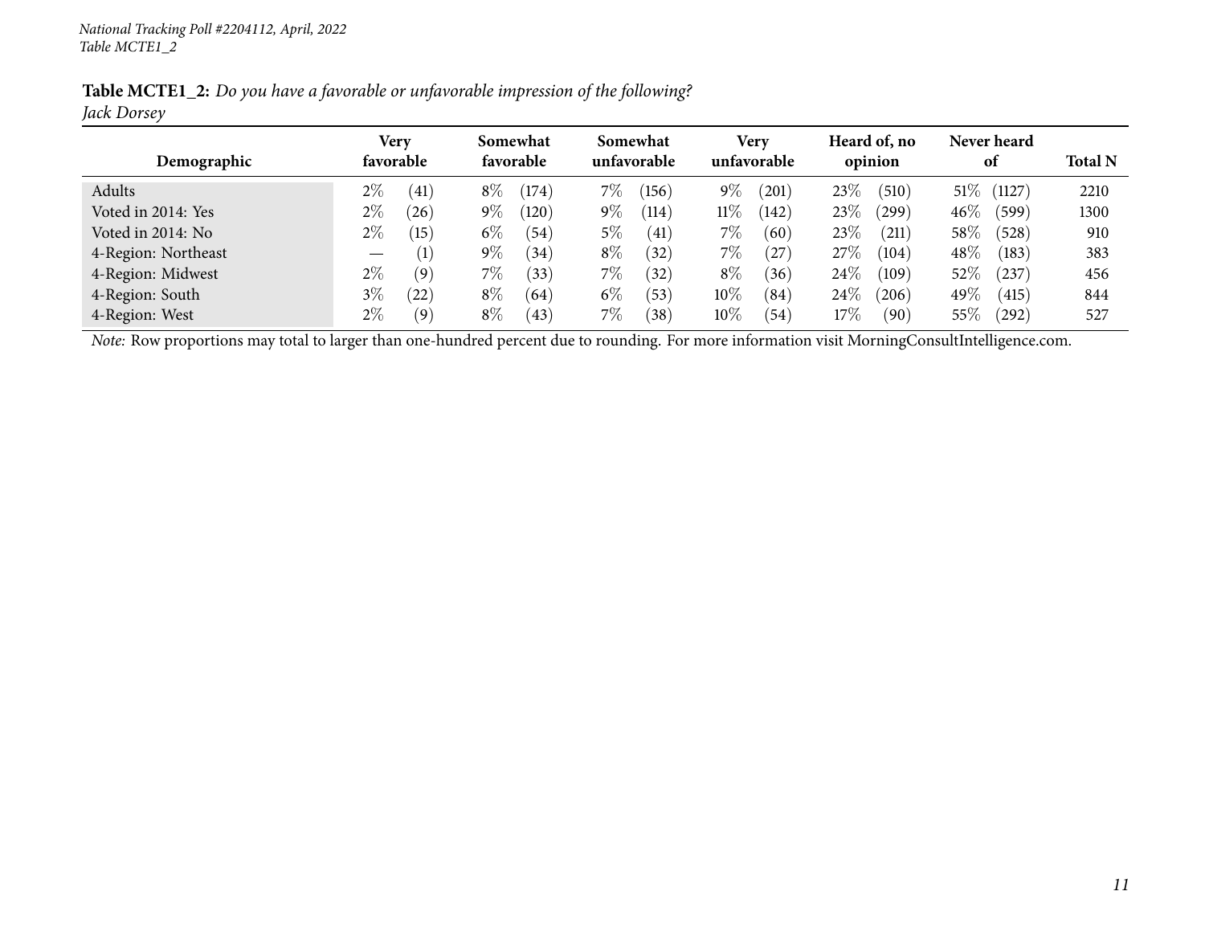**Table MCTE1_2:** *Do you have a favorable or unfavorable impression of the following?*
*Jack Dorsey*

| Demographic | Very favorable | | Somewhat favorable | | Somewhat unfavorable | | Very unfavorable | | Heard of, no opinion | | Never heard of | | Total N |
|---|---|---|---|---|---|---|---|---|---|---|---|---|---|
| Adults | 2% | (41) | 8% | (174) | 7% | (156) | 9% | (201) | 23% | (510) | 51% | (1127) | 2210 |
| Voted in 2014: Yes | 2% | (26) | 9% | (120) | 9% | (114) | 11% | (142) | 23% | (299) | 46% | (599) | 1300 |
| Voted in 2014: No | 2% | (15) | 6% | (54) | 5% | (41) | 7% | (60) | 23% | (211) | 58% | (528) | 910 |
| 4-Region: Northeast | — | (1) | 9% | (34) | 8% | (32) | 7% | (27) | 27% | (104) | 48% | (183) | 383 |
| 4-Region: Midwest | 2% | (9) | 7% | (33) | 7% | (32) | 8% | (36) | 24% | (109) | 52% | (237) | 456 |
| 4-Region: South | 3% | (22) | 8% | (64) | 6% | (53) | 10% | (84) | 24% | (206) | 49% | (415) | 844 |
| 4-Region: West | 2% | (9) | 8% | (43) | 7% | (38) | 10% | (54) | 17% | (90) | 55% | (292) | 527 |

*Note:* Row proportions may total to larger than one-hundred percent due to rounding. For more information visit MorningConsultIntelligence.com.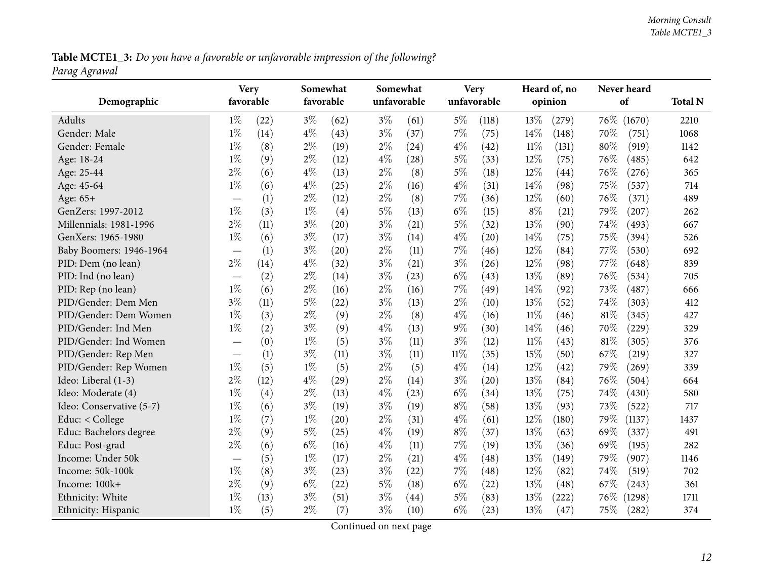**Table MCTE1_3:** *Do you have a favorable or unfavorable impression of the following?*
*Parag Agrawal*

| Demographic | Very favorable | | Somewhat favorable | | Somewhat unfavorable | | Very unfavorable | | Heard of, no opinion | | Never heard of | | Total N |
|---|---|---|---|---|---|---|---|---|---|---|---|---|---|
| Adults | 1% | (22) | 3% | (62) | 3% | (61) | 5% | (118) | 13% | (279) | 76% | (1670) | 2210 |
| Gender: Male | 1% | (14) | 4% | (43) | 3% | (37) | 7% | (75) | 14% | (148) | 70% | (751) | 1068 |
| Gender: Female | 1% | (8) | 2% | (19) | 2% | (24) | 4% | (42) | 11% | (131) | 80% | (919) | 1142 |
| Age: 18-24 | 1% | (9) | 2% | (12) | 4% | (28) | 5% | (33) | 12% | (75) | 76% | (485) | 642 |
| Age: 25-44 | 2% | (6) | 4% | (13) | 2% | (8) | 5% | (18) | 12% | (44) | 76% | (276) | 365 |
| Age: 45-64 | 1% | (6) | 4% | (25) | 2% | (16) | 4% | (31) | 14% | (98) | 75% | (537) | 714 |
| Age: 65+ | — | (1) | 2% | (12) | 2% | (8) | 7% | (36) | 12% | (60) | 76% | (371) | 489 |
| GenZers: 1997-2012 | 1% | (3) | 1% | (4) | 5% | (13) | 6% | (15) | 8% | (21) | 79% | (207) | 262 |
| Millennials: 1981-1996 | 2% | (11) | 3% | (20) | 3% | (21) | 5% | (32) | 13% | (90) | 74% | (493) | 667 |
| GenXers: 1965-1980 | 1% | (6) | 3% | (17) | 3% | (14) | 4% | (20) | 14% | (75) | 75% | (394) | 526 |
| Baby Boomers: 1946-1964 | — | (1) | 3% | (20) | 2% | (11) | 7% | (46) | 12% | (84) | 77% | (530) | 692 |
| PID: Dem (no lean) | 2% | (14) | 4% | (32) | 3% | (21) | 3% | (26) | 12% | (98) | 77% | (648) | 839 |
| PID: Ind (no lean) | — | (2) | 2% | (14) | 3% | (23) | 6% | (43) | 13% | (89) | 76% | (534) | 705 |
| PID: Rep (no lean) | 1% | (6) | 2% | (16) | 2% | (16) | 7% | (49) | 14% | (92) | 73% | (487) | 666 |
| PID/Gender: Dem Men | 3% | (11) | 5% | (22) | 3% | (13) | 2% | (10) | 13% | (52) | 74% | (303) | 412 |
| PID/Gender: Dem Women | 1% | (3) | 2% | (9) | 2% | (8) | 4% | (16) | 11% | (46) | 81% | (345) | 427 |
| PID/Gender: Ind Men | 1% | (2) | 3% | (9) | 4% | (13) | 9% | (30) | 14% | (46) | 70% | (229) | 329 |
| PID/Gender: Ind Women | — | (0) | 1% | (5) | 3% | (11) | 3% | (12) | 11% | (43) | 81% | (305) | 376 |
| PID/Gender: Rep Men | — | (1) | 3% | (11) | 3% | (11) | 11% | (35) | 15% | (50) | 67% | (219) | 327 |
| PID/Gender: Rep Women | 1% | (5) | 1% | (5) | 2% | (5) | 4% | (14) | 12% | (42) | 79% | (269) | 339 |
| Ideo: Liberal (1-3) | 2% | (12) | 4% | (29) | 2% | (14) | 3% | (20) | 13% | (84) | 76% | (504) | 664 |
| Ideo: Moderate (4) | 1% | (4) | 2% | (13) | 4% | (23) | 6% | (34) | 13% | (75) | 74% | (430) | 580 |
| Ideo: Conservative (5-7) | 1% | (6) | 3% | (19) | 3% | (19) | 8% | (58) | 13% | (93) | 73% | (522) | 717 |
| Educ: < College | 1% | (7) | 1% | (20) | 2% | (31) | 4% | (61) | 12% | (180) | 79% | (1137) | 1437 |
| Educ: Bachelors degree | 2% | (9) | 5% | (25) | 4% | (19) | 8% | (37) | 13% | (63) | 69% | (337) | 491 |
| Educ: Post-grad | 2% | (6) | 6% | (16) | 4% | (11) | 7% | (19) | 13% | (36) | 69% | (195) | 282 |
| Income: Under 50k | — | (5) | 1% | (17) | 2% | (21) | 4% | (48) | 13% | (149) | 79% | (907) | 1146 |
| Income: 50k-100k | 1% | (8) | 3% | (23) | 3% | (22) | 7% | (48) | 12% | (82) | 74% | (519) | 702 |
| Income: 100k+ | 2% | (9) | 6% | (22) | 5% | (18) | 6% | (22) | 13% | (48) | 67% | (243) | 361 |
| Ethnicity: White | 1% | (13) | 3% | (51) | 3% | (44) | 5% | (83) | 13% | (222) | 76% | (1298) | 1711 |
| Ethnicity: Hispanic | 1% | (5) | 2% | (7) | 3% | (10) | 6% | (23) | 13% | (47) | 75% | (282) | 374 |

Continued on next page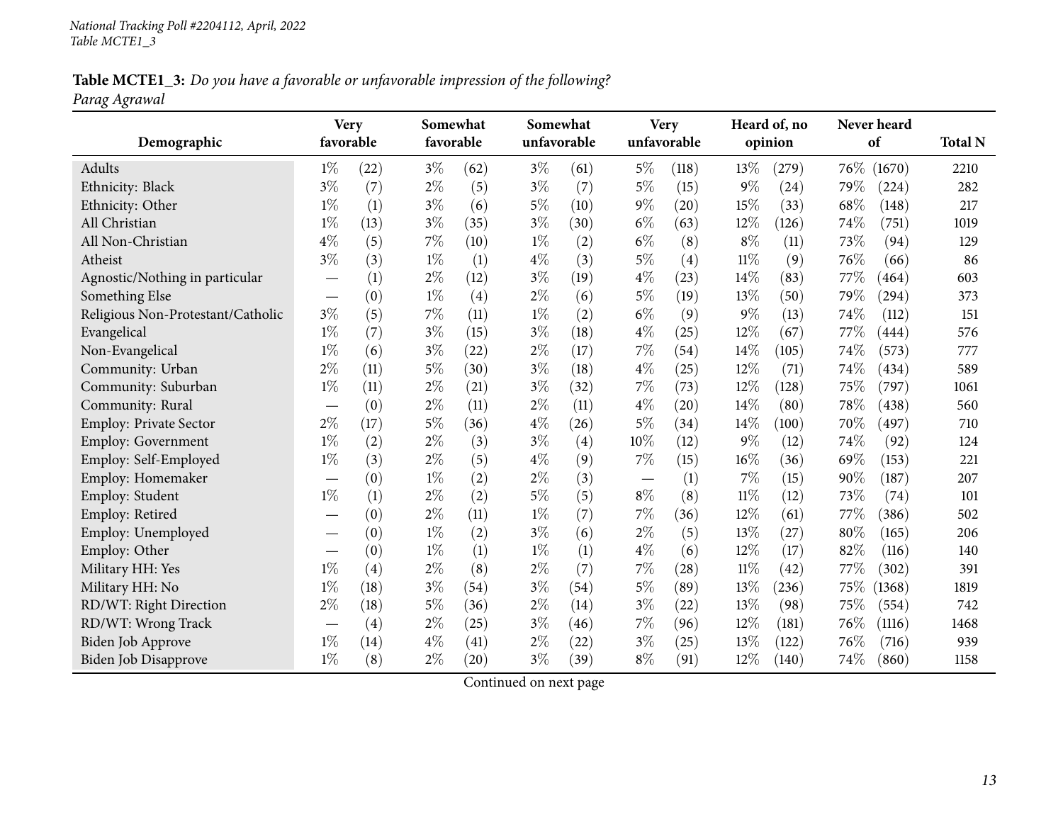*National Tracking Poll #2204112, April, 2022*
*Table MCTE1_3*

**Table MCTE1_3:** *Do you have a favorable or unfavorable impression of the following?*
*Parag Agrawal*

| Demographic | Very favorable | | Somewhat favorable | | Somewhat unfavorable | | Very unfavorable | | Heard of, no opinion | | Never heard of | | Total N |
|---|---|---|---|---|---|---|---|---|---|---|---|---|---|
| Adults | 1% | (22) | 3% | (62) | 3% | (61) | 5% | (118) | 13% | (279) | 76% | (1670) | 2210 |
| Ethnicity: Black | 3% | (7) | 2% | (5) | 3% | (7) | 5% | (15) | 9% | (24) | 79% | (224) | 282 |
| Ethnicity: Other | 1% | (1) | 3% | (6) | 5% | (10) | 9% | (20) | 15% | (33) | 68% | (148) | 217 |
| All Christian | 1% | (13) | 3% | (35) | 3% | (30) | 6% | (63) | 12% | (126) | 74% | (751) | 1019 |
| All Non-Christian | 4% | (5) | 7% | (10) | 1% | (2) | 6% | (8) | 8% | (11) | 73% | (94) | 129 |
| Atheist | 3% | (3) | 1% | (1) | 4% | (3) | 5% | (4) | 11% | (9) | 76% | (66) | 86 |
| Agnostic/Nothing in particular | — | (1) | 2% | (12) | 3% | (19) | 4% | (23) | 14% | (83) | 77% | (464) | 603 |
| Something Else | — | (0) | 1% | (4) | 2% | (6) | 5% | (19) | 13% | (50) | 79% | (294) | 373 |
| Religious Non-Protestant/Catholic | 3% | (5) | 7% | (11) | 1% | (2) | 6% | (9) | 9% | (13) | 74% | (112) | 151 |
| Evangelical | 1% | (7) | 3% | (15) | 3% | (18) | 4% | (25) | 12% | (67) | 77% | (444) | 576 |
| Non-Evangelical | 1% | (6) | 3% | (22) | 2% | (17) | 7% | (54) | 14% | (105) | 74% | (573) | 777 |
| Community: Urban | 2% | (11) | 5% | (30) | 3% | (18) | 4% | (25) | 12% | (71) | 74% | (434) | 589 |
| Community: Suburban | 1% | (11) | 2% | (21) | 3% | (32) | 7% | (73) | 12% | (128) | 75% | (797) | 1061 |
| Community: Rural | — | (0) | 2% | (11) | 2% | (11) | 4% | (20) | 14% | (80) | 78% | (438) | 560 |
| Employ: Private Sector | 2% | (17) | 5% | (36) | 4% | (26) | 5% | (34) | 14% | (100) | 70% | (497) | 710 |
| Employ: Government | 1% | (2) | 2% | (3) | 3% | (4) | 10% | (12) | 9% | (12) | 74% | (92) | 124 |
| Employ: Self-Employed | 1% | (3) | 2% | (5) | 4% | (9) | 7% | (15) | 16% | (36) | 69% | (153) | 221 |
| Employ: Homemaker | — | (0) | 1% | (2) | 2% | (3) | — | (1) | 7% | (15) | 90% | (187) | 207 |
| Employ: Student | 1% | (1) | 2% | (2) | 5% | (5) | 8% | (8) | 11% | (12) | 73% | (74) | 101 |
| Employ: Retired | — | (0) | 2% | (11) | 1% | (7) | 7% | (36) | 12% | (61) | 77% | (386) | 502 |
| Employ: Unemployed | — | (0) | 1% | (2) | 3% | (6) | 2% | (5) | 13% | (27) | 80% | (165) | 206 |
| Employ: Other | — | (0) | 1% | (1) | 1% | (1) | 4% | (6) | 12% | (17) | 82% | (116) | 140 |
| Military HH: Yes | 1% | (4) | 2% | (8) | 2% | (7) | 7% | (28) | 11% | (42) | 77% | (302) | 391 |
| Military HH: No | 1% | (18) | 3% | (54) | 3% | (54) | 5% | (89) | 13% | (236) | 75% | (1368) | 1819 |
| RD/WT: Right Direction | 2% | (18) | 5% | (36) | 2% | (14) | 3% | (22) | 13% | (98) | 75% | (554) | 742 |
| RD/WT: Wrong Track | — | (4) | 2% | (25) | 3% | (46) | 7% | (96) | 12% | (181) | 76% | (1116) | 1468 |
| Biden Job Approve | 1% | (14) | 4% | (41) | 2% | (22) | 3% | (25) | 13% | (122) | 76% | (716) | 939 |
| Biden Job Disapprove | 1% | (8) | 2% | (20) | 3% | (39) | 8% | (91) | 12% | (140) | 74% | (860) | 1158 |

Continued on next page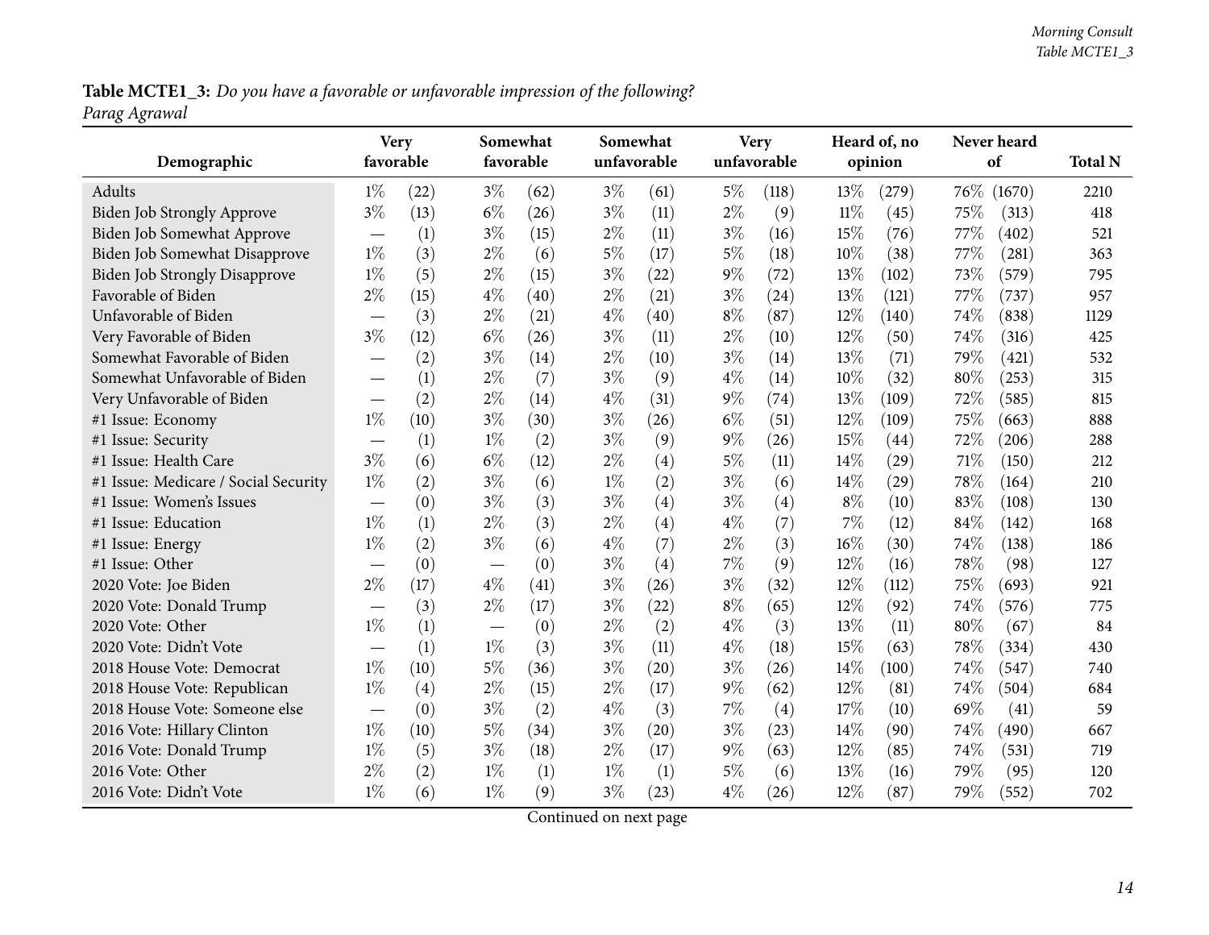**Table MCTE1_3:** *Do you have a favorable or unfavorable impression of the following?*
*Parag Agrawal*

| Demographic | Very favorable | | Somewhat favorable | | Somewhat unfavorable | | Very unfavorable | | Heard of, no opinion | | Never heard of | | Total N |
|---|---|---|---|---|---|---|---|---|---|---|---|---|---|
| Adults | 1% | (22) | 3% | (62) | 3% | (61) | 5% | (118) | 13% | (279) | 76% | (1670) | 2210 |
| Biden Job Strongly Approve | 3% | (13) | 6% | (26) | 3% | (11) | 2% | (9) | 11% | (45) | 75% | (313) | 418 |
| Biden Job Somewhat Approve | — | (1) | 3% | (15) | 2% | (11) | 3% | (16) | 15% | (76) | 77% | (402) | 521 |
| Biden Job Somewhat Disapprove | 1% | (3) | 2% | (6) | 5% | (17) | 5% | (18) | 10% | (38) | 77% | (281) | 363 |
| Biden Job Strongly Disapprove | 1% | (5) | 2% | (15) | 3% | (22) | 9% | (72) | 13% | (102) | 73% | (579) | 795 |
| Favorable of Biden | 2% | (15) | 4% | (40) | 2% | (21) | 3% | (24) | 13% | (121) | 77% | (737) | 957 |
| Unfavorable of Biden | — | (3) | 2% | (21) | 4% | (40) | 8% | (87) | 12% | (140) | 74% | (838) | 1129 |
| Very Favorable of Biden | 3% | (12) | 6% | (26) | 3% | (11) | 2% | (10) | 12% | (50) | 74% | (316) | 425 |
| Somewhat Favorable of Biden | — | (2) | 3% | (14) | 2% | (10) | 3% | (14) | 13% | (71) | 79% | (421) | 532 |
| Somewhat Unfavorable of Biden | — | (1) | 2% | (7) | 3% | (9) | 4% | (14) | 10% | (32) | 80% | (253) | 315 |
| Very Unfavorable of Biden | — | (2) | 2% | (14) | 4% | (31) | 9% | (74) | 13% | (109) | 72% | (585) | 815 |
| #1 Issue: Economy | 1% | (10) | 3% | (30) | 3% | (26) | 6% | (51) | 12% | (109) | 75% | (663) | 888 |
| #1 Issue: Security | — | (1) | 1% | (2) | 3% | (9) | 9% | (26) | 15% | (44) | 72% | (206) | 288 |
| #1 Issue: Health Care | 3% | (6) | 6% | (12) | 2% | (4) | 5% | (11) | 14% | (29) | 71% | (150) | 212 |
| #1 Issue: Medicare / Social Security | 1% | (2) | 3% | (6) | 1% | (2) | 3% | (6) | 14% | (29) | 78% | (164) | 210 |
| #1 Issue: Women's Issues | — | (0) | 3% | (3) | 3% | (4) | 3% | (4) | 8% | (10) | 83% | (108) | 130 |
| #1 Issue: Education | 1% | (1) | 2% | (3) | 2% | (4) | 4% | (7) | 7% | (12) | 84% | (142) | 168 |
| #1 Issue: Energy | 1% | (2) | 3% | (6) | 4% | (7) | 2% | (3) | 16% | (30) | 74% | (138) | 186 |
| #1 Issue: Other | — | (0) | — | (0) | 3% | (4) | 7% | (9) | 12% | (16) | 78% | (98) | 127 |
| 2020 Vote: Joe Biden | 2% | (17) | 4% | (41) | 3% | (26) | 3% | (32) | 12% | (112) | 75% | (693) | 921 |
| 2020 Vote: Donald Trump | — | (3) | 2% | (17) | 3% | (22) | 8% | (65) | 12% | (92) | 74% | (576) | 775 |
| 2020 Vote: Other | 1% | (1) | — | (0) | 2% | (2) | 4% | (3) | 13% | (11) | 80% | (67) | 84 |
| 2020 Vote: Didn't Vote | — | (1) | 1% | (3) | 3% | (11) | 4% | (18) | 15% | (63) | 78% | (334) | 430 |
| 2018 House Vote: Democrat | 1% | (10) | 5% | (36) | 3% | (20) | 3% | (26) | 14% | (100) | 74% | (547) | 740 |
| 2018 House Vote: Republican | 1% | (4) | 2% | (15) | 2% | (17) | 9% | (62) | 12% | (81) | 74% | (504) | 684 |
| 2018 House Vote: Someone else | — | (0) | 3% | (2) | 4% | (3) | 7% | (4) | 17% | (10) | 69% | (41) | 59 |
| 2016 Vote: Hillary Clinton | 1% | (10) | 5% | (34) | 3% | (20) | 3% | (23) | 14% | (90) | 74% | (490) | 667 |
| 2016 Vote: Donald Trump | 1% | (5) | 3% | (18) | 2% | (17) | 9% | (63) | 12% | (85) | 74% | (531) | 719 |
| 2016 Vote: Other | 2% | (2) | 1% | (1) | 1% | (1) | 5% | (6) | 13% | (16) | 79% | (95) | 120 |
| 2016 Vote: Didn't Vote | 1% | (6) | 1% | (9) | 3% | (23) | 4% | (26) | 12% | (87) | 79% | (552) | 702 |

Continued on next page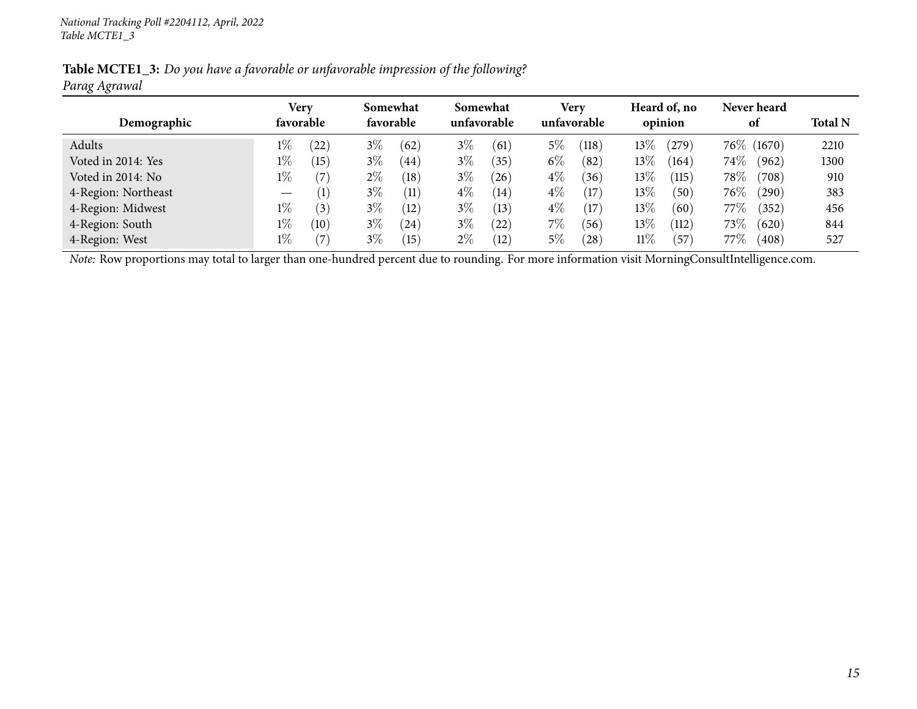National Tracking Poll #2204112, April, 2022
Table MCTE1_3

**Table MCTE1_3:** *Do you have a favorable or unfavorable impression of the following?*
*Parag Agrawal*

| Demographic | Very favorable | Somewhat favorable | Somewhat unfavorable | Very unfavorable | Heard of, no opinion | Never heard of | Total N |
|---|---|---|---|---|---|---|---|
| Adults | 1% (22) | 3% (62) | 3% (61) | 5% (118) | 13% (279) | 76% (1670) | 2210 |
| Voted in 2014: Yes | 1% (15) | 3% (44) | 3% (35) | 6% (82) | 13% (164) | 74% (962) | 1300 |
| Voted in 2014: No | 1% (7) | 2% (18) | 3% (26) | 4% (36) | 13% (115) | 78% (708) | 910 |
| 4-Region: Northeast | — (1) | 3% (11) | 4% (14) | 4% (17) | 13% (50) | 76% (290) | 383 |
| 4-Region: Midwest | 1% (3) | 3% (12) | 3% (13) | 4% (17) | 13% (60) | 77% (352) | 456 |
| 4-Region: South | 1% (10) | 3% (24) | 3% (22) | 7% (56) | 13% (112) | 73% (620) | 844 |
| 4-Region: West | 1% (7) | 3% (15) | 2% (12) | 5% (28) | 11% (57) | 77% (408) | 527 |

*Note:* Row proportions may total to larger than one-hundred percent due to rounding. For more information visit MorningConsultIntelligence.com.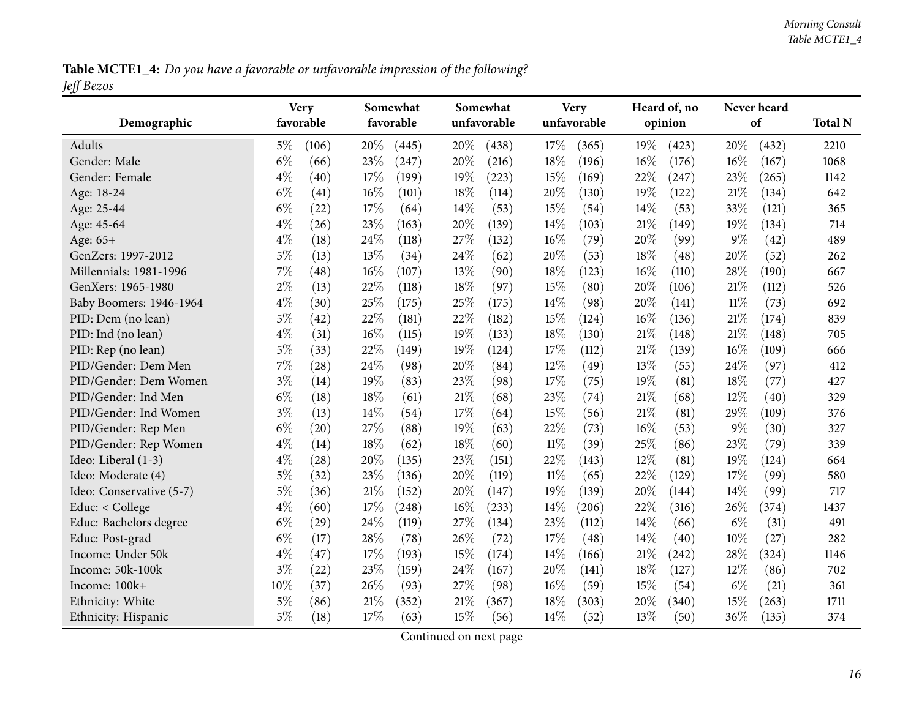**Table MCTE1_4:** *Do you have a favorable or unfavorable impression of the following?*
*Jeff Bezos*

| Demographic | Very favorable | | Somewhat favorable | | Somewhat unfavorable | | Very unfavorable | | Heard of, no opinion | | Never heard of | | Total N |
|---|---|---|---|---|---|---|---|---|---|---|---|---|---|
| Adults | 5% | (106) | 20% | (445) | 20% | (438) | 17% | (365) | 19% | (423) | 20% | (432) | 2210 |
| Gender: Male | 6% | (66) | 23% | (247) | 20% | (216) | 18% | (196) | 16% | (176) | 16% | (167) | 1068 |
| Gender: Female | 4% | (40) | 17% | (199) | 19% | (223) | 15% | (169) | 22% | (247) | 23% | (265) | 1142 |
| Age: 18-24 | 6% | (41) | 16% | (101) | 18% | (114) | 20% | (130) | 19% | (122) | 21% | (134) | 642 |
| Age: 25-44 | 6% | (22) | 17% | (64) | 14% | (53) | 15% | (54) | 14% | (53) | 33% | (121) | 365 |
| Age: 45-64 | 4% | (26) | 23% | (163) | 20% | (139) | 14% | (103) | 21% | (149) | 19% | (134) | 714 |
| Age: 65+ | 4% | (18) | 24% | (118) | 27% | (132) | 16% | (79) | 20% | (99) | 9% | (42) | 489 |
| GenZers: 1997-2012 | 5% | (13) | 13% | (34) | 24% | (62) | 20% | (53) | 18% | (48) | 20% | (52) | 262 |
| Millennials: 1981-1996 | 7% | (48) | 16% | (107) | 13% | (90) | 18% | (123) | 16% | (110) | 28% | (190) | 667 |
| GenXers: 1965-1980 | 2% | (13) | 22% | (118) | 18% | (97) | 15% | (80) | 20% | (106) | 21% | (112) | 526 |
| Baby Boomers: 1946-1964 | 4% | (30) | 25% | (175) | 25% | (175) | 14% | (98) | 20% | (141) | 11% | (73) | 692 |
| PID: Dem (no lean) | 5% | (42) | 22% | (181) | 22% | (182) | 15% | (124) | 16% | (136) | 21% | (174) | 839 |
| PID: Ind (no lean) | 4% | (31) | 16% | (115) | 19% | (133) | 18% | (130) | 21% | (148) | 21% | (148) | 705 |
| PID: Rep (no lean) | 5% | (33) | 22% | (149) | 19% | (124) | 17% | (112) | 21% | (139) | 16% | (109) | 666 |
| PID/Gender: Dem Men | 7% | (28) | 24% | (98) | 20% | (84) | 12% | (49) | 13% | (55) | 24% | (97) | 412 |
| PID/Gender: Dem Women | 3% | (14) | 19% | (83) | 23% | (98) | 17% | (75) | 19% | (81) | 18% | (77) | 427 |
| PID/Gender: Ind Men | 6% | (18) | 18% | (61) | 21% | (68) | 23% | (74) | 21% | (68) | 12% | (40) | 329 |
| PID/Gender: Ind Women | 3% | (13) | 14% | (54) | 17% | (64) | 15% | (56) | 21% | (81) | 29% | (109) | 376 |
| PID/Gender: Rep Men | 6% | (20) | 27% | (88) | 19% | (63) | 22% | (73) | 16% | (53) | 9% | (30) | 327 |
| PID/Gender: Rep Women | 4% | (14) | 18% | (62) | 18% | (60) | 11% | (39) | 25% | (86) | 23% | (79) | 339 |
| Ideo: Liberal (1-3) | 4% | (28) | 20% | (135) | 23% | (151) | 22% | (143) | 12% | (81) | 19% | (124) | 664 |
| Ideo: Moderate (4) | 5% | (32) | 23% | (136) | 20% | (119) | 11% | (65) | 22% | (129) | 17% | (99) | 580 |
| Ideo: Conservative (5-7) | 5% | (36) | 21% | (152) | 20% | (147) | 19% | (139) | 20% | (144) | 14% | (99) | 717 |
| Educ: < College | 4% | (60) | 17% | (248) | 16% | (233) | 14% | (206) | 22% | (316) | 26% | (374) | 1437 |
| Educ: Bachelors degree | 6% | (29) | 24% | (119) | 27% | (134) | 23% | (112) | 14% | (66) | 6% | (31) | 491 |
| Educ: Post-grad | 6% | (17) | 28% | (78) | 26% | (72) | 17% | (48) | 14% | (40) | 10% | (27) | 282 |
| Income: Under 50k | 4% | (47) | 17% | (193) | 15% | (174) | 14% | (166) | 21% | (242) | 28% | (324) | 1146 |
| Income: 50k-100k | 3% | (22) | 23% | (159) | 24% | (167) | 20% | (141) | 18% | (127) | 12% | (86) | 702 |
| Income: 100k+ | 10% | (37) | 26% | (93) | 27% | (98) | 16% | (59) | 15% | (54) | 6% | (21) | 361 |
| Ethnicity: White | 5% | (86) | 21% | (352) | 21% | (367) | 18% | (303) | 20% | (340) | 15% | (263) | 1711 |
| Ethnicity: Hispanic | 5% | (18) | 17% | (63) | 15% | (56) | 14% | (52) | 13% | (50) | 36% | (135) | 374 |

Continued on next page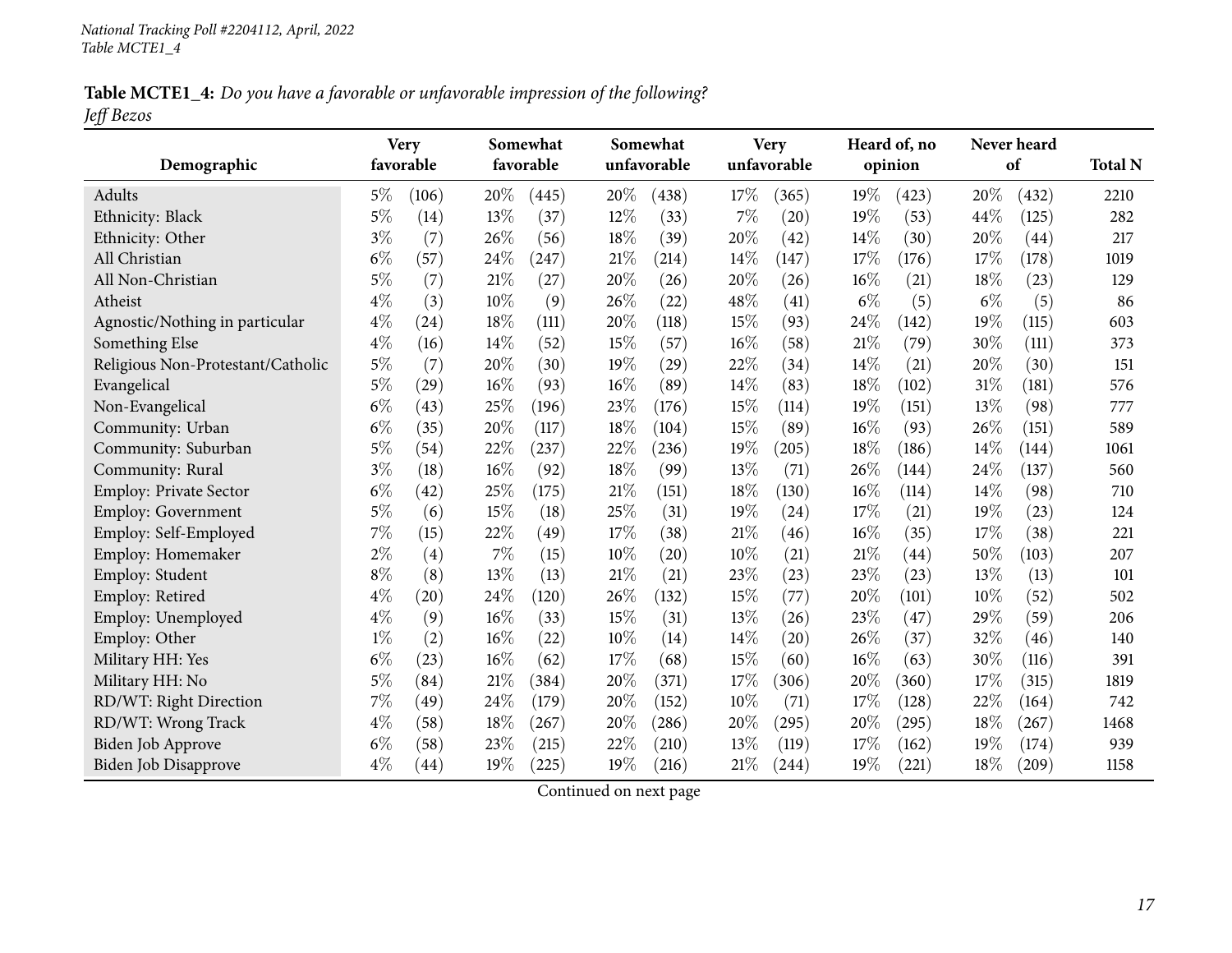National Tracking Poll #2204112, April, 2022
Table MCTE1_4

**Table MCTE1_4:** *Do you have a favorable or unfavorable impression of the following?*
*Jeff Bezos*

| Demographic | Very favorable | | Somewhat favorable | | Somewhat unfavorable | | Very unfavorable | | Heard of, no opinion | | Never heard of | | Total N |
|---|---|---|---|---|---|---|---|---|---|---|---|---|---|
| Adults | 5% | (106) | 20% | (445) | 20% | (438) | 17% | (365) | 19% | (423) | 20% | (432) | 2210 |
| Ethnicity: Black | 5% | (14) | 13% | (37) | 12% | (33) | 7% | (20) | 19% | (53) | 44% | (125) | 282 |
| Ethnicity: Other | 3% | (7) | 26% | (56) | 18% | (39) | 20% | (42) | 14% | (30) | 20% | (44) | 217 |
| All Christian | 6% | (57) | 24% | (247) | 21% | (214) | 14% | (147) | 17% | (176) | 17% | (178) | 1019 |
| All Non-Christian | 5% | (7) | 21% | (27) | 20% | (26) | 20% | (26) | 16% | (21) | 18% | (23) | 129 |
| Atheist | 4% | (3) | 10% | (9) | 26% | (22) | 48% | (41) | 6% | (5) | 6% | (5) | 86 |
| Agnostic/Nothing in particular | 4% | (24) | 18% | (111) | 20% | (118) | 15% | (93) | 24% | (142) | 19% | (115) | 603 |
| Something Else | 4% | (16) | 14% | (52) | 15% | (57) | 16% | (58) | 21% | (79) | 30% | (111) | 373 |
| Religious Non-Protestant/Catholic | 5% | (7) | 20% | (30) | 19% | (29) | 22% | (34) | 14% | (21) | 20% | (30) | 151 |
| Evangelical | 5% | (29) | 16% | (93) | 16% | (89) | 14% | (83) | 18% | (102) | 31% | (181) | 576 |
| Non-Evangelical | 6% | (43) | 25% | (196) | 23% | (176) | 15% | (114) | 19% | (151) | 13% | (98) | 777 |
| Community: Urban | 6% | (35) | 20% | (117) | 18% | (104) | 15% | (89) | 16% | (93) | 26% | (151) | 589 |
| Community: Suburban | 5% | (54) | 22% | (237) | 22% | (236) | 19% | (205) | 18% | (186) | 14% | (144) | 1061 |
| Community: Rural | 3% | (18) | 16% | (92) | 18% | (99) | 13% | (71) | 26% | (144) | 24% | (137) | 560 |
| Employ: Private Sector | 6% | (42) | 25% | (175) | 21% | (151) | 18% | (130) | 16% | (114) | 14% | (98) | 710 |
| Employ: Government | 5% | (6) | 15% | (18) | 25% | (31) | 19% | (24) | 17% | (21) | 19% | (23) | 124 |
| Employ: Self-Employed | 7% | (15) | 22% | (49) | 17% | (38) | 21% | (46) | 16% | (35) | 17% | (38) | 221 |
| Employ: Homemaker | 2% | (4) | 7% | (15) | 10% | (20) | 10% | (21) | 21% | (44) | 50% | (103) | 207 |
| Employ: Student | 8% | (8) | 13% | (13) | 21% | (21) | 23% | (23) | 23% | (23) | 13% | (13) | 101 |
| Employ: Retired | 4% | (20) | 24% | (120) | 26% | (132) | 15% | (77) | 20% | (101) | 10% | (52) | 502 |
| Employ: Unemployed | 4% | (9) | 16% | (33) | 15% | (31) | 13% | (26) | 23% | (47) | 29% | (59) | 206 |
| Employ: Other | 1% | (2) | 16% | (22) | 10% | (14) | 14% | (20) | 26% | (37) | 32% | (46) | 140 |
| Military HH: Yes | 6% | (23) | 16% | (62) | 17% | (68) | 15% | (60) | 16% | (63) | 30% | (116) | 391 |
| Military HH: No | 5% | (84) | 21% | (384) | 20% | (371) | 17% | (306) | 20% | (360) | 17% | (315) | 1819 |
| RD/WT: Right Direction | 7% | (49) | 24% | (179) | 20% | (152) | 10% | (71) | 17% | (128) | 22% | (164) | 742 |
| RD/WT: Wrong Track | 4% | (58) | 18% | (267) | 20% | (286) | 20% | (295) | 20% | (295) | 18% | (267) | 1468 |
| Biden Job Approve | 6% | (58) | 23% | (215) | 22% | (210) | 13% | (119) | 17% | (162) | 19% | (174) | 939 |
| Biden Job Disapprove | 4% | (44) | 19% | (225) | 19% | (216) | 21% | (244) | 19% | (221) | 18% | (209) | 1158 |

Continued on next page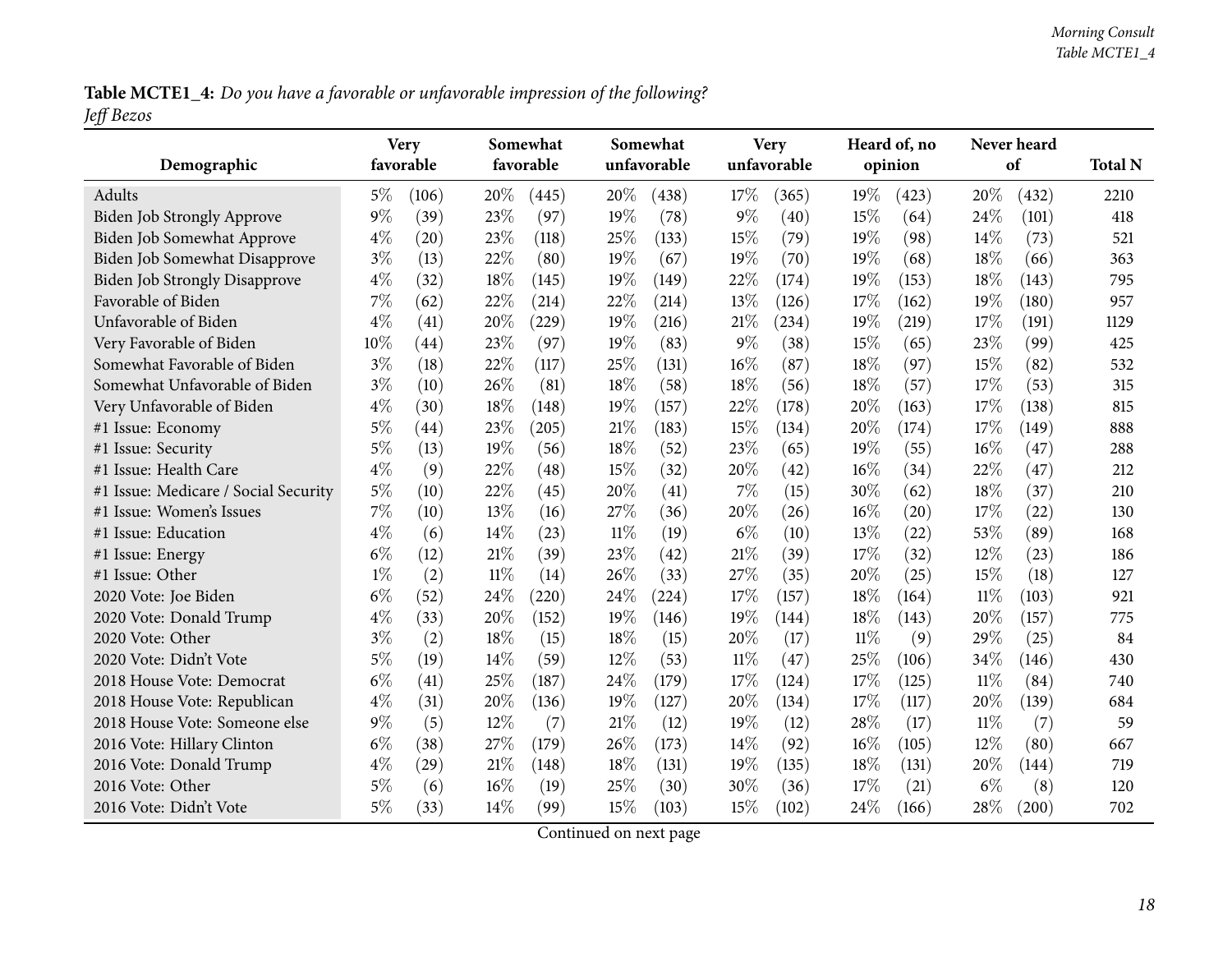**Table MCTE1_4:** *Do you have a favorable or unfavorable impression of the following?*
*Jeff Bezos*

| Demographic | Very favorable | | Somewhat favorable | | Somewhat unfavorable | | Very unfavorable | | Heard of, no opinion | | Never heard of | | Total N |
|---|---|---|---|---|---|---|---|---|---|---|---|---|---|
| Adults | 5% | (106) | 20% | (445) | 20% | (438) | 17% | (365) | 19% | (423) | 20% | (432) | 2210 |
| Biden Job Strongly Approve | 9% | (39) | 23% | (97) | 19% | (78) | 9% | (40) | 15% | (64) | 24% | (101) | 418 |
| Biden Job Somewhat Approve | 4% | (20) | 23% | (118) | 25% | (133) | 15% | (79) | 19% | (98) | 14% | (73) | 521 |
| Biden Job Somewhat Disapprove | 3% | (13) | 22% | (80) | 19% | (67) | 19% | (70) | 19% | (68) | 18% | (66) | 363 |
| Biden Job Strongly Disapprove | 4% | (32) | 18% | (145) | 19% | (149) | 22% | (174) | 19% | (153) | 18% | (143) | 795 |
| Favorable of Biden | 7% | (62) | 22% | (214) | 22% | (214) | 13% | (126) | 17% | (162) | 19% | (180) | 957 |
| Unfavorable of Biden | 4% | (41) | 20% | (229) | 19% | (216) | 21% | (234) | 19% | (219) | 17% | (191) | 1129 |
| Very Favorable of Biden | 10% | (44) | 23% | (97) | 19% | (83) | 9% | (38) | 15% | (65) | 23% | (99) | 425 |
| Somewhat Favorable of Biden | 3% | (18) | 22% | (117) | 25% | (131) | 16% | (87) | 18% | (97) | 15% | (82) | 532 |
| Somewhat Unfavorable of Biden | 3% | (10) | 26% | (81) | 18% | (58) | 18% | (56) | 18% | (57) | 17% | (53) | 315 |
| Very Unfavorable of Biden | 4% | (30) | 18% | (148) | 19% | (157) | 22% | (178) | 20% | (163) | 17% | (138) | 815 |
| #1 Issue: Economy | 5% | (44) | 23% | (205) | 21% | (183) | 15% | (134) | 20% | (174) | 17% | (149) | 888 |
| #1 Issue: Security | 5% | (13) | 19% | (56) | 18% | (52) | 23% | (65) | 19% | (55) | 16% | (47) | 288 |
| #1 Issue: Health Care | 4% | (9) | 22% | (48) | 15% | (32) | 20% | (42) | 16% | (34) | 22% | (47) | 212 |
| #1 Issue: Medicare / Social Security | 5% | (10) | 22% | (45) | 20% | (41) | 7% | (15) | 30% | (62) | 18% | (37) | 210 |
| #1 Issue: Women's Issues | 7% | (10) | 13% | (16) | 27% | (36) | 20% | (26) | 16% | (20) | 17% | (22) | 130 |
| #1 Issue: Education | 4% | (6) | 14% | (23) | 11% | (19) | 6% | (10) | 13% | (22) | 53% | (89) | 168 |
| #1 Issue: Energy | 6% | (12) | 21% | (39) | 23% | (42) | 21% | (39) | 17% | (32) | 12% | (23) | 186 |
| #1 Issue: Other | 1% | (2) | 11% | (14) | 26% | (33) | 27% | (35) | 20% | (25) | 15% | (18) | 127 |
| 2020 Vote: Joe Biden | 6% | (52) | 24% | (220) | 24% | (224) | 17% | (157) | 18% | (164) | 11% | (103) | 921 |
| 2020 Vote: Donald Trump | 4% | (33) | 20% | (152) | 19% | (146) | 19% | (144) | 18% | (143) | 20% | (157) | 775 |
| 2020 Vote: Other | 3% | (2) | 18% | (15) | 18% | (15) | 20% | (17) | 11% | (9) | 29% | (25) | 84 |
| 2020 Vote: Didn't Vote | 5% | (19) | 14% | (59) | 12% | (53) | 11% | (47) | 25% | (106) | 34% | (146) | 430 |
| 2018 House Vote: Democrat | 6% | (41) | 25% | (187) | 24% | (179) | 17% | (124) | 17% | (125) | 11% | (84) | 740 |
| 2018 House Vote: Republican | 4% | (31) | 20% | (136) | 19% | (127) | 20% | (134) | 17% | (117) | 20% | (139) | 684 |
| 2018 House Vote: Someone else | 9% | (5) | 12% | (7) | 21% | (12) | 19% | (12) | 28% | (17) | 11% | (7) | 59 |
| 2016 Vote: Hillary Clinton | 6% | (38) | 27% | (179) | 26% | (173) | 14% | (92) | 16% | (105) | 12% | (80) | 667 |
| 2016 Vote: Donald Trump | 4% | (29) | 21% | (148) | 18% | (131) | 19% | (135) | 18% | (131) | 20% | (144) | 719 |
| 2016 Vote: Other | 5% | (6) | 16% | (19) | 25% | (30) | 30% | (36) | 17% | (21) | 6% | (8) | 120 |
| 2016 Vote: Didn't Vote | 5% | (33) | 14% | (99) | 15% | (103) | 15% | (102) | 24% | (166) | 28% | (200) | 702 |

Continued on next page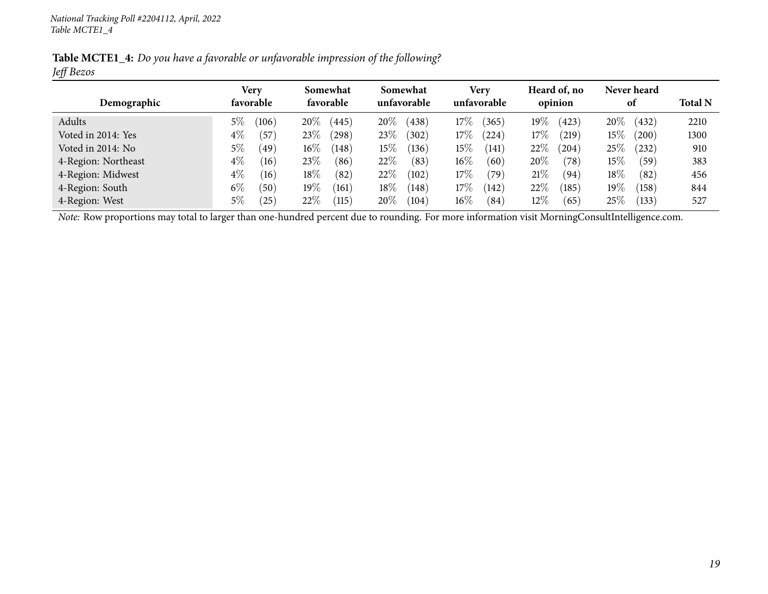**Table MCTE1_4:** *Do you have a favorable or unfavorable impression of the following?*
*Jeff Bezos*

| Demographic | Very favorable | Somewhat favorable | Somewhat unfavorable | Very unfavorable | Heard of, no opinion | Never heard of | Total N |
|---|---|---|---|---|---|---|---|
| Adults | 5% (106) | 20% (445) | 20% (438) | 17% (365) | 19% (423) | 20% (432) | 2210 |
| Voted in 2014: Yes | 4% (57) | 23% (298) | 23% (302) | 17% (224) | 17% (219) | 15% (200) | 1300 |
| Voted in 2014: No | 5% (49) | 16% (148) | 15% (136) | 15% (141) | 22% (204) | 25% (232) | 910 |
| 4-Region: Northeast | 4% (16) | 23% (86) | 22% (83) | 16% (60) | 20% (78) | 15% (59) | 383 |
| 4-Region: Midwest | 4% (16) | 18% (82) | 22% (102) | 17% (79) | 21% (94) | 18% (82) | 456 |
| 4-Region: South | 6% (50) | 19% (161) | 18% (148) | 17% (142) | 22% (185) | 19% (158) | 844 |
| 4-Region: West | 5% (25) | 22% (115) | 20% (104) | 16% (84) | 12% (65) | 25% (133) | 527 |

*Note:* Row proportions may total to larger than one-hundred percent due to rounding. For more information visit MorningConsultIntelligence.com.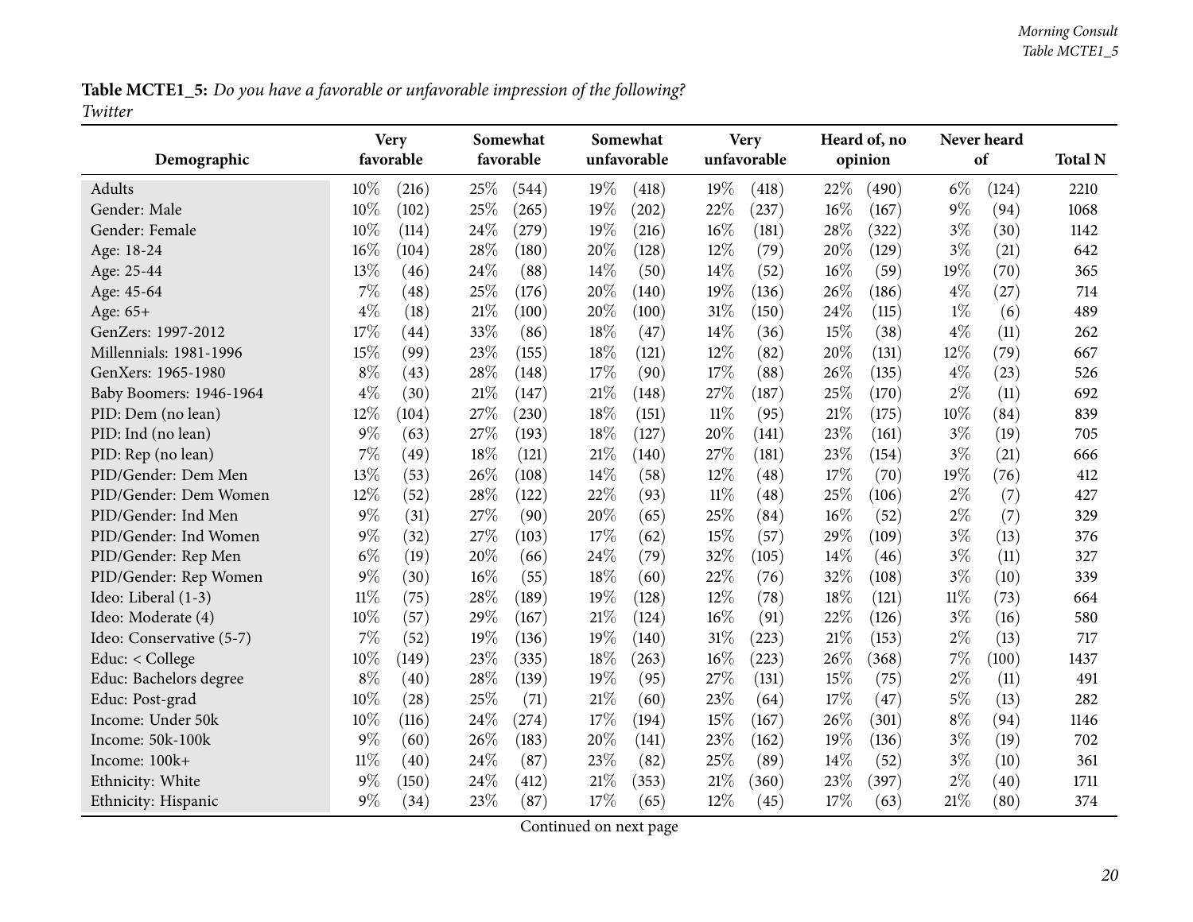**Table MCTE1_5:** *Do you have a favorable or unfavorable impression of the following?*
*Twitter*

| Demographic | Very favorable | | Somewhat favorable | | Somewhat unfavorable | | Very unfavorable | | Heard of, no opinion | | Never heard of | | Total N |
|---|---|---|---|---|---|---|---|---|---|---|---|---|---|
| Adults | 10% | (216) | 25% | (544) | 19% | (418) | 19% | (418) | 22% | (490) | 6% | (124) | 2210 |
| Gender: Male | 10% | (102) | 25% | (265) | 19% | (202) | 22% | (237) | 16% | (167) | 9% | (94) | 1068 |
| Gender: Female | 10% | (114) | 24% | (279) | 19% | (216) | 16% | (181) | 28% | (322) | 3% | (30) | 1142 |
| Age: 18-24 | 16% | (104) | 28% | (180) | 20% | (128) | 12% | (79) | 20% | (129) | 3% | (21) | 642 |
| Age: 25-44 | 13% | (46) | 24% | (88) | 14% | (50) | 14% | (52) | 16% | (59) | 19% | (70) | 365 |
| Age: 45-64 | 7% | (48) | 25% | (176) | 20% | (140) | 19% | (136) | 26% | (186) | 4% | (27) | 714 |
| Age: 65+ | 4% | (18) | 21% | (100) | 20% | (100) | 31% | (150) | 24% | (115) | 1% | (6) | 489 |
| GenZers: 1997-2012 | 17% | (44) | 33% | (86) | 18% | (47) | 14% | (36) | 15% | (38) | 4% | (11) | 262 |
| Millennials: 1981-1996 | 15% | (99) | 23% | (155) | 18% | (121) | 12% | (82) | 20% | (131) | 12% | (79) | 667 |
| GenXers: 1965-1980 | 8% | (43) | 28% | (148) | 17% | (90) | 17% | (88) | 26% | (135) | 4% | (23) | 526 |
| Baby Boomers: 1946-1964 | 4% | (30) | 21% | (147) | 21% | (148) | 27% | (187) | 25% | (170) | 2% | (11) | 692 |
| PID: Dem (no lean) | 12% | (104) | 27% | (230) | 18% | (151) | 11% | (95) | 21% | (175) | 10% | (84) | 839 |
| PID: Ind (no lean) | 9% | (63) | 27% | (193) | 18% | (127) | 20% | (141) | 23% | (161) | 3% | (19) | 705 |
| PID: Rep (no lean) | 7% | (49) | 18% | (121) | 21% | (140) | 27% | (181) | 23% | (154) | 3% | (21) | 666 |
| PID/Gender: Dem Men | 13% | (53) | 26% | (108) | 14% | (58) | 12% | (48) | 17% | (70) | 19% | (76) | 412 |
| PID/Gender: Dem Women | 12% | (52) | 28% | (122) | 22% | (93) | 11% | (48) | 25% | (106) | 2% | (7) | 427 |
| PID/Gender: Ind Men | 9% | (31) | 27% | (90) | 20% | (65) | 25% | (84) | 16% | (52) | 2% | (7) | 329 |
| PID/Gender: Ind Women | 9% | (32) | 27% | (103) | 17% | (62) | 15% | (57) | 29% | (109) | 3% | (13) | 376 |
| PID/Gender: Rep Men | 6% | (19) | 20% | (66) | 24% | (79) | 32% | (105) | 14% | (46) | 3% | (11) | 327 |
| PID/Gender: Rep Women | 9% | (30) | 16% | (55) | 18% | (60) | 22% | (76) | 32% | (108) | 3% | (10) | 339 |
| Ideo: Liberal (1-3) | 11% | (75) | 28% | (189) | 19% | (128) | 12% | (78) | 18% | (121) | 11% | (73) | 664 |
| Ideo: Moderate (4) | 10% | (57) | 29% | (167) | 21% | (124) | 16% | (91) | 22% | (126) | 3% | (16) | 580 |
| Ideo: Conservative (5-7) | 7% | (52) | 19% | (136) | 19% | (140) | 31% | (223) | 21% | (153) | 2% | (13) | 717 |
| Educ: < College | 10% | (149) | 23% | (335) | 18% | (263) | 16% | (223) | 26% | (368) | 7% | (100) | 1437 |
| Educ: Bachelors degree | 8% | (40) | 28% | (139) | 19% | (95) | 27% | (131) | 15% | (75) | 2% | (11) | 491 |
| Educ: Post-grad | 10% | (28) | 25% | (71) | 21% | (60) | 23% | (64) | 17% | (47) | 5% | (13) | 282 |
| Income: Under 50k | 10% | (116) | 24% | (274) | 17% | (194) | 15% | (167) | 26% | (301) | 8% | (94) | 1146 |
| Income: 50k-100k | 9% | (60) | 26% | (183) | 20% | (141) | 23% | (162) | 19% | (136) | 3% | (19) | 702 |
| Income: 100k+ | 11% | (40) | 24% | (87) | 23% | (82) | 25% | (89) | 14% | (52) | 3% | (10) | 361 |
| Ethnicity: White | 9% | (150) | 24% | (412) | 21% | (353) | 21% | (360) | 23% | (397) | 2% | (40) | 1711 |
| Ethnicity: Hispanic | 9% | (34) | 23% | (87) | 17% | (65) | 12% | (45) | 17% | (63) | 21% | (80) | 374 |

Continued on next page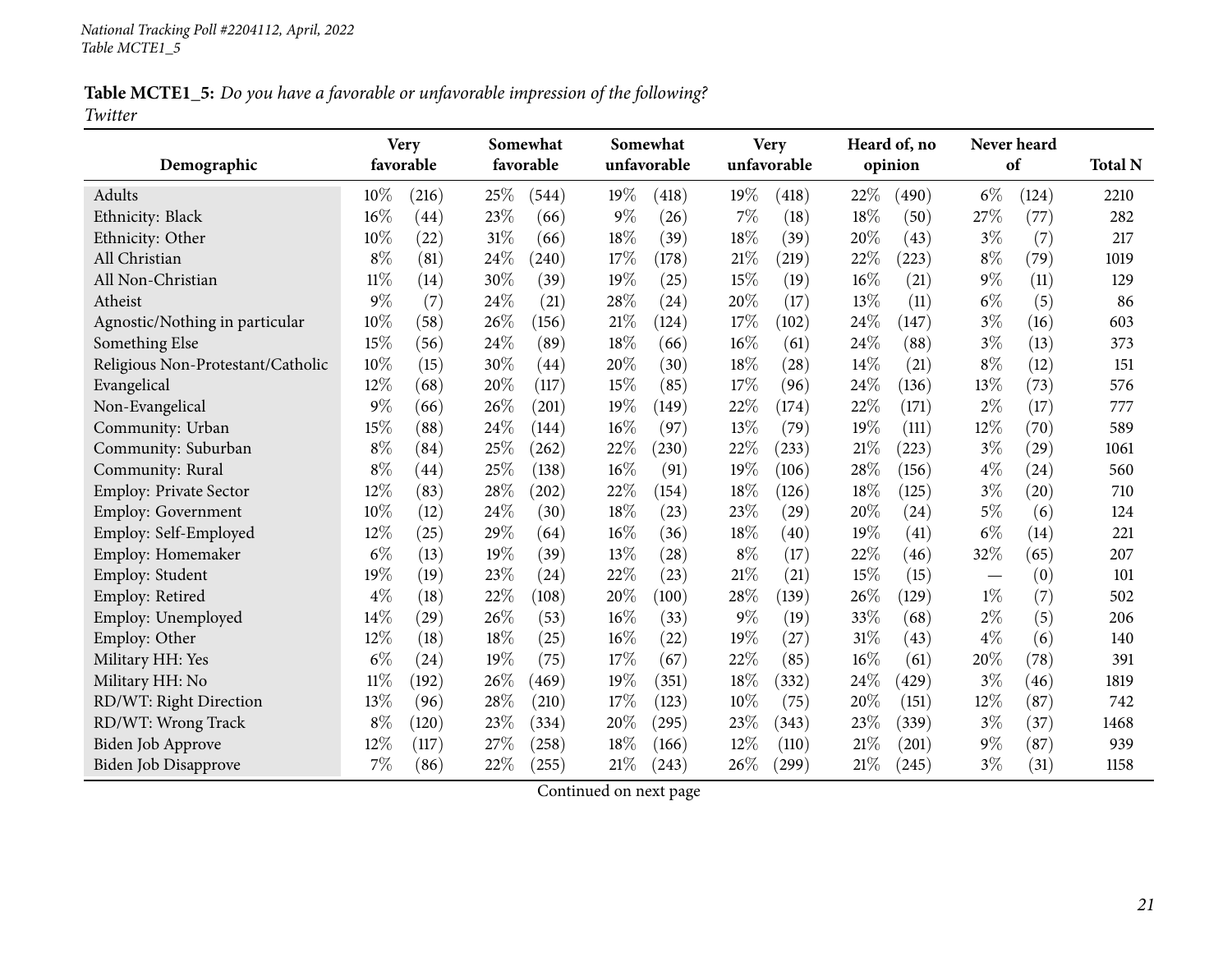National Tracking Poll #2204112, April, 2022
Table MCTE1_5

**Table MCTE1_5:** *Do you have a favorable or unfavorable impression of the following?*
*Twitter*

| Demographic | Very favorable | | Somewhat favorable | | Somewhat unfavorable | | Very unfavorable | | Heard of, no opinion | | Never heard of | | Total N |
|---|---|---|---|---|---|---|---|---|---|---|---|---|---|
| Adults | 10% | (216) | 25% | (544) | 19% | (418) | 19% | (418) | 22% | (490) | 6% | (124) | 2210 |
| Ethnicity: Black | 16% | (44) | 23% | (66) | 9% | (26) | 7% | (18) | 18% | (50) | 27% | (77) | 282 |
| Ethnicity: Other | 10% | (22) | 31% | (66) | 18% | (39) | 18% | (39) | 20% | (43) | 3% | (7) | 217 |
| All Christian | 8% | (81) | 24% | (240) | 17% | (178) | 21% | (219) | 22% | (223) | 8% | (79) | 1019 |
| All Non-Christian | 11% | (14) | 30% | (39) | 19% | (25) | 15% | (19) | 16% | (21) | 9% | (11) | 129 |
| Atheist | 9% | (7) | 24% | (21) | 28% | (24) | 20% | (17) | 13% | (11) | 6% | (5) | 86 |
| Agnostic/Nothing in particular | 10% | (58) | 26% | (156) | 21% | (124) | 17% | (102) | 24% | (147) | 3% | (16) | 603 |
| Something Else | 15% | (56) | 24% | (89) | 18% | (66) | 16% | (61) | 24% | (88) | 3% | (13) | 373 |
| Religious Non-Protestant/Catholic | 10% | (15) | 30% | (44) | 20% | (30) | 18% | (28) | 14% | (21) | 8% | (12) | 151 |
| Evangelical | 12% | (68) | 20% | (117) | 15% | (85) | 17% | (96) | 24% | (136) | 13% | (73) | 576 |
| Non-Evangelical | 9% | (66) | 26% | (201) | 19% | (149) | 22% | (174) | 22% | (171) | 2% | (17) | 777 |
| Community: Urban | 15% | (88) | 24% | (144) | 16% | (97) | 13% | (79) | 19% | (111) | 12% | (70) | 589 |
| Community: Suburban | 8% | (84) | 25% | (262) | 22% | (230) | 22% | (233) | 21% | (223) | 3% | (29) | 1061 |
| Community: Rural | 8% | (44) | 25% | (138) | 16% | (91) | 19% | (106) | 28% | (156) | 4% | (24) | 560 |
| Employ: Private Sector | 12% | (83) | 28% | (202) | 22% | (154) | 18% | (126) | 18% | (125) | 3% | (20) | 710 |
| Employ: Government | 10% | (12) | 24% | (30) | 18% | (23) | 23% | (29) | 20% | (24) | 5% | (6) | 124 |
| Employ: Self-Employed | 12% | (25) | 29% | (64) | 16% | (36) | 18% | (40) | 19% | (41) | 6% | (14) | 221 |
| Employ: Homemaker | 6% | (13) | 19% | (39) | 13% | (28) | 8% | (17) | 22% | (46) | 32% | (65) | 207 |
| Employ: Student | 19% | (19) | 23% | (24) | 22% | (23) | 21% | (21) | 15% | (15) | — | (0) | 101 |
| Employ: Retired | 4% | (18) | 22% | (108) | 20% | (100) | 28% | (139) | 26% | (129) | 1% | (7) | 502 |
| Employ: Unemployed | 14% | (29) | 26% | (53) | 16% | (33) | 9% | (19) | 33% | (68) | 2% | (5) | 206 |
| Employ: Other | 12% | (18) | 18% | (25) | 16% | (22) | 19% | (27) | 31% | (43) | 4% | (6) | 140 |
| Military HH: Yes | 6% | (24) | 19% | (75) | 17% | (67) | 22% | (85) | 16% | (61) | 20% | (78) | 391 |
| Military HH: No | 11% | (192) | 26% | (469) | 19% | (351) | 18% | (332) | 24% | (429) | 3% | (46) | 1819 |
| RD/WT: Right Direction | 13% | (96) | 28% | (210) | 17% | (123) | 10% | (75) | 20% | (151) | 12% | (87) | 742 |
| RD/WT: Wrong Track | 8% | (120) | 23% | (334) | 20% | (295) | 23% | (343) | 23% | (339) | 3% | (37) | 1468 |
| Biden Job Approve | 12% | (117) | 27% | (258) | 18% | (166) | 12% | (110) | 21% | (201) | 9% | (87) | 939 |
| Biden Job Disapprove | 7% | (86) | 22% | (255) | 21% | (243) | 26% | (299) | 21% | (245) | 3% | (31) | 1158 |

Continued on next page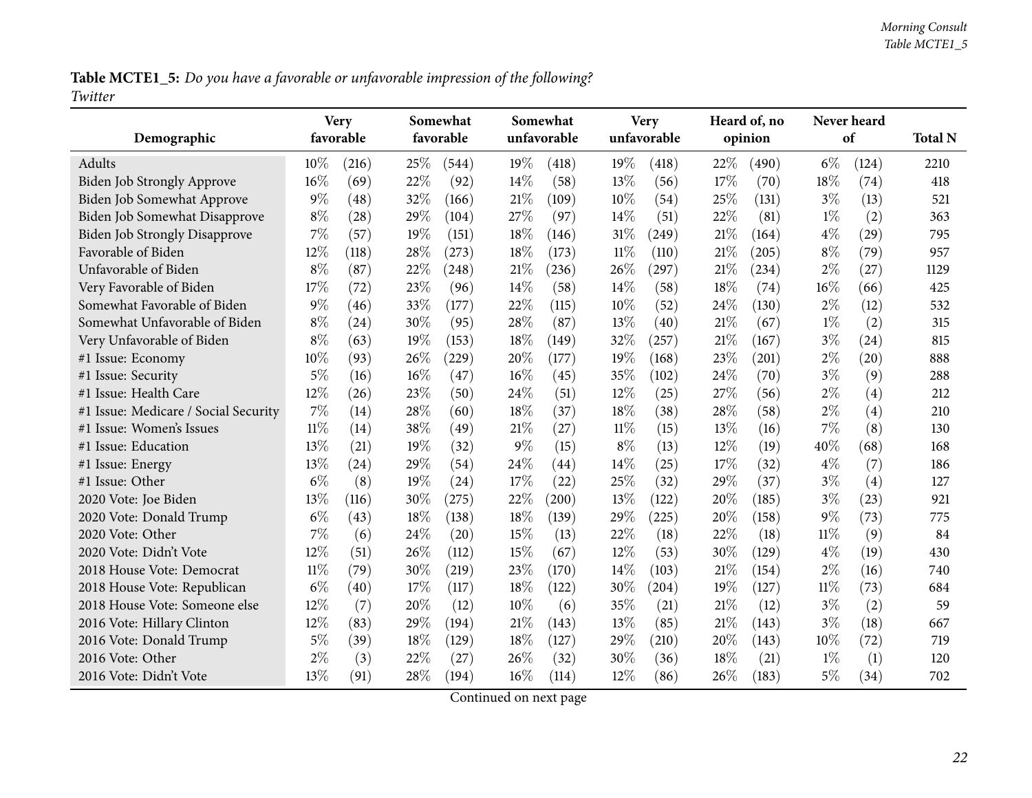**Table MCTE1_5:** *Do you have a favorable or unfavorable impression of the following?*
*Twitter*

| Demographic | Very favorable | | Somewhat favorable | | Somewhat unfavorable | | Very unfavorable | | Heard of, no opinion | | Never heard of | | Total N |
|---|---|---|---|---|---|---|---|---|---|---|---|---|---|
| Adults | 10% | (216) | 25% | (544) | 19% | (418) | 19% | (418) | 22% | (490) | 6% | (124) | 2210 |
| Biden Job Strongly Approve | 16% | (69) | 22% | (92) | 14% | (58) | 13% | (56) | 17% | (70) | 18% | (74) | 418 |
| Biden Job Somewhat Approve | 9% | (48) | 32% | (166) | 21% | (109) | 10% | (54) | 25% | (131) | 3% | (13) | 521 |
| Biden Job Somewhat Disapprove | 8% | (28) | 29% | (104) | 27% | (97) | 14% | (51) | 22% | (81) | 1% | (2) | 363 |
| Biden Job Strongly Disapprove | 7% | (57) | 19% | (151) | 18% | (146) | 31% | (249) | 21% | (164) | 4% | (29) | 795 |
| Favorable of Biden | 12% | (118) | 28% | (273) | 18% | (173) | 11% | (110) | 21% | (205) | 8% | (79) | 957 |
| Unfavorable of Biden | 8% | (87) | 22% | (248) | 21% | (236) | 26% | (297) | 21% | (234) | 2% | (27) | 1129 |
| Very Favorable of Biden | 17% | (72) | 23% | (96) | 14% | (58) | 14% | (58) | 18% | (74) | 16% | (66) | 425 |
| Somewhat Favorable of Biden | 9% | (46) | 33% | (177) | 22% | (115) | 10% | (52) | 24% | (130) | 2% | (12) | 532 |
| Somewhat Unfavorable of Biden | 8% | (24) | 30% | (95) | 28% | (87) | 13% | (40) | 21% | (67) | 1% | (2) | 315 |
| Very Unfavorable of Biden | 8% | (63) | 19% | (153) | 18% | (149) | 32% | (257) | 21% | (167) | 3% | (24) | 815 |
| #1 Issue: Economy | 10% | (93) | 26% | (229) | 20% | (177) | 19% | (168) | 23% | (201) | 2% | (20) | 888 |
| #1 Issue: Security | 5% | (16) | 16% | (47) | 16% | (45) | 35% | (102) | 24% | (70) | 3% | (9) | 288 |
| #1 Issue: Health Care | 12% | (26) | 23% | (50) | 24% | (51) | 12% | (25) | 27% | (56) | 2% | (4) | 212 |
| #1 Issue: Medicare / Social Security | 7% | (14) | 28% | (60) | 18% | (37) | 18% | (38) | 28% | (58) | 2% | (4) | 210 |
| #1 Issue: Women's Issues | 11% | (14) | 38% | (49) | 21% | (27) | 11% | (15) | 13% | (16) | 7% | (8) | 130 |
| #1 Issue: Education | 13% | (21) | 19% | (32) | 9% | (15) | 8% | (13) | 12% | (19) | 40% | (68) | 168 |
| #1 Issue: Energy | 13% | (24) | 29% | (54) | 24% | (44) | 14% | (25) | 17% | (32) | 4% | (7) | 186 |
| #1 Issue: Other | 6% | (8) | 19% | (24) | 17% | (22) | 25% | (32) | 29% | (37) | 3% | (4) | 127 |
| 2020 Vote: Joe Biden | 13% | (116) | 30% | (275) | 22% | (200) | 13% | (122) | 20% | (185) | 3% | (23) | 921 |
| 2020 Vote: Donald Trump | 6% | (43) | 18% | (138) | 18% | (139) | 29% | (225) | 20% | (158) | 9% | (73) | 775 |
| 2020 Vote: Other | 7% | (6) | 24% | (20) | 15% | (13) | 22% | (18) | 22% | (18) | 11% | (9) | 84 |
| 2020 Vote: Didn't Vote | 12% | (51) | 26% | (112) | 15% | (67) | 12% | (53) | 30% | (129) | 4% | (19) | 430 |
| 2018 House Vote: Democrat | 11% | (79) | 30% | (219) | 23% | (170) | 14% | (103) | 21% | (154) | 2% | (16) | 740 |
| 2018 House Vote: Republican | 6% | (40) | 17% | (117) | 18% | (122) | 30% | (204) | 19% | (127) | 11% | (73) | 684 |
| 2018 House Vote: Someone else | 12% | (7) | 20% | (12) | 10% | (6) | 35% | (21) | 21% | (12) | 3% | (2) | 59 |
| 2016 Vote: Hillary Clinton | 12% | (83) | 29% | (194) | 21% | (143) | 13% | (85) | 21% | (143) | 3% | (18) | 667 |
| 2016 Vote: Donald Trump | 5% | (39) | 18% | (129) | 18% | (127) | 29% | (210) | 20% | (143) | 10% | (72) | 719 |
| 2016 Vote: Other | 2% | (3) | 22% | (27) | 26% | (32) | 30% | (36) | 18% | (21) | 1% | (1) | 120 |
| 2016 Vote: Didn't Vote | 13% | (91) | 28% | (194) | 16% | (114) | 12% | (86) | 26% | (183) | 5% | (34) | 702 |

Continued on next page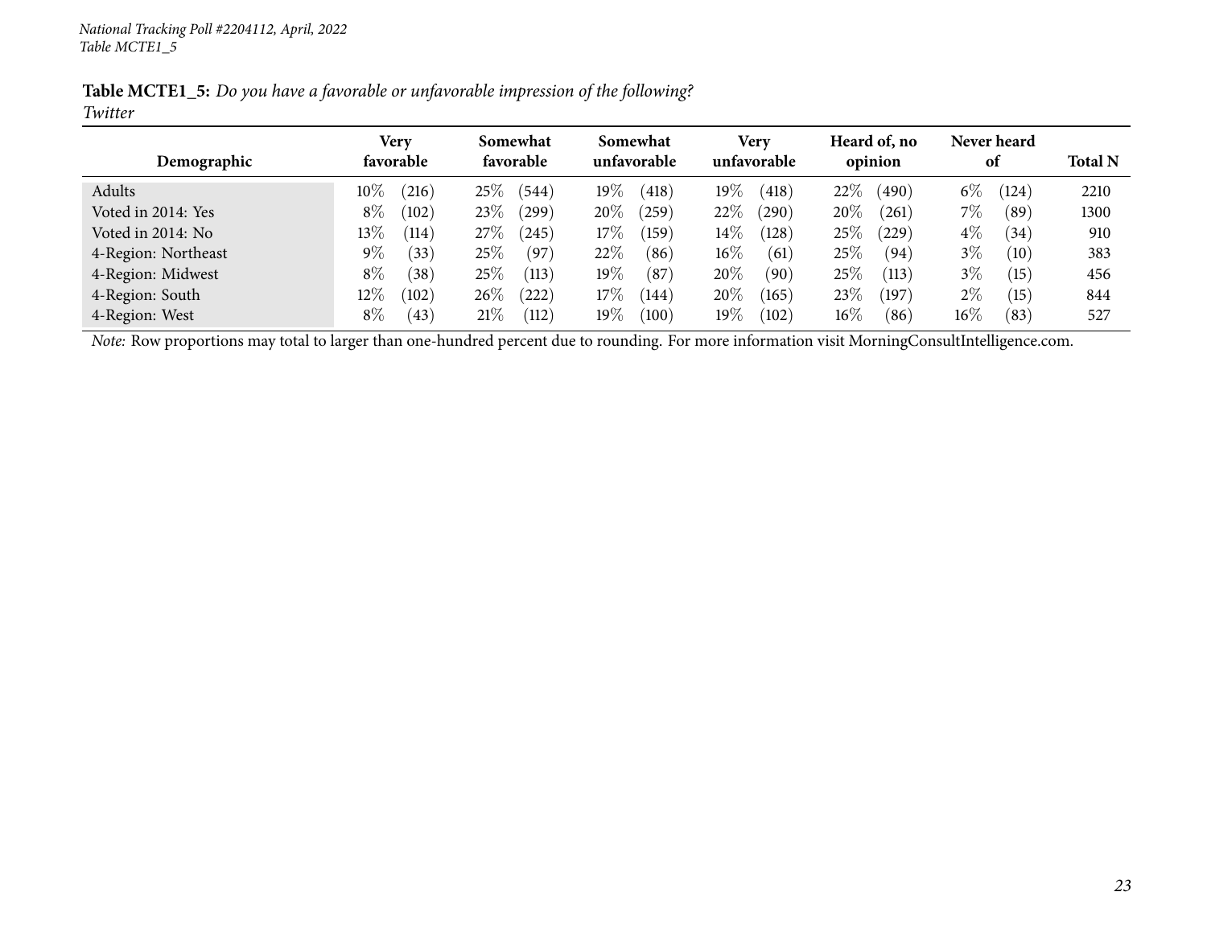*National Tracking Poll #2204112, April, 2022*
*Table MCTE1_5*

**Table MCTE1_5:** *Do you have a favorable or unfavorable impression of the following?*
*Twitter*

| Demographic | Very favorable | | Somewhat favorable | | Somewhat unfavorable | | Very unfavorable | | Heard of, no opinion | | Never heard of | | Total N |
|---|---|---|---|---|---|---|---|---|---|---|---|---|---|
| Adults | 10% | (216) | 25% | (544) | 19% | (418) | 19% | (418) | 22% | (490) | 6% | (124) | 2210 |
| Voted in 2014: Yes | 8% | (102) | 23% | (299) | 20% | (259) | 22% | (290) | 20% | (261) | 7% | (89) | 1300 |
| Voted in 2014: No | 13% | (114) | 27% | (245) | 17% | (159) | 14% | (128) | 25% | (229) | 4% | (34) | 910 |
| 4-Region: Northeast | 9% | (33) | 25% | (97) | 22% | (86) | 16% | (61) | 25% | (94) | 3% | (10) | 383 |
| 4-Region: Midwest | 8% | (38) | 25% | (113) | 19% | (87) | 20% | (90) | 25% | (113) | 3% | (15) | 456 |
| 4-Region: South | 12% | (102) | 26% | (222) | 17% | (144) | 20% | (165) | 23% | (197) | 2% | (15) | 844 |
| 4-Region: West | 8% | (43) | 21% | (112) | 19% | (100) | 19% | (102) | 16% | (86) | 16% | (83) | 527 |

*Note:* Row proportions may total to larger than one-hundred percent due to rounding. For more information visit MorningConsultIntelligence.com.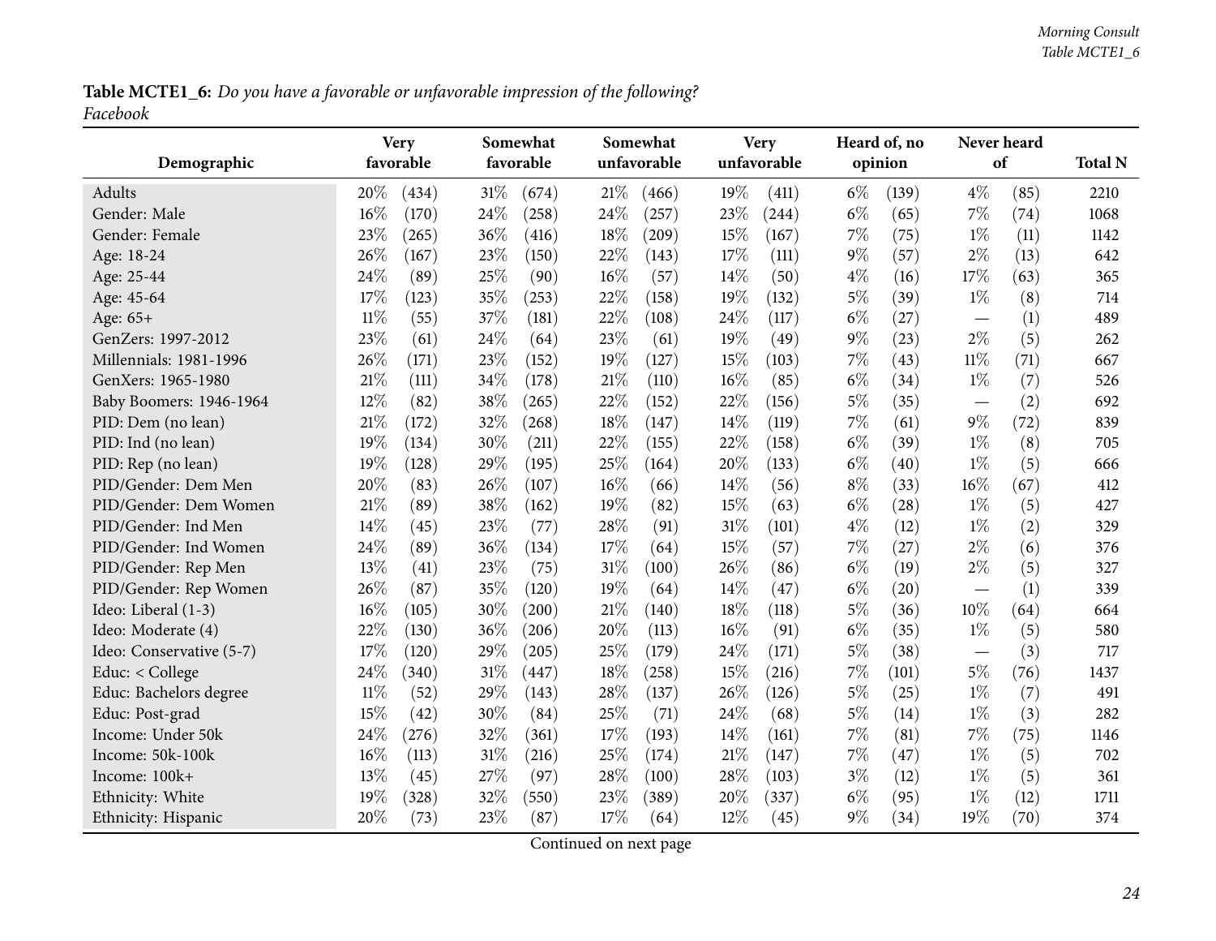**Table MCTE1_6:** *Do you have a favorable or unfavorable impression of the following?*
*Facebook*

| Demographic | Very favorable | | Somewhat favorable | | Somewhat unfavorable | | Very unfavorable | | Heard of, no opinion | | Never heard of | | Total N |
|---|---|---|---|---|---|---|---|---|---|---|---|---|---|
| Adults | 20% | (434) | 31% | (674) | 21% | (466) | 19% | (411) | 6% | (139) | 4% | (85) | 2210 |
| Gender: Male | 16% | (170) | 24% | (258) | 24% | (257) | 23% | (244) | 6% | (65) | 7% | (74) | 1068 |
| Gender: Female | 23% | (265) | 36% | (416) | 18% | (209) | 15% | (167) | 7% | (75) | 1% | (11) | 1142 |
| Age: 18-24 | 26% | (167) | 23% | (150) | 22% | (143) | 17% | (111) | 9% | (57) | 2% | (13) | 642 |
| Age: 25-44 | 24% | (89) | 25% | (90) | 16% | (57) | 14% | (50) | 4% | (16) | 17% | (63) | 365 |
| Age: 45-64 | 17% | (123) | 35% | (253) | 22% | (158) | 19% | (132) | 5% | (39) | 1% | (8) | 714 |
| Age: 65+ | 11% | (55) | 37% | (181) | 22% | (108) | 24% | (117) | 6% | (27) | — | (1) | 489 |
| GenZers: 1997-2012 | 23% | (61) | 24% | (64) | 23% | (61) | 19% | (49) | 9% | (23) | 2% | (5) | 262 |
| Millennials: 1981-1996 | 26% | (171) | 23% | (152) | 19% | (127) | 15% | (103) | 7% | (43) | 11% | (71) | 667 |
| GenXers: 1965-1980 | 21% | (111) | 34% | (178) | 21% | (110) | 16% | (85) | 6% | (34) | 1% | (7) | 526 |
| Baby Boomers: 1946-1964 | 12% | (82) | 38% | (265) | 22% | (152) | 22% | (156) | 5% | (35) | — | (2) | 692 |
| PID: Dem (no lean) | 21% | (172) | 32% | (268) | 18% | (147) | 14% | (119) | 7% | (61) | 9% | (72) | 839 |
| PID: Ind (no lean) | 19% | (134) | 30% | (211) | 22% | (155) | 22% | (158) | 6% | (39) | 1% | (8) | 705 |
| PID: Rep (no lean) | 19% | (128) | 29% | (195) | 25% | (164) | 20% | (133) | 6% | (40) | 1% | (5) | 666 |
| PID/Gender: Dem Men | 20% | (83) | 26% | (107) | 16% | (66) | 14% | (56) | 8% | (33) | 16% | (67) | 412 |
| PID/Gender: Dem Women | 21% | (89) | 38% | (162) | 19% | (82) | 15% | (63) | 6% | (28) | 1% | (5) | 427 |
| PID/Gender: Ind Men | 14% | (45) | 23% | (77) | 28% | (91) | 31% | (101) | 4% | (12) | 1% | (2) | 329 |
| PID/Gender: Ind Women | 24% | (89) | 36% | (134) | 17% | (64) | 15% | (57) | 7% | (27) | 2% | (6) | 376 |
| PID/Gender: Rep Men | 13% | (41) | 23% | (75) | 31% | (100) | 26% | (86) | 6% | (19) | 2% | (5) | 327 |
| PID/Gender: Rep Women | 26% | (87) | 35% | (120) | 19% | (64) | 14% | (47) | 6% | (20) | — | (1) | 339 |
| Ideo: Liberal (1-3) | 16% | (105) | 30% | (200) | 21% | (140) | 18% | (118) | 5% | (36) | 10% | (64) | 664 |
| Ideo: Moderate (4) | 22% | (130) | 36% | (206) | 20% | (113) | 16% | (91) | 6% | (35) | 1% | (5) | 580 |
| Ideo: Conservative (5-7) | 17% | (120) | 29% | (205) | 25% | (179) | 24% | (171) | 5% | (38) | — | (3) | 717 |
| Educ: < College | 24% | (340) | 31% | (447) | 18% | (258) | 15% | (216) | 7% | (101) | 5% | (76) | 1437 |
| Educ: Bachelors degree | 11% | (52) | 29% | (143) | 28% | (137) | 26% | (126) | 5% | (25) | 1% | (7) | 491 |
| Educ: Post-grad | 15% | (42) | 30% | (84) | 25% | (71) | 24% | (68) | 5% | (14) | 1% | (3) | 282 |
| Income: Under 50k | 24% | (276) | 32% | (361) | 17% | (193) | 14% | (161) | 7% | (81) | 7% | (75) | 1146 |
| Income: 50k-100k | 16% | (113) | 31% | (216) | 25% | (174) | 21% | (147) | 7% | (47) | 1% | (5) | 702 |
| Income: 100k+ | 13% | (45) | 27% | (97) | 28% | (100) | 28% | (103) | 3% | (12) | 1% | (5) | 361 |
| Ethnicity: White | 19% | (328) | 32% | (550) | 23% | (389) | 20% | (337) | 6% | (95) | 1% | (12) | 1711 |
| Ethnicity: Hispanic | 20% | (73) | 23% | (87) | 17% | (64) | 12% | (45) | 9% | (34) | 19% | (70) | 374 |

Continued on next page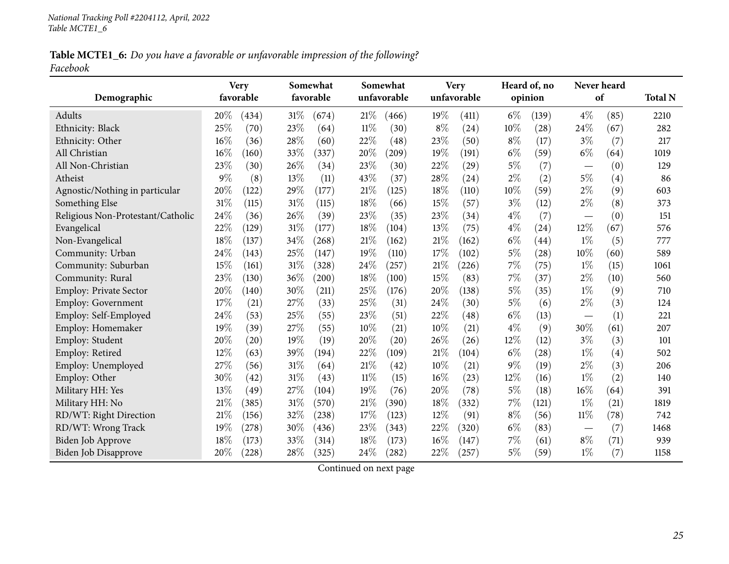National Tracking Poll #2204112, April, 2022
Table MCTE1_6

**Table MCTE1_6:** *Do you have a favorable or unfavorable impression of the following?*
*Facebook*

| Demographic | Very favorable | | Somewhat favorable | | Somewhat unfavorable | | Very unfavorable | | Heard of, no opinion | | Never heard of | | Total N |
|---|---|---|---|---|---|---|---|---|---|---|---|---|---|
| Adults | 20% | (434) | 31% | (674) | 21% | (466) | 19% | (411) | 6% | (139) | 4% | (85) | 2210 |
| Ethnicity: Black | 25% | (70) | 23% | (64) | 11% | (30) | 8% | (24) | 10% | (28) | 24% | (67) | 282 |
| Ethnicity: Other | 16% | (36) | 28% | (60) | 22% | (48) | 23% | (50) | 8% | (17) | 3% | (7) | 217 |
| All Christian | 16% | (160) | 33% | (337) | 20% | (209) | 19% | (191) | 6% | (59) | 6% | (64) | 1019 |
| All Non-Christian | 23% | (30) | 26% | (34) | 23% | (30) | 22% | (29) | 5% | (7) | — | (0) | 129 |
| Atheist | 9% | (8) | 13% | (11) | 43% | (37) | 28% | (24) | 2% | (2) | 5% | (4) | 86 |
| Agnostic/Nothing in particular | 20% | (122) | 29% | (177) | 21% | (125) | 18% | (110) | 10% | (59) | 2% | (9) | 603 |
| Something Else | 31% | (115) | 31% | (115) | 18% | (66) | 15% | (57) | 3% | (12) | 2% | (8) | 373 |
| Religious Non-Protestant/Catholic | 24% | (36) | 26% | (39) | 23% | (35) | 23% | (34) | 4% | (7) | — | (0) | 151 |
| Evangelical | 22% | (129) | 31% | (177) | 18% | (104) | 13% | (75) | 4% | (24) | 12% | (67) | 576 |
| Non-Evangelical | 18% | (137) | 34% | (268) | 21% | (162) | 21% | (162) | 6% | (44) | 1% | (5) | 777 |
| Community: Urban | 24% | (143) | 25% | (147) | 19% | (110) | 17% | (102) | 5% | (28) | 10% | (60) | 589 |
| Community: Suburban | 15% | (161) | 31% | (328) | 24% | (257) | 21% | (226) | 7% | (75) | 1% | (15) | 1061 |
| Community: Rural | 23% | (130) | 36% | (200) | 18% | (100) | 15% | (83) | 7% | (37) | 2% | (10) | 560 |
| Employ: Private Sector | 20% | (140) | 30% | (211) | 25% | (176) | 20% | (138) | 5% | (35) | 1% | (9) | 710 |
| Employ: Government | 17% | (21) | 27% | (33) | 25% | (31) | 24% | (30) | 5% | (6) | 2% | (3) | 124 |
| Employ: Self-Employed | 24% | (53) | 25% | (55) | 23% | (51) | 22% | (48) | 6% | (13) | — | (1) | 221 |
| Employ: Homemaker | 19% | (39) | 27% | (55) | 10% | (21) | 10% | (21) | 4% | (9) | 30% | (61) | 207 |
| Employ: Student | 20% | (20) | 19% | (19) | 20% | (20) | 26% | (26) | 12% | (12) | 3% | (3) | 101 |
| Employ: Retired | 12% | (63) | 39% | (194) | 22% | (109) | 21% | (104) | 6% | (28) | 1% | (4) | 502 |
| Employ: Unemployed | 27% | (56) | 31% | (64) | 21% | (42) | 10% | (21) | 9% | (19) | 2% | (3) | 206 |
| Employ: Other | 30% | (42) | 31% | (43) | 11% | (15) | 16% | (23) | 12% | (16) | 1% | (2) | 140 |
| Military HH: Yes | 13% | (49) | 27% | (104) | 19% | (76) | 20% | (78) | 5% | (18) | 16% | (64) | 391 |
| Military HH: No | 21% | (385) | 31% | (570) | 21% | (390) | 18% | (332) | 7% | (121) | 1% | (21) | 1819 |
| RD/WT: Right Direction | 21% | (156) | 32% | (238) | 17% | (123) | 12% | (91) | 8% | (56) | 11% | (78) | 742 |
| RD/WT: Wrong Track | 19% | (278) | 30% | (436) | 23% | (343) | 22% | (320) | 6% | (83) | — | (7) | 1468 |
| Biden Job Approve | 18% | (173) | 33% | (314) | 18% | (173) | 16% | (147) | 7% | (61) | 8% | (71) | 939 |
| Biden Job Disapprove | 20% | (228) | 28% | (325) | 24% | (282) | 22% | (257) | 5% | (59) | 1% | (7) | 1158 |

Continued on next page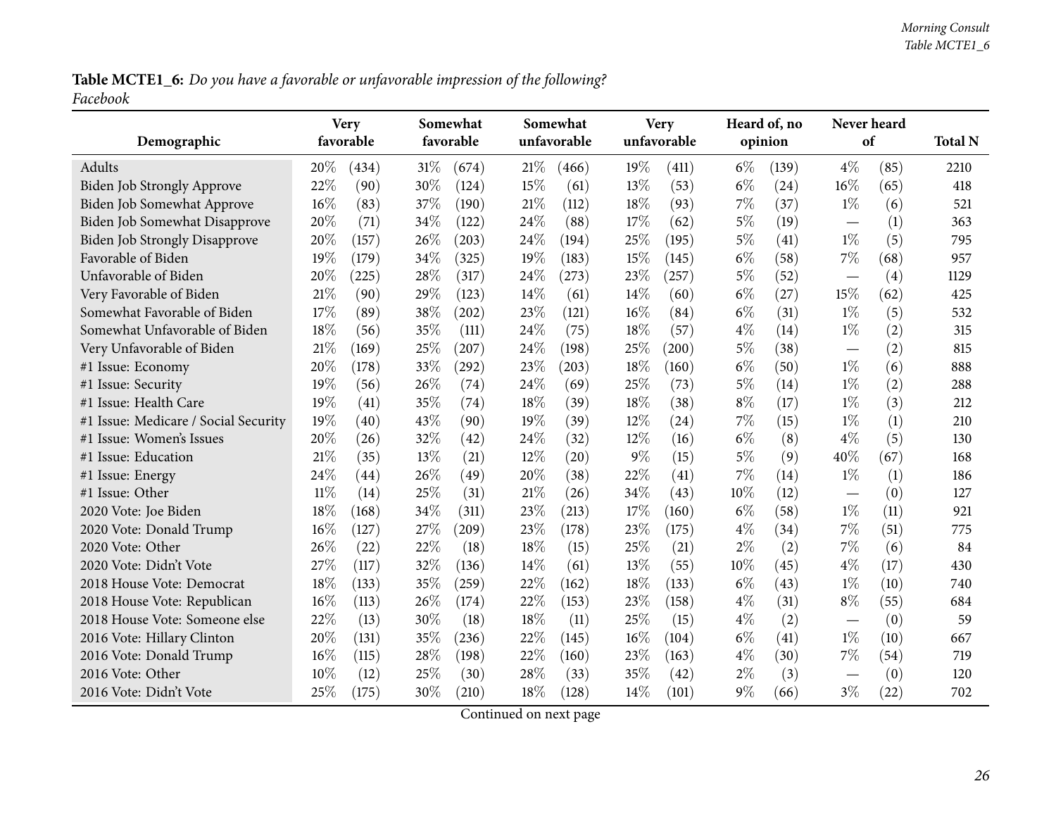**Table MCTE1_6:** *Do you have a favorable or unfavorable impression of the following?*
*Facebook*

| Demographic | Very favorable | | Somewhat favorable | | Somewhat unfavorable | | Very unfavorable | | Heard of, no opinion | | Never heard of | | Total N |
|---|---|---|---|---|---|---|---|---|---|---|---|---|---|
| Adults | 20% | (434) | 31% | (674) | 21% | (466) | 19% | (411) | 6% | (139) | 4% | (85) | 2210 |
| Biden Job Strongly Approve | 22% | (90) | 30% | (124) | 15% | (61) | 13% | (53) | 6% | (24) | 16% | (65) | 418 |
| Biden Job Somewhat Approve | 16% | (83) | 37% | (190) | 21% | (112) | 18% | (93) | 7% | (37) | 1% | (6) | 521 |
| Biden Job Somewhat Disapprove | 20% | (71) | 34% | (122) | 24% | (88) | 17% | (62) | 5% | (19) | — | (1) | 363 |
| Biden Job Strongly Disapprove | 20% | (157) | 26% | (203) | 24% | (194) | 25% | (195) | 5% | (41) | 1% | (5) | 795 |
| Favorable of Biden | 19% | (179) | 34% | (325) | 19% | (183) | 15% | (145) | 6% | (58) | 7% | (68) | 957 |
| Unfavorable of Biden | 20% | (225) | 28% | (317) | 24% | (273) | 23% | (257) | 5% | (52) | — | (4) | 1129 |
| Very Favorable of Biden | 21% | (90) | 29% | (123) | 14% | (61) | 14% | (60) | 6% | (27) | 15% | (62) | 425 |
| Somewhat Favorable of Biden | 17% | (89) | 38% | (202) | 23% | (121) | 16% | (84) | 6% | (31) | 1% | (5) | 532 |
| Somewhat Unfavorable of Biden | 18% | (56) | 35% | (111) | 24% | (75) | 18% | (57) | 4% | (14) | 1% | (2) | 315 |
| Very Unfavorable of Biden | 21% | (169) | 25% | (207) | 24% | (198) | 25% | (200) | 5% | (38) | — | (2) | 815 |
| #1 Issue: Economy | 20% | (178) | 33% | (292) | 23% | (203) | 18% | (160) | 6% | (50) | 1% | (6) | 888 |
| #1 Issue: Security | 19% | (56) | 26% | (74) | 24% | (69) | 25% | (73) | 5% | (14) | 1% | (2) | 288 |
| #1 Issue: Health Care | 19% | (41) | 35% | (74) | 18% | (39) | 18% | (38) | 8% | (17) | 1% | (3) | 212 |
| #1 Issue: Medicare / Social Security | 19% | (40) | 43% | (90) | 19% | (39) | 12% | (24) | 7% | (15) | 1% | (1) | 210 |
| #1 Issue: Women's Issues | 20% | (26) | 32% | (42) | 24% | (32) | 12% | (16) | 6% | (8) | 4% | (5) | 130 |
| #1 Issue: Education | 21% | (35) | 13% | (21) | 12% | (20) | 9% | (15) | 5% | (9) | 40% | (67) | 168 |
| #1 Issue: Energy | 24% | (44) | 26% | (49) | 20% | (38) | 22% | (41) | 7% | (14) | 1% | (1) | 186 |
| #1 Issue: Other | 11% | (14) | 25% | (31) | 21% | (26) | 34% | (43) | 10% | (12) | — | (0) | 127 |
| 2020 Vote: Joe Biden | 18% | (168) | 34% | (311) | 23% | (213) | 17% | (160) | 6% | (58) | 1% | (11) | 921 |
| 2020 Vote: Donald Trump | 16% | (127) | 27% | (209) | 23% | (178) | 23% | (175) | 4% | (34) | 7% | (51) | 775 |
| 2020 Vote: Other | 26% | (22) | 22% | (18) | 18% | (15) | 25% | (21) | 2% | (2) | 7% | (6) | 84 |
| 2020 Vote: Didn't Vote | 27% | (117) | 32% | (136) | 14% | (61) | 13% | (55) | 10% | (45) | 4% | (17) | 430 |
| 2018 House Vote: Democrat | 18% | (133) | 35% | (259) | 22% | (162) | 18% | (133) | 6% | (43) | 1% | (10) | 740 |
| 2018 House Vote: Republican | 16% | (113) | 26% | (174) | 22% | (153) | 23% | (158) | 4% | (31) | 8% | (55) | 684 |
| 2018 House Vote: Someone else | 22% | (13) | 30% | (18) | 18% | (11) | 25% | (15) | 4% | (2) | — | (0) | 59 |
| 2016 Vote: Hillary Clinton | 20% | (131) | 35% | (236) | 22% | (145) | 16% | (104) | 6% | (41) | 1% | (10) | 667 |
| 2016 Vote: Donald Trump | 16% | (115) | 28% | (198) | 22% | (160) | 23% | (163) | 4% | (30) | 7% | (54) | 719 |
| 2016 Vote: Other | 10% | (12) | 25% | (30) | 28% | (33) | 35% | (42) | 2% | (3) | — | (0) | 120 |
| 2016 Vote: Didn't Vote | 25% | (175) | 30% | (210) | 18% | (128) | 14% | (101) | 9% | (66) | 3% | (22) | 702 |

Continued on next page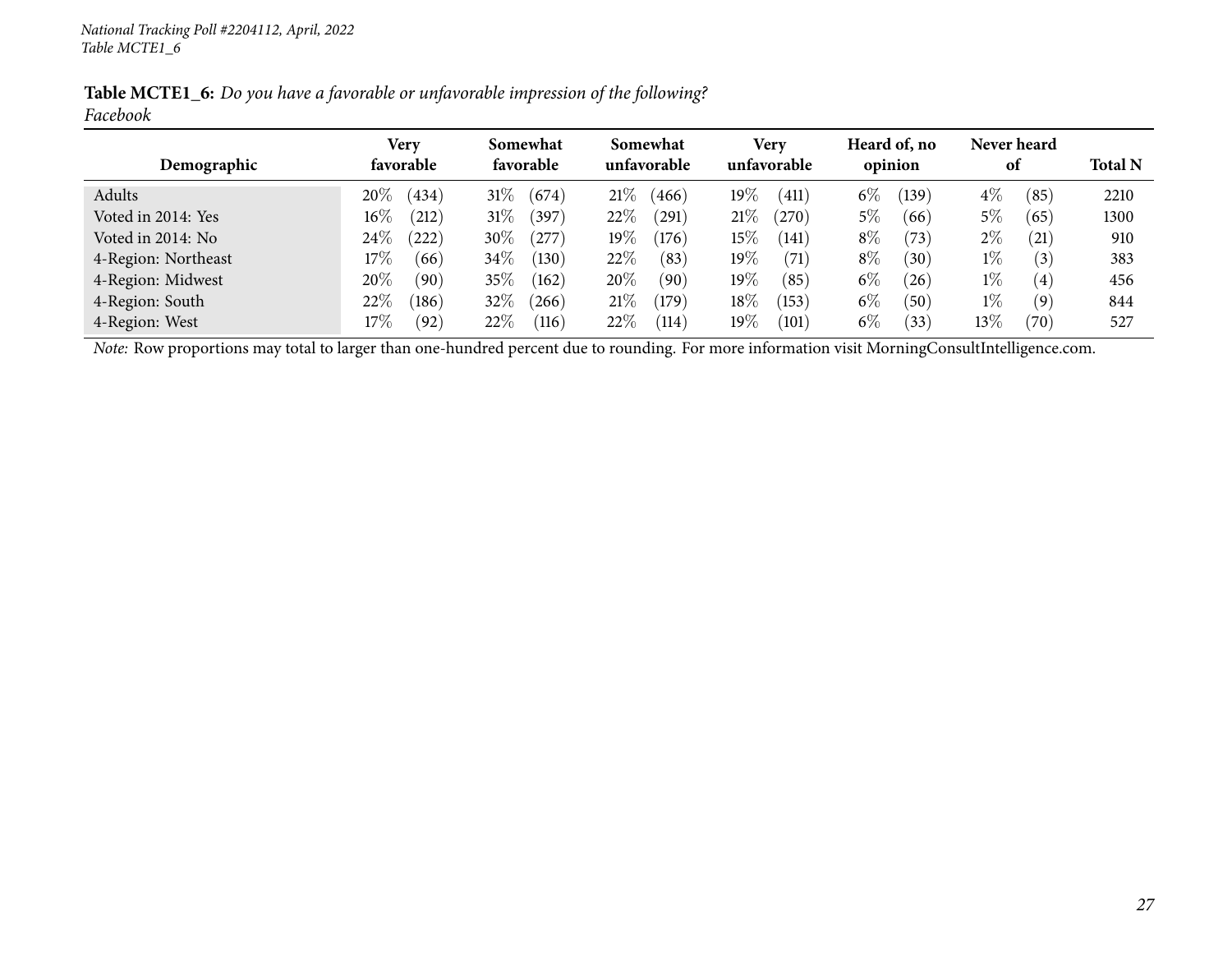**Table MCTE1_6:** *Do you have a favorable or unfavorable impression of the following?*
*Facebook*

| Demographic | Very favorable | | Somewhat favorable | | Somewhat unfavorable | | Very unfavorable | | Heard of, no opinion | | Never heard of | | Total N |
|---|---|---|---|---|---|---|---|---|---|---|---|---|---|
| Adults | 20% | (434) | 31% | (674) | 21% | (466) | 19% | (411) | 6% | (139) | 4% | (85) | 2210 |
| Voted in 2014: Yes | 16% | (212) | 31% | (397) | 22% | (291) | 21% | (270) | 5% | (66) | 5% | (65) | 1300 |
| Voted in 2014: No | 24% | (222) | 30% | (277) | 19% | (176) | 15% | (141) | 8% | (73) | 2% | (21) | 910 |
| 4-Region: Northeast | 17% | (66) | 34% | (130) | 22% | (83) | 19% | (71) | 8% | (30) | 1% | (3) | 383 |
| 4-Region: Midwest | 20% | (90) | 35% | (162) | 20% | (90) | 19% | (85) | 6% | (26) | 1% | (4) | 456 |
| 4-Region: South | 22% | (186) | 32% | (266) | 21% | (179) | 18% | (153) | 6% | (50) | 1% | (9) | 844 |
| 4-Region: West | 17% | (92) | 22% | (116) | 22% | (114) | 19% | (101) | 6% | (33) | 13% | (70) | 527 |

*Note:* Row proportions may total to larger than one-hundred percent due to rounding. For more information visit MorningConsultIntelligence.com.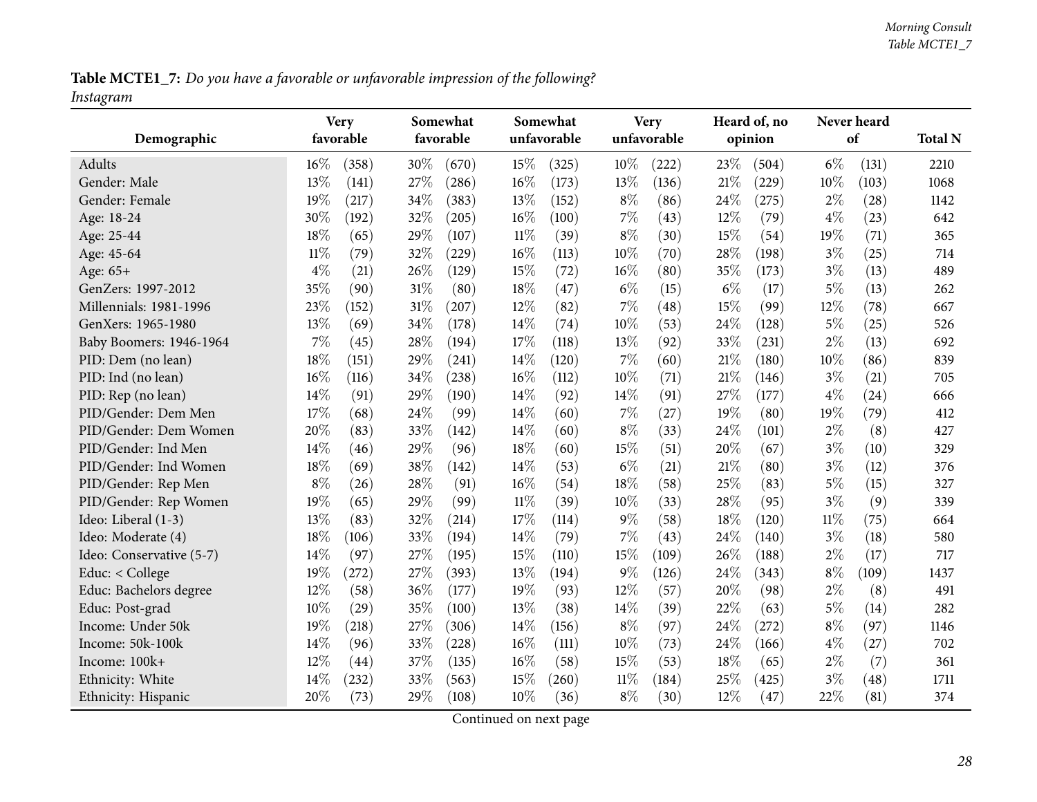**Table MCTE1_7:** *Do you have a favorable or unfavorable impression of the following?*
*Instagram*

| Demographic | Very favorable | | Somewhat favorable | | Somewhat unfavorable | | Very unfavorable | | Heard of, no opinion | | Never heard of | | Total N |
|---|---|---|---|---|---|---|---|---|---|---|---|---|---|
| Adults | 16% | (358) | 30% | (670) | 15% | (325) | 10% | (222) | 23% | (504) | 6% | (131) | 2210 |
| Gender: Male | 13% | (141) | 27% | (286) | 16% | (173) | 13% | (136) | 21% | (229) | 10% | (103) | 1068 |
| Gender: Female | 19% | (217) | 34% | (383) | 13% | (152) | 8% | (86) | 24% | (275) | 2% | (28) | 1142 |
| Age: 18-24 | 30% | (192) | 32% | (205) | 16% | (100) | 7% | (43) | 12% | (79) | 4% | (23) | 642 |
| Age: 25-44 | 18% | (65) | 29% | (107) | 11% | (39) | 8% | (30) | 15% | (54) | 19% | (71) | 365 |
| Age: 45-64 | 11% | (79) | 32% | (229) | 16% | (113) | 10% | (70) | 28% | (198) | 3% | (25) | 714 |
| Age: 65+ | 4% | (21) | 26% | (129) | 15% | (72) | 16% | (80) | 35% | (173) | 3% | (13) | 489 |
| GenZers: 1997-2012 | 35% | (90) | 31% | (80) | 18% | (47) | 6% | (15) | 6% | (17) | 5% | (13) | 262 |
| Millennials: 1981-1996 | 23% | (152) | 31% | (207) | 12% | (82) | 7% | (48) | 15% | (99) | 12% | (78) | 667 |
| GenXers: 1965-1980 | 13% | (69) | 34% | (178) | 14% | (74) | 10% | (53) | 24% | (128) | 5% | (25) | 526 |
| Baby Boomers: 1946-1964 | 7% | (45) | 28% | (194) | 17% | (118) | 13% | (92) | 33% | (231) | 2% | (13) | 692 |
| PID: Dem (no lean) | 18% | (151) | 29% | (241) | 14% | (120) | 7% | (60) | 21% | (180) | 10% | (86) | 839 |
| PID: Ind (no lean) | 16% | (116) | 34% | (238) | 16% | (112) | 10% | (71) | 21% | (146) | 3% | (21) | 705 |
| PID: Rep (no lean) | 14% | (91) | 29% | (190) | 14% | (92) | 14% | (91) | 27% | (177) | 4% | (24) | 666 |
| PID/Gender: Dem Men | 17% | (68) | 24% | (99) | 14% | (60) | 7% | (27) | 19% | (80) | 19% | (79) | 412 |
| PID/Gender: Dem Women | 20% | (83) | 33% | (142) | 14% | (60) | 8% | (33) | 24% | (101) | 2% | (8) | 427 |
| PID/Gender: Ind Men | 14% | (46) | 29% | (96) | 18% | (60) | 15% | (51) | 20% | (67) | 3% | (10) | 329 |
| PID/Gender: Ind Women | 18% | (69) | 38% | (142) | 14% | (53) | 6% | (21) | 21% | (80) | 3% | (12) | 376 |
| PID/Gender: Rep Men | 8% | (26) | 28% | (91) | 16% | (54) | 18% | (58) | 25% | (83) | 5% | (15) | 327 |
| PID/Gender: Rep Women | 19% | (65) | 29% | (99) | 11% | (39) | 10% | (33) | 28% | (95) | 3% | (9) | 339 |
| Ideo: Liberal (1-3) | 13% | (83) | 32% | (214) | 17% | (114) | 9% | (58) | 18% | (120) | 11% | (75) | 664 |
| Ideo: Moderate (4) | 18% | (106) | 33% | (194) | 14% | (79) | 7% | (43) | 24% | (140) | 3% | (18) | 580 |
| Ideo: Conservative (5-7) | 14% | (97) | 27% | (195) | 15% | (110) | 15% | (109) | 26% | (188) | 2% | (17) | 717 |
| Educ: < College | 19% | (272) | 27% | (393) | 13% | (194) | 9% | (126) | 24% | (343) | 8% | (109) | 1437 |
| Educ: Bachelors degree | 12% | (58) | 36% | (177) | 19% | (93) | 12% | (57) | 20% | (98) | 2% | (8) | 491 |
| Educ: Post-grad | 10% | (29) | 35% | (100) | 13% | (38) | 14% | (39) | 22% | (63) | 5% | (14) | 282 |
| Income: Under 50k | 19% | (218) | 27% | (306) | 14% | (156) | 8% | (97) | 24% | (272) | 8% | (97) | 1146 |
| Income: 50k-100k | 14% | (96) | 33% | (228) | 16% | (111) | 10% | (73) | 24% | (166) | 4% | (27) | 702 |
| Income: 100k+ | 12% | (44) | 37% | (135) | 16% | (58) | 15% | (53) | 18% | (65) | 2% | (7) | 361 |
| Ethnicity: White | 14% | (232) | 33% | (563) | 15% | (260) | 11% | (184) | 25% | (425) | 3% | (48) | 1711 |
| Ethnicity: Hispanic | 20% | (73) | 29% | (108) | 10% | (36) | 8% | (30) | 12% | (47) | 22% | (81) | 374 |

Continued on next page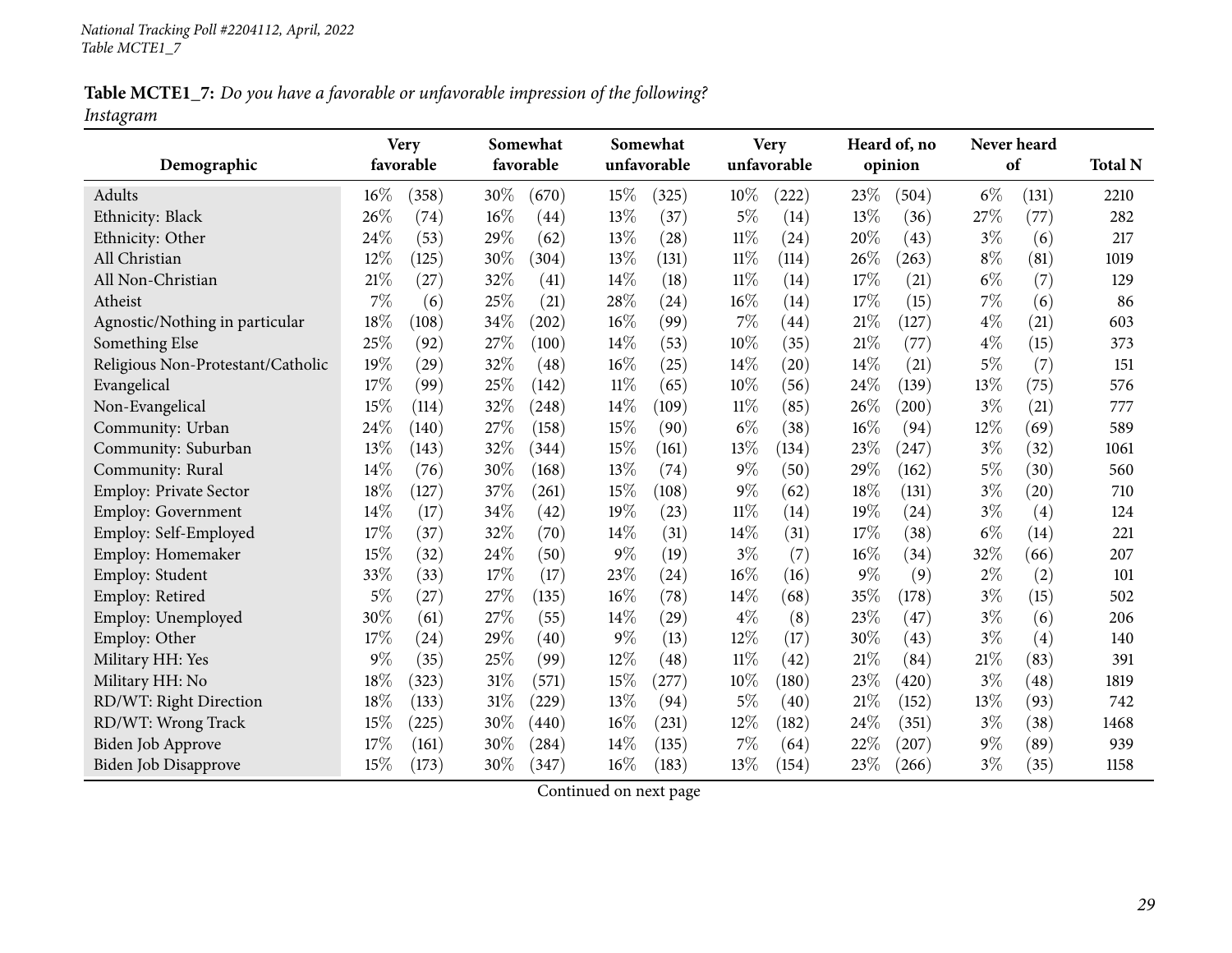*National Tracking Poll #2204112, April, 2022*
*Table MCTE1_7*

**Table MCTE1_7:** *Do you have a favorable or unfavorable impression of the following?*
*Instagram*

| Demographic | Very favorable | | Somewhat favorable | | Somewhat unfavorable | | Very unfavorable | | Heard of, no opinion | | Never heard of | | Total N |
|---|---|---|---|---|---|---|---|---|---|---|---|---|---|
| Adults | 16% | (358) | 30% | (670) | 15% | (325) | 10% | (222) | 23% | (504) | 6% | (131) | 2210 |
| Ethnicity: Black | 26% | (74) | 16% | (44) | 13% | (37) | 5% | (14) | 13% | (36) | 27% | (77) | 282 |
| Ethnicity: Other | 24% | (53) | 29% | (62) | 13% | (28) | 11% | (24) | 20% | (43) | 3% | (6) | 217 |
| All Christian | 12% | (125) | 30% | (304) | 13% | (131) | 11% | (114) | 26% | (263) | 8% | (81) | 1019 |
| All Non-Christian | 21% | (27) | 32% | (41) | 14% | (18) | 11% | (14) | 17% | (21) | 6% | (7) | 129 |
| Atheist | 7% | (6) | 25% | (21) | 28% | (24) | 16% | (14) | 17% | (15) | 7% | (6) | 86 |
| Agnostic/Nothing in particular | 18% | (108) | 34% | (202) | 16% | (99) | 7% | (44) | 21% | (127) | 4% | (21) | 603 |
| Something Else | 25% | (92) | 27% | (100) | 14% | (53) | 10% | (35) | 21% | (77) | 4% | (15) | 373 |
| Religious Non-Protestant/Catholic | 19% | (29) | 32% | (48) | 16% | (25) | 14% | (20) | 14% | (21) | 5% | (7) | 151 |
| Evangelical | 17% | (99) | 25% | (142) | 11% | (65) | 10% | (56) | 24% | (139) | 13% | (75) | 576 |
| Non-Evangelical | 15% | (114) | 32% | (248) | 14% | (109) | 11% | (85) | 26% | (200) | 3% | (21) | 777 |
| Community: Urban | 24% | (140) | 27% | (158) | 15% | (90) | 6% | (38) | 16% | (94) | 12% | (69) | 589 |
| Community: Suburban | 13% | (143) | 32% | (344) | 15% | (161) | 13% | (134) | 23% | (247) | 3% | (32) | 1061 |
| Community: Rural | 14% | (76) | 30% | (168) | 13% | (74) | 9% | (50) | 29% | (162) | 5% | (30) | 560 |
| Employ: Private Sector | 18% | (127) | 37% | (261) | 15% | (108) | 9% | (62) | 18% | (131) | 3% | (20) | 710 |
| Employ: Government | 14% | (17) | 34% | (42) | 19% | (23) | 11% | (14) | 19% | (24) | 3% | (4) | 124 |
| Employ: Self-Employed | 17% | (37) | 32% | (70) | 14% | (31) | 14% | (31) | 17% | (38) | 6% | (14) | 221 |
| Employ: Homemaker | 15% | (32) | 24% | (50) | 9% | (19) | 3% | (7) | 16% | (34) | 32% | (66) | 207 |
| Employ: Student | 33% | (33) | 17% | (17) | 23% | (24) | 16% | (16) | 9% | (9) | 2% | (2) | 101 |
| Employ: Retired | 5% | (27) | 27% | (135) | 16% | (78) | 14% | (68) | 35% | (178) | 3% | (15) | 502 |
| Employ: Unemployed | 30% | (61) | 27% | (55) | 14% | (29) | 4% | (8) | 23% | (47) | 3% | (6) | 206 |
| Employ: Other | 17% | (24) | 29% | (40) | 9% | (13) | 12% | (17) | 30% | (43) | 3% | (4) | 140 |
| Military HH: Yes | 9% | (35) | 25% | (99) | 12% | (48) | 11% | (42) | 21% | (84) | 21% | (83) | 391 |
| Military HH: No | 18% | (323) | 31% | (571) | 15% | (277) | 10% | (180) | 23% | (420) | 3% | (48) | 1819 |
| RD/WT: Right Direction | 18% | (133) | 31% | (229) | 13% | (94) | 5% | (40) | 21% | (152) | 13% | (93) | 742 |
| RD/WT: Wrong Track | 15% | (225) | 30% | (440) | 16% | (231) | 12% | (182) | 24% | (351) | 3% | (38) | 1468 |
| Biden Job Approve | 17% | (161) | 30% | (284) | 14% | (135) | 7% | (64) | 22% | (207) | 9% | (89) | 939 |
| Biden Job Disapprove | 15% | (173) | 30% | (347) | 16% | (183) | 13% | (154) | 23% | (266) | 3% | (35) | 1158 |

Continued on next page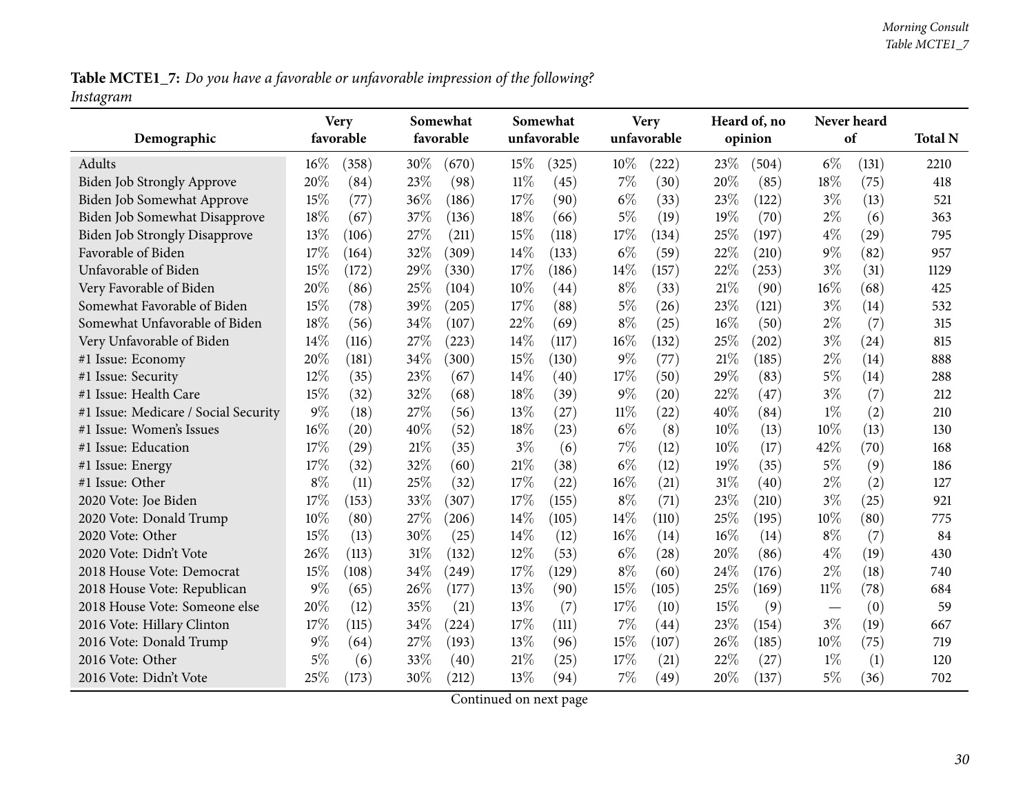**Table MCTE1_7:** *Do you have a favorable or unfavorable impression of the following?*
*Instagram*

| Demographic | Very favorable | | Somewhat favorable | | Somewhat unfavorable | | Very unfavorable | | Heard of, no opinion | | Never heard of | | Total N |
|---|---|---|---|---|---|---|---|---|---|---|---|---|---|
| Adults | 16% | (358) | 30% | (670) | 15% | (325) | 10% | (222) | 23% | (504) | 6% | (131) | 2210 |
| Biden Job Strongly Approve | 20% | (84) | 23% | (98) | 11% | (45) | 7% | (30) | 20% | (85) | 18% | (75) | 418 |
| Biden Job Somewhat Approve | 15% | (77) | 36% | (186) | 17% | (90) | 6% | (33) | 23% | (122) | 3% | (13) | 521 |
| Biden Job Somewhat Disapprove | 18% | (67) | 37% | (136) | 18% | (66) | 5% | (19) | 19% | (70) | 2% | (6) | 363 |
| Biden Job Strongly Disapprove | 13% | (106) | 27% | (211) | 15% | (118) | 17% | (134) | 25% | (197) | 4% | (29) | 795 |
| Favorable of Biden | 17% | (164) | 32% | (309) | 14% | (133) | 6% | (59) | 22% | (210) | 9% | (82) | 957 |
| Unfavorable of Biden | 15% | (172) | 29% | (330) | 17% | (186) | 14% | (157) | 22% | (253) | 3% | (31) | 1129 |
| Very Favorable of Biden | 20% | (86) | 25% | (104) | 10% | (44) | 8% | (33) | 21% | (90) | 16% | (68) | 425 |
| Somewhat Favorable of Biden | 15% | (78) | 39% | (205) | 17% | (88) | 5% | (26) | 23% | (121) | 3% | (14) | 532 |
| Somewhat Unfavorable of Biden | 18% | (56) | 34% | (107) | 22% | (69) | 8% | (25) | 16% | (50) | 2% | (7) | 315 |
| Very Unfavorable of Biden | 14% | (116) | 27% | (223) | 14% | (117) | 16% | (132) | 25% | (202) | 3% | (24) | 815 |
| #1 Issue: Economy | 20% | (181) | 34% | (300) | 15% | (130) | 9% | (77) | 21% | (185) | 2% | (14) | 888 |
| #1 Issue: Security | 12% | (35) | 23% | (67) | 14% | (40) | 17% | (50) | 29% | (83) | 5% | (14) | 288 |
| #1 Issue: Health Care | 15% | (32) | 32% | (68) | 18% | (39) | 9% | (20) | 22% | (47) | 3% | (7) | 212 |
| #1 Issue: Medicare / Social Security | 9% | (18) | 27% | (56) | 13% | (27) | 11% | (22) | 40% | (84) | 1% | (2) | 210 |
| #1 Issue: Women's Issues | 16% | (20) | 40% | (52) | 18% | (23) | 6% | (8) | 10% | (13) | 10% | (13) | 130 |
| #1 Issue: Education | 17% | (29) | 21% | (35) | 3% | (6) | 7% | (12) | 10% | (17) | 42% | (70) | 168 |
| #1 Issue: Energy | 17% | (32) | 32% | (60) | 21% | (38) | 6% | (12) | 19% | (35) | 5% | (9) | 186 |
| #1 Issue: Other | 8% | (11) | 25% | (32) | 17% | (22) | 16% | (21) | 31% | (40) | 2% | (2) | 127 |
| 2020 Vote: Joe Biden | 17% | (153) | 33% | (307) | 17% | (155) | 8% | (71) | 23% | (210) | 3% | (25) | 921 |
| 2020 Vote: Donald Trump | 10% | (80) | 27% | (206) | 14% | (105) | 14% | (110) | 25% | (195) | 10% | (80) | 775 |
| 2020 Vote: Other | 15% | (13) | 30% | (25) | 14% | (12) | 16% | (14) | 16% | (14) | 8% | (7) | 84 |
| 2020 Vote: Didn't Vote | 26% | (113) | 31% | (132) | 12% | (53) | 6% | (28) | 20% | (86) | 4% | (19) | 430 |
| 2018 House Vote: Democrat | 15% | (108) | 34% | (249) | 17% | (129) | 8% | (60) | 24% | (176) | 2% | (18) | 740 |
| 2018 House Vote: Republican | 9% | (65) | 26% | (177) | 13% | (90) | 15% | (105) | 25% | (169) | 11% | (78) | 684 |
| 2018 House Vote: Someone else | 20% | (12) | 35% | (21) | 13% | (7) | 17% | (10) | 15% | (9) | — | (0) | 59 |
| 2016 Vote: Hillary Clinton | 17% | (115) | 34% | (224) | 17% | (111) | 7% | (44) | 23% | (154) | 3% | (19) | 667 |
| 2016 Vote: Donald Trump | 9% | (64) | 27% | (193) | 13% | (96) | 15% | (107) | 26% | (185) | 10% | (75) | 719 |
| 2016 Vote: Other | 5% | (6) | 33% | (40) | 21% | (25) | 17% | (21) | 22% | (27) | 1% | (1) | 120 |
| 2016 Vote: Didn't Vote | 25% | (173) | 30% | (212) | 13% | (94) | 7% | (49) | 20% | (137) | 5% | (36) | 702 |

Continued on next page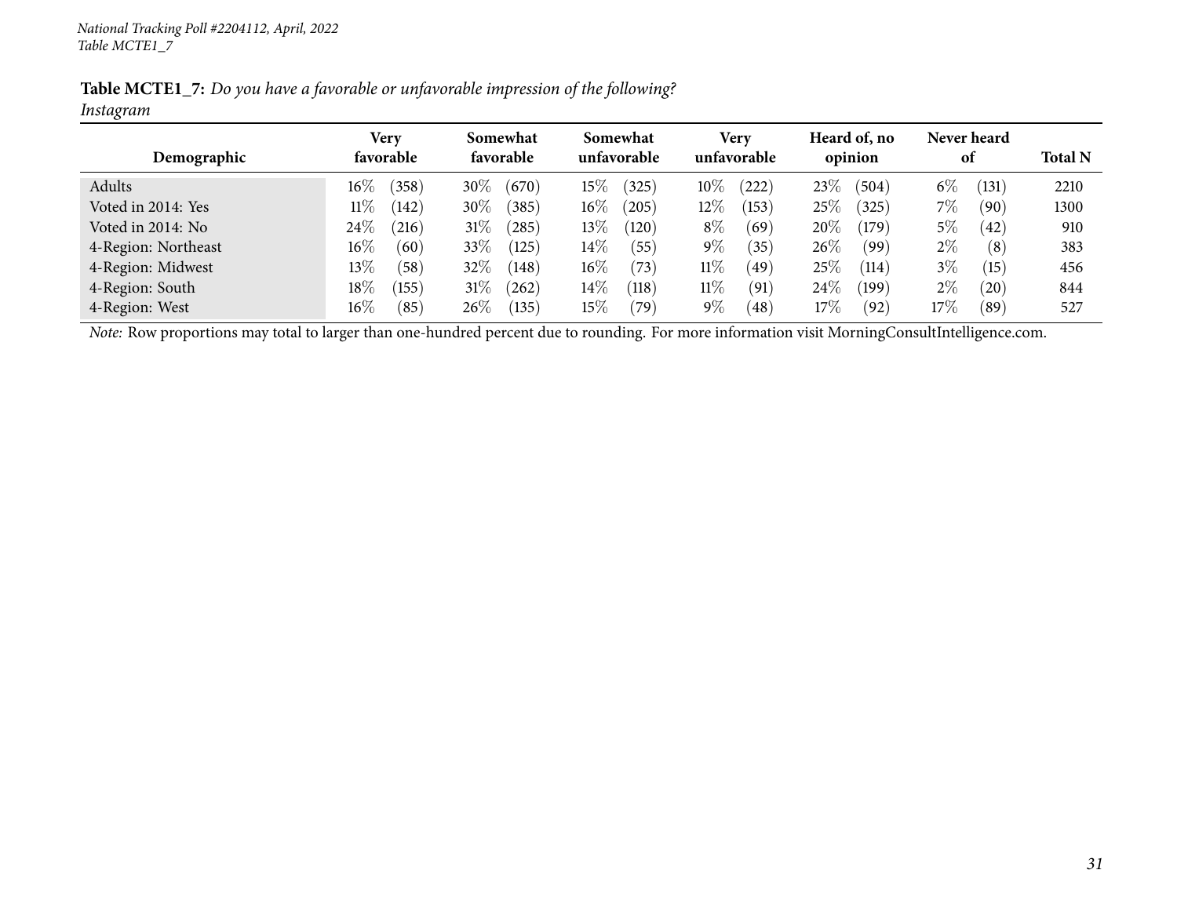**Table MCTE1_7:** *Do you have a favorable or unfavorable impression of the following?*
*Instagram*

| Demographic | Very favorable | Somewhat favorable | Somewhat unfavorable | Very unfavorable | Heard of, no opinion | Never heard of | Total N |
|---|---|---|---|---|---|---|---|
| Adults | 16% (358) | 30% (670) | 15% (325) | 10% (222) | 23% (504) | 6% (131) | 2210 |
| Voted in 2014: Yes | 11% (142) | 30% (385) | 16% (205) | 12% (153) | 25% (325) | 7% (90) | 1300 |
| Voted in 2014: No | 24% (216) | 31% (285) | 13% (120) | 8% (69) | 20% (179) | 5% (42) | 910 |
| 4-Region: Northeast | 16% (60) | 33% (125) | 14% (55) | 9% (35) | 26% (99) | 2% (8) | 383 |
| 4-Region: Midwest | 13% (58) | 32% (148) | 16% (73) | 11% (49) | 25% (114) | 3% (15) | 456 |
| 4-Region: South | 18% (155) | 31% (262) | 14% (118) | 11% (91) | 24% (199) | 2% (20) | 844 |
| 4-Region: West | 16% (85) | 26% (135) | 15% (79) | 9% (48) | 17% (92) | 17% (89) | 527 |

*Note:* Row proportions may total to larger than one-hundred percent due to rounding. For more information visit MorningConsultIntelligence.com.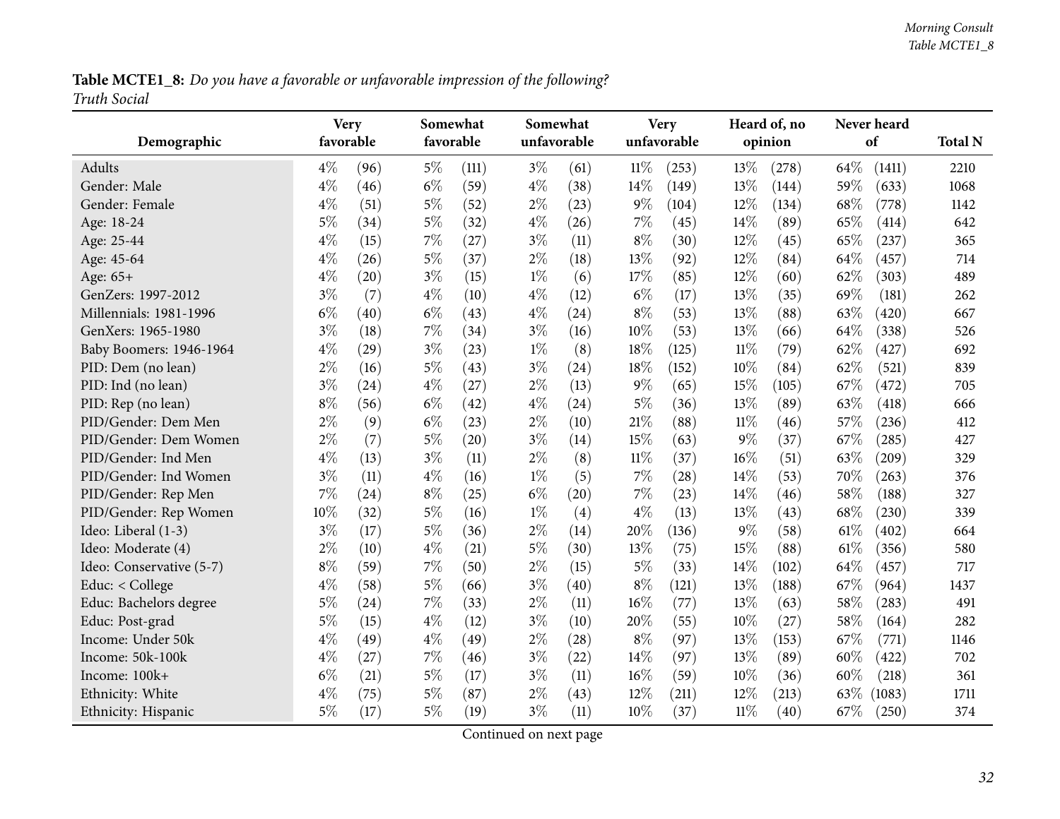**Table MCTE1_8:** *Do you have a favorable or unfavorable impression of the following?*
*Truth Social*

| Demographic | Very favorable | | Somewhat favorable | | Somewhat unfavorable | | Very unfavorable | | Heard of, no opinion | | Never heard of | | Total N |
|---|---|---|---|---|---|---|---|---|---|---|---|---|---|
| Adults | 4% | (96) | 5% | (111) | 3% | (61) | 11% | (253) | 13% | (278) | 64% | (1411) | 2210 |
| Gender: Male | 4% | (46) | 6% | (59) | 4% | (38) | 14% | (149) | 13% | (144) | 59% | (633) | 1068 |
| Gender: Female | 4% | (51) | 5% | (52) | 2% | (23) | 9% | (104) | 12% | (134) | 68% | (778) | 1142 |
| Age: 18-24 | 5% | (34) | 5% | (32) | 4% | (26) | 7% | (45) | 14% | (89) | 65% | (414) | 642 |
| Age: 25-44 | 4% | (15) | 7% | (27) | 3% | (11) | 8% | (30) | 12% | (45) | 65% | (237) | 365 |
| Age: 45-64 | 4% | (26) | 5% | (37) | 2% | (18) | 13% | (92) | 12% | (84) | 64% | (457) | 714 |
| Age: 65+ | 4% | (20) | 3% | (15) | 1% | (6) | 17% | (85) | 12% | (60) | 62% | (303) | 489 |
| GenZers: 1997-2012 | 3% | (7) | 4% | (10) | 4% | (12) | 6% | (17) | 13% | (35) | 69% | (181) | 262 |
| Millennials: 1981-1996 | 6% | (40) | 6% | (43) | 4% | (24) | 8% | (53) | 13% | (88) | 63% | (420) | 667 |
| GenXers: 1965-1980 | 3% | (18) | 7% | (34) | 3% | (16) | 10% | (53) | 13% | (66) | 64% | (338) | 526 |
| Baby Boomers: 1946-1964 | 4% | (29) | 3% | (23) | 1% | (8) | 18% | (125) | 11% | (79) | 62% | (427) | 692 |
| PID: Dem (no lean) | 2% | (16) | 5% | (43) | 3% | (24) | 18% | (152) | 10% | (84) | 62% | (521) | 839 |
| PID: Ind (no lean) | 3% | (24) | 4% | (27) | 2% | (13) | 9% | (65) | 15% | (105) | 67% | (472) | 705 |
| PID: Rep (no lean) | 8% | (56) | 6% | (42) | 4% | (24) | 5% | (36) | 13% | (89) | 63% | (418) | 666 |
| PID/Gender: Dem Men | 2% | (9) | 6% | (23) | 2% | (10) | 21% | (88) | 11% | (46) | 57% | (236) | 412 |
| PID/Gender: Dem Women | 2% | (7) | 5% | (20) | 3% | (14) | 15% | (63) | 9% | (37) | 67% | (285) | 427 |
| PID/Gender: Ind Men | 4% | (13) | 3% | (11) | 2% | (8) | 11% | (37) | 16% | (51) | 63% | (209) | 329 |
| PID/Gender: Ind Women | 3% | (11) | 4% | (16) | 1% | (5) | 7% | (28) | 14% | (53) | 70% | (263) | 376 |
| PID/Gender: Rep Men | 7% | (24) | 8% | (25) | 6% | (20) | 7% | (23) | 14% | (46) | 58% | (188) | 327 |
| PID/Gender: Rep Women | 10% | (32) | 5% | (16) | 1% | (4) | 4% | (13) | 13% | (43) | 68% | (230) | 339 |
| Ideo: Liberal (1-3) | 3% | (17) | 5% | (36) | 2% | (14) | 20% | (136) | 9% | (58) | 61% | (402) | 664 |
| Ideo: Moderate (4) | 2% | (10) | 4% | (21) | 5% | (30) | 13% | (75) | 15% | (88) | 61% | (356) | 580 |
| Ideo: Conservative (5-7) | 8% | (59) | 7% | (50) | 2% | (15) | 5% | (33) | 14% | (102) | 64% | (457) | 717 |
| Educ: < College | 4% | (58) | 5% | (66) | 3% | (40) | 8% | (121) | 13% | (188) | 67% | (964) | 1437 |
| Educ: Bachelors degree | 5% | (24) | 7% | (33) | 2% | (11) | 16% | (77) | 13% | (63) | 58% | (283) | 491 |
| Educ: Post-grad | 5% | (15) | 4% | (12) | 3% | (10) | 20% | (55) | 10% | (27) | 58% | (164) | 282 |
| Income: Under 50k | 4% | (49) | 4% | (49) | 2% | (28) | 8% | (97) | 13% | (153) | 67% | (771) | 1146 |
| Income: 50k-100k | 4% | (27) | 7% | (46) | 3% | (22) | 14% | (97) | 13% | (89) | 60% | (422) | 702 |
| Income: 100k+ | 6% | (21) | 5% | (17) | 3% | (11) | 16% | (59) | 10% | (36) | 60% | (218) | 361 |
| Ethnicity: White | 4% | (75) | 5% | (87) | 2% | (43) | 12% | (211) | 12% | (213) | 63% | (1083) | 1711 |
| Ethnicity: Hispanic | 5% | (17) | 5% | (19) | 3% | (11) | 10% | (37) | 11% | (40) | 67% | (250) | 374 |

Continued on next page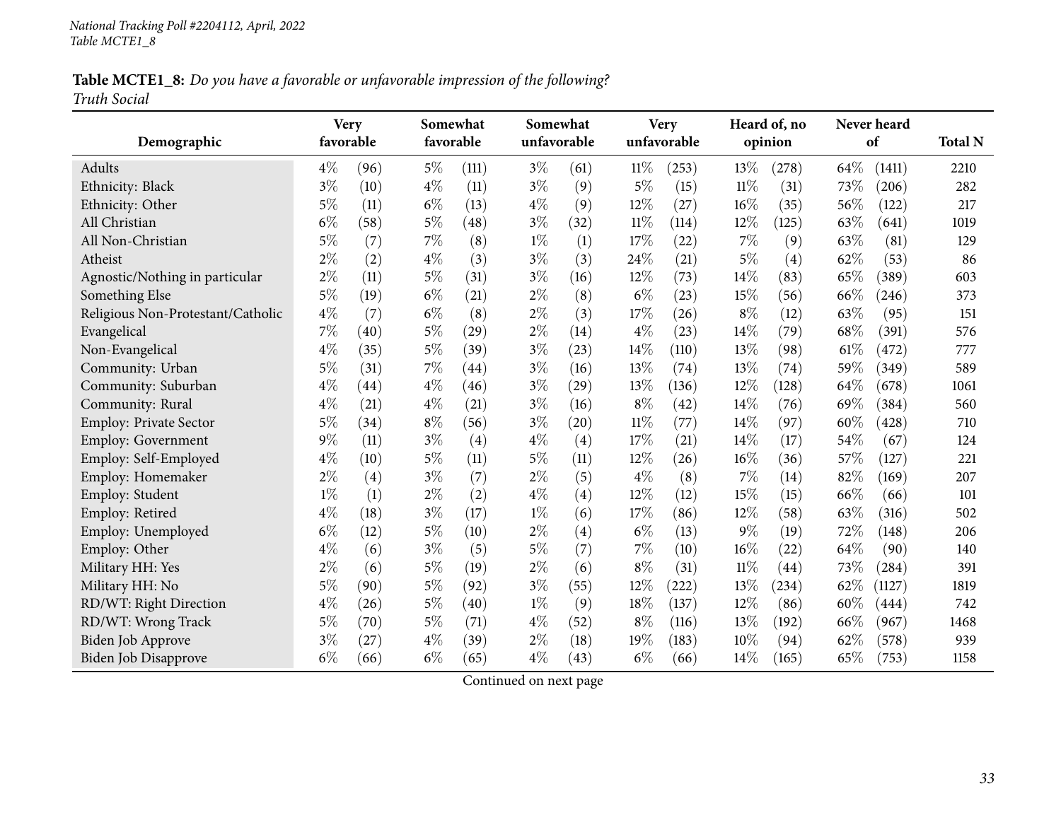*National Tracking Poll #2204112, April, 2022*
*Table MCTE1_8*

**Table MCTE1_8:** *Do you have a favorable or unfavorable impression of the following?*
*Truth Social*

| Demographic | Very favorable | | Somewhat favorable | | Somewhat unfavorable | | Very unfavorable | | Heard of, no opinion | | Never heard of | | Total N |
|---|---|---|---|---|---|---|---|---|---|---|---|---|---|
| Adults | 4% | (96) | 5% | (111) | 3% | (61) | 11% | (253) | 13% | (278) | 64% | (1411) | 2210 |
| Ethnicity: Black | 3% | (10) | 4% | (11) | 3% | (9) | 5% | (15) | 11% | (31) | 73% | (206) | 282 |
| Ethnicity: Other | 5% | (11) | 6% | (13) | 4% | (9) | 12% | (27) | 16% | (35) | 56% | (122) | 217 |
| All Christian | 6% | (58) | 5% | (48) | 3% | (32) | 11% | (114) | 12% | (125) | 63% | (641) | 1019 |
| All Non-Christian | 5% | (7) | 7% | (8) | 1% | (1) | 17% | (22) | 7% | (9) | 63% | (81) | 129 |
| Atheist | 2% | (2) | 4% | (3) | 3% | (3) | 24% | (21) | 5% | (4) | 62% | (53) | 86 |
| Agnostic/Nothing in particular | 2% | (11) | 5% | (31) | 3% | (16) | 12% | (73) | 14% | (83) | 65% | (389) | 603 |
| Something Else | 5% | (19) | 6% | (21) | 2% | (8) | 6% | (23) | 15% | (56) | 66% | (246) | 373 |
| Religious Non-Protestant/Catholic | 4% | (7) | 6% | (8) | 2% | (3) | 17% | (26) | 8% | (12) | 63% | (95) | 151 |
| Evangelical | 7% | (40) | 5% | (29) | 2% | (14) | 4% | (23) | 14% | (79) | 68% | (391) | 576 |
| Non-Evangelical | 4% | (35) | 5% | (39) | 3% | (23) | 14% | (110) | 13% | (98) | 61% | (472) | 777 |
| Community: Urban | 5% | (31) | 7% | (44) | 3% | (16) | 13% | (74) | 13% | (74) | 59% | (349) | 589 |
| Community: Suburban | 4% | (44) | 4% | (46) | 3% | (29) | 13% | (136) | 12% | (128) | 64% | (678) | 1061 |
| Community: Rural | 4% | (21) | 4% | (21) | 3% | (16) | 8% | (42) | 14% | (76) | 69% | (384) | 560 |
| Employ: Private Sector | 5% | (34) | 8% | (56) | 3% | (20) | 11% | (77) | 14% | (97) | 60% | (428) | 710 |
| Employ: Government | 9% | (11) | 3% | (4) | 4% | (4) | 17% | (21) | 14% | (17) | 54% | (67) | 124 |
| Employ: Self-Employed | 4% | (10) | 5% | (11) | 5% | (11) | 12% | (26) | 16% | (36) | 57% | (127) | 221 |
| Employ: Homemaker | 2% | (4) | 3% | (7) | 2% | (5) | 4% | (8) | 7% | (14) | 82% | (169) | 207 |
| Employ: Student | 1% | (1) | 2% | (2) | 4% | (4) | 12% | (12) | 15% | (15) | 66% | (66) | 101 |
| Employ: Retired | 4% | (18) | 3% | (17) | 1% | (6) | 17% | (86) | 12% | (58) | 63% | (316) | 502 |
| Employ: Unemployed | 6% | (12) | 5% | (10) | 2% | (4) | 6% | (13) | 9% | (19) | 72% | (148) | 206 |
| Employ: Other | 4% | (6) | 3% | (5) | 5% | (7) | 7% | (10) | 16% | (22) | 64% | (90) | 140 |
| Military HH: Yes | 2% | (6) | 5% | (19) | 2% | (6) | 8% | (31) | 11% | (44) | 73% | (284) | 391 |
| Military HH: No | 5% | (90) | 5% | (92) | 3% | (55) | 12% | (222) | 13% | (234) | 62% | (1127) | 1819 |
| RD/WT: Right Direction | 4% | (26) | 5% | (40) | 1% | (9) | 18% | (137) | 12% | (86) | 60% | (444) | 742 |
| RD/WT: Wrong Track | 5% | (70) | 5% | (71) | 4% | (52) | 8% | (116) | 13% | (192) | 66% | (967) | 1468 |
| Biden Job Approve | 3% | (27) | 4% | (39) | 2% | (18) | 19% | (183) | 10% | (94) | 62% | (578) | 939 |
| Biden Job Disapprove | 6% | (66) | 6% | (65) | 4% | (43) | 6% | (66) | 14% | (165) | 65% | (753) | 1158 |

Continued on next page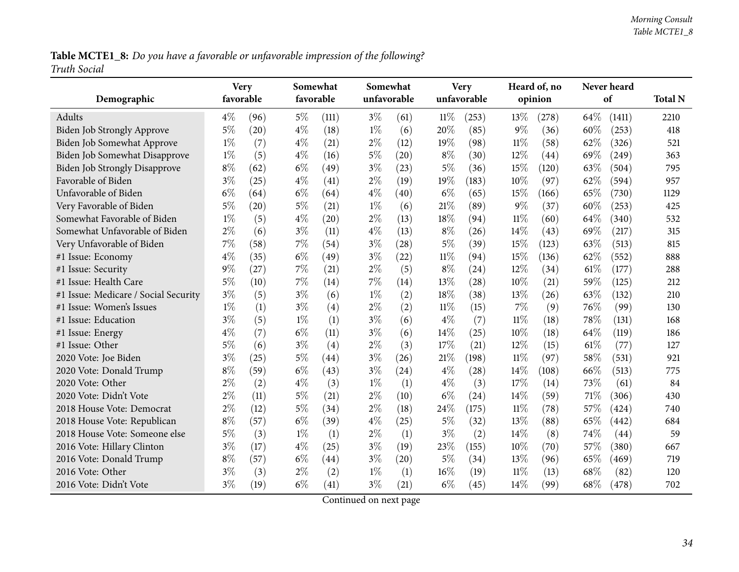**Table MCTE1_8:** *Do you have a favorable or unfavorable impression of the following?*
*Truth Social*

| Demographic | Very favorable | | Somewhat favorable | | Somewhat unfavorable | | Very unfavorable | | Heard of, no opinion | | Never heard of | | Total N |
|---|---|---|---|---|---|---|---|---|---|---|---|---|---|
| Adults | 4% | (96) | 5% | (111) | 3% | (61) | 11% | (253) | 13% | (278) | 64% | (1411) | 2210 |
| Biden Job Strongly Approve | 5% | (20) | 4% | (18) | 1% | (6) | 20% | (85) | 9% | (36) | 60% | (253) | 418 |
| Biden Job Somewhat Approve | 1% | (7) | 4% | (21) | 2% | (12) | 19% | (98) | 11% | (58) | 62% | (326) | 521 |
| Biden Job Somewhat Disapprove | 1% | (5) | 4% | (16) | 5% | (20) | 8% | (30) | 12% | (44) | 69% | (249) | 363 |
| Biden Job Strongly Disapprove | 8% | (62) | 6% | (49) | 3% | (23) | 5% | (36) | 15% | (120) | 63% | (504) | 795 |
| Favorable of Biden | 3% | (25) | 4% | (41) | 2% | (19) | 19% | (183) | 10% | (97) | 62% | (594) | 957 |
| Unfavorable of Biden | 6% | (64) | 6% | (64) | 4% | (40) | 6% | (65) | 15% | (166) | 65% | (730) | 1129 |
| Very Favorable of Biden | 5% | (20) | 5% | (21) | 1% | (6) | 21% | (89) | 9% | (37) | 60% | (253) | 425 |
| Somewhat Favorable of Biden | 1% | (5) | 4% | (20) | 2% | (13) | 18% | (94) | 11% | (60) | 64% | (340) | 532 |
| Somewhat Unfavorable of Biden | 2% | (6) | 3% | (11) | 4% | (13) | 8% | (26) | 14% | (43) | 69% | (217) | 315 |
| Very Unfavorable of Biden | 7% | (58) | 7% | (54) | 3% | (28) | 5% | (39) | 15% | (123) | 63% | (513) | 815 |
| #1 Issue: Economy | 4% | (35) | 6% | (49) | 3% | (22) | 11% | (94) | 15% | (136) | 62% | (552) | 888 |
| #1 Issue: Security | 9% | (27) | 7% | (21) | 2% | (5) | 8% | (24) | 12% | (34) | 61% | (177) | 288 |
| #1 Issue: Health Care | 5% | (10) | 7% | (14) | 7% | (14) | 13% | (28) | 10% | (21) | 59% | (125) | 212 |
| #1 Issue: Medicare / Social Security | 3% | (5) | 3% | (6) | 1% | (2) | 18% | (38) | 13% | (26) | 63% | (132) | 210 |
| #1 Issue: Women's Issues | 1% | (1) | 3% | (4) | 2% | (2) | 11% | (15) | 7% | (9) | 76% | (99) | 130 |
| #1 Issue: Education | 3% | (5) | 1% | (1) | 3% | (6) | 4% | (7) | 11% | (18) | 78% | (131) | 168 |
| #1 Issue: Energy | 4% | (7) | 6% | (11) | 3% | (6) | 14% | (25) | 10% | (18) | 64% | (119) | 186 |
| #1 Issue: Other | 5% | (6) | 3% | (4) | 2% | (3) | 17% | (21) | 12% | (15) | 61% | (77) | 127 |
| 2020 Vote: Joe Biden | 3% | (25) | 5% | (44) | 3% | (26) | 21% | (198) | 11% | (97) | 58% | (531) | 921 |
| 2020 Vote: Donald Trump | 8% | (59) | 6% | (43) | 3% | (24) | 4% | (28) | 14% | (108) | 66% | (513) | 775 |
| 2020 Vote: Other | 2% | (2) | 4% | (3) | 1% | (1) | 4% | (3) | 17% | (14) | 73% | (61) | 84 |
| 2020 Vote: Didn't Vote | 2% | (11) | 5% | (21) | 2% | (10) | 6% | (24) | 14% | (59) | 71% | (306) | 430 |
| 2018 House Vote: Democrat | 2% | (12) | 5% | (34) | 2% | (18) | 24% | (175) | 11% | (78) | 57% | (424) | 740 |
| 2018 House Vote: Republican | 8% | (57) | 6% | (39) | 4% | (25) | 5% | (32) | 13% | (88) | 65% | (442) | 684 |
| 2018 House Vote: Someone else | 5% | (3) | 1% | (1) | 2% | (1) | 3% | (2) | 14% | (8) | 74% | (44) | 59 |
| 2016 Vote: Hillary Clinton | 3% | (17) | 4% | (25) | 3% | (19) | 23% | (155) | 10% | (70) | 57% | (380) | 667 |
| 2016 Vote: Donald Trump | 8% | (57) | 6% | (44) | 3% | (20) | 5% | (34) | 13% | (96) | 65% | (469) | 719 |
| 2016 Vote: Other | 3% | (3) | 2% | (2) | 1% | (1) | 16% | (19) | 11% | (13) | 68% | (82) | 120 |
| 2016 Vote: Didn't Vote | 3% | (19) | 6% | (41) | 3% | (21) | 6% | (45) | 14% | (99) | 68% | (478) | 702 |

Continued on next page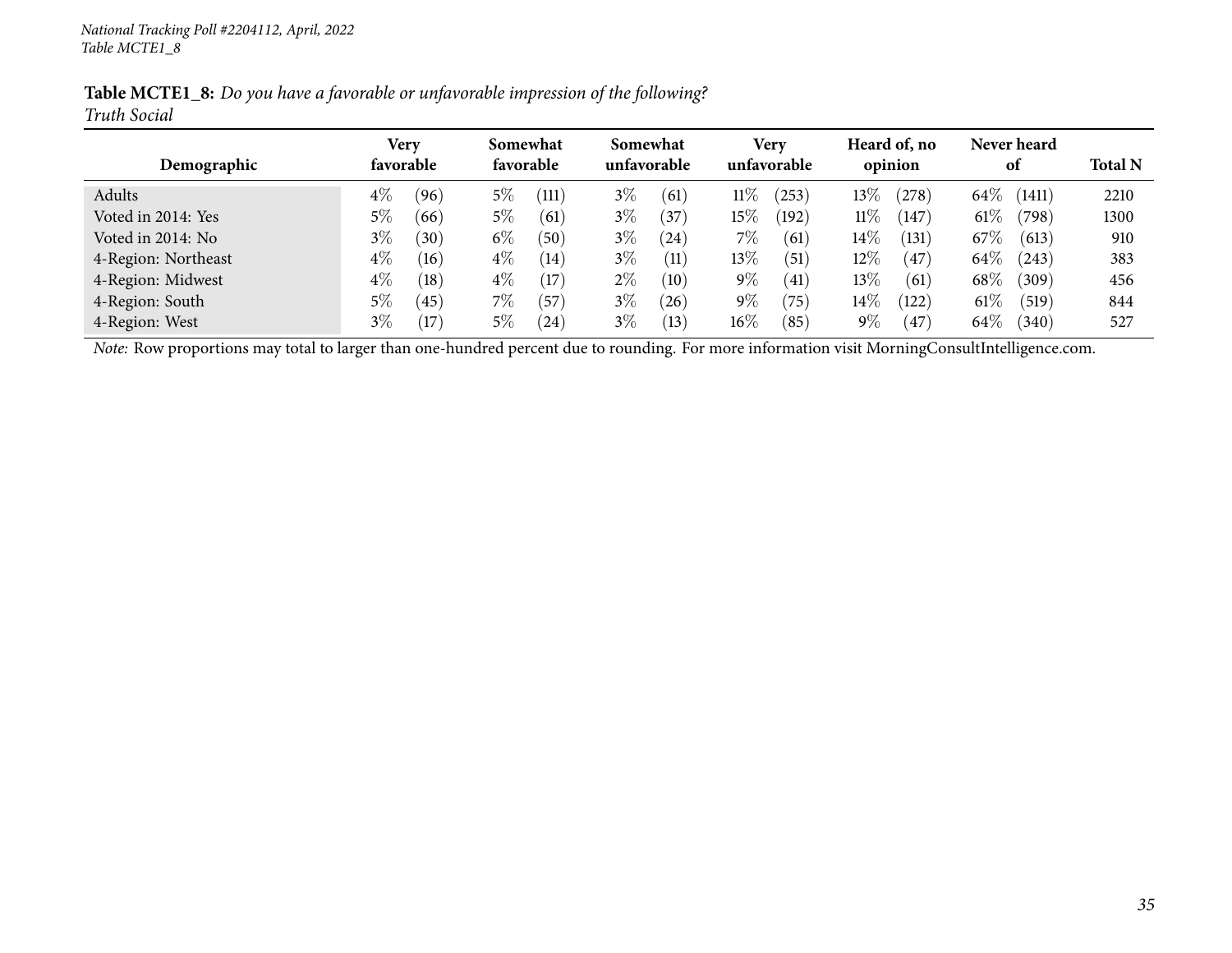**Table MCTE1_8:** *Do you have a favorable or unfavorable impression of the following?*
*Truth Social*

| Demographic | Very favorable | | Somewhat favorable | | Somewhat unfavorable | | Very unfavorable | | Heard of, no opinion | | Never heard of | | Total N |
|---|---|---|---|---|---|---|---|---|---|---|---|---|---|
| Adults | 4% | (96) | 5% | (111) | 3% | (61) | 11% | (253) | 13% | (278) | 64% | (1411) | 2210 |
| Voted in 2014: Yes | 5% | (66) | 5% | (61) | 3% | (37) | 15% | (192) | 11% | (147) | 61% | (798) | 1300 |
| Voted in 2014: No | 3% | (30) | 6% | (50) | 3% | (24) | 7% | (61) | 14% | (131) | 67% | (613) | 910 |
| 4-Region: Northeast | 4% | (16) | 4% | (14) | 3% | (11) | 13% | (51) | 12% | (47) | 64% | (243) | 383 |
| 4-Region: Midwest | 4% | (18) | 4% | (17) | 2% | (10) | 9% | (41) | 13% | (61) | 68% | (309) | 456 |
| 4-Region: South | 5% | (45) | 7% | (57) | 3% | (26) | 9% | (75) | 14% | (122) | 61% | (519) | 844 |
| 4-Region: West | 3% | (17) | 5% | (24) | 3% | (13) | 16% | (85) | 9% | (47) | 64% | (340) | 527 |

*Note:* Row proportions may total to larger than one-hundred percent due to rounding. For more information visit MorningConsultIntelligence.com.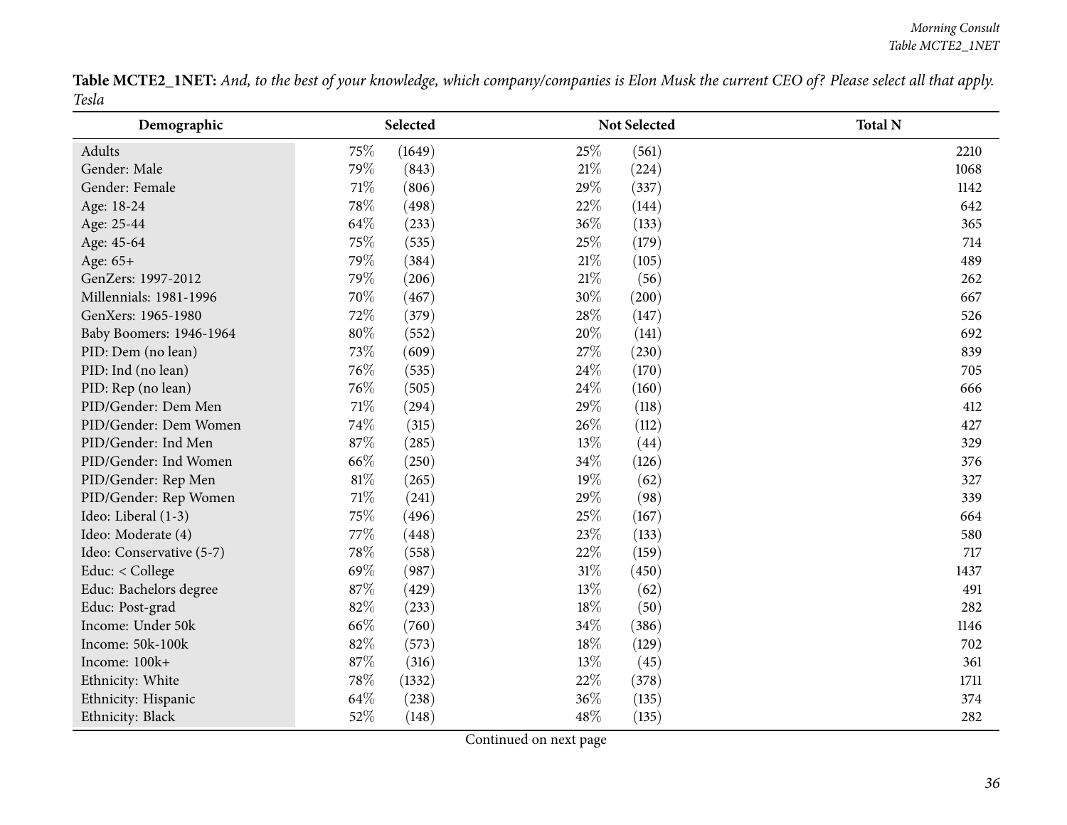**Table MCTE2_1NET:** *And, to the best of your knowledge, which company/companies is Elon Musk the current CEO of? Please select all that apply. Tesla*

| Demographic | Selected | | Not Selected | | Total N |
|---|---|---|---|---|---|
| Adults | 75% | (1649) | 25% | (561) | 2210 |
| Gender: Male | 79% | (843) | 21% | (224) | 1068 |
| Gender: Female | 71% | (806) | 29% | (337) | 1142 |
| Age: 18-24 | 78% | (498) | 22% | (144) | 642 |
| Age: 25-44 | 64% | (233) | 36% | (133) | 365 |
| Age: 45-64 | 75% | (535) | 25% | (179) | 714 |
| Age: 65+ | 79% | (384) | 21% | (105) | 489 |
| GenZers: 1997-2012 | 79% | (206) | 21% | (56) | 262 |
| Millennials: 1981-1996 | 70% | (467) | 30% | (200) | 667 |
| GenXers: 1965-1980 | 72% | (379) | 28% | (147) | 526 |
| Baby Boomers: 1946-1964 | 80% | (552) | 20% | (141) | 692 |
| PID: Dem (no lean) | 73% | (609) | 27% | (230) | 839 |
| PID: Ind (no lean) | 76% | (535) | 24% | (170) | 705 |
| PID: Rep (no lean) | 76% | (505) | 24% | (160) | 666 |
| PID/Gender: Dem Men | 71% | (294) | 29% | (118) | 412 |
| PID/Gender: Dem Women | 74% | (315) | 26% | (112) | 427 |
| PID/Gender: Ind Men | 87% | (285) | 13% | (44) | 329 |
| PID/Gender: Ind Women | 66% | (250) | 34% | (126) | 376 |
| PID/Gender: Rep Men | 81% | (265) | 19% | (62) | 327 |
| PID/Gender: Rep Women | 71% | (241) | 29% | (98) | 339 |
| Ideo: Liberal (1-3) | 75% | (496) | 25% | (167) | 664 |
| Ideo: Moderate (4) | 77% | (448) | 23% | (133) | 580 |
| Ideo: Conservative (5-7) | 78% | (558) | 22% | (159) | 717 |
| Educ: < College | 69% | (987) | 31% | (450) | 1437 |
| Educ: Bachelors degree | 87% | (429) | 13% | (62) | 491 |
| Educ: Post-grad | 82% | (233) | 18% | (50) | 282 |
| Income: Under 50k | 66% | (760) | 34% | (386) | 1146 |
| Income: 50k-100k | 82% | (573) | 18% | (129) | 702 |
| Income: 100k+ | 87% | (316) | 13% | (45) | 361 |
| Ethnicity: White | 78% | (1332) | 22% | (378) | 1711 |
| Ethnicity: Hispanic | 64% | (238) | 36% | (135) | 374 |
| Ethnicity: Black | 52% | (148) | 48% | (135) | 282 |

Continued on next page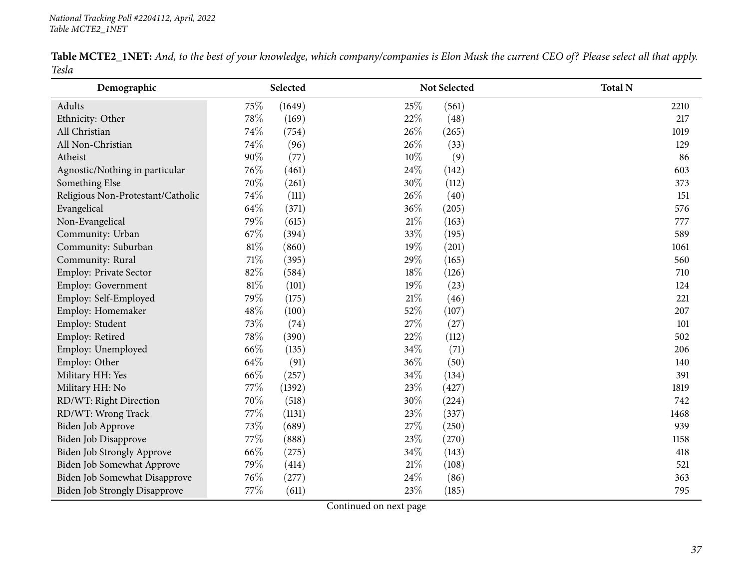**Table MCTE2_1NET:** *And, to the best of your knowledge, which company/companies is Elon Musk the current CEO of? Please select all that apply. Tesla*

| Demographic | Selected | | Not Selected | | Total N |
|---|---|---|---|---|---|
| Adults | 75% | (1649) | 25% | (561) | 2210 |
| Ethnicity: Other | 78% | (169) | 22% | (48) | 217 |
| All Christian | 74% | (754) | 26% | (265) | 1019 |
| All Non-Christian | 74% | (96) | 26% | (33) | 129 |
| Atheist | 90% | (77) | 10% | (9) | 86 |
| Agnostic/Nothing in particular | 76% | (461) | 24% | (142) | 603 |
| Something Else | 70% | (261) | 30% | (112) | 373 |
| Religious Non-Protestant/Catholic | 74% | (111) | 26% | (40) | 151 |
| Evangelical | 64% | (371) | 36% | (205) | 576 |
| Non-Evangelical | 79% | (615) | 21% | (163) | 777 |
| Community: Urban | 67% | (394) | 33% | (195) | 589 |
| Community: Suburban | 81% | (860) | 19% | (201) | 1061 |
| Community: Rural | 71% | (395) | 29% | (165) | 560 |
| Employ: Private Sector | 82% | (584) | 18% | (126) | 710 |
| Employ: Government | 81% | (101) | 19% | (23) | 124 |
| Employ: Self-Employed | 79% | (175) | 21% | (46) | 221 |
| Employ: Homemaker | 48% | (100) | 52% | (107) | 207 |
| Employ: Student | 73% | (74) | 27% | (27) | 101 |
| Employ: Retired | 78% | (390) | 22% | (112) | 502 |
| Employ: Unemployed | 66% | (135) | 34% | (71) | 206 |
| Employ: Other | 64% | (91) | 36% | (50) | 140 |
| Military HH: Yes | 66% | (257) | 34% | (134) | 391 |
| Military HH: No | 77% | (1392) | 23% | (427) | 1819 |
| RD/WT: Right Direction | 70% | (518) | 30% | (224) | 742 |
| RD/WT: Wrong Track | 77% | (1131) | 23% | (337) | 1468 |
| Biden Job Approve | 73% | (689) | 27% | (250) | 939 |
| Biden Job Disapprove | 77% | (888) | 23% | (270) | 1158 |
| Biden Job Strongly Approve | 66% | (275) | 34% | (143) | 418 |
| Biden Job Somewhat Approve | 79% | (414) | 21% | (108) | 521 |
| Biden Job Somewhat Disapprove | 76% | (277) | 24% | (86) | 363 |
| Biden Job Strongly Disapprove | 77% | (611) | 23% | (185) | 795 |

Continued on next page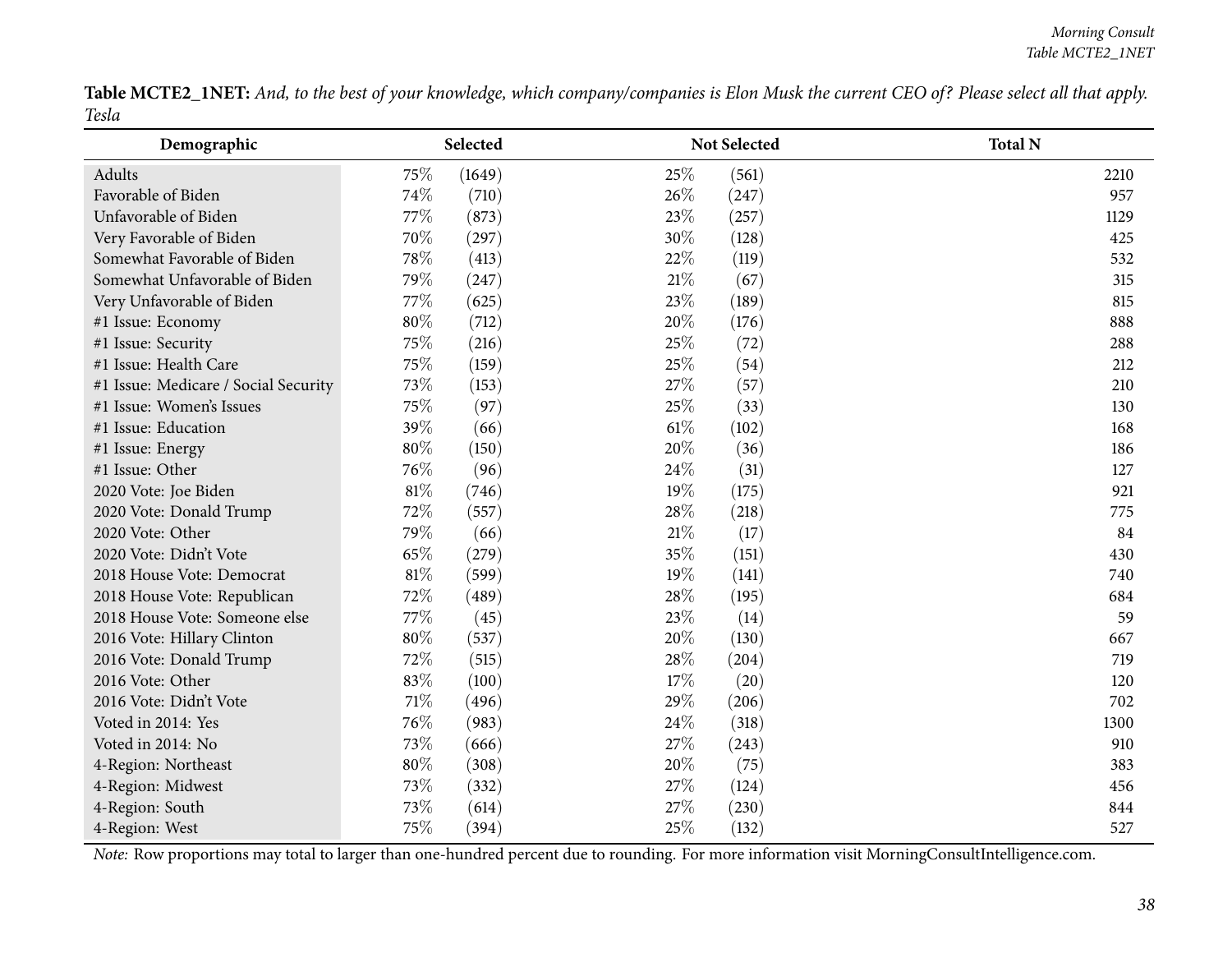**Table MCTE2_1NET:** *And, to the best of your knowledge, which company/companies is Elon Musk the current CEO of? Please select all that apply. Tesla*

| Demographic | Selected | | Not Selected | | Total N |
|---|---|---|---|---|---|
| Adults | 75% | (1649) | 25% | (561) | 2210 |
| Favorable of Biden | 74% | (710) | 26% | (247) | 957 |
| Unfavorable of Biden | 77% | (873) | 23% | (257) | 1129 |
| Very Favorable of Biden | 70% | (297) | 30% | (128) | 425 |
| Somewhat Favorable of Biden | 78% | (413) | 22% | (119) | 532 |
| Somewhat Unfavorable of Biden | 79% | (247) | 21% | (67) | 315 |
| Very Unfavorable of Biden | 77% | (625) | 23% | (189) | 815 |
| #1 Issue: Economy | 80% | (712) | 20% | (176) | 888 |
| #1 Issue: Security | 75% | (216) | 25% | (72) | 288 |
| #1 Issue: Health Care | 75% | (159) | 25% | (54) | 212 |
| #1 Issue: Medicare / Social Security | 73% | (153) | 27% | (57) | 210 |
| #1 Issue: Women's Issues | 75% | (97) | 25% | (33) | 130 |
| #1 Issue: Education | 39% | (66) | 61% | (102) | 168 |
| #1 Issue: Energy | 80% | (150) | 20% | (36) | 186 |
| #1 Issue: Other | 76% | (96) | 24% | (31) | 127 |
| 2020 Vote: Joe Biden | 81% | (746) | 19% | (175) | 921 |
| 2020 Vote: Donald Trump | 72% | (557) | 28% | (218) | 775 |
| 2020 Vote: Other | 79% | (66) | 21% | (17) | 84 |
| 2020 Vote: Didn't Vote | 65% | (279) | 35% | (151) | 430 |
| 2018 House Vote: Democrat | 81% | (599) | 19% | (141) | 740 |
| 2018 House Vote: Republican | 72% | (489) | 28% | (195) | 684 |
| 2018 House Vote: Someone else | 77% | (45) | 23% | (14) | 59 |
| 2016 Vote: Hillary Clinton | 80% | (537) | 20% | (130) | 667 |
| 2016 Vote: Donald Trump | 72% | (515) | 28% | (204) | 719 |
| 2016 Vote: Other | 83% | (100) | 17% | (20) | 120 |
| 2016 Vote: Didn't Vote | 71% | (496) | 29% | (206) | 702 |
| Voted in 2014: Yes | 76% | (983) | 24% | (318) | 1300 |
| Voted in 2014: No | 73% | (666) | 27% | (243) | 910 |
| 4-Region: Northeast | 80% | (308) | 20% | (75) | 383 |
| 4-Region: Midwest | 73% | (332) | 27% | (124) | 456 |
| 4-Region: South | 73% | (614) | 27% | (230) | 844 |
| 4-Region: West | 75% | (394) | 25% | (132) | 527 |

*Note:* Row proportions may total to larger than one-hundred percent due to rounding. For more information visit MorningConsultIntelligence.com.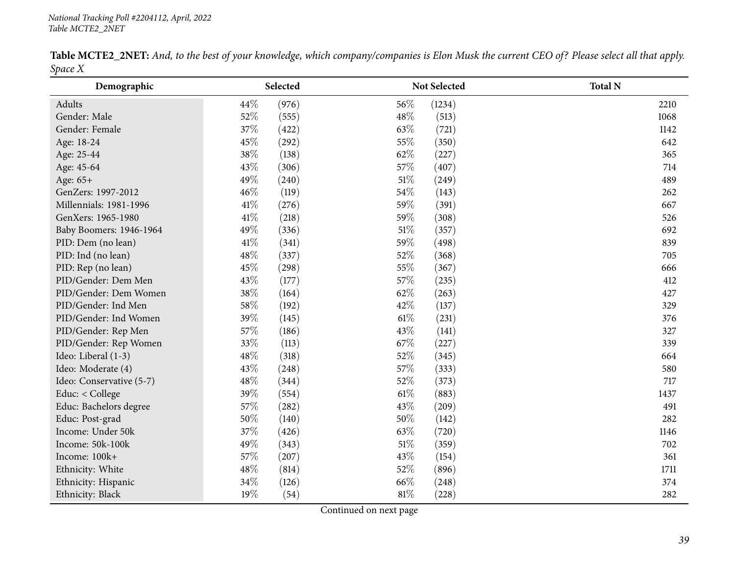**Table MCTE2_2NET:** *And, to the best of your knowledge, which company/companies is Elon Musk the current CEO of? Please select all that apply. Space X*

| Demographic | Selected | | Not Selected | | Total N |
|---|---|---|---|---|---|
| Adults | 44% | (976) | 56% | (1234) | 2210 |
| Gender: Male | 52% | (555) | 48% | (513) | 1068 |
| Gender: Female | 37% | (422) | 63% | (721) | 1142 |
| Age: 18-24 | 45% | (292) | 55% | (350) | 642 |
| Age: 25-44 | 38% | (138) | 62% | (227) | 365 |
| Age: 45-64 | 43% | (306) | 57% | (407) | 714 |
| Age: 65+ | 49% | (240) | 51% | (249) | 489 |
| GenZers: 1997-2012 | 46% | (119) | 54% | (143) | 262 |
| Millennials: 1981-1996 | 41% | (276) | 59% | (391) | 667 |
| GenXers: 1965-1980 | 41% | (218) | 59% | (308) | 526 |
| Baby Boomers: 1946-1964 | 49% | (336) | 51% | (357) | 692 |
| PID: Dem (no lean) | 41% | (341) | 59% | (498) | 839 |
| PID: Ind (no lean) | 48% | (337) | 52% | (368) | 705 |
| PID: Rep (no lean) | 45% | (298) | 55% | (367) | 666 |
| PID/Gender: Dem Men | 43% | (177) | 57% | (235) | 412 |
| PID/Gender: Dem Women | 38% | (164) | 62% | (263) | 427 |
| PID/Gender: Ind Men | 58% | (192) | 42% | (137) | 329 |
| PID/Gender: Ind Women | 39% | (145) | 61% | (231) | 376 |
| PID/Gender: Rep Men | 57% | (186) | 43% | (141) | 327 |
| PID/Gender: Rep Women | 33% | (113) | 67% | (227) | 339 |
| Ideo: Liberal (1-3) | 48% | (318) | 52% | (345) | 664 |
| Ideo: Moderate (4) | 43% | (248) | 57% | (333) | 580 |
| Ideo: Conservative (5-7) | 48% | (344) | 52% | (373) | 717 |
| Educ: < College | 39% | (554) | 61% | (883) | 1437 |
| Educ: Bachelors degree | 57% | (282) | 43% | (209) | 491 |
| Educ: Post-grad | 50% | (140) | 50% | (142) | 282 |
| Income: Under 50k | 37% | (426) | 63% | (720) | 1146 |
| Income: 50k-100k | 49% | (343) | 51% | (359) | 702 |
| Income: 100k+ | 57% | (207) | 43% | (154) | 361 |
| Ethnicity: White | 48% | (814) | 52% | (896) | 1711 |
| Ethnicity: Hispanic | 34% | (126) | 66% | (248) | 374 |
| Ethnicity: Black | 19% | (54) | 81% | (228) | 282 |

Continued on next page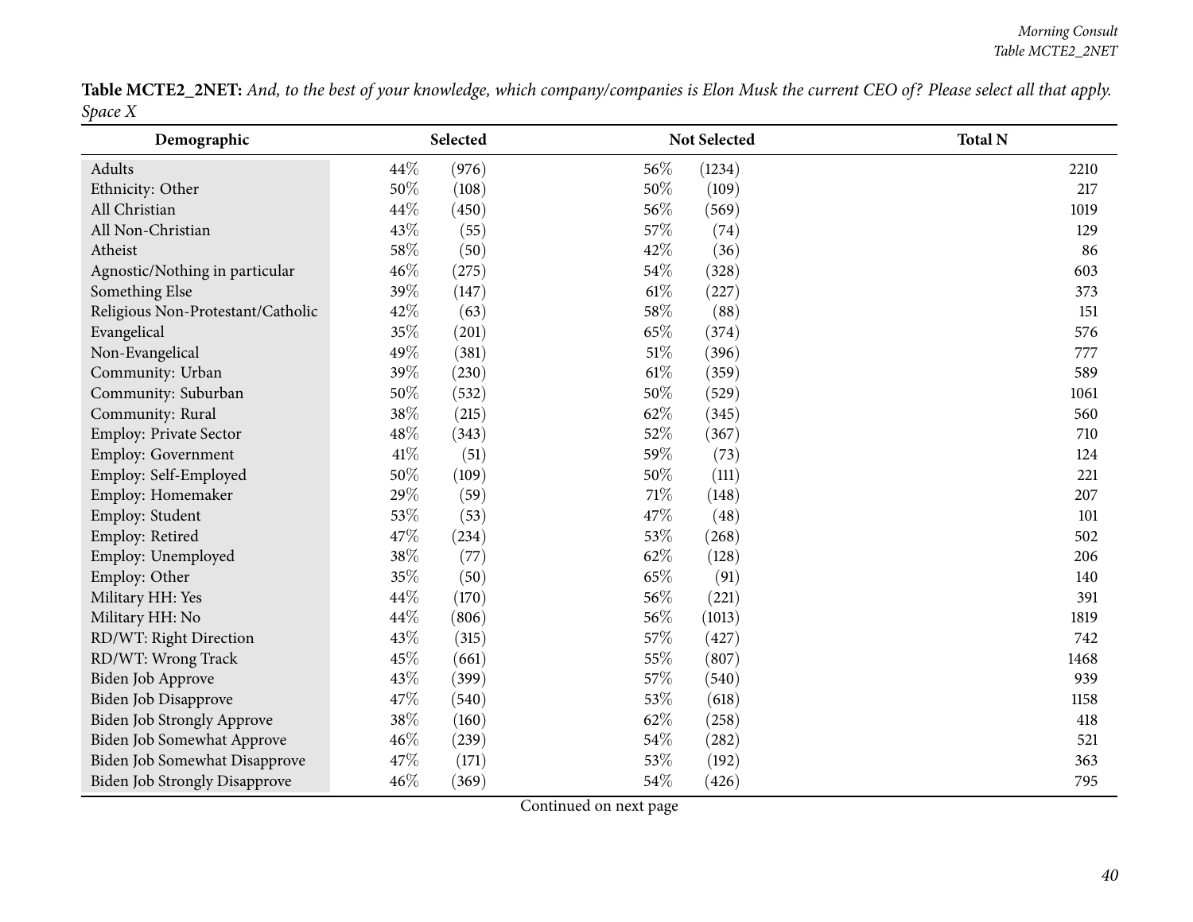**Table MCTE2_2NET:** *And, to the best of your knowledge, which company/companies is Elon Musk the current CEO of? Please select all that apply. Space X*

| Demographic | Selected | | Not Selected | | Total N |
|---|---|---|---|---|---|
| Adults | 44% | (976) | 56% | (1234) | 2210 |
| Ethnicity: Other | 50% | (108) | 50% | (109) | 217 |
| All Christian | 44% | (450) | 56% | (569) | 1019 |
| All Non-Christian | 43% | (55) | 57% | (74) | 129 |
| Atheist | 58% | (50) | 42% | (36) | 86 |
| Agnostic/Nothing in particular | 46% | (275) | 54% | (328) | 603 |
| Something Else | 39% | (147) | 61% | (227) | 373 |
| Religious Non-Protestant/Catholic | 42% | (63) | 58% | (88) | 151 |
| Evangelical | 35% | (201) | 65% | (374) | 576 |
| Non-Evangelical | 49% | (381) | 51% | (396) | 777 |
| Community: Urban | 39% | (230) | 61% | (359) | 589 |
| Community: Suburban | 50% | (532) | 50% | (529) | 1061 |
| Community: Rural | 38% | (215) | 62% | (345) | 560 |
| Employ: Private Sector | 48% | (343) | 52% | (367) | 710 |
| Employ: Government | 41% | (51) | 59% | (73) | 124 |
| Employ: Self-Employed | 50% | (109) | 50% | (111) | 221 |
| Employ: Homemaker | 29% | (59) | 71% | (148) | 207 |
| Employ: Student | 53% | (53) | 47% | (48) | 101 |
| Employ: Retired | 47% | (234) | 53% | (268) | 502 |
| Employ: Unemployed | 38% | (77) | 62% | (128) | 206 |
| Employ: Other | 35% | (50) | 65% | (91) | 140 |
| Military HH: Yes | 44% | (170) | 56% | (221) | 391 |
| Military HH: No | 44% | (806) | 56% | (1013) | 1819 |
| RD/WT: Right Direction | 43% | (315) | 57% | (427) | 742 |
| RD/WT: Wrong Track | 45% | (661) | 55% | (807) | 1468 |
| Biden Job Approve | 43% | (399) | 57% | (540) | 939 |
| Biden Job Disapprove | 47% | (540) | 53% | (618) | 1158 |
| Biden Job Strongly Approve | 38% | (160) | 62% | (258) | 418 |
| Biden Job Somewhat Approve | 46% | (239) | 54% | (282) | 521 |
| Biden Job Somewhat Disapprove | 47% | (171) | 53% | (192) | 363 |
| Biden Job Strongly Disapprove | 46% | (369) | 54% | (426) | 795 |

Continued on next page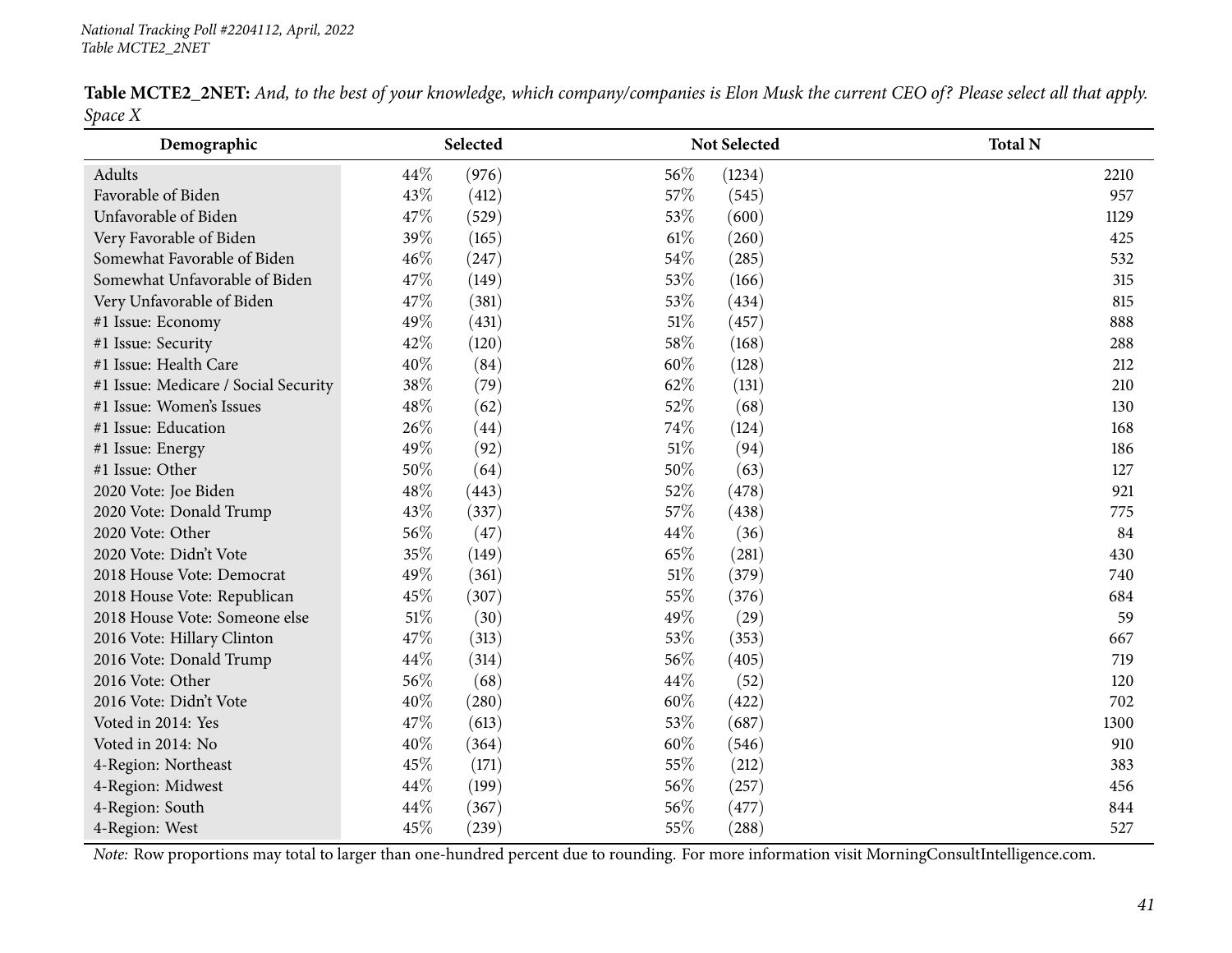*National Tracking Poll #2204112, April, 2022*
*Table MCTE2_2NET*

**Table MCTE2_2NET:** *And, to the best of your knowledge, which company/companies is Elon Musk the current CEO of? Please select all that apply. Space X*

| Demographic | Selected | | Not Selected | | Total N |
|---|---|---|---|---|---|
| Adults | 44% | (976) | 56% | (1234) | 2210 |
| Favorable of Biden | 43% | (412) | 57% | (545) | 957 |
| Unfavorable of Biden | 47% | (529) | 53% | (600) | 1129 |
| Very Favorable of Biden | 39% | (165) | 61% | (260) | 425 |
| Somewhat Favorable of Biden | 46% | (247) | 54% | (285) | 532 |
| Somewhat Unfavorable of Biden | 47% | (149) | 53% | (166) | 315 |
| Very Unfavorable of Biden | 47% | (381) | 53% | (434) | 815 |
| #1 Issue: Economy | 49% | (431) | 51% | (457) | 888 |
| #1 Issue: Security | 42% | (120) | 58% | (168) | 288 |
| #1 Issue: Health Care | 40% | (84) | 60% | (128) | 212 |
| #1 Issue: Medicare / Social Security | 38% | (79) | 62% | (131) | 210 |
| #1 Issue: Women's Issues | 48% | (62) | 52% | (68) | 130 |
| #1 Issue: Education | 26% | (44) | 74% | (124) | 168 |
| #1 Issue: Energy | 49% | (92) | 51% | (94) | 186 |
| #1 Issue: Other | 50% | (64) | 50% | (63) | 127 |
| 2020 Vote: Joe Biden | 48% | (443) | 52% | (478) | 921 |
| 2020 Vote: Donald Trump | 43% | (337) | 57% | (438) | 775 |
| 2020 Vote: Other | 56% | (47) | 44% | (36) | 84 |
| 2020 Vote: Didn't Vote | 35% | (149) | 65% | (281) | 430 |
| 2018 House Vote: Democrat | 49% | (361) | 51% | (379) | 740 |
| 2018 House Vote: Republican | 45% | (307) | 55% | (376) | 684 |
| 2018 House Vote: Someone else | 51% | (30) | 49% | (29) | 59 |
| 2016 Vote: Hillary Clinton | 47% | (313) | 53% | (353) | 667 |
| 2016 Vote: Donald Trump | 44% | (314) | 56% | (405) | 719 |
| 2016 Vote: Other | 56% | (68) | 44% | (52) | 120 |
| 2016 Vote: Didn't Vote | 40% | (280) | 60% | (422) | 702 |
| Voted in 2014: Yes | 47% | (613) | 53% | (687) | 1300 |
| Voted in 2014: No | 40% | (364) | 60% | (546) | 910 |
| 4-Region: Northeast | 45% | (171) | 55% | (212) | 383 |
| 4-Region: Midwest | 44% | (199) | 56% | (257) | 456 |
| 4-Region: South | 44% | (367) | 56% | (477) | 844 |
| 4-Region: West | 45% | (239) | 55% | (288) | 527 |

*Note:* Row proportions may total to larger than one-hundred percent due to rounding. For more information visit MorningConsultIntelligence.com.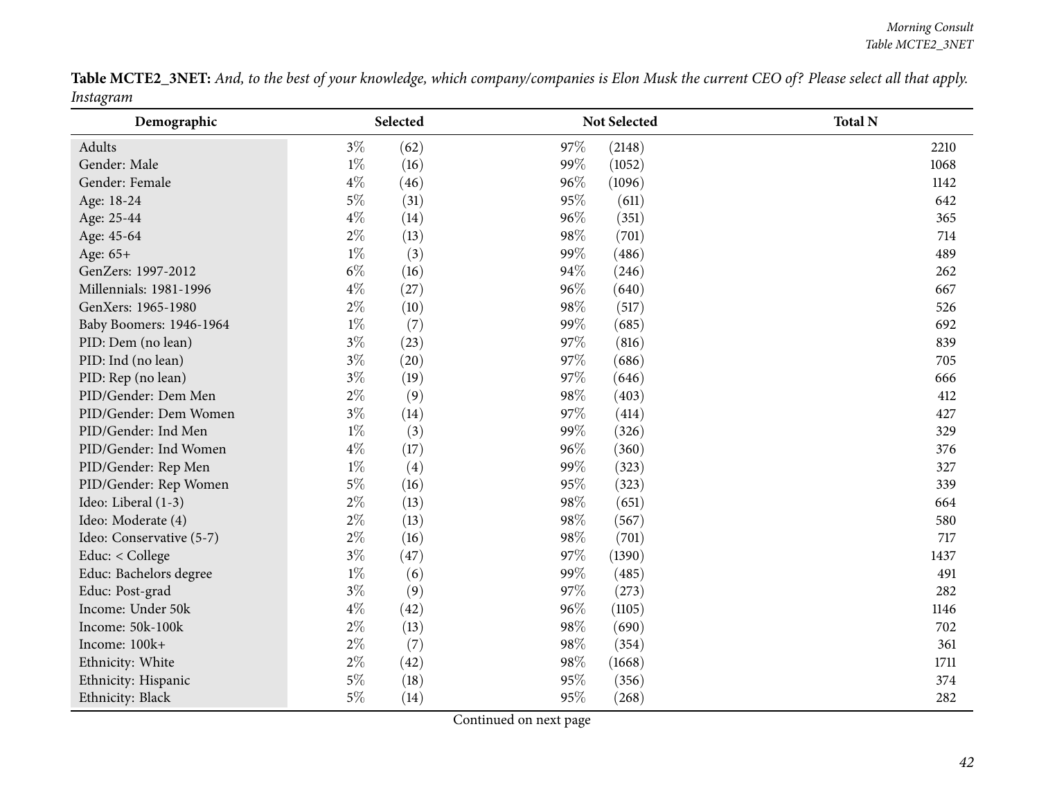**Table MCTE2_3NET:** *And, to the best of your knowledge, which company/companies is Elon Musk the current CEO of? Please select all that apply. Instagram*

| Demographic | Selected | | Not Selected | | Total N |
|---|---|---|---|---|---|
| Adults | 3% | (62) | 97% | (2148) | 2210 |
| Gender: Male | 1% | (16) | 99% | (1052) | 1068 |
| Gender: Female | 4% | (46) | 96% | (1096) | 1142 |
| Age: 18-24 | 5% | (31) | 95% | (611) | 642 |
| Age: 25-44 | 4% | (14) | 96% | (351) | 365 |
| Age: 45-64 | 2% | (13) | 98% | (701) | 714 |
| Age: 65+ | 1% | (3) | 99% | (486) | 489 |
| GenZers: 1997-2012 | 6% | (16) | 94% | (246) | 262 |
| Millennials: 1981-1996 | 4% | (27) | 96% | (640) | 667 |
| GenXers: 1965-1980 | 2% | (10) | 98% | (517) | 526 |
| Baby Boomers: 1946-1964 | 1% | (7) | 99% | (685) | 692 |
| PID: Dem (no lean) | 3% | (23) | 97% | (816) | 839 |
| PID: Ind (no lean) | 3% | (20) | 97% | (686) | 705 |
| PID: Rep (no lean) | 3% | (19) | 97% | (646) | 666 |
| PID/Gender: Dem Men | 2% | (9) | 98% | (403) | 412 |
| PID/Gender: Dem Women | 3% | (14) | 97% | (414) | 427 |
| PID/Gender: Ind Men | 1% | (3) | 99% | (326) | 329 |
| PID/Gender: Ind Women | 4% | (17) | 96% | (360) | 376 |
| PID/Gender: Rep Men | 1% | (4) | 99% | (323) | 327 |
| PID/Gender: Rep Women | 5% | (16) | 95% | (323) | 339 |
| Ideo: Liberal (1-3) | 2% | (13) | 98% | (651) | 664 |
| Ideo: Moderate (4) | 2% | (13) | 98% | (567) | 580 |
| Ideo: Conservative (5-7) | 2% | (16) | 98% | (701) | 717 |
| Educ: < College | 3% | (47) | 97% | (1390) | 1437 |
| Educ: Bachelors degree | 1% | (6) | 99% | (485) | 491 |
| Educ: Post-grad | 3% | (9) | 97% | (273) | 282 |
| Income: Under 50k | 4% | (42) | 96% | (1105) | 1146 |
| Income: 50k-100k | 2% | (13) | 98% | (690) | 702 |
| Income: 100k+ | 2% | (7) | 98% | (354) | 361 |
| Ethnicity: White | 2% | (42) | 98% | (1668) | 1711 |
| Ethnicity: Hispanic | 5% | (18) | 95% | (356) | 374 |
| Ethnicity: Black | 5% | (14) | 95% | (268) | 282 |

Continued on next page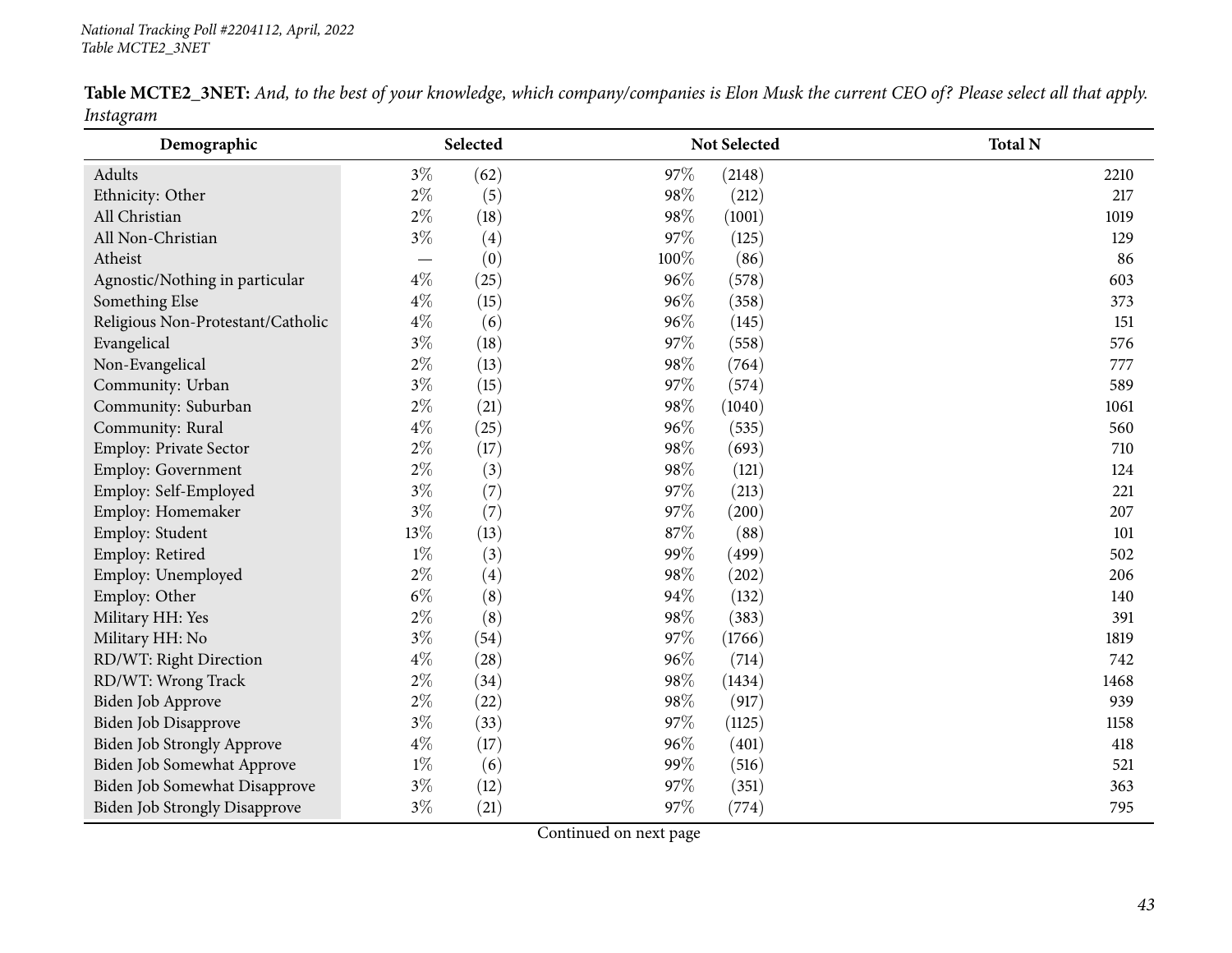**Table MCTE2_3NET:** *And, to the best of your knowledge, which company/companies is Elon Musk the current CEO of? Please select all that apply. Instagram*

| Demographic | Selected | | Not Selected | | Total N |
|---|---|---|---|---|---|
| Adults | 3% | (62) | 97% | (2148) | 2210 |
| Ethnicity: Other | 2% | (5) | 98% | (212) | 217 |
| All Christian | 2% | (18) | 98% | (1001) | 1019 |
| All Non-Christian | 3% | (4) | 97% | (125) | 129 |
| Atheist | — | (0) | 100% | (86) | 86 |
| Agnostic/Nothing in particular | 4% | (25) | 96% | (578) | 603 |
| Something Else | 4% | (15) | 96% | (358) | 373 |
| Religious Non-Protestant/Catholic | 4% | (6) | 96% | (145) | 151 |
| Evangelical | 3% | (18) | 97% | (558) | 576 |
| Non-Evangelical | 2% | (13) | 98% | (764) | 777 |
| Community: Urban | 3% | (15) | 97% | (574) | 589 |
| Community: Suburban | 2% | (21) | 98% | (1040) | 1061 |
| Community: Rural | 4% | (25) | 96% | (535) | 560 |
| Employ: Private Sector | 2% | (17) | 98% | (693) | 710 |
| Employ: Government | 2% | (3) | 98% | (121) | 124 |
| Employ: Self-Employed | 3% | (7) | 97% | (213) | 221 |
| Employ: Homemaker | 3% | (7) | 97% | (200) | 207 |
| Employ: Student | 13% | (13) | 87% | (88) | 101 |
| Employ: Retired | 1% | (3) | 99% | (499) | 502 |
| Employ: Unemployed | 2% | (4) | 98% | (202) | 206 |
| Employ: Other | 6% | (8) | 94% | (132) | 140 |
| Military HH: Yes | 2% | (8) | 98% | (383) | 391 |
| Military HH: No | 3% | (54) | 97% | (1766) | 1819 |
| RD/WT: Right Direction | 4% | (28) | 96% | (714) | 742 |
| RD/WT: Wrong Track | 2% | (34) | 98% | (1434) | 1468 |
| Biden Job Approve | 2% | (22) | 98% | (917) | 939 |
| Biden Job Disapprove | 3% | (33) | 97% | (1125) | 1158 |
| Biden Job Strongly Approve | 4% | (17) | 96% | (401) | 418 |
| Biden Job Somewhat Approve | 1% | (6) | 99% | (516) | 521 |
| Biden Job Somewhat Disapprove | 3% | (12) | 97% | (351) | 363 |
| Biden Job Strongly Disapprove | 3% | (21) | 97% | (774) | 795 |

Continued on next page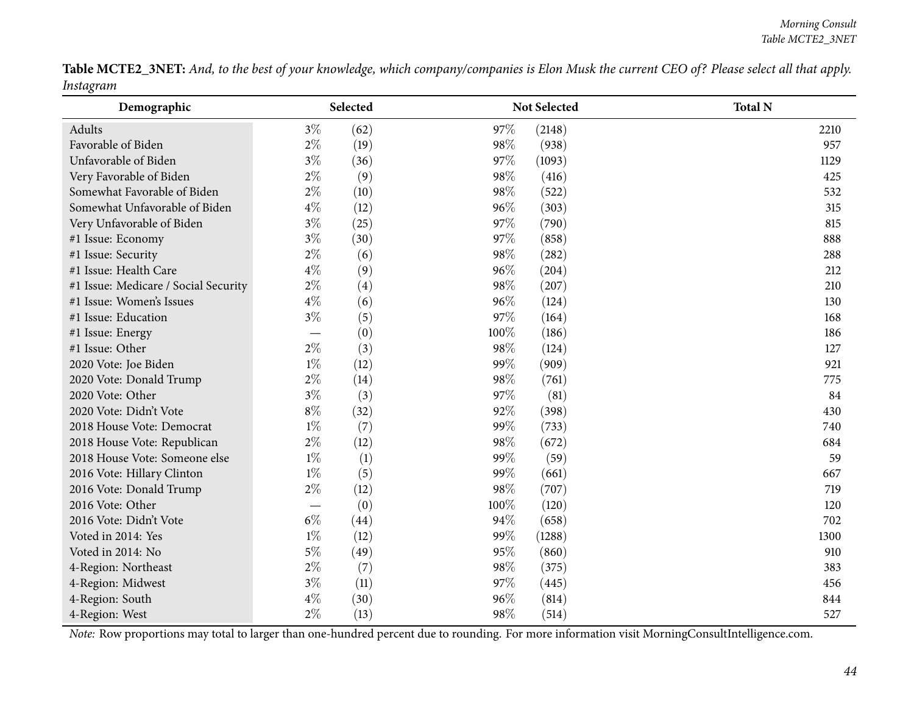**Table MCTE2_3NET:** *And, to the best of your knowledge, which company/companies is Elon Musk the current CEO of? Please select all that apply. Instagram*

| Demographic | Selected | | Not Selected | | Total N |
|---|---|---|---|---|---|
| Adults | 3% | (62) | 97% | (2148) | 2210 |
| Favorable of Biden | 2% | (19) | 98% | (938) | 957 |
| Unfavorable of Biden | 3% | (36) | 97% | (1093) | 1129 |
| Very Favorable of Biden | 2% | (9) | 98% | (416) | 425 |
| Somewhat Favorable of Biden | 2% | (10) | 98% | (522) | 532 |
| Somewhat Unfavorable of Biden | 4% | (12) | 96% | (303) | 315 |
| Very Unfavorable of Biden | 3% | (25) | 97% | (790) | 815 |
| #1 Issue: Economy | 3% | (30) | 97% | (858) | 888 |
| #1 Issue: Security | 2% | (6) | 98% | (282) | 288 |
| #1 Issue: Health Care | 4% | (9) | 96% | (204) | 212 |
| #1 Issue: Medicare / Social Security | 2% | (4) | 98% | (207) | 210 |
| #1 Issue: Women's Issues | 4% | (6) | 96% | (124) | 130 |
| #1 Issue: Education | 3% | (5) | 97% | (164) | 168 |
| #1 Issue: Energy | — | (0) | 100% | (186) | 186 |
| #1 Issue: Other | 2% | (3) | 98% | (124) | 127 |
| 2020 Vote: Joe Biden | 1% | (12) | 99% | (909) | 921 |
| 2020 Vote: Donald Trump | 2% | (14) | 98% | (761) | 775 |
| 2020 Vote: Other | 3% | (3) | 97% | (81) | 84 |
| 2020 Vote: Didn't Vote | 8% | (32) | 92% | (398) | 430 |
| 2018 House Vote: Democrat | 1% | (7) | 99% | (733) | 740 |
| 2018 House Vote: Republican | 2% | (12) | 98% | (672) | 684 |
| 2018 House Vote: Someone else | 1% | (1) | 99% | (59) | 59 |
| 2016 Vote: Hillary Clinton | 1% | (5) | 99% | (661) | 667 |
| 2016 Vote: Donald Trump | 2% | (12) | 98% | (707) | 719 |
| 2016 Vote: Other | — | (0) | 100% | (120) | 120 |
| 2016 Vote: Didn't Vote | 6% | (44) | 94% | (658) | 702 |
| Voted in 2014: Yes | 1% | (12) | 99% | (1288) | 1300 |
| Voted in 2014: No | 5% | (49) | 95% | (860) | 910 |
| 4-Region: Northeast | 2% | (7) | 98% | (375) | 383 |
| 4-Region: Midwest | 3% | (11) | 97% | (445) | 456 |
| 4-Region: South | 4% | (30) | 96% | (814) | 844 |
| 4-Region: West | 2% | (13) | 98% | (514) | 527 |

*Note:* Row proportions may total to larger than one-hundred percent due to rounding. For more information visit MorningConsultIntelligence.com.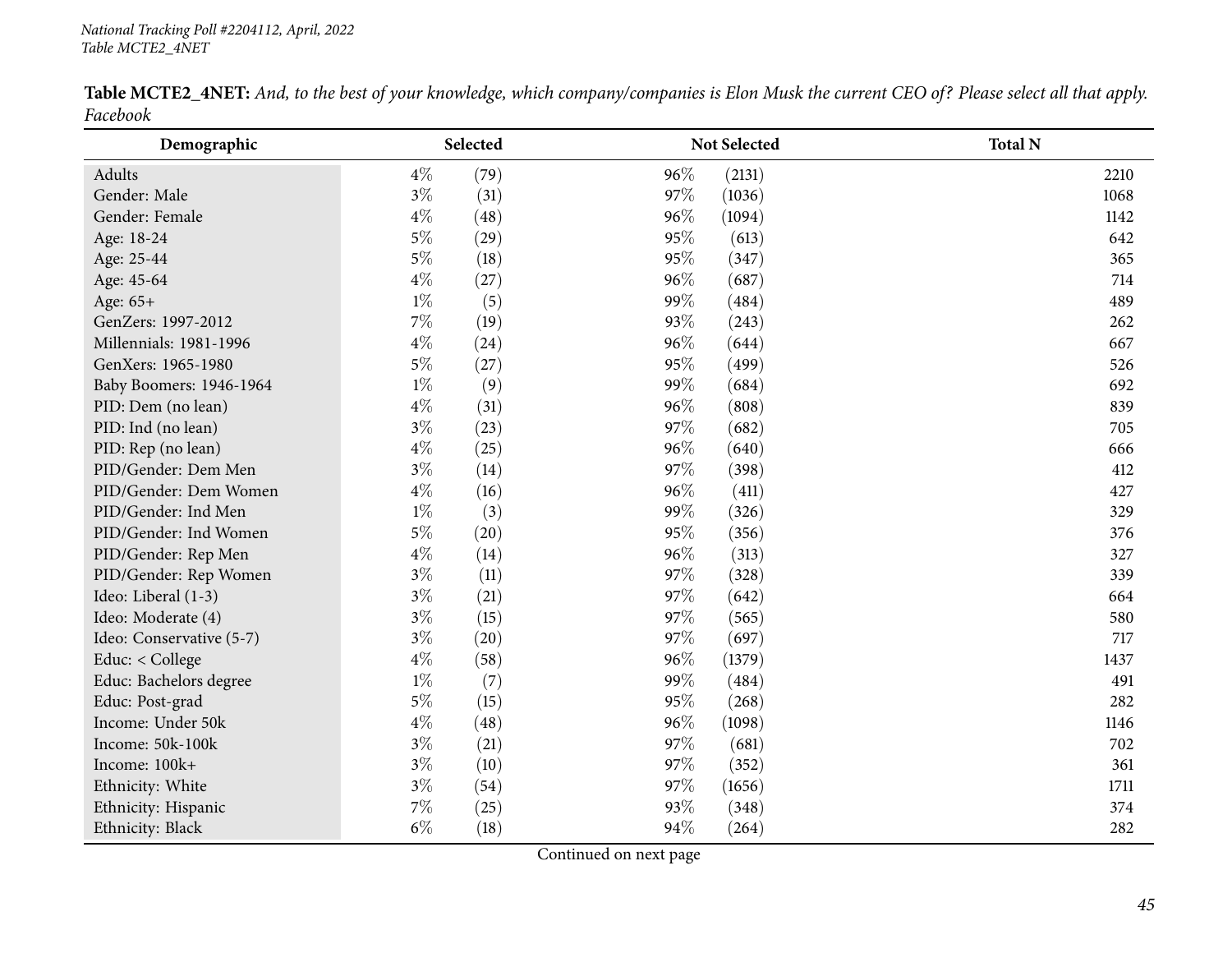**Table MCTE2_4NET:** *And, to the best of your knowledge, which company/companies is Elon Musk the current CEO of? Please select all that apply. Facebook*

| Demographic | Selected | | Not Selected | | Total N |
|---|---|---|---|---|---|
| Adults | 4% | (79) | 96% | (2131) | 2210 |
| Gender: Male | 3% | (31) | 97% | (1036) | 1068 |
| Gender: Female | 4% | (48) | 96% | (1094) | 1142 |
| Age: 18-24 | 5% | (29) | 95% | (613) | 642 |
| Age: 25-44 | 5% | (18) | 95% | (347) | 365 |
| Age: 45-64 | 4% | (27) | 96% | (687) | 714 |
| Age: 65+ | 1% | (5) | 99% | (484) | 489 |
| GenZers: 1997-2012 | 7% | (19) | 93% | (243) | 262 |
| Millennials: 1981-1996 | 4% | (24) | 96% | (644) | 667 |
| GenXers: 1965-1980 | 5% | (27) | 95% | (499) | 526 |
| Baby Boomers: 1946-1964 | 1% | (9) | 99% | (684) | 692 |
| PID: Dem (no lean) | 4% | (31) | 96% | (808) | 839 |
| PID: Ind (no lean) | 3% | (23) | 97% | (682) | 705 |
| PID: Rep (no lean) | 4% | (25) | 96% | (640) | 666 |
| PID/Gender: Dem Men | 3% | (14) | 97% | (398) | 412 |
| PID/Gender: Dem Women | 4% | (16) | 96% | (411) | 427 |
| PID/Gender: Ind Men | 1% | (3) | 99% | (326) | 329 |
| PID/Gender: Ind Women | 5% | (20) | 95% | (356) | 376 |
| PID/Gender: Rep Men | 4% | (14) | 96% | (313) | 327 |
| PID/Gender: Rep Women | 3% | (11) | 97% | (328) | 339 |
| Ideo: Liberal (1-3) | 3% | (21) | 97% | (642) | 664 |
| Ideo: Moderate (4) | 3% | (15) | 97% | (565) | 580 |
| Ideo: Conservative (5-7) | 3% | (20) | 97% | (697) | 717 |
| Educ: < College | 4% | (58) | 96% | (1379) | 1437 |
| Educ: Bachelors degree | 1% | (7) | 99% | (484) | 491 |
| Educ: Post-grad | 5% | (15) | 95% | (268) | 282 |
| Income: Under 50k | 4% | (48) | 96% | (1098) | 1146 |
| Income: 50k-100k | 3% | (21) | 97% | (681) | 702 |
| Income: 100k+ | 3% | (10) | 97% | (352) | 361 |
| Ethnicity: White | 3% | (54) | 97% | (1656) | 1711 |
| Ethnicity: Hispanic | 7% | (25) | 93% | (348) | 374 |
| Ethnicity: Black | 6% | (18) | 94% | (264) | 282 |

Continued on next page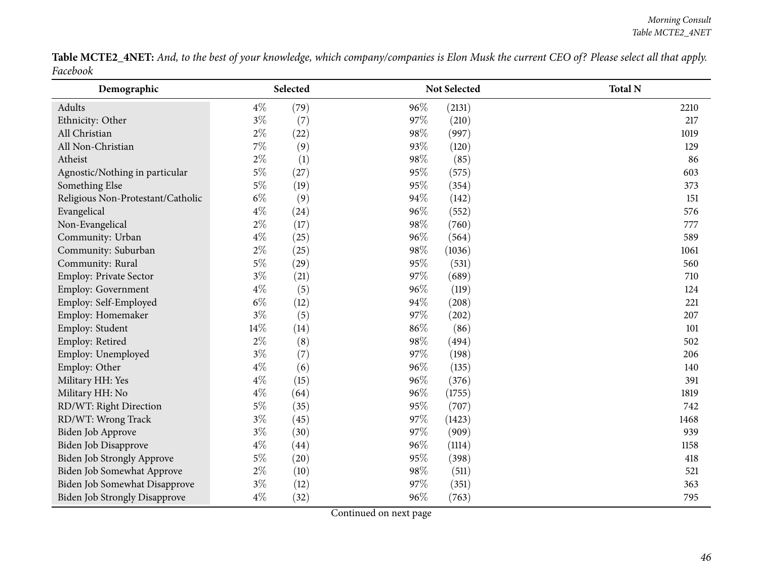**Table MCTE2_4NET:** *And, to the best of your knowledge, which company/companies is Elon Musk the current CEO of? Please select all that apply. Facebook*

| Demographic | Selected | | Not Selected | | Total N |
|---|---|---|---|---|---|
| Adults | 4% | (79) | 96% | (2131) | 2210 |
| Ethnicity: Other | 3% | (7) | 97% | (210) | 217 |
| All Christian | 2% | (22) | 98% | (997) | 1019 |
| All Non-Christian | 7% | (9) | 93% | (120) | 129 |
| Atheist | 2% | (1) | 98% | (85) | 86 |
| Agnostic/Nothing in particular | 5% | (27) | 95% | (575) | 603 |
| Something Else | 5% | (19) | 95% | (354) | 373 |
| Religious Non-Protestant/Catholic | 6% | (9) | 94% | (142) | 151 |
| Evangelical | 4% | (24) | 96% | (552) | 576 |
| Non-Evangelical | 2% | (17) | 98% | (760) | 777 |
| Community: Urban | 4% | (25) | 96% | (564) | 589 |
| Community: Suburban | 2% | (25) | 98% | (1036) | 1061 |
| Community: Rural | 5% | (29) | 95% | (531) | 560 |
| Employ: Private Sector | 3% | (21) | 97% | (689) | 710 |
| Employ: Government | 4% | (5) | 96% | (119) | 124 |
| Employ: Self-Employed | 6% | (12) | 94% | (208) | 221 |
| Employ: Homemaker | 3% | (5) | 97% | (202) | 207 |
| Employ: Student | 14% | (14) | 86% | (86) | 101 |
| Employ: Retired | 2% | (8) | 98% | (494) | 502 |
| Employ: Unemployed | 3% | (7) | 97% | (198) | 206 |
| Employ: Other | 4% | (6) | 96% | (135) | 140 |
| Military HH: Yes | 4% | (15) | 96% | (376) | 391 |
| Military HH: No | 4% | (64) | 96% | (1755) | 1819 |
| RD/WT: Right Direction | 5% | (35) | 95% | (707) | 742 |
| RD/WT: Wrong Track | 3% | (45) | 97% | (1423) | 1468 |
| Biden Job Approve | 3% | (30) | 97% | (909) | 939 |
| Biden Job Disapprove | 4% | (44) | 96% | (1114) | 1158 |
| Biden Job Strongly Approve | 5% | (20) | 95% | (398) | 418 |
| Biden Job Somewhat Approve | 2% | (10) | 98% | (511) | 521 |
| Biden Job Somewhat Disapprove | 3% | (12) | 97% | (351) | 363 |
| Biden Job Strongly Disapprove | 4% | (32) | 96% | (763) | 795 |

Continued on next page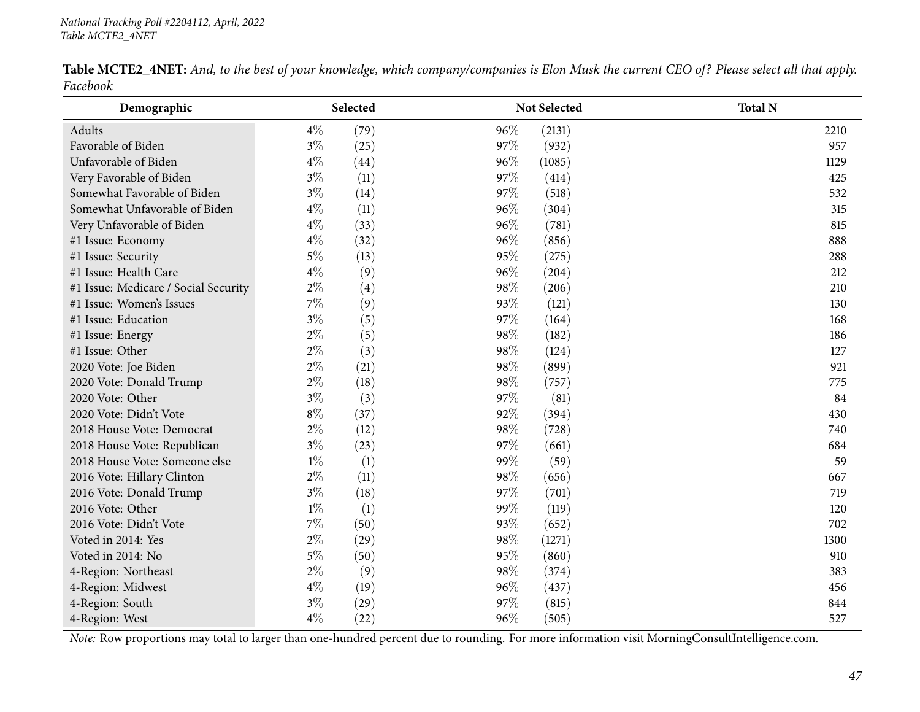*National Tracking Poll #2204112, April, 2022*
*Table MCTE2_4NET*

**Table MCTE2_4NET:** *And, to the best of your knowledge, which company/companies is Elon Musk the current CEO of? Please select all that apply. Facebook*

| Demographic | Selected | | Not Selected | | Total N |
|---|---|---|---|---|---|
| Adults | 4% | (79) | 96% | (2131) | 2210 |
| Favorable of Biden | 3% | (25) | 97% | (932) | 957 |
| Unfavorable of Biden | 4% | (44) | 96% | (1085) | 1129 |
| Very Favorable of Biden | 3% | (11) | 97% | (414) | 425 |
| Somewhat Favorable of Biden | 3% | (14) | 97% | (518) | 532 |
| Somewhat Unfavorable of Biden | 4% | (11) | 96% | (304) | 315 |
| Very Unfavorable of Biden | 4% | (33) | 96% | (781) | 815 |
| #1 Issue: Economy | 4% | (32) | 96% | (856) | 888 |
| #1 Issue: Security | 5% | (13) | 95% | (275) | 288 |
| #1 Issue: Health Care | 4% | (9) | 96% | (204) | 212 |
| #1 Issue: Medicare / Social Security | 2% | (4) | 98% | (206) | 210 |
| #1 Issue: Women's Issues | 7% | (9) | 93% | (121) | 130 |
| #1 Issue: Education | 3% | (5) | 97% | (164) | 168 |
| #1 Issue: Energy | 2% | (5) | 98% | (182) | 186 |
| #1 Issue: Other | 2% | (3) | 98% | (124) | 127 |
| 2020 Vote: Joe Biden | 2% | (21) | 98% | (899) | 921 |
| 2020 Vote: Donald Trump | 2% | (18) | 98% | (757) | 775 |
| 2020 Vote: Other | 3% | (3) | 97% | (81) | 84 |
| 2020 Vote: Didn't Vote | 8% | (37) | 92% | (394) | 430 |
| 2018 House Vote: Democrat | 2% | (12) | 98% | (728) | 740 |
| 2018 House Vote: Republican | 3% | (23) | 97% | (661) | 684 |
| 2018 House Vote: Someone else | 1% | (1) | 99% | (59) | 59 |
| 2016 Vote: Hillary Clinton | 2% | (11) | 98% | (656) | 667 |
| 2016 Vote: Donald Trump | 3% | (18) | 97% | (701) | 719 |
| 2016 Vote: Other | 1% | (1) | 99% | (119) | 120 |
| 2016 Vote: Didn't Vote | 7% | (50) | 93% | (652) | 702 |
| Voted in 2014: Yes | 2% | (29) | 98% | (1271) | 1300 |
| Voted in 2014: No | 5% | (50) | 95% | (860) | 910 |
| 4-Region: Northeast | 2% | (9) | 98% | (374) | 383 |
| 4-Region: Midwest | 4% | (19) | 96% | (437) | 456 |
| 4-Region: South | 3% | (29) | 97% | (815) | 844 |
| 4-Region: West | 4% | (22) | 96% | (505) | 527 |

*Note:* Row proportions may total to larger than one-hundred percent due to rounding. For more information visit MorningConsultIntelligence.com.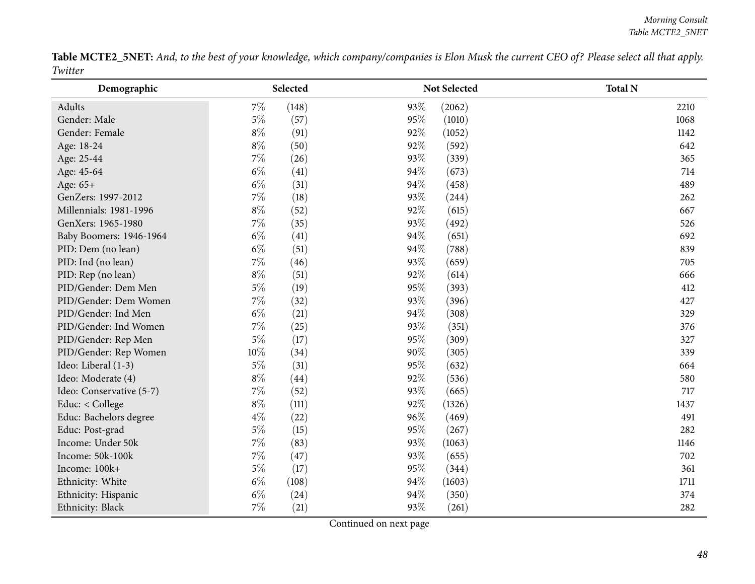**Table MCTE2_5NET:** *And, to the best of your knowledge, which company/companies is Elon Musk the current CEO of? Please select all that apply. Twitter*

| Demographic | Selected | | Not Selected | | Total N |
|---|---|---|---|---|---|
| Adults | 7% | (148) | 93% | (2062) | 2210 |
| Gender: Male | 5% | (57) | 95% | (1010) | 1068 |
| Gender: Female | 8% | (91) | 92% | (1052) | 1142 |
| Age: 18-24 | 8% | (50) | 92% | (592) | 642 |
| Age: 25-44 | 7% | (26) | 93% | (339) | 365 |
| Age: 45-64 | 6% | (41) | 94% | (673) | 714 |
| Age: 65+ | 6% | (31) | 94% | (458) | 489 |
| GenZers: 1997-2012 | 7% | (18) | 93% | (244) | 262 |
| Millennials: 1981-1996 | 8% | (52) | 92% | (615) | 667 |
| GenXers: 1965-1980 | 7% | (35) | 93% | (492) | 526 |
| Baby Boomers: 1946-1964 | 6% | (41) | 94% | (651) | 692 |
| PID: Dem (no lean) | 6% | (51) | 94% | (788) | 839 |
| PID: Ind (no lean) | 7% | (46) | 93% | (659) | 705 |
| PID: Rep (no lean) | 8% | (51) | 92% | (614) | 666 |
| PID/Gender: Dem Men | 5% | (19) | 95% | (393) | 412 |
| PID/Gender: Dem Women | 7% | (32) | 93% | (396) | 427 |
| PID/Gender: Ind Men | 6% | (21) | 94% | (308) | 329 |
| PID/Gender: Ind Women | 7% | (25) | 93% | (351) | 376 |
| PID/Gender: Rep Men | 5% | (17) | 95% | (309) | 327 |
| PID/Gender: Rep Women | 10% | (34) | 90% | (305) | 339 |
| Ideo: Liberal (1-3) | 5% | (31) | 95% | (632) | 664 |
| Ideo: Moderate (4) | 8% | (44) | 92% | (536) | 580 |
| Ideo: Conservative (5-7) | 7% | (52) | 93% | (665) | 717 |
| Educ: < College | 8% | (111) | 92% | (1326) | 1437 |
| Educ: Bachelors degree | 4% | (22) | 96% | (469) | 491 |
| Educ: Post-grad | 5% | (15) | 95% | (267) | 282 |
| Income: Under 50k | 7% | (83) | 93% | (1063) | 1146 |
| Income: 50k-100k | 7% | (47) | 93% | (655) | 702 |
| Income: 100k+ | 5% | (17) | 95% | (344) | 361 |
| Ethnicity: White | 6% | (108) | 94% | (1603) | 1711 |
| Ethnicity: Hispanic | 6% | (24) | 94% | (350) | 374 |
| Ethnicity: Black | 7% | (21) | 93% | (261) | 282 |

Continued on next page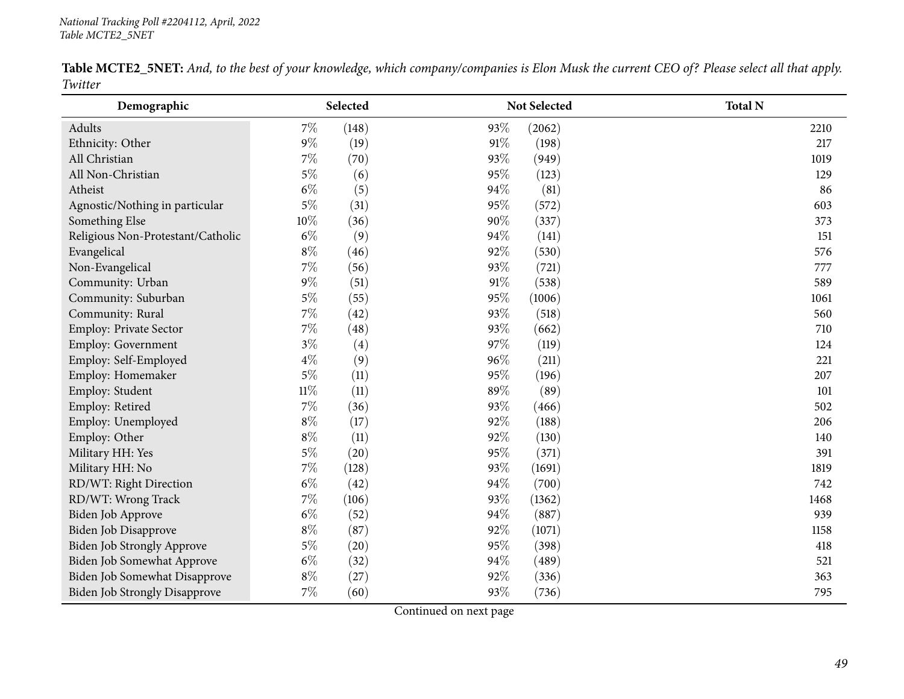**Table MCTE2_5NET:** *And, to the best of your knowledge, which company/companies is Elon Musk the current CEO of? Please select all that apply. Twitter*

| Demographic | Selected | | Not Selected | | Total N |
|---|---|---|---|---|---|
| Adults | 7% | (148) | 93% | (2062) | 2210 |
| Ethnicity: Other | 9% | (19) | 91% | (198) | 217 |
| All Christian | 7% | (70) | 93% | (949) | 1019 |
| All Non-Christian | 5% | (6) | 95% | (123) | 129 |
| Atheist | 6% | (5) | 94% | (81) | 86 |
| Agnostic/Nothing in particular | 5% | (31) | 95% | (572) | 603 |
| Something Else | 10% | (36) | 90% | (337) | 373 |
| Religious Non-Protestant/Catholic | 6% | (9) | 94% | (141) | 151 |
| Evangelical | 8% | (46) | 92% | (530) | 576 |
| Non-Evangelical | 7% | (56) | 93% | (721) | 777 |
| Community: Urban | 9% | (51) | 91% | (538) | 589 |
| Community: Suburban | 5% | (55) | 95% | (1006) | 1061 |
| Community: Rural | 7% | (42) | 93% | (518) | 560 |
| Employ: Private Sector | 7% | (48) | 93% | (662) | 710 |
| Employ: Government | 3% | (4) | 97% | (119) | 124 |
| Employ: Self-Employed | 4% | (9) | 96% | (211) | 221 |
| Employ: Homemaker | 5% | (11) | 95% | (196) | 207 |
| Employ: Student | 11% | (11) | 89% | (89) | 101 |
| Employ: Retired | 7% | (36) | 93% | (466) | 502 |
| Employ: Unemployed | 8% | (17) | 92% | (188) | 206 |
| Employ: Other | 8% | (11) | 92% | (130) | 140 |
| Military HH: Yes | 5% | (20) | 95% | (371) | 391 |
| Military HH: No | 7% | (128) | 93% | (1691) | 1819 |
| RD/WT: Right Direction | 6% | (42) | 94% | (700) | 742 |
| RD/WT: Wrong Track | 7% | (106) | 93% | (1362) | 1468 |
| Biden Job Approve | 6% | (52) | 94% | (887) | 939 |
| Biden Job Disapprove | 8% | (87) | 92% | (1071) | 1158 |
| Biden Job Strongly Approve | 5% | (20) | 95% | (398) | 418 |
| Biden Job Somewhat Approve | 6% | (32) | 94% | (489) | 521 |
| Biden Job Somewhat Disapprove | 8% | (27) | 92% | (336) | 363 |
| Biden Job Strongly Disapprove | 7% | (60) | 93% | (736) | 795 |

Continued on next page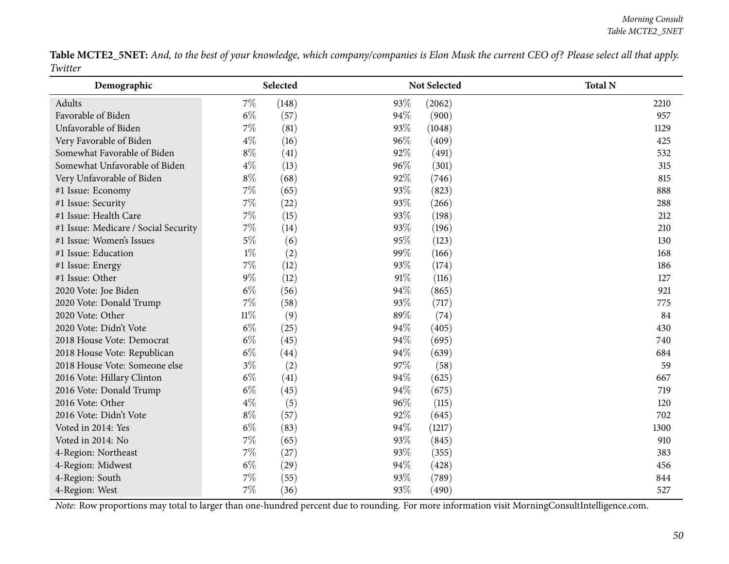**Table MCTE2_5NET:** *And, to the best of your knowledge, which company/companies is Elon Musk the current CEO of? Please select all that apply. Twitter*

| Demographic | Selected | | Not Selected | | Total N |
|---|---|---|---|---|---|
| Adults | 7% | (148) | 93% | (2062) | 2210 |
| Favorable of Biden | 6% | (57) | 94% | (900) | 957 |
| Unfavorable of Biden | 7% | (81) | 93% | (1048) | 1129 |
| Very Favorable of Biden | 4% | (16) | 96% | (409) | 425 |
| Somewhat Favorable of Biden | 8% | (41) | 92% | (491) | 532 |
| Somewhat Unfavorable of Biden | 4% | (13) | 96% | (301) | 315 |
| Very Unfavorable of Biden | 8% | (68) | 92% | (746) | 815 |
| #1 Issue: Economy | 7% | (65) | 93% | (823) | 888 |
| #1 Issue: Security | 7% | (22) | 93% | (266) | 288 |
| #1 Issue: Health Care | 7% | (15) | 93% | (198) | 212 |
| #1 Issue: Medicare / Social Security | 7% | (14) | 93% | (196) | 210 |
| #1 Issue: Women's Issues | 5% | (6) | 95% | (123) | 130 |
| #1 Issue: Education | 1% | (2) | 99% | (166) | 168 |
| #1 Issue: Energy | 7% | (12) | 93% | (174) | 186 |
| #1 Issue: Other | 9% | (12) | 91% | (116) | 127 |
| 2020 Vote: Joe Biden | 6% | (56) | 94% | (865) | 921 |
| 2020 Vote: Donald Trump | 7% | (58) | 93% | (717) | 775 |
| 2020 Vote: Other | 11% | (9) | 89% | (74) | 84 |
| 2020 Vote: Didn't Vote | 6% | (25) | 94% | (405) | 430 |
| 2018 House Vote: Democrat | 6% | (45) | 94% | (695) | 740 |
| 2018 House Vote: Republican | 6% | (44) | 94% | (639) | 684 |
| 2018 House Vote: Someone else | 3% | (2) | 97% | (58) | 59 |
| 2016 Vote: Hillary Clinton | 6% | (41) | 94% | (625) | 667 |
| 2016 Vote: Donald Trump | 6% | (45) | 94% | (675) | 719 |
| 2016 Vote: Other | 4% | (5) | 96% | (115) | 120 |
| 2016 Vote: Didn't Vote | 8% | (57) | 92% | (645) | 702 |
| Voted in 2014: Yes | 6% | (83) | 94% | (1217) | 1300 |
| Voted in 2014: No | 7% | (65) | 93% | (845) | 910 |
| 4-Region: Northeast | 7% | (27) | 93% | (355) | 383 |
| 4-Region: Midwest | 6% | (29) | 94% | (428) | 456 |
| 4-Region: South | 7% | (55) | 93% | (789) | 844 |
| 4-Region: West | 7% | (36) | 93% | (490) | 527 |

*Note:* Row proportions may total to larger than one-hundred percent due to rounding. For more information visit MorningConsultIntelligence.com.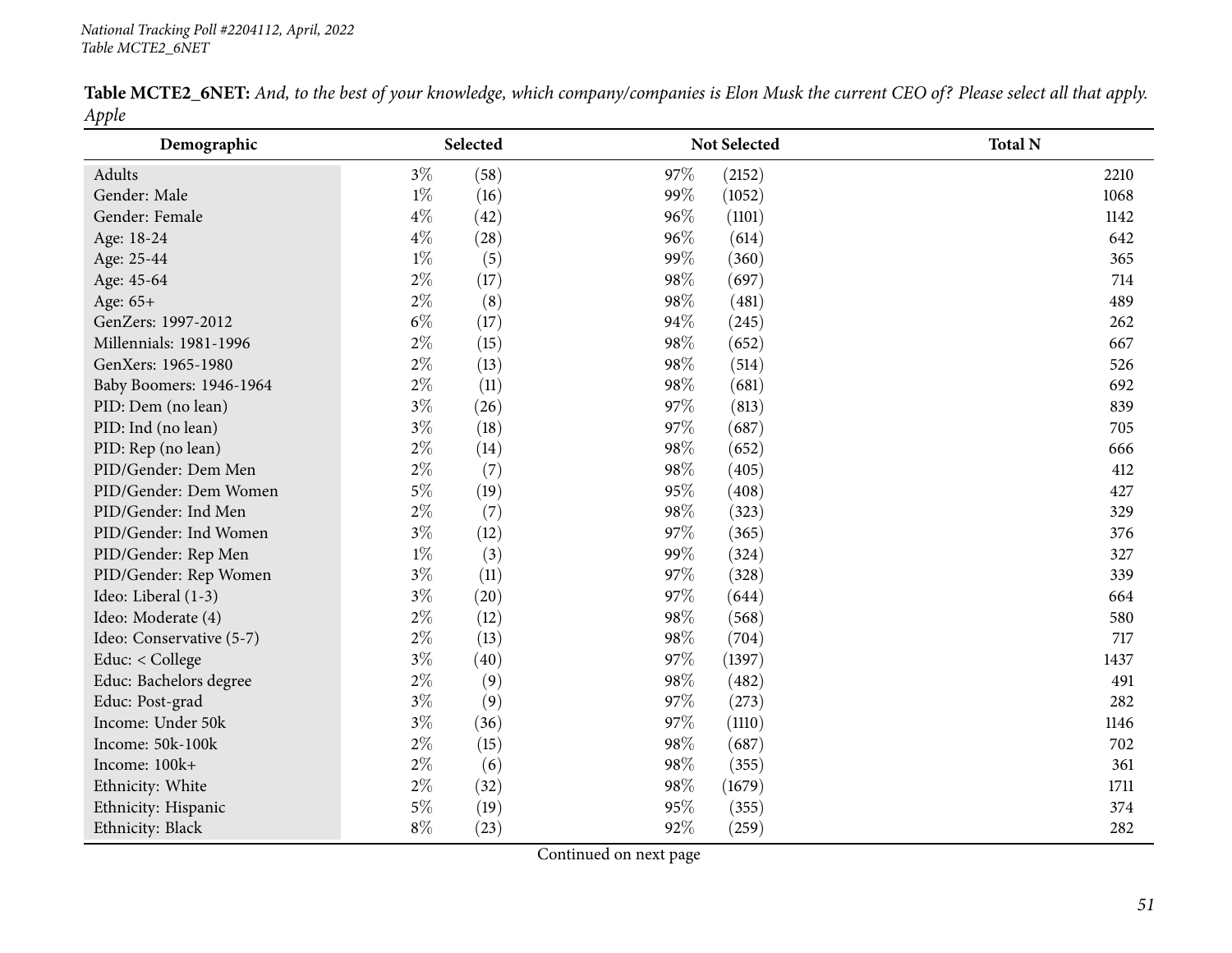**Table MCTE2_6NET:** *And, to the best of your knowledge, which company/companies is Elon Musk the current CEO of? Please select all that apply. Apple*

| Demographic | Selected | | Not Selected | | Total N |
|---|---|---|---|---|---|
| Adults | 3% | (58) | 97% | (2152) | 2210 |
| Gender: Male | 1% | (16) | 99% | (1052) | 1068 |
| Gender: Female | 4% | (42) | 96% | (1101) | 1142 |
| Age: 18-24 | 4% | (28) | 96% | (614) | 642 |
| Age: 25-44 | 1% | (5) | 99% | (360) | 365 |
| Age: 45-64 | 2% | (17) | 98% | (697) | 714 |
| Age: 65+ | 2% | (8) | 98% | (481) | 489 |
| GenZers: 1997-2012 | 6% | (17) | 94% | (245) | 262 |
| Millennials: 1981-1996 | 2% | (15) | 98% | (652) | 667 |
| GenXers: 1965-1980 | 2% | (13) | 98% | (514) | 526 |
| Baby Boomers: 1946-1964 | 2% | (11) | 98% | (681) | 692 |
| PID: Dem (no lean) | 3% | (26) | 97% | (813) | 839 |
| PID: Ind (no lean) | 3% | (18) | 97% | (687) | 705 |
| PID: Rep (no lean) | 2% | (14) | 98% | (652) | 666 |
| PID/Gender: Dem Men | 2% | (7) | 98% | (405) | 412 |
| PID/Gender: Dem Women | 5% | (19) | 95% | (408) | 427 |
| PID/Gender: Ind Men | 2% | (7) | 98% | (323) | 329 |
| PID/Gender: Ind Women | 3% | (12) | 97% | (365) | 376 |
| PID/Gender: Rep Men | 1% | (3) | 99% | (324) | 327 |
| PID/Gender: Rep Women | 3% | (11) | 97% | (328) | 339 |
| Ideo: Liberal (1-3) | 3% | (20) | 97% | (644) | 664 |
| Ideo: Moderate (4) | 2% | (12) | 98% | (568) | 580 |
| Ideo: Conservative (5-7) | 2% | (13) | 98% | (704) | 717 |
| Educ: < College | 3% | (40) | 97% | (1397) | 1437 |
| Educ: Bachelors degree | 2% | (9) | 98% | (482) | 491 |
| Educ: Post-grad | 3% | (9) | 97% | (273) | 282 |
| Income: Under 50k | 3% | (36) | 97% | (1110) | 1146 |
| Income: 50k-100k | 2% | (15) | 98% | (687) | 702 |
| Income: 100k+ | 2% | (6) | 98% | (355) | 361 |
| Ethnicity: White | 2% | (32) | 98% | (1679) | 1711 |
| Ethnicity: Hispanic | 5% | (19) | 95% | (355) | 374 |
| Ethnicity: Black | 8% | (23) | 92% | (259) | 282 |

Continued on next page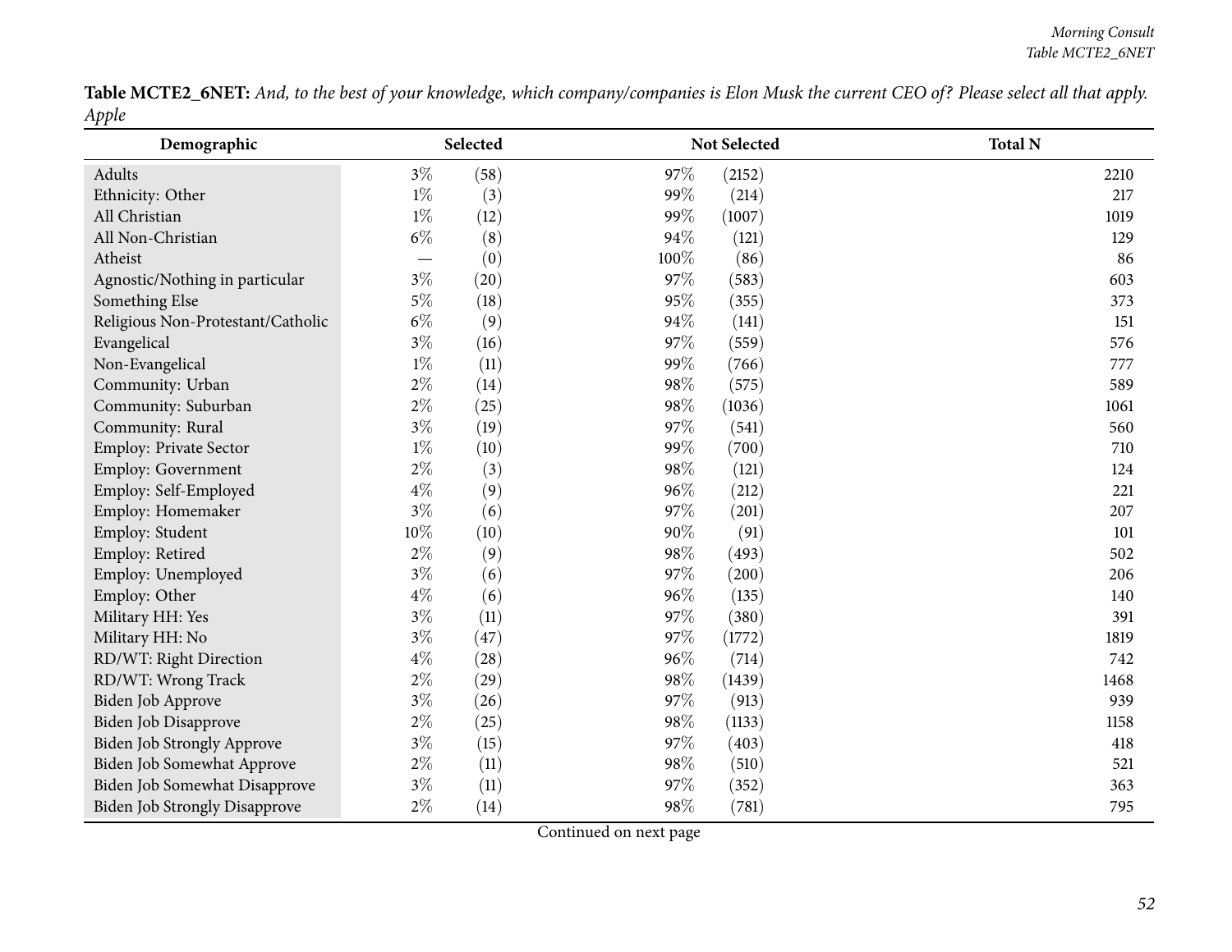**Table MCTE2_6NET:** *And, to the best of your knowledge, which company/companies is Elon Musk the current CEO of? Please select all that apply. Apple*

| Demographic | Selected | | Not Selected | | Total N |
|---|---|---|---|---|---|
| Adults | 3% | (58) | 97% | (2152) | 2210 |
| Ethnicity: Other | 1% | (3) | 99% | (214) | 217 |
| All Christian | 1% | (12) | 99% | (1007) | 1019 |
| All Non-Christian | 6% | (8) | 94% | (121) | 129 |
| Atheist | — | (0) | 100% | (86) | 86 |
| Agnostic/Nothing in particular | 3% | (20) | 97% | (583) | 603 |
| Something Else | 5% | (18) | 95% | (355) | 373 |
| Religious Non-Protestant/Catholic | 6% | (9) | 94% | (141) | 151 |
| Evangelical | 3% | (16) | 97% | (559) | 576 |
| Non-Evangelical | 1% | (11) | 99% | (766) | 777 |
| Community: Urban | 2% | (14) | 98% | (575) | 589 |
| Community: Suburban | 2% | (25) | 98% | (1036) | 1061 |
| Community: Rural | 3% | (19) | 97% | (541) | 560 |
| Employ: Private Sector | 1% | (10) | 99% | (700) | 710 |
| Employ: Government | 2% | (3) | 98% | (121) | 124 |
| Employ: Self-Employed | 4% | (9) | 96% | (212) | 221 |
| Employ: Homemaker | 3% | (6) | 97% | (201) | 207 |
| Employ: Student | 10% | (10) | 90% | (91) | 101 |
| Employ: Retired | 2% | (9) | 98% | (493) | 502 |
| Employ: Unemployed | 3% | (6) | 97% | (200) | 206 |
| Employ: Other | 4% | (6) | 96% | (135) | 140 |
| Military HH: Yes | 3% | (11) | 97% | (380) | 391 |
| Military HH: No | 3% | (47) | 97% | (1772) | 1819 |
| RD/WT: Right Direction | 4% | (28) | 96% | (714) | 742 |
| RD/WT: Wrong Track | 2% | (29) | 98% | (1439) | 1468 |
| Biden Job Approve | 3% | (26) | 97% | (913) | 939 |
| Biden Job Disapprove | 2% | (25) | 98% | (1133) | 1158 |
| Biden Job Strongly Approve | 3% | (15) | 97% | (403) | 418 |
| Biden Job Somewhat Approve | 2% | (11) | 98% | (510) | 521 |
| Biden Job Somewhat Disapprove | 3% | (11) | 97% | (352) | 363 |
| Biden Job Strongly Disapprove | 2% | (14) | 98% | (781) | 795 |

Continued on next page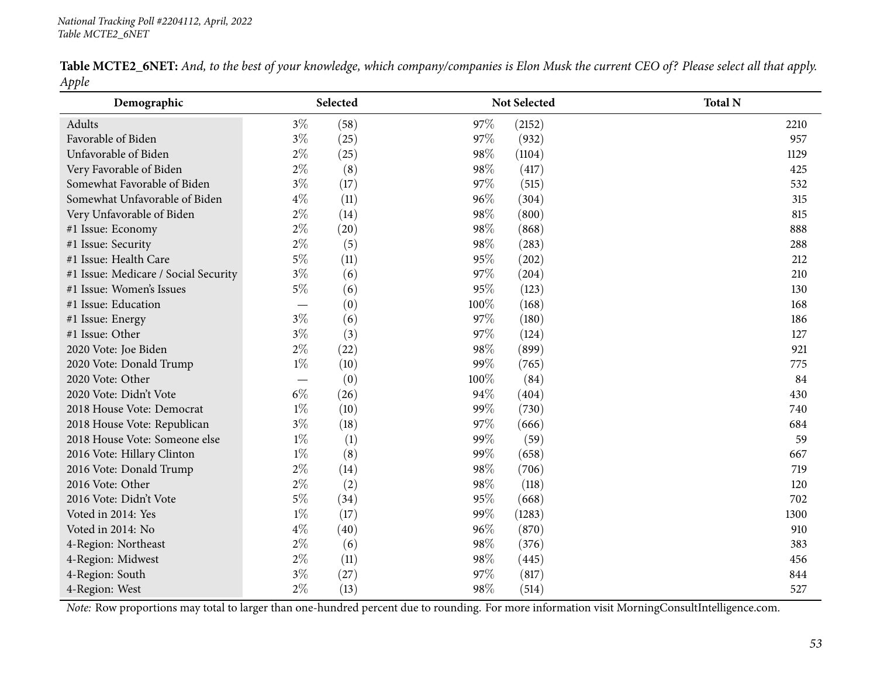**Table MCTE2_6NET:** *And, to the best of your knowledge, which company/companies is Elon Musk the current CEO of? Please select all that apply. Apple*

| Demographic | Selected | | Not Selected | | Total N |
|---|---|---|---|---|---|
| Adults | 3% | (58) | 97% | (2152) | 2210 |
| Favorable of Biden | 3% | (25) | 97% | (932) | 957 |
| Unfavorable of Biden | 2% | (25) | 98% | (1104) | 1129 |
| Very Favorable of Biden | 2% | (8) | 98% | (417) | 425 |
| Somewhat Favorable of Biden | 3% | (17) | 97% | (515) | 532 |
| Somewhat Unfavorable of Biden | 4% | (11) | 96% | (304) | 315 |
| Very Unfavorable of Biden | 2% | (14) | 98% | (800) | 815 |
| #1 Issue: Economy | 2% | (20) | 98% | (868) | 888 |
| #1 Issue: Security | 2% | (5) | 98% | (283) | 288 |
| #1 Issue: Health Care | 5% | (11) | 95% | (202) | 212 |
| #1 Issue: Medicare / Social Security | 3% | (6) | 97% | (204) | 210 |
| #1 Issue: Women's Issues | 5% | (6) | 95% | (123) | 130 |
| #1 Issue: Education | — | (0) | 100% | (168) | 168 |
| #1 Issue: Energy | 3% | (6) | 97% | (180) | 186 |
| #1 Issue: Other | 3% | (3) | 97% | (124) | 127 |
| 2020 Vote: Joe Biden | 2% | (22) | 98% | (899) | 921 |
| 2020 Vote: Donald Trump | 1% | (10) | 99% | (765) | 775 |
| 2020 Vote: Other | — | (0) | 100% | (84) | 84 |
| 2020 Vote: Didn't Vote | 6% | (26) | 94% | (404) | 430 |
| 2018 House Vote: Democrat | 1% | (10) | 99% | (730) | 740 |
| 2018 House Vote: Republican | 3% | (18) | 97% | (666) | 684 |
| 2018 House Vote: Someone else | 1% | (1) | 99% | (59) | 59 |
| 2016 Vote: Hillary Clinton | 1% | (8) | 99% | (658) | 667 |
| 2016 Vote: Donald Trump | 2% | (14) | 98% | (706) | 719 |
| 2016 Vote: Other | 2% | (2) | 98% | (118) | 120 |
| 2016 Vote: Didn't Vote | 5% | (34) | 95% | (668) | 702 |
| Voted in 2014: Yes | 1% | (17) | 99% | (1283) | 1300 |
| Voted in 2014: No | 4% | (40) | 96% | (870) | 910 |
| 4-Region: Northeast | 2% | (6) | 98% | (376) | 383 |
| 4-Region: Midwest | 2% | (11) | 98% | (445) | 456 |
| 4-Region: South | 3% | (27) | 97% | (817) | 844 |
| 4-Region: West | 2% | (13) | 98% | (514) | 527 |

*Note:* Row proportions may total to larger than one-hundred percent due to rounding. For more information visit MorningConsultIntelligence.com.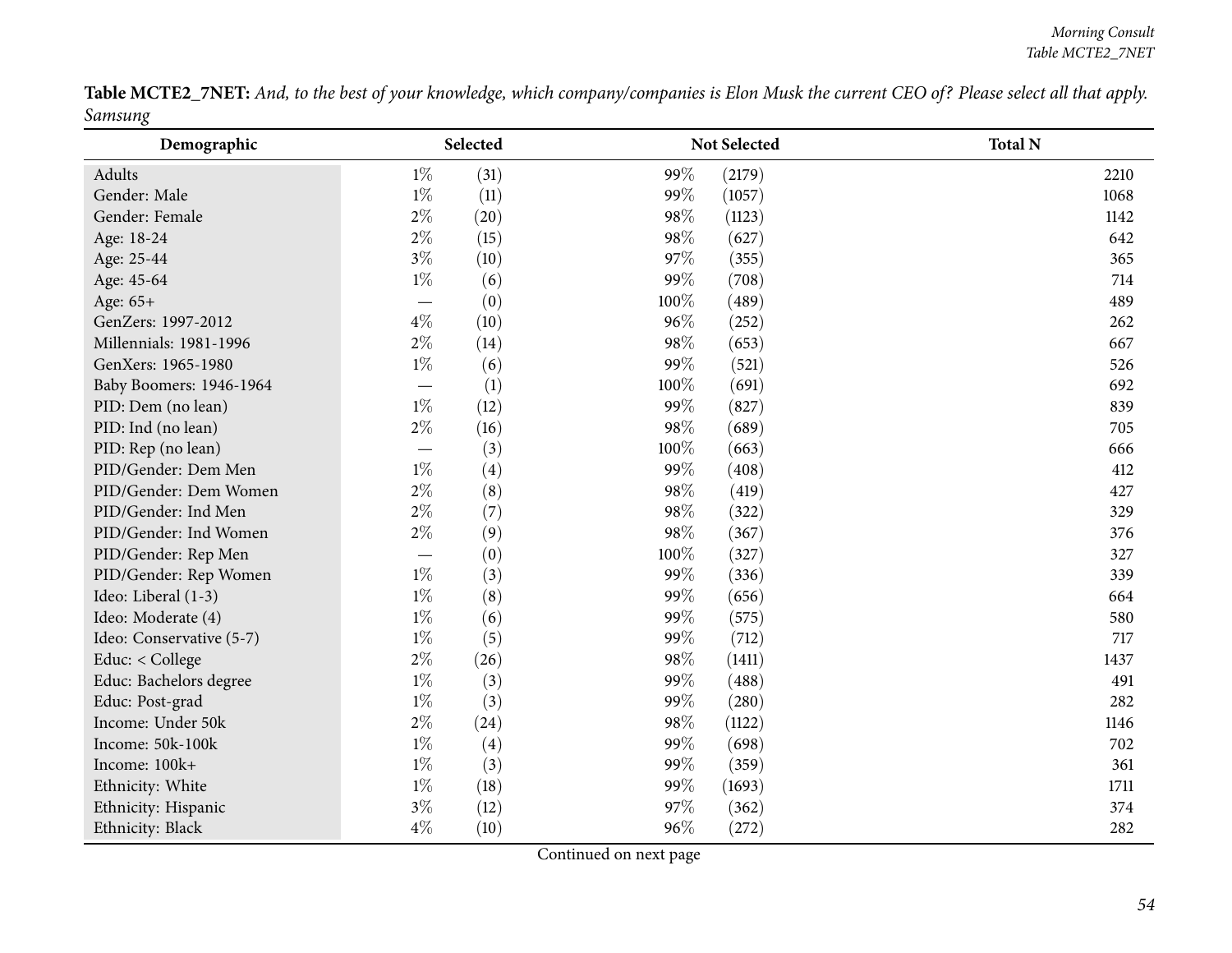**Table MCTE2_7NET:** *And, to the best of your knowledge, which company/companies is Elon Musk the current CEO of? Please select all that apply.*
*Samsung*

| Demographic | Selected | | Not Selected | | Total N |
|---|---|---|---|---|---|
| Adults | 1% | (31) | 99% | (2179) | 2210 |
| Gender: Male | 1% | (11) | 99% | (1057) | 1068 |
| Gender: Female | 2% | (20) | 98% | (1123) | 1142 |
| Age: 18-24 | 2% | (15) | 98% | (627) | 642 |
| Age: 25-44 | 3% | (10) | 97% | (355) | 365 |
| Age: 45-64 | 1% | (6) | 99% | (708) | 714 |
| Age: 65+ | — | (0) | 100% | (489) | 489 |
| GenZers: 1997-2012 | 4% | (10) | 96% | (252) | 262 |
| Millennials: 1981-1996 | 2% | (14) | 98% | (653) | 667 |
| GenXers: 1965-1980 | 1% | (6) | 99% | (521) | 526 |
| Baby Boomers: 1946-1964 | — | (1) | 100% | (691) | 692 |
| PID: Dem (no lean) | 1% | (12) | 99% | (827) | 839 |
| PID: Ind (no lean) | 2% | (16) | 98% | (689) | 705 |
| PID: Rep (no lean) | — | (3) | 100% | (663) | 666 |
| PID/Gender: Dem Men | 1% | (4) | 99% | (408) | 412 |
| PID/Gender: Dem Women | 2% | (8) | 98% | (419) | 427 |
| PID/Gender: Ind Men | 2% | (7) | 98% | (322) | 329 |
| PID/Gender: Ind Women | 2% | (9) | 98% | (367) | 376 |
| PID/Gender: Rep Men | — | (0) | 100% | (327) | 327 |
| PID/Gender: Rep Women | 1% | (3) | 99% | (336) | 339 |
| Ideo: Liberal (1-3) | 1% | (8) | 99% | (656) | 664 |
| Ideo: Moderate (4) | 1% | (6) | 99% | (575) | 580 |
| Ideo: Conservative (5-7) | 1% | (5) | 99% | (712) | 717 |
| Educ: < College | 2% | (26) | 98% | (1411) | 1437 |
| Educ: Bachelors degree | 1% | (3) | 99% | (488) | 491 |
| Educ: Post-grad | 1% | (3) | 99% | (280) | 282 |
| Income: Under 50k | 2% | (24) | 98% | (1122) | 1146 |
| Income: 50k-100k | 1% | (4) | 99% | (698) | 702 |
| Income: 100k+ | 1% | (3) | 99% | (359) | 361 |
| Ethnicity: White | 1% | (18) | 99% | (1693) | 1711 |
| Ethnicity: Hispanic | 3% | (12) | 97% | (362) | 374 |
| Ethnicity: Black | 4% | (10) | 96% | (272) | 282 |

Continued on next page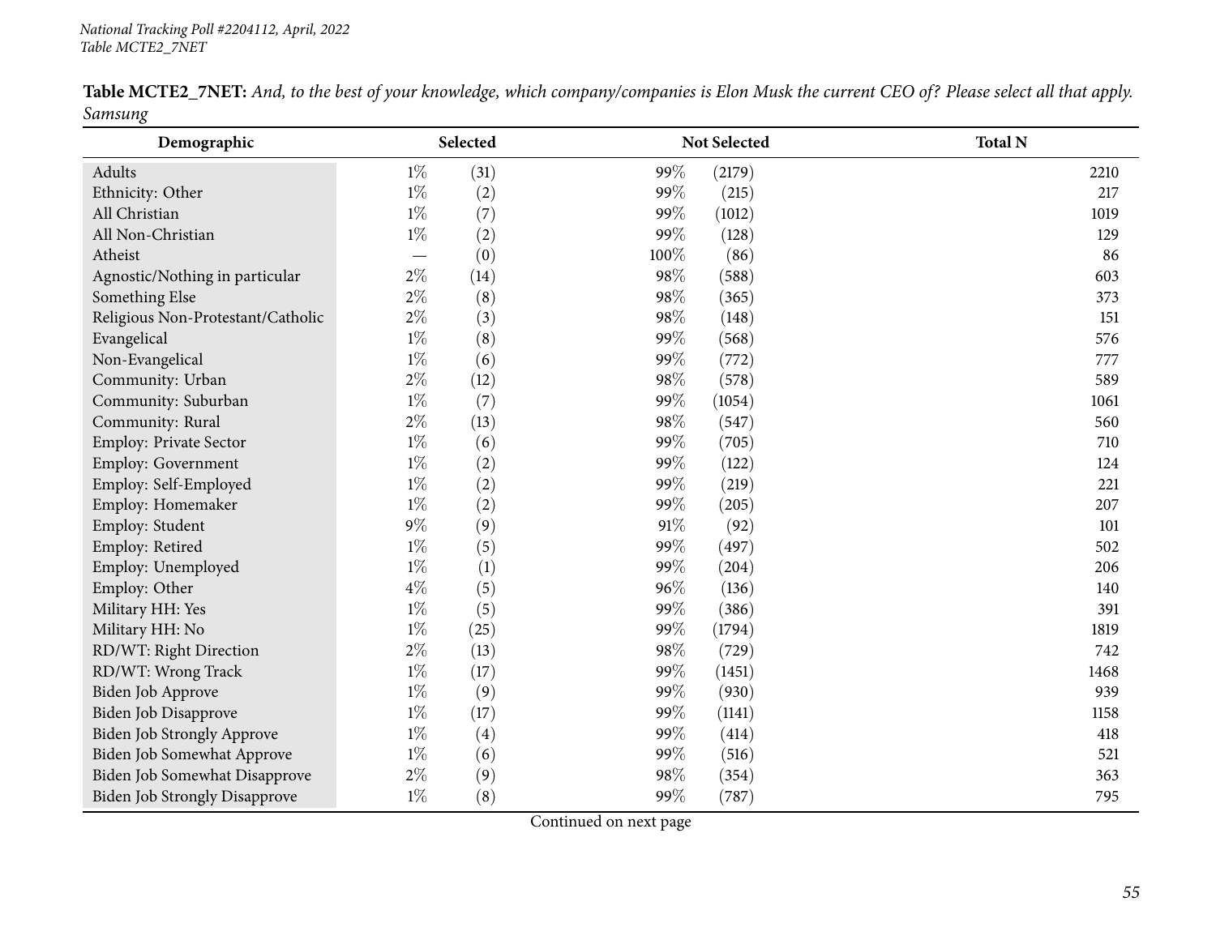**Table MCTE2_7NET:** *And, to the best of your knowledge, which company/companies is Elon Musk the current CEO of? Please select all that apply. Samsung*

| Demographic | Selected | | Not Selected | | Total N |
|---|---|---|---|---|---|
| Adults | 1% | (31) | 99% | (2179) | 2210 |
| Ethnicity: Other | 1% | (2) | 99% | (215) | 217 |
| All Christian | 1% | (7) | 99% | (1012) | 1019 |
| All Non-Christian | 1% | (2) | 99% | (128) | 129 |
| Atheist | — | (0) | 100% | (86) | 86 |
| Agnostic/Nothing in particular | 2% | (14) | 98% | (588) | 603 |
| Something Else | 2% | (8) | 98% | (365) | 373 |
| Religious Non-Protestant/Catholic | 2% | (3) | 98% | (148) | 151 |
| Evangelical | 1% | (8) | 99% | (568) | 576 |
| Non-Evangelical | 1% | (6) | 99% | (772) | 777 |
| Community: Urban | 2% | (12) | 98% | (578) | 589 |
| Community: Suburban | 1% | (7) | 99% | (1054) | 1061 |
| Community: Rural | 2% | (13) | 98% | (547) | 560 |
| Employ: Private Sector | 1% | (6) | 99% | (705) | 710 |
| Employ: Government | 1% | (2) | 99% | (122) | 124 |
| Employ: Self-Employed | 1% | (2) | 99% | (219) | 221 |
| Employ: Homemaker | 1% | (2) | 99% | (205) | 207 |
| Employ: Student | 9% | (9) | 91% | (92) | 101 |
| Employ: Retired | 1% | (5) | 99% | (497) | 502 |
| Employ: Unemployed | 1% | (1) | 99% | (204) | 206 |
| Employ: Other | 4% | (5) | 96% | (136) | 140 |
| Military HH: Yes | 1% | (5) | 99% | (386) | 391 |
| Military HH: No | 1% | (25) | 99% | (1794) | 1819 |
| RD/WT: Right Direction | 2% | (13) | 98% | (729) | 742 |
| RD/WT: Wrong Track | 1% | (17) | 99% | (1451) | 1468 |
| Biden Job Approve | 1% | (9) | 99% | (930) | 939 |
| Biden Job Disapprove | 1% | (17) | 99% | (1141) | 1158 |
| Biden Job Strongly Approve | 1% | (4) | 99% | (414) | 418 |
| Biden Job Somewhat Approve | 1% | (6) | 99% | (516) | 521 |
| Biden Job Somewhat Disapprove | 2% | (9) | 98% | (354) | 363 |
| Biden Job Strongly Disapprove | 1% | (8) | 99% | (787) | 795 |

Continued on next page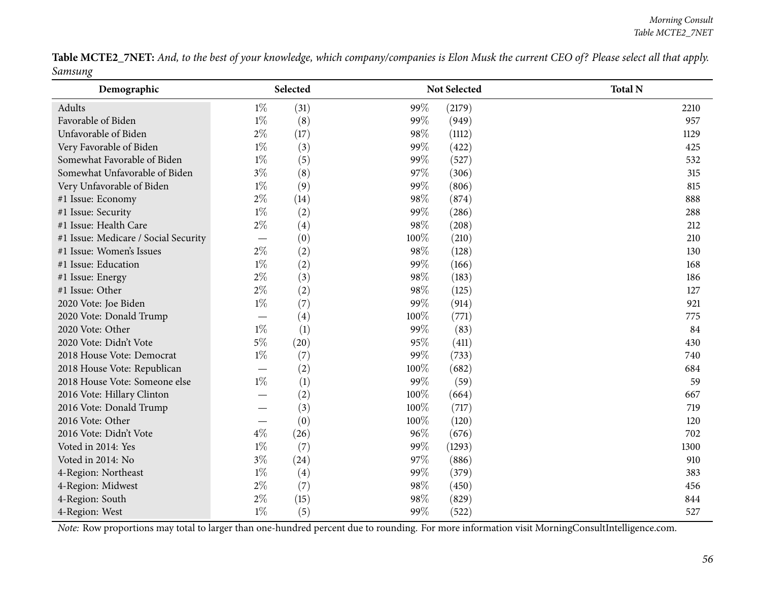**Table MCTE2_7NET:** *And, to the best of your knowledge, which company/companies is Elon Musk the current CEO of? Please select all that apply. Samsung*

| Demographic | Selected | | Not Selected | | Total N |
|---|---|---|---|---|---|
| Adults | 1% | (31) | 99% | (2179) | 2210 |
| Favorable of Biden | 1% | (8) | 99% | (949) | 957 |
| Unfavorable of Biden | 2% | (17) | 98% | (1112) | 1129 |
| Very Favorable of Biden | 1% | (3) | 99% | (422) | 425 |
| Somewhat Favorable of Biden | 1% | (5) | 99% | (527) | 532 |
| Somewhat Unfavorable of Biden | 3% | (8) | 97% | (306) | 315 |
| Very Unfavorable of Biden | 1% | (9) | 99% | (806) | 815 |
| #1 Issue: Economy | 2% | (14) | 98% | (874) | 888 |
| #1 Issue: Security | 1% | (2) | 99% | (286) | 288 |
| #1 Issue: Health Care | 2% | (4) | 98% | (208) | 212 |
| #1 Issue: Medicare / Social Security | — | (0) | 100% | (210) | 210 |
| #1 Issue: Women's Issues | 2% | (2) | 98% | (128) | 130 |
| #1 Issue: Education | 1% | (2) | 99% | (166) | 168 |
| #1 Issue: Energy | 2% | (3) | 98% | (183) | 186 |
| #1 Issue: Other | 2% | (2) | 98% | (125) | 127 |
| 2020 Vote: Joe Biden | 1% | (7) | 99% | (914) | 921 |
| 2020 Vote: Donald Trump | — | (4) | 100% | (771) | 775 |
| 2020 Vote: Other | 1% | (1) | 99% | (83) | 84 |
| 2020 Vote: Didn't Vote | 5% | (20) | 95% | (411) | 430 |
| 2018 House Vote: Democrat | 1% | (7) | 99% | (733) | 740 |
| 2018 House Vote: Republican | — | (2) | 100% | (682) | 684 |
| 2018 House Vote: Someone else | 1% | (1) | 99% | (59) | 59 |
| 2016 Vote: Hillary Clinton | — | (2) | 100% | (664) | 667 |
| 2016 Vote: Donald Trump | — | (3) | 100% | (717) | 719 |
| 2016 Vote: Other | — | (0) | 100% | (120) | 120 |
| 2016 Vote: Didn't Vote | 4% | (26) | 96% | (676) | 702 |
| Voted in 2014: Yes | 1% | (7) | 99% | (1293) | 1300 |
| Voted in 2014: No | 3% | (24) | 97% | (886) | 910 |
| 4-Region: Northeast | 1% | (4) | 99% | (379) | 383 |
| 4-Region: Midwest | 2% | (7) | 98% | (450) | 456 |
| 4-Region: South | 2% | (15) | 98% | (829) | 844 |
| 4-Region: West | 1% | (5) | 99% | (522) | 527 |

*Note:* Row proportions may total to larger than one-hundred percent due to rounding. For more information visit MorningConsultIntelligence.com.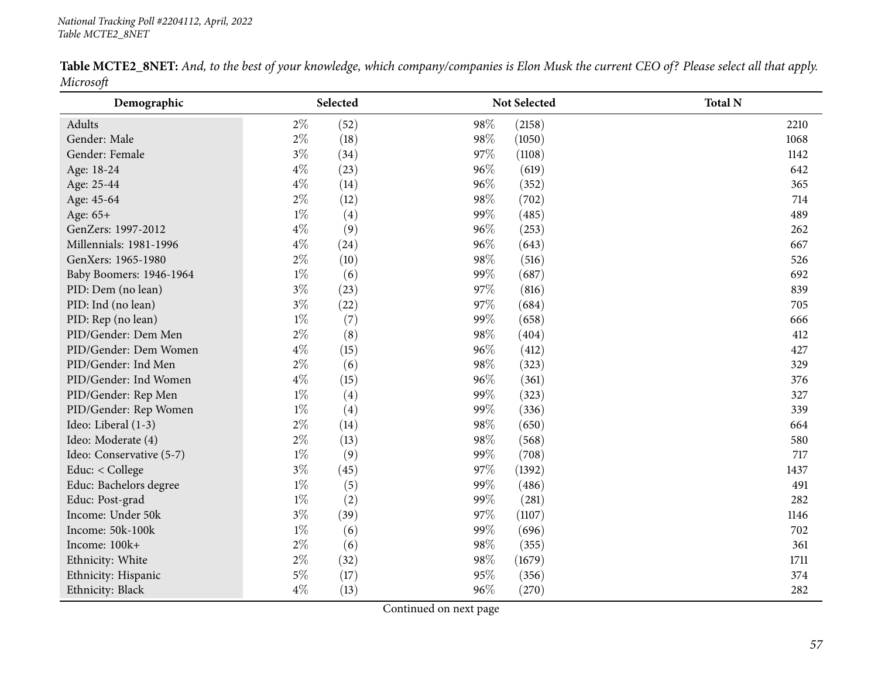**Table MCTE2_8NET:** *And, to the best of your knowledge, which company/companies is Elon Musk the current CEO of? Please select all that apply. Microsoft*

| Demographic | Selected | | Not Selected | | Total N |
|---|---|---|---|---|---|
| Adults | 2% | (52) | 98% | (2158) | 2210 |
| Gender: Male | 2% | (18) | 98% | (1050) | 1068 |
| Gender: Female | 3% | (34) | 97% | (1108) | 1142 |
| Age: 18-24 | 4% | (23) | 96% | (619) | 642 |
| Age: 25-44 | 4% | (14) | 96% | (352) | 365 |
| Age: 45-64 | 2% | (12) | 98% | (702) | 714 |
| Age: 65+ | 1% | (4) | 99% | (485) | 489 |
| GenZers: 1997-2012 | 4% | (9) | 96% | (253) | 262 |
| Millennials: 1981-1996 | 4% | (24) | 96% | (643) | 667 |
| GenXers: 1965-1980 | 2% | (10) | 98% | (516) | 526 |
| Baby Boomers: 1946-1964 | 1% | (6) | 99% | (687) | 692 |
| PID: Dem (no lean) | 3% | (23) | 97% | (816) | 839 |
| PID: Ind (no lean) | 3% | (22) | 97% | (684) | 705 |
| PID: Rep (no lean) | 1% | (7) | 99% | (658) | 666 |
| PID/Gender: Dem Men | 2% | (8) | 98% | (404) | 412 |
| PID/Gender: Dem Women | 4% | (15) | 96% | (412) | 427 |
| PID/Gender: Ind Men | 2% | (6) | 98% | (323) | 329 |
| PID/Gender: Ind Women | 4% | (15) | 96% | (361) | 376 |
| PID/Gender: Rep Men | 1% | (4) | 99% | (323) | 327 |
| PID/Gender: Rep Women | 1% | (4) | 99% | (336) | 339 |
| Ideo: Liberal (1-3) | 2% | (14) | 98% | (650) | 664 |
| Ideo: Moderate (4) | 2% | (13) | 98% | (568) | 580 |
| Ideo: Conservative (5-7) | 1% | (9) | 99% | (708) | 717 |
| Educ: < College | 3% | (45) | 97% | (1392) | 1437 |
| Educ: Bachelors degree | 1% | (5) | 99% | (486) | 491 |
| Educ: Post-grad | 1% | (2) | 99% | (281) | 282 |
| Income: Under 50k | 3% | (39) | 97% | (1107) | 1146 |
| Income: 50k-100k | 1% | (6) | 99% | (696) | 702 |
| Income: 100k+ | 2% | (6) | 98% | (355) | 361 |
| Ethnicity: White | 2% | (32) | 98% | (1679) | 1711 |
| Ethnicity: Hispanic | 5% | (17) | 95% | (356) | 374 |
| Ethnicity: Black | 4% | (13) | 96% | (270) | 282 |

Continued on next page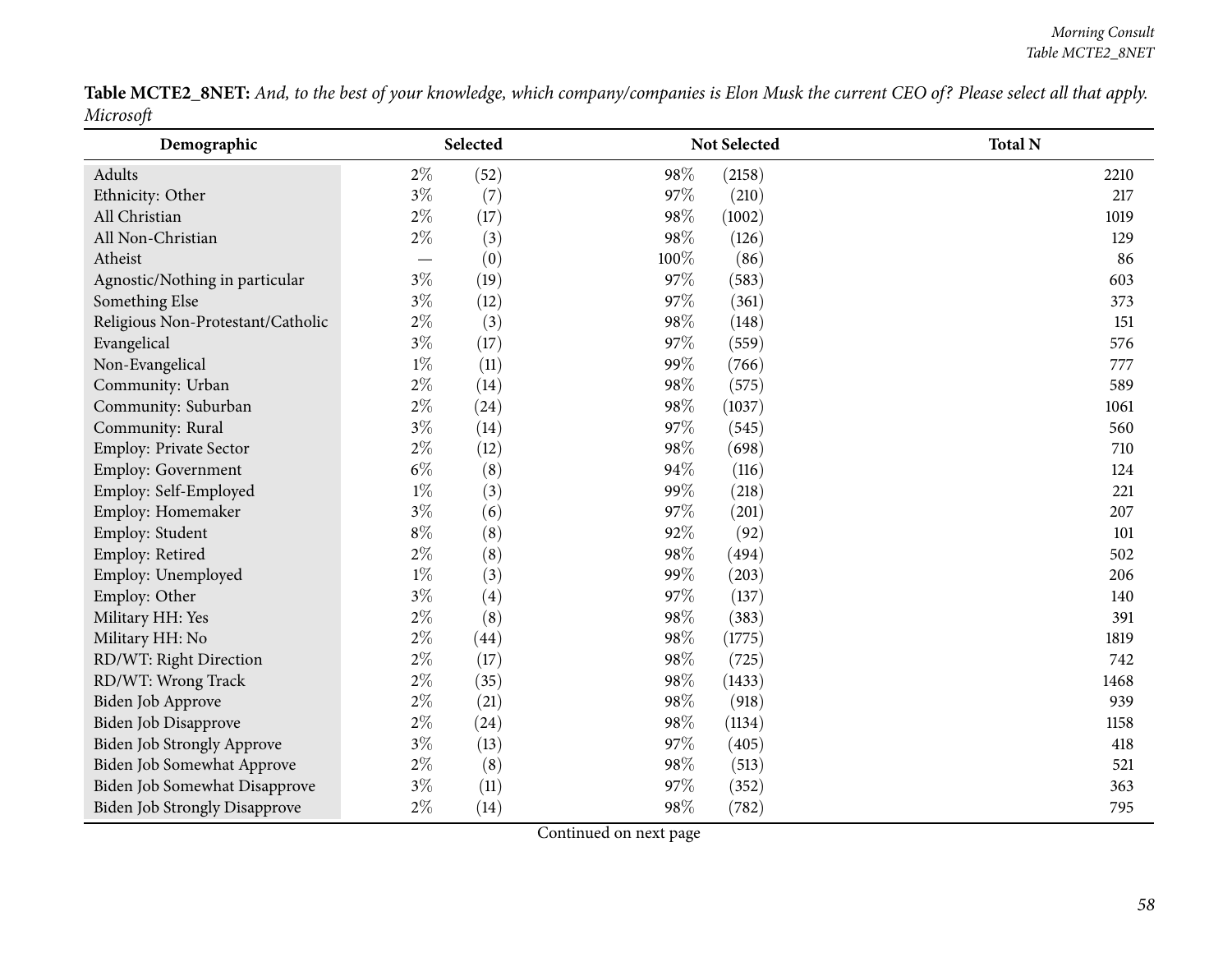**Table MCTE2_8NET:** *And, to the best of your knowledge, which company/companies is Elon Musk the current CEO of? Please select all that apply. Microsoft*

| Demographic | Selected | | Not Selected | | Total N |
|---|---|---|---|---|---|
| Adults | 2% | (52) | 98% | (2158) | 2210 |
| Ethnicity: Other | 3% | (7) | 97% | (210) | 217 |
| All Christian | 2% | (17) | 98% | (1002) | 1019 |
| All Non-Christian | 2% | (3) | 98% | (126) | 129 |
| Atheist | — | (0) | 100% | (86) | 86 |
| Agnostic/Nothing in particular | 3% | (19) | 97% | (583) | 603 |
| Something Else | 3% | (12) | 97% | (361) | 373 |
| Religious Non-Protestant/Catholic | 2% | (3) | 98% | (148) | 151 |
| Evangelical | 3% | (17) | 97% | (559) | 576 |
| Non-Evangelical | 1% | (11) | 99% | (766) | 777 |
| Community: Urban | 2% | (14) | 98% | (575) | 589 |
| Community: Suburban | 2% | (24) | 98% | (1037) | 1061 |
| Community: Rural | 3% | (14) | 97% | (545) | 560 |
| Employ: Private Sector | 2% | (12) | 98% | (698) | 710 |
| Employ: Government | 6% | (8) | 94% | (116) | 124 |
| Employ: Self-Employed | 1% | (3) | 99% | (218) | 221 |
| Employ: Homemaker | 3% | (6) | 97% | (201) | 207 |
| Employ: Student | 8% | (8) | 92% | (92) | 101 |
| Employ: Retired | 2% | (8) | 98% | (494) | 502 |
| Employ: Unemployed | 1% | (3) | 99% | (203) | 206 |
| Employ: Other | 3% | (4) | 97% | (137) | 140 |
| Military HH: Yes | 2% | (8) | 98% | (383) | 391 |
| Military HH: No | 2% | (44) | 98% | (1775) | 1819 |
| RD/WT: Right Direction | 2% | (17) | 98% | (725) | 742 |
| RD/WT: Wrong Track | 2% | (35) | 98% | (1433) | 1468 |
| Biden Job Approve | 2% | (21) | 98% | (918) | 939 |
| Biden Job Disapprove | 2% | (24) | 98% | (1134) | 1158 |
| Biden Job Strongly Approve | 3% | (13) | 97% | (405) | 418 |
| Biden Job Somewhat Approve | 2% | (8) | 98% | (513) | 521 |
| Biden Job Somewhat Disapprove | 3% | (11) | 97% | (352) | 363 |
| Biden Job Strongly Disapprove | 2% | (14) | 98% | (782) | 795 |

Continued on next page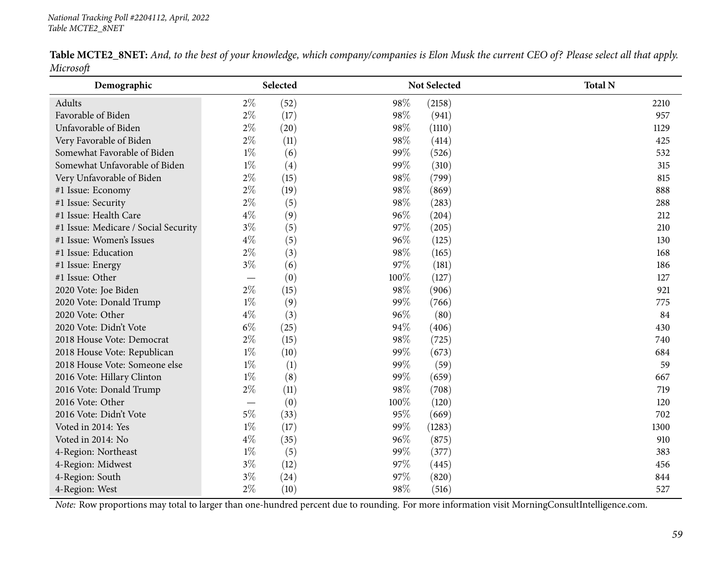National Tracking Poll #2204112, April, 2022
Table MCTE2_8NET

**Table MCTE2_8NET:** *And, to the best of your knowledge, which company/companies is Elon Musk the current CEO of? Please select all that apply. Microsoft*

| Demographic | Selected | | Not Selected | | Total N |
|---|---|---|---|---|---|
| Adults | 2% | (52) | 98% | (2158) | 2210 |
| Favorable of Biden | 2% | (17) | 98% | (941) | 957 |
| Unfavorable of Biden | 2% | (20) | 98% | (1110) | 1129 |
| Very Favorable of Biden | 2% | (11) | 98% | (414) | 425 |
| Somewhat Favorable of Biden | 1% | (6) | 99% | (526) | 532 |
| Somewhat Unfavorable of Biden | 1% | (4) | 99% | (310) | 315 |
| Very Unfavorable of Biden | 2% | (15) | 98% | (799) | 815 |
| #1 Issue: Economy | 2% | (19) | 98% | (869) | 888 |
| #1 Issue: Security | 2% | (5) | 98% | (283) | 288 |
| #1 Issue: Health Care | 4% | (9) | 96% | (204) | 212 |
| #1 Issue: Medicare / Social Security | 3% | (5) | 97% | (205) | 210 |
| #1 Issue: Women's Issues | 4% | (5) | 96% | (125) | 130 |
| #1 Issue: Education | 2% | (3) | 98% | (165) | 168 |
| #1 Issue: Energy | 3% | (6) | 97% | (181) | 186 |
| #1 Issue: Other | — | (0) | 100% | (127) | 127 |
| 2020 Vote: Joe Biden | 2% | (15) | 98% | (906) | 921 |
| 2020 Vote: Donald Trump | 1% | (9) | 99% | (766) | 775 |
| 2020 Vote: Other | 4% | (3) | 96% | (80) | 84 |
| 2020 Vote: Didn't Vote | 6% | (25) | 94% | (406) | 430 |
| 2018 House Vote: Democrat | 2% | (15) | 98% | (725) | 740 |
| 2018 House Vote: Republican | 1% | (10) | 99% | (673) | 684 |
| 2018 House Vote: Someone else | 1% | (1) | 99% | (59) | 59 |
| 2016 Vote: Hillary Clinton | 1% | (8) | 99% | (659) | 667 |
| 2016 Vote: Donald Trump | 2% | (11) | 98% | (708) | 719 |
| 2016 Vote: Other | — | (0) | 100% | (120) | 120 |
| 2016 Vote: Didn't Vote | 5% | (33) | 95% | (669) | 702 |
| Voted in 2014: Yes | 1% | (17) | 99% | (1283) | 1300 |
| Voted in 2014: No | 4% | (35) | 96% | (875) | 910 |
| 4-Region: Northeast | 1% | (5) | 99% | (377) | 383 |
| 4-Region: Midwest | 3% | (12) | 97% | (445) | 456 |
| 4-Region: South | 3% | (24) | 97% | (820) | 844 |
| 4-Region: West | 2% | (10) | 98% | (516) | 527 |

*Note:* Row proportions may total to larger than one-hundred percent due to rounding. For more information visit MorningConsultIntelligence.com.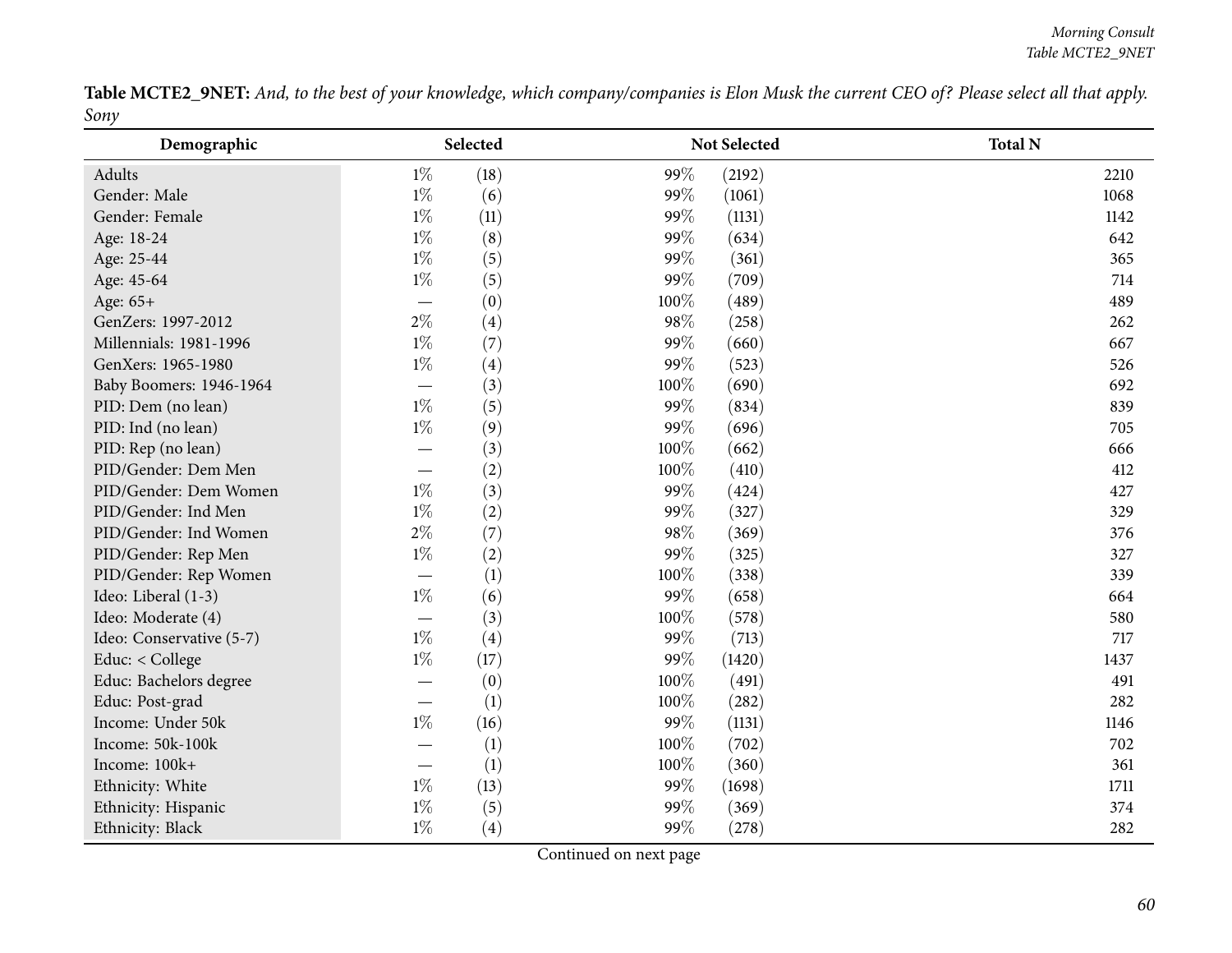**Table MCTE2_9NET:** *And, to the best of your knowledge, which company/companies is Elon Musk the current CEO of? Please select all that apply. Sony*

| Demographic | Selected | | Not Selected | | Total N |
|---|---|---|---|---|---|
| Adults | 1% | (18) | 99% | (2192) | 2210 |
| Gender: Male | 1% | (6) | 99% | (1061) | 1068 |
| Gender: Female | 1% | (11) | 99% | (1131) | 1142 |
| Age: 18-24 | 1% | (8) | 99% | (634) | 642 |
| Age: 25-44 | 1% | (5) | 99% | (361) | 365 |
| Age: 45-64 | 1% | (5) | 99% | (709) | 714 |
| Age: 65+ | — | (0) | 100% | (489) | 489 |
| GenZers: 1997-2012 | 2% | (4) | 98% | (258) | 262 |
| Millennials: 1981-1996 | 1% | (7) | 99% | (660) | 667 |
| GenXers: 1965-1980 | 1% | (4) | 99% | (523) | 526 |
| Baby Boomers: 1946-1964 | — | (3) | 100% | (690) | 692 |
| PID: Dem (no lean) | 1% | (5) | 99% | (834) | 839 |
| PID: Ind (no lean) | 1% | (9) | 99% | (696) | 705 |
| PID: Rep (no lean) | — | (3) | 100% | (662) | 666 |
| PID/Gender: Dem Men | — | (2) | 100% | (410) | 412 |
| PID/Gender: Dem Women | 1% | (3) | 99% | (424) | 427 |
| PID/Gender: Ind Men | 1% | (2) | 99% | (327) | 329 |
| PID/Gender: Ind Women | 2% | (7) | 98% | (369) | 376 |
| PID/Gender: Rep Men | 1% | (2) | 99% | (325) | 327 |
| PID/Gender: Rep Women | — | (1) | 100% | (338) | 339 |
| Ideo: Liberal (1-3) | 1% | (6) | 99% | (658) | 664 |
| Ideo: Moderate (4) | — | (3) | 100% | (578) | 580 |
| Ideo: Conservative (5-7) | 1% | (4) | 99% | (713) | 717 |
| Educ: < College | 1% | (17) | 99% | (1420) | 1437 |
| Educ: Bachelors degree | — | (0) | 100% | (491) | 491 |
| Educ: Post-grad | — | (1) | 100% | (282) | 282 |
| Income: Under 50k | 1% | (16) | 99% | (1131) | 1146 |
| Income: 50k-100k | — | (1) | 100% | (702) | 702 |
| Income: 100k+ | — | (1) | 100% | (360) | 361 |
| Ethnicity: White | 1% | (13) | 99% | (1698) | 1711 |
| Ethnicity: Hispanic | 1% | (5) | 99% | (369) | 374 |
| Ethnicity: Black | 1% | (4) | 99% | (278) | 282 |

Continued on next page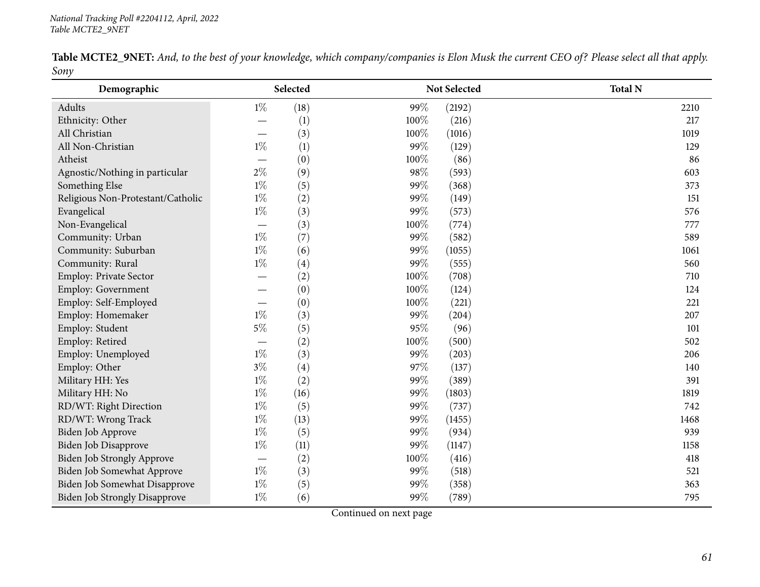**Table MCTE2_9NET:** *And, to the best of your knowledge, which company/companies is Elon Musk the current CEO of? Please select all that apply. Sony*

| Demographic | Selected | | Not Selected | | Total N |
|---|---|---|---|---|---|
| Adults | 1% | (18) | 99% | (2192) | 2210 |
| Ethnicity: Other | — | (1) | 100% | (216) | 217 |
| All Christian | — | (3) | 100% | (1016) | 1019 |
| All Non-Christian | 1% | (1) | 99% | (129) | 129 |
| Atheist | — | (0) | 100% | (86) | 86 |
| Agnostic/Nothing in particular | 2% | (9) | 98% | (593) | 603 |
| Something Else | 1% | (5) | 99% | (368) | 373 |
| Religious Non-Protestant/Catholic | 1% | (2) | 99% | (149) | 151 |
| Evangelical | 1% | (3) | 99% | (573) | 576 |
| Non-Evangelical | — | (3) | 100% | (774) | 777 |
| Community: Urban | 1% | (7) | 99% | (582) | 589 |
| Community: Suburban | 1% | (6) | 99% | (1055) | 1061 |
| Community: Rural | 1% | (4) | 99% | (555) | 560 |
| Employ: Private Sector | — | (2) | 100% | (708) | 710 |
| Employ: Government | — | (0) | 100% | (124) | 124 |
| Employ: Self-Employed | — | (0) | 100% | (221) | 221 |
| Employ: Homemaker | 1% | (3) | 99% | (204) | 207 |
| Employ: Student | 5% | (5) | 95% | (96) | 101 |
| Employ: Retired | — | (2) | 100% | (500) | 502 |
| Employ: Unemployed | 1% | (3) | 99% | (203) | 206 |
| Employ: Other | 3% | (4) | 97% | (137) | 140 |
| Military HH: Yes | 1% | (2) | 99% | (389) | 391 |
| Military HH: No | 1% | (16) | 99% | (1803) | 1819 |
| RD/WT: Right Direction | 1% | (5) | 99% | (737) | 742 |
| RD/WT: Wrong Track | 1% | (13) | 99% | (1455) | 1468 |
| Biden Job Approve | 1% | (5) | 99% | (934) | 939 |
| Biden Job Disapprove | 1% | (11) | 99% | (1147) | 1158 |
| Biden Job Strongly Approve | — | (2) | 100% | (416) | 418 |
| Biden Job Somewhat Approve | 1% | (3) | 99% | (518) | 521 |
| Biden Job Somewhat Disapprove | 1% | (5) | 99% | (358) | 363 |
| Biden Job Strongly Disapprove | 1% | (6) | 99% | (789) | 795 |

Continued on next page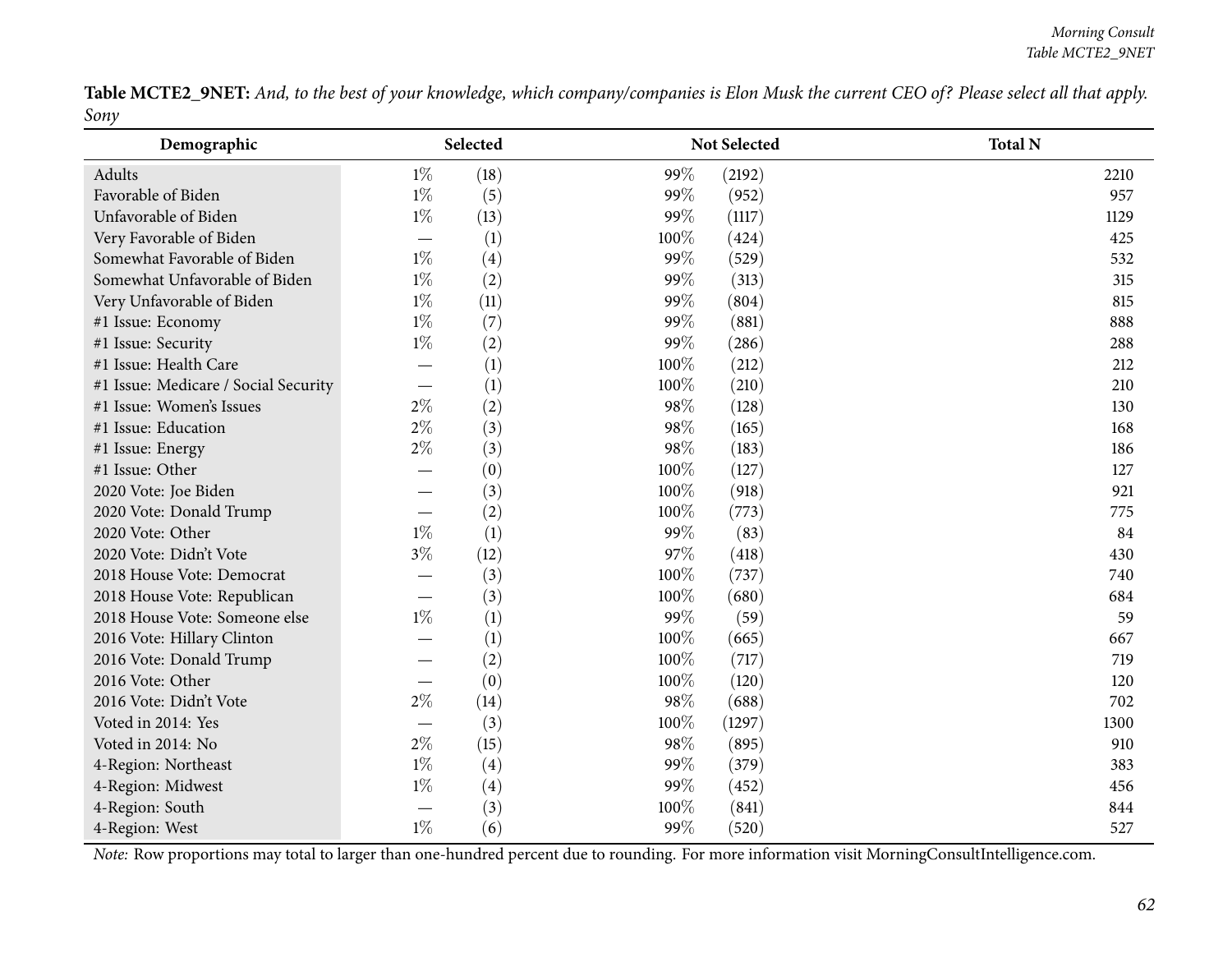**Table MCTE2_9NET:** *And, to the best of your knowledge, which company/companies is Elon Musk the current CEO of? Please select all that apply. Sony*

| Demographic | Selected | | Not Selected | | Total N |
|---|---|---|---|---|---|
| Adults | 1% | (18) | 99% | (2192) | 2210 |
| Favorable of Biden | 1% | (5) | 99% | (952) | 957 |
| Unfavorable of Biden | 1% | (13) | 99% | (1117) | 1129 |
| Very Favorable of Biden | — | (1) | 100% | (424) | 425 |
| Somewhat Favorable of Biden | 1% | (4) | 99% | (529) | 532 |
| Somewhat Unfavorable of Biden | 1% | (2) | 99% | (313) | 315 |
| Very Unfavorable of Biden | 1% | (11) | 99% | (804) | 815 |
| #1 Issue: Economy | 1% | (7) | 99% | (881) | 888 |
| #1 Issue: Security | 1% | (2) | 99% | (286) | 288 |
| #1 Issue: Health Care | — | (1) | 100% | (212) | 212 |
| #1 Issue: Medicare / Social Security | — | (1) | 100% | (210) | 210 |
| #1 Issue: Women's Issues | 2% | (2) | 98% | (128) | 130 |
| #1 Issue: Education | 2% | (3) | 98% | (165) | 168 |
| #1 Issue: Energy | 2% | (3) | 98% | (183) | 186 |
| #1 Issue: Other | — | (0) | 100% | (127) | 127 |
| 2020 Vote: Joe Biden | — | (3) | 100% | (918) | 921 |
| 2020 Vote: Donald Trump | — | (2) | 100% | (773) | 775 |
| 2020 Vote: Other | 1% | (1) | 99% | (83) | 84 |
| 2020 Vote: Didn't Vote | 3% | (12) | 97% | (418) | 430 |
| 2018 House Vote: Democrat | — | (3) | 100% | (737) | 740 |
| 2018 House Vote: Republican | — | (3) | 100% | (680) | 684 |
| 2018 House Vote: Someone else | 1% | (1) | 99% | (59) | 59 |
| 2016 Vote: Hillary Clinton | — | (1) | 100% | (665) | 667 |
| 2016 Vote: Donald Trump | — | (2) | 100% | (717) | 719 |
| 2016 Vote: Other | — | (0) | 100% | (120) | 120 |
| 2016 Vote: Didn't Vote | 2% | (14) | 98% | (688) | 702 |
| Voted in 2014: Yes | — | (3) | 100% | (1297) | 1300 |
| Voted in 2014: No | 2% | (15) | 98% | (895) | 910 |
| 4-Region: Northeast | 1% | (4) | 99% | (379) | 383 |
| 4-Region: Midwest | 1% | (4) | 99% | (452) | 456 |
| 4-Region: South | — | (3) | 100% | (841) | 844 |
| 4-Region: West | 1% | (6) | 99% | (520) | 527 |

*Note:* Row proportions may total to larger than one-hundred percent due to rounding. For more information visit MorningConsultIntelligence.com.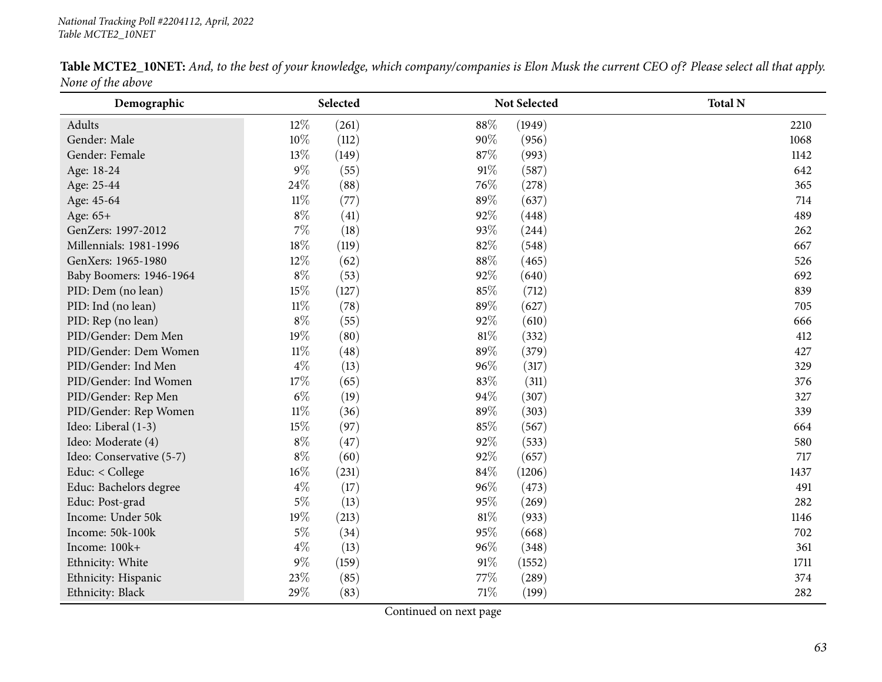National Tracking Poll #2204112, April, 2022
Table MCTE2_10NET

**Table MCTE2_10NET:** *And, to the best of your knowledge, which company/companies is Elon Musk the current CEO of? Please select all that apply. None of the above*

| Demographic | Selected | | Not Selected | | Total N |
|---|---|---|---|---|---|
| Adults | 12% | (261) | 88% | (1949) | 2210 |
| Gender: Male | 10% | (112) | 90% | (956) | 1068 |
| Gender: Female | 13% | (149) | 87% | (993) | 1142 |
| Age: 18-24 | 9% | (55) | 91% | (587) | 642 |
| Age: 25-44 | 24% | (88) | 76% | (278) | 365 |
| Age: 45-64 | 11% | (77) | 89% | (637) | 714 |
| Age: 65+ | 8% | (41) | 92% | (448) | 489 |
| GenZers: 1997-2012 | 7% | (18) | 93% | (244) | 262 |
| Millennials: 1981-1996 | 18% | (119) | 82% | (548) | 667 |
| GenXers: 1965-1980 | 12% | (62) | 88% | (465) | 526 |
| Baby Boomers: 1946-1964 | 8% | (53) | 92% | (640) | 692 |
| PID: Dem (no lean) | 15% | (127) | 85% | (712) | 839 |
| PID: Ind (no lean) | 11% | (78) | 89% | (627) | 705 |
| PID: Rep (no lean) | 8% | (55) | 92% | (610) | 666 |
| PID/Gender: Dem Men | 19% | (80) | 81% | (332) | 412 |
| PID/Gender: Dem Women | 11% | (48) | 89% | (379) | 427 |
| PID/Gender: Ind Men | 4% | (13) | 96% | (317) | 329 |
| PID/Gender: Ind Women | 17% | (65) | 83% | (311) | 376 |
| PID/Gender: Rep Men | 6% | (19) | 94% | (307) | 327 |
| PID/Gender: Rep Women | 11% | (36) | 89% | (303) | 339 |
| Ideo: Liberal (1-3) | 15% | (97) | 85% | (567) | 664 |
| Ideo: Moderate (4) | 8% | (47) | 92% | (533) | 580 |
| Ideo: Conservative (5-7) | 8% | (60) | 92% | (657) | 717 |
| Educ: < College | 16% | (231) | 84% | (1206) | 1437 |
| Educ: Bachelors degree | 4% | (17) | 96% | (473) | 491 |
| Educ: Post-grad | 5% | (13) | 95% | (269) | 282 |
| Income: Under 50k | 19% | (213) | 81% | (933) | 1146 |
| Income: 50k-100k | 5% | (34) | 95% | (668) | 702 |
| Income: 100k+ | 4% | (13) | 96% | (348) | 361 |
| Ethnicity: White | 9% | (159) | 91% | (1552) | 1711 |
| Ethnicity: Hispanic | 23% | (85) | 77% | (289) | 374 |
| Ethnicity: Black | 29% | (83) | 71% | (199) | 282 |

Continued on next page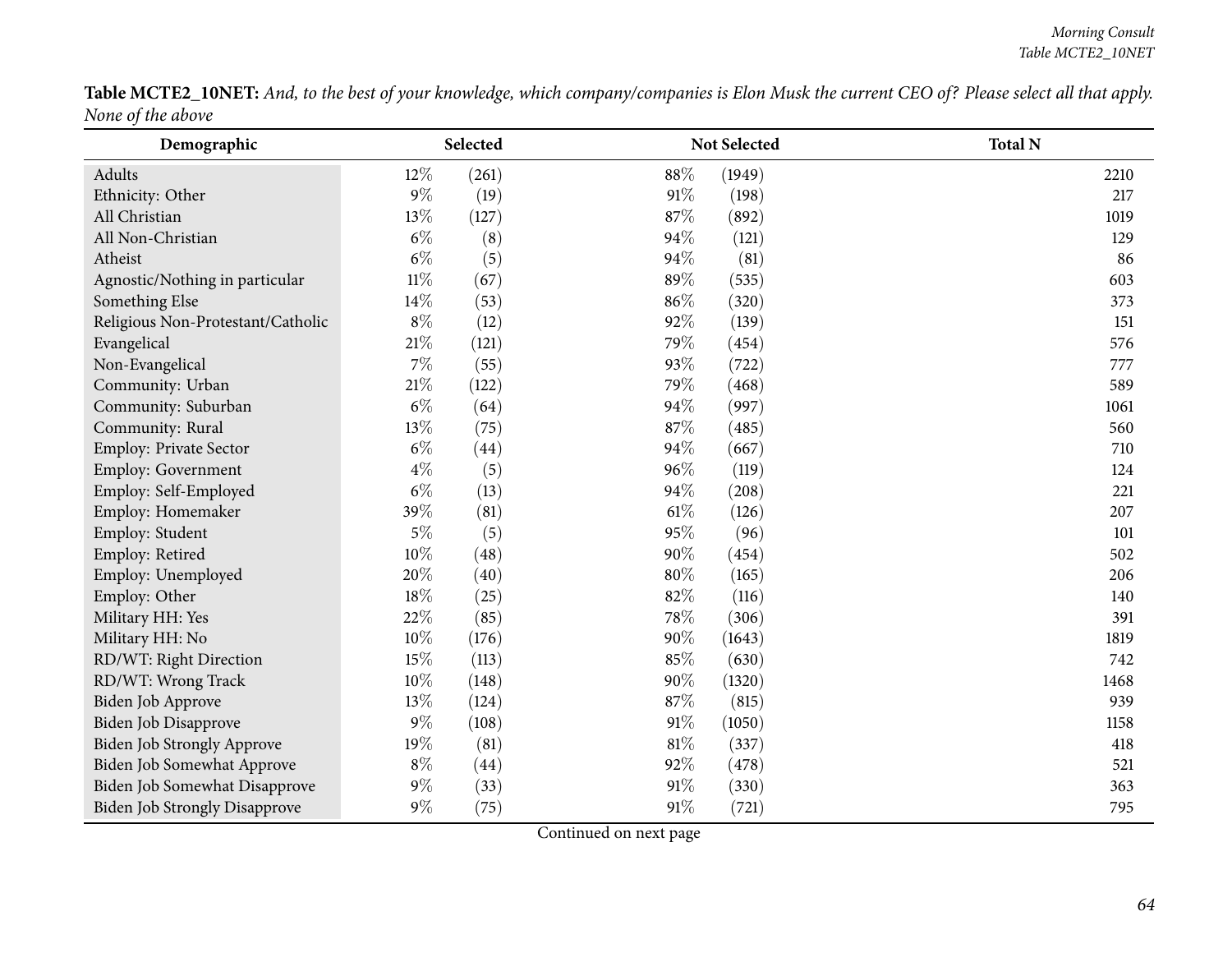**Table MCTE2_10NET:** *And, to the best of your knowledge, which company/companies is Elon Musk the current CEO of? Please select all that apply. None of the above*

| Demographic | Selected | | Not Selected | | Total N |
|---|---|---|---|---|---|
| Adults | 12% | (261) | 88% | (1949) | 2210 |
| Ethnicity: Other | 9% | (19) | 91% | (198) | 217 |
| All Christian | 13% | (127) | 87% | (892) | 1019 |
| All Non-Christian | 6% | (8) | 94% | (121) | 129 |
| Atheist | 6% | (5) | 94% | (81) | 86 |
| Agnostic/Nothing in particular | 11% | (67) | 89% | (535) | 603 |
| Something Else | 14% | (53) | 86% | (320) | 373 |
| Religious Non-Protestant/Catholic | 8% | (12) | 92% | (139) | 151 |
| Evangelical | 21% | (121) | 79% | (454) | 576 |
| Non-Evangelical | 7% | (55) | 93% | (722) | 777 |
| Community: Urban | 21% | (122) | 79% | (468) | 589 |
| Community: Suburban | 6% | (64) | 94% | (997) | 1061 |
| Community: Rural | 13% | (75) | 87% | (485) | 560 |
| Employ: Private Sector | 6% | (44) | 94% | (667) | 710 |
| Employ: Government | 4% | (5) | 96% | (119) | 124 |
| Employ: Self-Employed | 6% | (13) | 94% | (208) | 221 |
| Employ: Homemaker | 39% | (81) | 61% | (126) | 207 |
| Employ: Student | 5% | (5) | 95% | (96) | 101 |
| Employ: Retired | 10% | (48) | 90% | (454) | 502 |
| Employ: Unemployed | 20% | (40) | 80% | (165) | 206 |
| Employ: Other | 18% | (25) | 82% | (116) | 140 |
| Military HH: Yes | 22% | (85) | 78% | (306) | 391 |
| Military HH: No | 10% | (176) | 90% | (1643) | 1819 |
| RD/WT: Right Direction | 15% | (113) | 85% | (630) | 742 |
| RD/WT: Wrong Track | 10% | (148) | 90% | (1320) | 1468 |
| Biden Job Approve | 13% | (124) | 87% | (815) | 939 |
| Biden Job Disapprove | 9% | (108) | 91% | (1050) | 1158 |
| Biden Job Strongly Approve | 19% | (81) | 81% | (337) | 418 |
| Biden Job Somewhat Approve | 8% | (44) | 92% | (478) | 521 |
| Biden Job Somewhat Disapprove | 9% | (33) | 91% | (330) | 363 |
| Biden Job Strongly Disapprove | 9% | (75) | 91% | (721) | 795 |

Continued on next page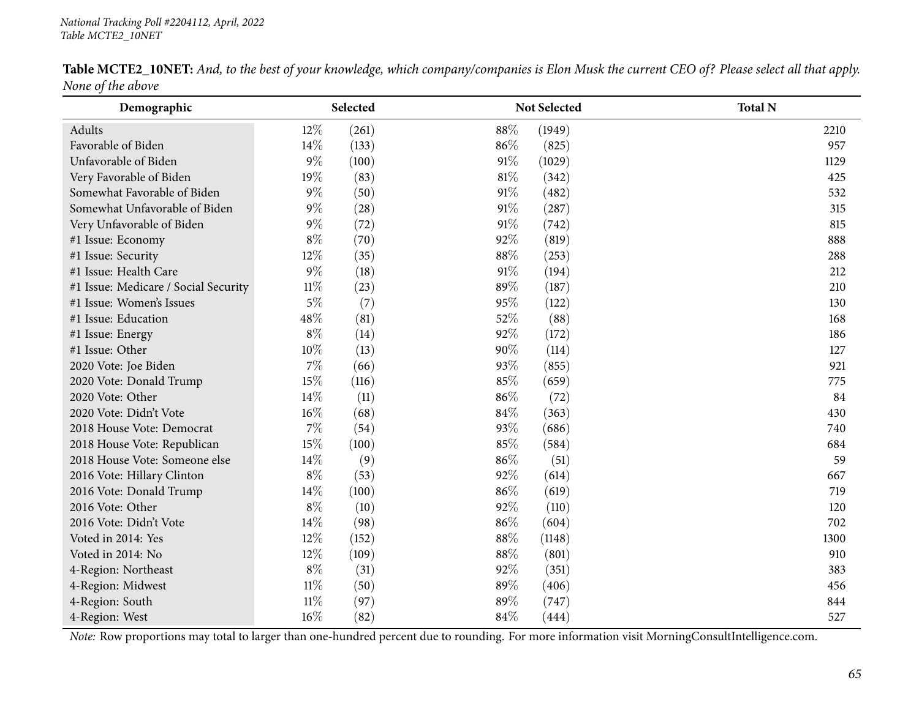**Table MCTE2_10NET:** *And, to the best of your knowledge, which company/companies is Elon Musk the current CEO of? Please select all that apply. None of the above*

| Demographic | Selected | | Not Selected | | Total N |
|---|---|---|---|---|---|
| Adults | 12% | (261) | 88% | (1949) | 2210 |
| Favorable of Biden | 14% | (133) | 86% | (825) | 957 |
| Unfavorable of Biden | 9% | (100) | 91% | (1029) | 1129 |
| Very Favorable of Biden | 19% | (83) | 81% | (342) | 425 |
| Somewhat Favorable of Biden | 9% | (50) | 91% | (482) | 532 |
| Somewhat Unfavorable of Biden | 9% | (28) | 91% | (287) | 315 |
| Very Unfavorable of Biden | 9% | (72) | 91% | (742) | 815 |
| #1 Issue: Economy | 8% | (70) | 92% | (819) | 888 |
| #1 Issue: Security | 12% | (35) | 88% | (253) | 288 |
| #1 Issue: Health Care | 9% | (18) | 91% | (194) | 212 |
| #1 Issue: Medicare / Social Security | 11% | (23) | 89% | (187) | 210 |
| #1 Issue: Women's Issues | 5% | (7) | 95% | (122) | 130 |
| #1 Issue: Education | 48% | (81) | 52% | (88) | 168 |
| #1 Issue: Energy | 8% | (14) | 92% | (172) | 186 |
| #1 Issue: Other | 10% | (13) | 90% | (114) | 127 |
| 2020 Vote: Joe Biden | 7% | (66) | 93% | (855) | 921 |
| 2020 Vote: Donald Trump | 15% | (116) | 85% | (659) | 775 |
| 2020 Vote: Other | 14% | (11) | 86% | (72) | 84 |
| 2020 Vote: Didn't Vote | 16% | (68) | 84% | (363) | 430 |
| 2018 House Vote: Democrat | 7% | (54) | 93% | (686) | 740 |
| 2018 House Vote: Republican | 15% | (100) | 85% | (584) | 684 |
| 2018 House Vote: Someone else | 14% | (9) | 86% | (51) | 59 |
| 2016 Vote: Hillary Clinton | 8% | (53) | 92% | (614) | 667 |
| 2016 Vote: Donald Trump | 14% | (100) | 86% | (619) | 719 |
| 2016 Vote: Other | 8% | (10) | 92% | (110) | 120 |
| 2016 Vote: Didn't Vote | 14% | (98) | 86% | (604) | 702 |
| Voted in 2014: Yes | 12% | (152) | 88% | (1148) | 1300 |
| Voted in 2014: No | 12% | (109) | 88% | (801) | 910 |
| 4-Region: Northeast | 8% | (31) | 92% | (351) | 383 |
| 4-Region: Midwest | 11% | (50) | 89% | (406) | 456 |
| 4-Region: South | 11% | (97) | 89% | (747) | 844 |
| 4-Region: West | 16% | (82) | 84% | (444) | 527 |

*Note:* Row proportions may total to larger than one-hundred percent due to rounding. For more information visit MorningConsultIntelligence.com.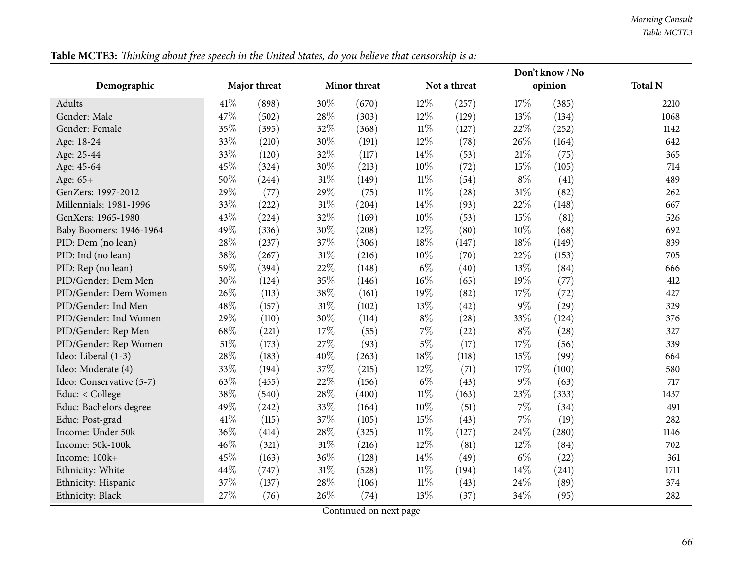**Table MCTE3:** *Thinking about free speech in the United States, do you believe that censorship is a:*

| Demographic | Major threat | | Minor threat | | Not a threat | | Don't know / No opinion | | Total N |
|---|---|---|---|---|---|---|---|---|---|
| Adults | 41% | (898) | 30% | (670) | 12% | (257) | 17% | (385) | 2210 |
| Gender: Male | 47% | (502) | 28% | (303) | 12% | (129) | 13% | (134) | 1068 |
| Gender: Female | 35% | (395) | 32% | (368) | 11% | (127) | 22% | (252) | 1142 |
| Age: 18-24 | 33% | (210) | 30% | (191) | 12% | (78) | 26% | (164) | 642 |
| Age: 25-44 | 33% | (120) | 32% | (117) | 14% | (53) | 21% | (75) | 365 |
| Age: 45-64 | 45% | (324) | 30% | (213) | 10% | (72) | 15% | (105) | 714 |
| Age: 65+ | 50% | (244) | 31% | (149) | 11% | (54) | 8% | (41) | 489 |
| GenZers: 1997-2012 | 29% | (77) | 29% | (75) | 11% | (28) | 31% | (82) | 262 |
| Millennials: 1981-1996 | 33% | (222) | 31% | (204) | 14% | (93) | 22% | (148) | 667 |
| GenXers: 1965-1980 | 43% | (224) | 32% | (169) | 10% | (53) | 15% | (81) | 526 |
| Baby Boomers: 1946-1964 | 49% | (336) | 30% | (208) | 12% | (80) | 10% | (68) | 692 |
| PID: Dem (no lean) | 28% | (237) | 37% | (306) | 18% | (147) | 18% | (149) | 839 |
| PID: Ind (no lean) | 38% | (267) | 31% | (216) | 10% | (70) | 22% | (153) | 705 |
| PID: Rep (no lean) | 59% | (394) | 22% | (148) | 6% | (40) | 13% | (84) | 666 |
| PID/Gender: Dem Men | 30% | (124) | 35% | (146) | 16% | (65) | 19% | (77) | 412 |
| PID/Gender: Dem Women | 26% | (113) | 38% | (161) | 19% | (82) | 17% | (72) | 427 |
| PID/Gender: Ind Men | 48% | (157) | 31% | (102) | 13% | (42) | 9% | (29) | 329 |
| PID/Gender: Ind Women | 29% | (110) | 30% | (114) | 8% | (28) | 33% | (124) | 376 |
| PID/Gender: Rep Men | 68% | (221) | 17% | (55) | 7% | (22) | 8% | (28) | 327 |
| PID/Gender: Rep Women | 51% | (173) | 27% | (93) | 5% | (17) | 17% | (56) | 339 |
| Ideo: Liberal (1-3) | 28% | (183) | 40% | (263) | 18% | (118) | 15% | (99) | 664 |
| Ideo: Moderate (4) | 33% | (194) | 37% | (215) | 12% | (71) | 17% | (100) | 580 |
| Ideo: Conservative (5-7) | 63% | (455) | 22% | (156) | 6% | (43) | 9% | (63) | 717 |
| Educ: < College | 38% | (540) | 28% | (400) | 11% | (163) | 23% | (333) | 1437 |
| Educ: Bachelors degree | 49% | (242) | 33% | (164) | 10% | (51) | 7% | (34) | 491 |
| Educ: Post-grad | 41% | (115) | 37% | (105) | 15% | (43) | 7% | (19) | 282 |
| Income: Under 50k | 36% | (414) | 28% | (325) | 11% | (127) | 24% | (280) | 1146 |
| Income: 50k-100k | 46% | (321) | 31% | (216) | 12% | (81) | 12% | (84) | 702 |
| Income: 100k+ | 45% | (163) | 36% | (128) | 14% | (49) | 6% | (22) | 361 |
| Ethnicity: White | 44% | (747) | 31% | (528) | 11% | (194) | 14% | (241) | 1711 |
| Ethnicity: Hispanic | 37% | (137) | 28% | (106) | 11% | (43) | 24% | (89) | 374 |
| Ethnicity: Black | 27% | (76) | 26% | (74) | 13% | (37) | 34% | (95) | 282 |

Continued on next page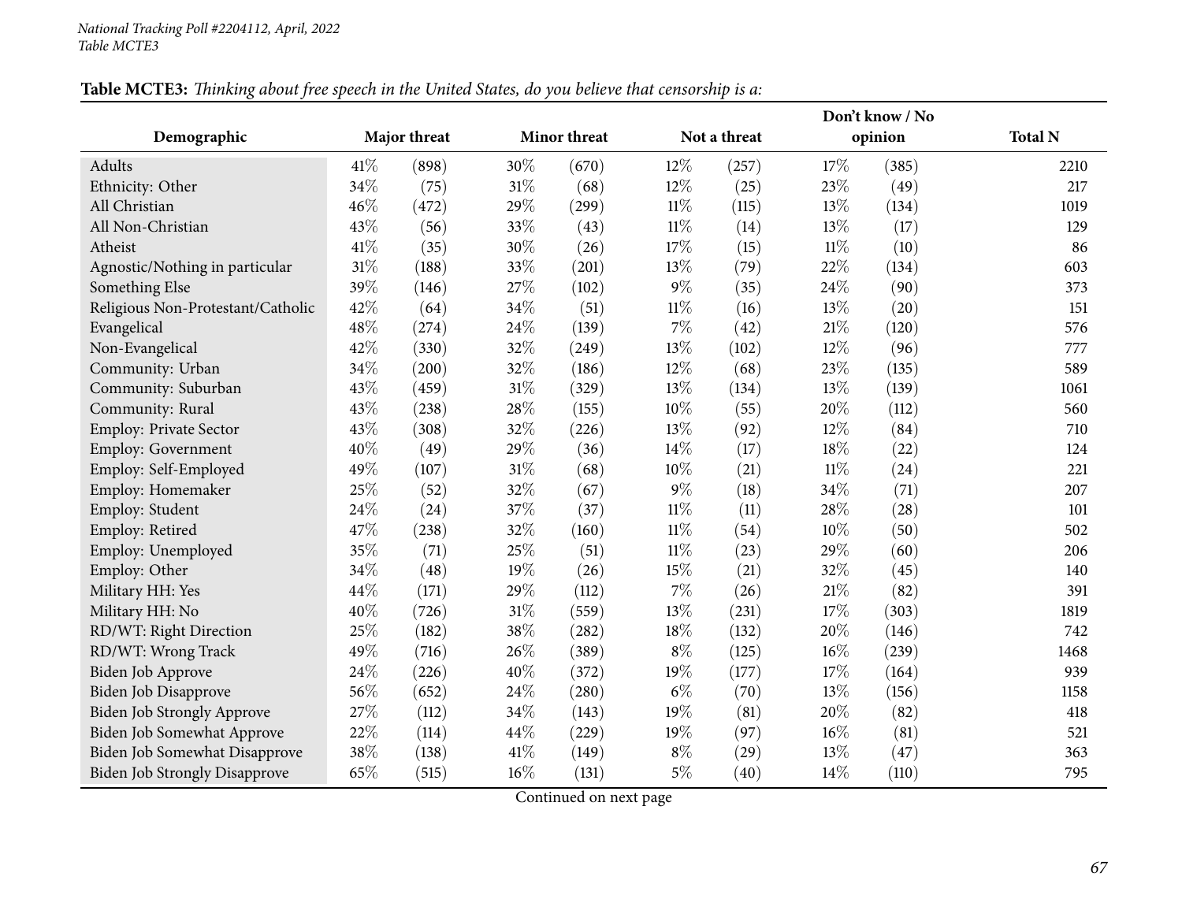*National Tracking Poll #2204112, April, 2022*
*Table MCTE3*

**Table MCTE3:** *Thinking about free speech in the United States, do you believe that censorship is a:*

| Demographic | Major threat | | Minor threat | | Not a threat | | Don't know / No opinion | | Total N |
|---|---|---|---|---|---|---|---|---|---|
| Adults | 41% | (898) | 30% | (670) | 12% | (257) | 17% | (385) | 2210 |
| Ethnicity: Other | 34% | (75) | 31% | (68) | 12% | (25) | 23% | (49) | 217 |
| All Christian | 46% | (472) | 29% | (299) | 11% | (115) | 13% | (134) | 1019 |
| All Non-Christian | 43% | (56) | 33% | (43) | 11% | (14) | 13% | (17) | 129 |
| Atheist | 41% | (35) | 30% | (26) | 17% | (15) | 11% | (10) | 86 |
| Agnostic/Nothing in particular | 31% | (188) | 33% | (201) | 13% | (79) | 22% | (134) | 603 |
| Something Else | 39% | (146) | 27% | (102) | 9% | (35) | 24% | (90) | 373 |
| Religious Non-Protestant/Catholic | 42% | (64) | 34% | (51) | 11% | (16) | 13% | (20) | 151 |
| Evangelical | 48% | (274) | 24% | (139) | 7% | (42) | 21% | (120) | 576 |
| Non-Evangelical | 42% | (330) | 32% | (249) | 13% | (102) | 12% | (96) | 777 |
| Community: Urban | 34% | (200) | 32% | (186) | 12% | (68) | 23% | (135) | 589 |
| Community: Suburban | 43% | (459) | 31% | (329) | 13% | (134) | 13% | (139) | 1061 |
| Community: Rural | 43% | (238) | 28% | (155) | 10% | (55) | 20% | (112) | 560 |
| Employ: Private Sector | 43% | (308) | 32% | (226) | 13% | (92) | 12% | (84) | 710 |
| Employ: Government | 40% | (49) | 29% | (36) | 14% | (17) | 18% | (22) | 124 |
| Employ: Self-Employed | 49% | (107) | 31% | (68) | 10% | (21) | 11% | (24) | 221 |
| Employ: Homemaker | 25% | (52) | 32% | (67) | 9% | (18) | 34% | (71) | 207 |
| Employ: Student | 24% | (24) | 37% | (37) | 11% | (11) | 28% | (28) | 101 |
| Employ: Retired | 47% | (238) | 32% | (160) | 11% | (54) | 10% | (50) | 502 |
| Employ: Unemployed | 35% | (71) | 25% | (51) | 11% | (23) | 29% | (60) | 206 |
| Employ: Other | 34% | (48) | 19% | (26) | 15% | (21) | 32% | (45) | 140 |
| Military HH: Yes | 44% | (171) | 29% | (112) | 7% | (26) | 21% | (82) | 391 |
| Military HH: No | 40% | (726) | 31% | (559) | 13% | (231) | 17% | (303) | 1819 |
| RD/WT: Right Direction | 25% | (182) | 38% | (282) | 18% | (132) | 20% | (146) | 742 |
| RD/WT: Wrong Track | 49% | (716) | 26% | (389) | 8% | (125) | 16% | (239) | 1468 |
| Biden Job Approve | 24% | (226) | 40% | (372) | 19% | (177) | 17% | (164) | 939 |
| Biden Job Disapprove | 56% | (652) | 24% | (280) | 6% | (70) | 13% | (156) | 1158 |
| Biden Job Strongly Approve | 27% | (112) | 34% | (143) | 19% | (81) | 20% | (82) | 418 |
| Biden Job Somewhat Approve | 22% | (114) | 44% | (229) | 19% | (97) | 16% | (81) | 521 |
| Biden Job Somewhat Disapprove | 38% | (138) | 41% | (149) | 8% | (29) | 13% | (47) | 363 |
| Biden Job Strongly Disapprove | 65% | (515) | 16% | (131) | 5% | (40) | 14% | (110) | 795 |

Continued on next page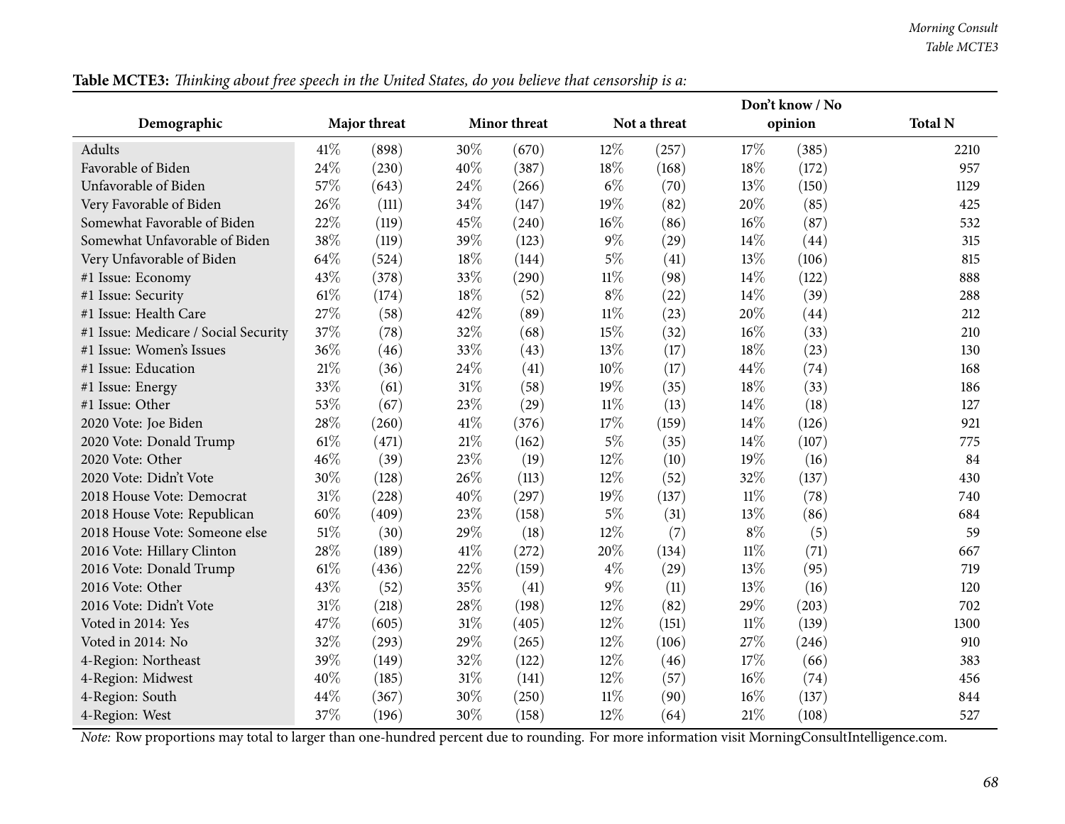**Table MCTE3:** *Thinking about free speech in the United States, do you believe that censorship is a:*

| Demographic | Major threat | | Minor threat | | Not a threat | | Don't know / No opinion | | Total N |
|---|---|---|---|---|---|---|---|---|---|
| Adults | 41% | (898) | 30% | (670) | 12% | (257) | 17% | (385) | 2210 |
| Favorable of Biden | 24% | (230) | 40% | (387) | 18% | (168) | 18% | (172) | 957 |
| Unfavorable of Biden | 57% | (643) | 24% | (266) | 6% | (70) | 13% | (150) | 1129 |
| Very Favorable of Biden | 26% | (111) | 34% | (147) | 19% | (82) | 20% | (85) | 425 |
| Somewhat Favorable of Biden | 22% | (119) | 45% | (240) | 16% | (86) | 16% | (87) | 532 |
| Somewhat Unfavorable of Biden | 38% | (119) | 39% | (123) | 9% | (29) | 14% | (44) | 315 |
| Very Unfavorable of Biden | 64% | (524) | 18% | (144) | 5% | (41) | 13% | (106) | 815 |
| #1 Issue: Economy | 43% | (378) | 33% | (290) | 11% | (98) | 14% | (122) | 888 |
| #1 Issue: Security | 61% | (174) | 18% | (52) | 8% | (22) | 14% | (39) | 288 |
| #1 Issue: Health Care | 27% | (58) | 42% | (89) | 11% | (23) | 20% | (44) | 212 |
| #1 Issue: Medicare / Social Security | 37% | (78) | 32% | (68) | 15% | (32) | 16% | (33) | 210 |
| #1 Issue: Women's Issues | 36% | (46) | 33% | (43) | 13% | (17) | 18% | (23) | 130 |
| #1 Issue: Education | 21% | (36) | 24% | (41) | 10% | (17) | 44% | (74) | 168 |
| #1 Issue: Energy | 33% | (61) | 31% | (58) | 19% | (35) | 18% | (33) | 186 |
| #1 Issue: Other | 53% | (67) | 23% | (29) | 11% | (13) | 14% | (18) | 127 |
| 2020 Vote: Joe Biden | 28% | (260) | 41% | (376) | 17% | (159) | 14% | (126) | 921 |
| 2020 Vote: Donald Trump | 61% | (471) | 21% | (162) | 5% | (35) | 14% | (107) | 775 |
| 2020 Vote: Other | 46% | (39) | 23% | (19) | 12% | (10) | 19% | (16) | 84 |
| 2020 Vote: Didn't Vote | 30% | (128) | 26% | (113) | 12% | (52) | 32% | (137) | 430 |
| 2018 House Vote: Democrat | 31% | (228) | 40% | (297) | 19% | (137) | 11% | (78) | 740 |
| 2018 House Vote: Republican | 60% | (409) | 23% | (158) | 5% | (31) | 13% | (86) | 684 |
| 2018 House Vote: Someone else | 51% | (30) | 29% | (18) | 12% | (7) | 8% | (5) | 59 |
| 2016 Vote: Hillary Clinton | 28% | (189) | 41% | (272) | 20% | (134) | 11% | (71) | 667 |
| 2016 Vote: Donald Trump | 61% | (436) | 22% | (159) | 4% | (29) | 13% | (95) | 719 |
| 2016 Vote: Other | 43% | (52) | 35% | (41) | 9% | (11) | 13% | (16) | 120 |
| 2016 Vote: Didn't Vote | 31% | (218) | 28% | (198) | 12% | (82) | 29% | (203) | 702 |
| Voted in 2014: Yes | 47% | (605) | 31% | (405) | 12% | (151) | 11% | (139) | 1300 |
| Voted in 2014: No | 32% | (293) | 29% | (265) | 12% | (106) | 27% | (246) | 910 |
| 4-Region: Northeast | 39% | (149) | 32% | (122) | 12% | (46) | 17% | (66) | 383 |
| 4-Region: Midwest | 40% | (185) | 31% | (141) | 12% | (57) | 16% | (74) | 456 |
| 4-Region: South | 44% | (367) | 30% | (250) | 11% | (90) | 16% | (137) | 844 |
| 4-Region: West | 37% | (196) | 30% | (158) | 12% | (64) | 21% | (108) | 527 |

*Note:* Row proportions may total to larger than one-hundred percent due to rounding. For more information visit MorningConsultIntelligence.com.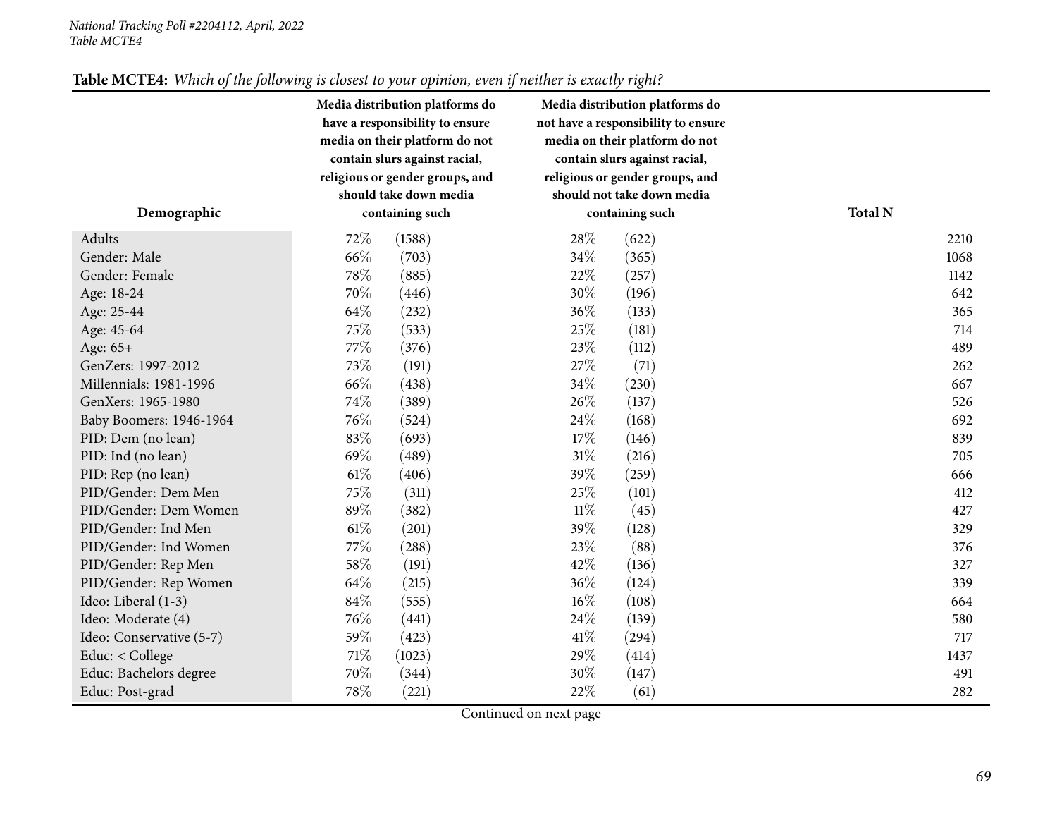**Table MCTE4:** *Which of the following is closest to your opinion, even if neither is exactly right?*

| Demographic | Media distribution platforms do have a responsibility to ensure media on their platform do not contain slurs against racial, religious or gender groups, and should take down media containing such | | Media distribution platforms do not have a responsibility to ensure media on their platform do not contain slurs against racial, religious or gender groups, and should not take down media containing such | | Total N |
|---|---|---|---|---|---|
| Adults | 72% | (1588) | 28% | (622) | 2210 |
| Gender: Male | 66% | (703) | 34% | (365) | 1068 |
| Gender: Female | 78% | (885) | 22% | (257) | 1142 |
| Age: 18-24 | 70% | (446) | 30% | (196) | 642 |
| Age: 25-44 | 64% | (232) | 36% | (133) | 365 |
| Age: 45-64 | 75% | (533) | 25% | (181) | 714 |
| Age: 65+ | 77% | (376) | 23% | (112) | 489 |
| GenZers: 1997-2012 | 73% | (191) | 27% | (71) | 262 |
| Millennials: 1981-1996 | 66% | (438) | 34% | (230) | 667 |
| GenXers: 1965-1980 | 74% | (389) | 26% | (137) | 526 |
| Baby Boomers: 1946-1964 | 76% | (524) | 24% | (168) | 692 |
| PID: Dem (no lean) | 83% | (693) | 17% | (146) | 839 |
| PID: Ind (no lean) | 69% | (489) | 31% | (216) | 705 |
| PID: Rep (no lean) | 61% | (406) | 39% | (259) | 666 |
| PID/Gender: Dem Men | 75% | (311) | 25% | (101) | 412 |
| PID/Gender: Dem Women | 89% | (382) | 11% | (45) | 427 |
| PID/Gender: Ind Men | 61% | (201) | 39% | (128) | 329 |
| PID/Gender: Ind Women | 77% | (288) | 23% | (88) | 376 |
| PID/Gender: Rep Men | 58% | (191) | 42% | (136) | 327 |
| PID/Gender: Rep Women | 64% | (215) | 36% | (124) | 339 |
| Ideo: Liberal (1-3) | 84% | (555) | 16% | (108) | 664 |
| Ideo: Moderate (4) | 76% | (441) | 24% | (139) | 580 |
| Ideo: Conservative (5-7) | 59% | (423) | 41% | (294) | 717 |
| Educ: < College | 71% | (1023) | 29% | (414) | 1437 |
| Educ: Bachelors degree | 70% | (344) | 30% | (147) | 491 |
| Educ: Post-grad | 78% | (221) | 22% | (61) | 282 |

Continued on next page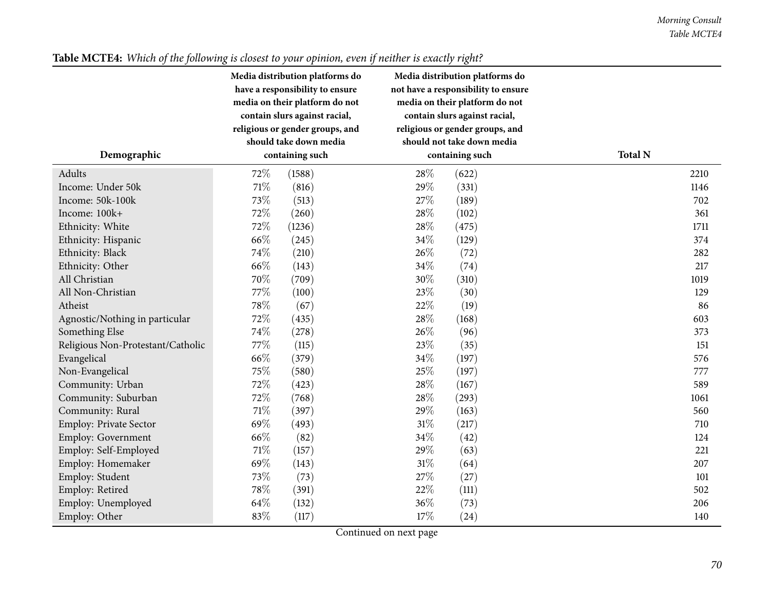**Table MCTE4:** *Which of the following is closest to your opinion, even if neither is exactly right?*

| Demographic | Media distribution platforms do have a responsibility to ensure media on their platform do not contain slurs against racial, religious or gender groups, and should take down media containing such | | Media distribution platforms do not have a responsibility to ensure media on their platform do not contain slurs against racial, religious or gender groups, and should not take down media containing such | | Total N |
|---|---|---|---|---|---|
| Adults | 72% | (1588) | 28% | (622) | 2210 |
| Income: Under 50k | 71% | (816) | 29% | (331) | 1146 |
| Income: 50k-100k | 73% | (513) | 27% | (189) | 702 |
| Income: 100k+ | 72% | (260) | 28% | (102) | 361 |
| Ethnicity: White | 72% | (1236) | 28% | (475) | 1711 |
| Ethnicity: Hispanic | 66% | (245) | 34% | (129) | 374 |
| Ethnicity: Black | 74% | (210) | 26% | (72) | 282 |
| Ethnicity: Other | 66% | (143) | 34% | (74) | 217 |
| All Christian | 70% | (709) | 30% | (310) | 1019 |
| All Non-Christian | 77% | (100) | 23% | (30) | 129 |
| Atheist | 78% | (67) | 22% | (19) | 86 |
| Agnostic/Nothing in particular | 72% | (435) | 28% | (168) | 603 |
| Something Else | 74% | (278) | 26% | (96) | 373 |
| Religious Non-Protestant/Catholic | 77% | (115) | 23% | (35) | 151 |
| Evangelical | 66% | (379) | 34% | (197) | 576 |
| Non-Evangelical | 75% | (580) | 25% | (197) | 777 |
| Community: Urban | 72% | (423) | 28% | (167) | 589 |
| Community: Suburban | 72% | (768) | 28% | (293) | 1061 |
| Community: Rural | 71% | (397) | 29% | (163) | 560 |
| Employ: Private Sector | 69% | (493) | 31% | (217) | 710 |
| Employ: Government | 66% | (82) | 34% | (42) | 124 |
| Employ: Self-Employed | 71% | (157) | 29% | (63) | 221 |
| Employ: Homemaker | 69% | (143) | 31% | (64) | 207 |
| Employ: Student | 73% | (73) | 27% | (27) | 101 |
| Employ: Retired | 78% | (391) | 22% | (111) | 502 |
| Employ: Unemployed | 64% | (132) | 36% | (73) | 206 |
| Employ: Other | 83% | (117) | 17% | (24) | 140 |

Continued on next page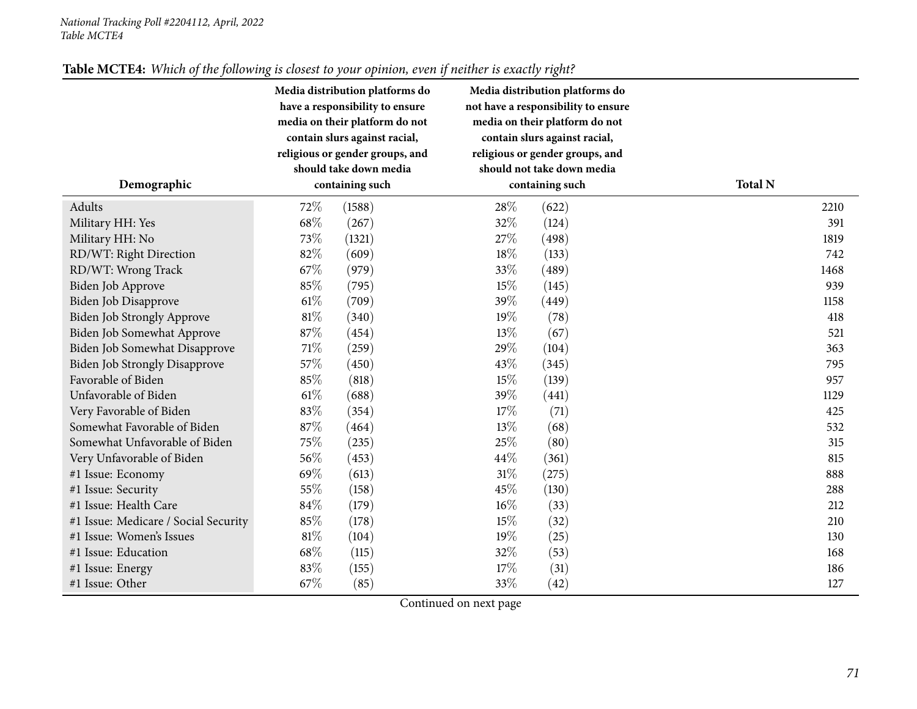**Table MCTE4:** *Which of the following is closest to your opinion, even if neither is exactly right?*

| Demographic | Media distribution platforms do have a responsibility to ensure media on their platform do not contain slurs against racial, religious or gender groups, and should take down media containing such | Media distribution platforms do not have a responsibility to ensure media on their platform do not contain slurs against racial, religious or gender groups, and should not take down media containing such | Total N |
|---|---|---|---|
| Adults | 72% (1588) | 28% (622) | 2210 |
| Military HH: Yes | 68% (267) | 32% (124) | 391 |
| Military HH: No | 73% (1321) | 27% (498) | 1819 |
| RD/WT: Right Direction | 82% (609) | 18% (133) | 742 |
| RD/WT: Wrong Track | 67% (979) | 33% (489) | 1468 |
| Biden Job Approve | 85% (795) | 15% (145) | 939 |
| Biden Job Disapprove | 61% (709) | 39% (449) | 1158 |
| Biden Job Strongly Approve | 81% (340) | 19% (78) | 418 |
| Biden Job Somewhat Approve | 87% (454) | 13% (67) | 521 |
| Biden Job Somewhat Disapprove | 71% (259) | 29% (104) | 363 |
| Biden Job Strongly Disapprove | 57% (450) | 43% (345) | 795 |
| Favorable of Biden | 85% (818) | 15% (139) | 957 |
| Unfavorable of Biden | 61% (688) | 39% (441) | 1129 |
| Very Favorable of Biden | 83% (354) | 17% (71) | 425 |
| Somewhat Favorable of Biden | 87% (464) | 13% (68) | 532 |
| Somewhat Unfavorable of Biden | 75% (235) | 25% (80) | 315 |
| Very Unfavorable of Biden | 56% (453) | 44% (361) | 815 |
| #1 Issue: Economy | 69% (613) | 31% (275) | 888 |
| #1 Issue: Security | 55% (158) | 45% (130) | 288 |
| #1 Issue: Health Care | 84% (179) | 16% (33) | 212 |
| #1 Issue: Medicare / Social Security | 85% (178) | 15% (32) | 210 |
| #1 Issue: Women's Issues | 81% (104) | 19% (25) | 130 |
| #1 Issue: Education | 68% (115) | 32% (53) | 168 |
| #1 Issue: Energy | 83% (155) | 17% (31) | 186 |
| #1 Issue: Other | 67% (85) | 33% (42) | 127 |

Continued on next page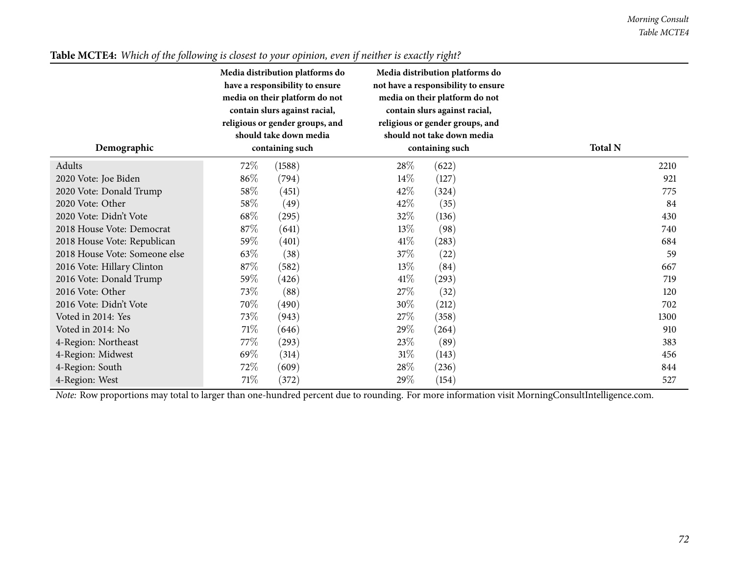**Table MCTE4:** *Which of the following is closest to your opinion, even if neither is exactly right?*

| Demographic | Media distribution platforms do have a responsibility to ensure media on their platform do not contain slurs against racial, religious or gender groups, and should take down media containing such | Media distribution platforms do not have a responsibility to ensure media on their platform do not contain slurs against racial, religious or gender groups, and should not take down media containing such | Total N |
|---|---|---|---|
| Adults | 72% (1588) | 28% (622) | 2210 |
| 2020 Vote: Joe Biden | 86% (794) | 14% (127) | 921 |
| 2020 Vote: Donald Trump | 58% (451) | 42% (324) | 775 |
| 2020 Vote: Other | 58% (49) | 42% (35) | 84 |
| 2020 Vote: Didn't Vote | 68% (295) | 32% (136) | 430 |
| 2018 House Vote: Democrat | 87% (641) | 13% (98) | 740 |
| 2018 House Vote: Republican | 59% (401) | 41% (283) | 684 |
| 2018 House Vote: Someone else | 63% (38) | 37% (22) | 59 |
| 2016 Vote: Hillary Clinton | 87% (582) | 13% (84) | 667 |
| 2016 Vote: Donald Trump | 59% (426) | 41% (293) | 719 |
| 2016 Vote: Other | 73% (88) | 27% (32) | 120 |
| 2016 Vote: Didn't Vote | 70% (490) | 30% (212) | 702 |
| Voted in 2014: Yes | 73% (943) | 27% (358) | 1300 |
| Voted in 2014: No | 71% (646) | 29% (264) | 910 |
| 4-Region: Northeast | 77% (293) | 23% (89) | 383 |
| 4-Region: Midwest | 69% (314) | 31% (143) | 456 |
| 4-Region: South | 72% (609) | 28% (236) | 844 |
| 4-Region: West | 71% (372) | 29% (154) | 527 |

*Note:* Row proportions may total to larger than one-hundred percent due to rounding. For more information visit MorningConsultIntelligence.com.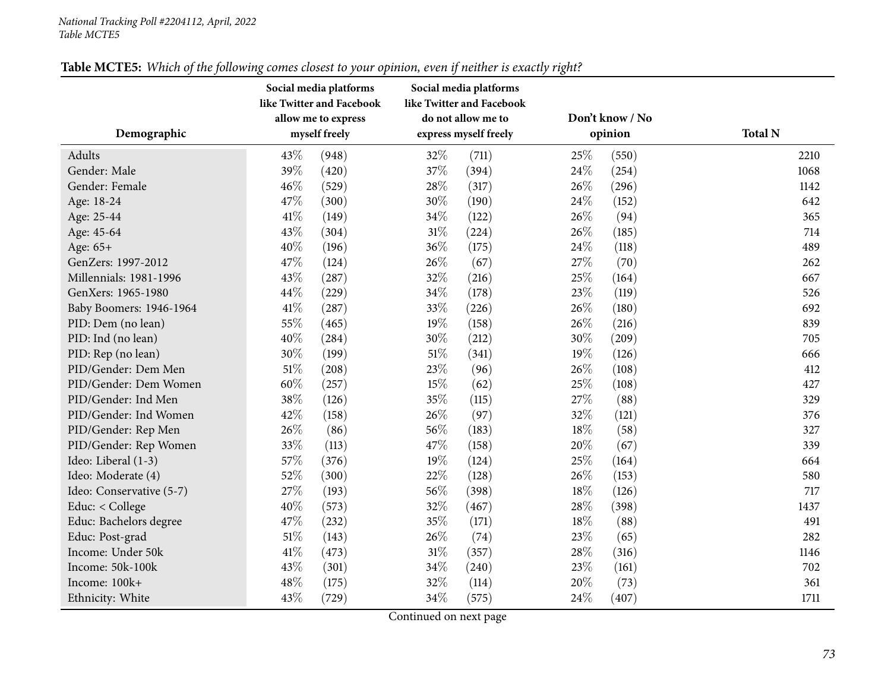*National Tracking Poll #2204112, April, 2022*
*Table MCTE5*

**Table MCTE5:** *Which of the following comes closest to your opinion, even if neither is exactly right?*

| Demographic | Social media platforms like Twitter and Facebook allow me to express myself freely | | Social media platforms like Twitter and Facebook do not allow me to express myself freely | | Don't know / No opinion | | Total N |
|---|---|---|---|---|---|---|---|
| Adults | 43% | (948) | 32% | (711) | 25% | (550) | 2210 |
| Gender: Male | 39% | (420) | 37% | (394) | 24% | (254) | 1068 |
| Gender: Female | 46% | (529) | 28% | (317) | 26% | (296) | 1142 |
| Age: 18-24 | 47% | (300) | 30% | (190) | 24% | (152) | 642 |
| Age: 25-44 | 41% | (149) | 34% | (122) | 26% | (94) | 365 |
| Age: 45-64 | 43% | (304) | 31% | (224) | 26% | (185) | 714 |
| Age: 65+ | 40% | (196) | 36% | (175) | 24% | (118) | 489 |
| GenZers: 1997-2012 | 47% | (124) | 26% | (67) | 27% | (70) | 262 |
| Millennials: 1981-1996 | 43% | (287) | 32% | (216) | 25% | (164) | 667 |
| GenXers: 1965-1980 | 44% | (229) | 34% | (178) | 23% | (119) | 526 |
| Baby Boomers: 1946-1964 | 41% | (287) | 33% | (226) | 26% | (180) | 692 |
| PID: Dem (no lean) | 55% | (465) | 19% | (158) | 26% | (216) | 839 |
| PID: Ind (no lean) | 40% | (284) | 30% | (212) | 30% | (209) | 705 |
| PID: Rep (no lean) | 30% | (199) | 51% | (341) | 19% | (126) | 666 |
| PID/Gender: Dem Men | 51% | (208) | 23% | (96) | 26% | (108) | 412 |
| PID/Gender: Dem Women | 60% | (257) | 15% | (62) | 25% | (108) | 427 |
| PID/Gender: Ind Men | 38% | (126) | 35% | (115) | 27% | (88) | 329 |
| PID/Gender: Ind Women | 42% | (158) | 26% | (97) | 32% | (121) | 376 |
| PID/Gender: Rep Men | 26% | (86) | 56% | (183) | 18% | (58) | 327 |
| PID/Gender: Rep Women | 33% | (113) | 47% | (158) | 20% | (67) | 339 |
| Ideo: Liberal (1-3) | 57% | (376) | 19% | (124) | 25% | (164) | 664 |
| Ideo: Moderate (4) | 52% | (300) | 22% | (128) | 26% | (153) | 580 |
| Ideo: Conservative (5-7) | 27% | (193) | 56% | (398) | 18% | (126) | 717 |
| Educ: < College | 40% | (573) | 32% | (467) | 28% | (398) | 1437 |
| Educ: Bachelors degree | 47% | (232) | 35% | (171) | 18% | (88) | 491 |
| Educ: Post-grad | 51% | (143) | 26% | (74) | 23% | (65) | 282 |
| Income: Under 50k | 41% | (473) | 31% | (357) | 28% | (316) | 1146 |
| Income: 50k-100k | 43% | (301) | 34% | (240) | 23% | (161) | 702 |
| Income: 100k+ | 48% | (175) | 32% | (114) | 20% | (73) | 361 |
| Ethnicity: White | 43% | (729) | 34% | (575) | 24% | (407) | 1711 |

Continued on next page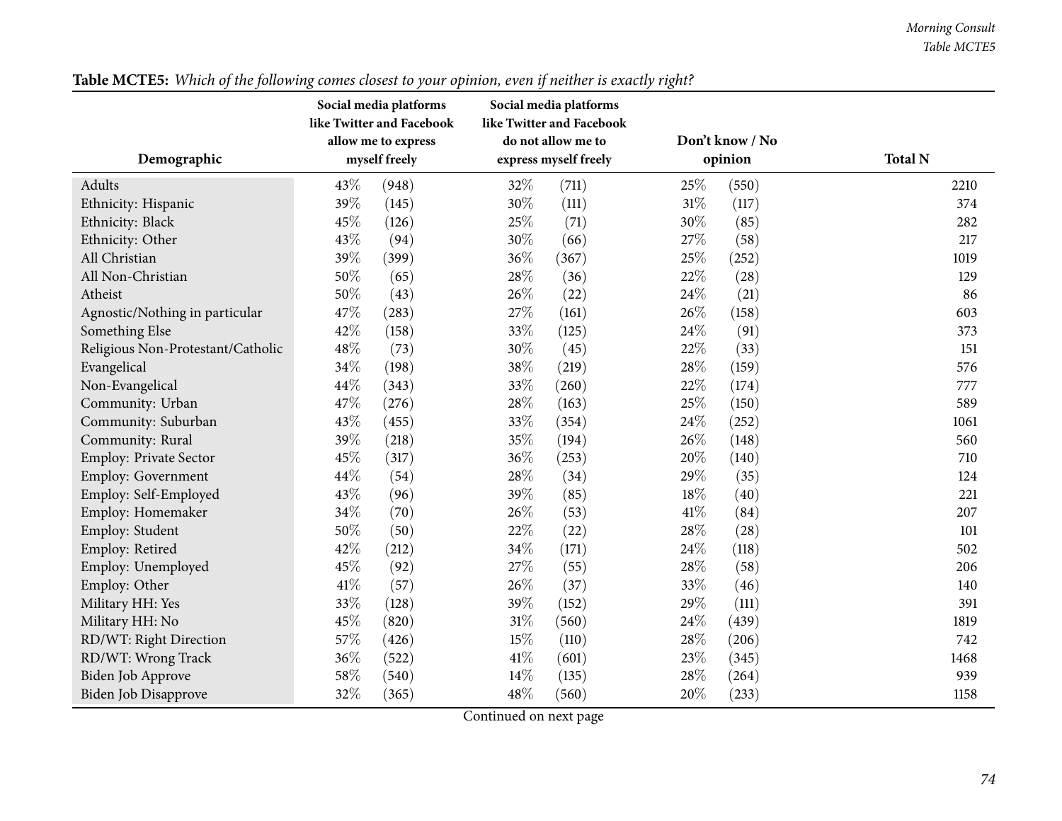**Table MCTE5:** *Which of the following comes closest to your opinion, even if neither is exactly right?*

| Demographic | Social media platforms like Twitter and Facebook allow me to express myself freely | | Social media platforms like Twitter and Facebook do not allow me to express myself freely | | Don't know / No opinion | | Total N |
|---|---|---|---|---|---|---|---|
| Adults | 43% | (948) | 32% | (711) | 25% | (550) | 2210 |
| Ethnicity: Hispanic | 39% | (145) | 30% | (111) | 31% | (117) | 374 |
| Ethnicity: Black | 45% | (126) | 25% | (71) | 30% | (85) | 282 |
| Ethnicity: Other | 43% | (94) | 30% | (66) | 27% | (58) | 217 |
| All Christian | 39% | (399) | 36% | (367) | 25% | (252) | 1019 |
| All Non-Christian | 50% | (65) | 28% | (36) | 22% | (28) | 129 |
| Atheist | 50% | (43) | 26% | (22) | 24% | (21) | 86 |
| Agnostic/Nothing in particular | 47% | (283) | 27% | (161) | 26% | (158) | 603 |
| Something Else | 42% | (158) | 33% | (125) | 24% | (91) | 373 |
| Religious Non-Protestant/Catholic | 48% | (73) | 30% | (45) | 22% | (33) | 151 |
| Evangelical | 34% | (198) | 38% | (219) | 28% | (159) | 576 |
| Non-Evangelical | 44% | (343) | 33% | (260) | 22% | (174) | 777 |
| Community: Urban | 47% | (276) | 28% | (163) | 25% | (150) | 589 |
| Community: Suburban | 43% | (455) | 33% | (354) | 24% | (252) | 1061 |
| Community: Rural | 39% | (218) | 35% | (194) | 26% | (148) | 560 |
| Employ: Private Sector | 45% | (317) | 36% | (253) | 20% | (140) | 710 |
| Employ: Government | 44% | (54) | 28% | (34) | 29% | (35) | 124 |
| Employ: Self-Employed | 43% | (96) | 39% | (85) | 18% | (40) | 221 |
| Employ: Homemaker | 34% | (70) | 26% | (53) | 41% | (84) | 207 |
| Employ: Student | 50% | (50) | 22% | (22) | 28% | (28) | 101 |
| Employ: Retired | 42% | (212) | 34% | (171) | 24% | (118) | 502 |
| Employ: Unemployed | 45% | (92) | 27% | (55) | 28% | (58) | 206 |
| Employ: Other | 41% | (57) | 26% | (37) | 33% | (46) | 140 |
| Military HH: Yes | 33% | (128) | 39% | (152) | 29% | (111) | 391 |
| Military HH: No | 45% | (820) | 31% | (560) | 24% | (439) | 1819 |
| RD/WT: Right Direction | 57% | (426) | 15% | (110) | 28% | (206) | 742 |
| RD/WT: Wrong Track | 36% | (522) | 41% | (601) | 23% | (345) | 1468 |
| Biden Job Approve | 58% | (540) | 14% | (135) | 28% | (264) | 939 |
| Biden Job Disapprove | 32% | (365) | 48% | (560) | 20% | (233) | 1158 |

Continued on next page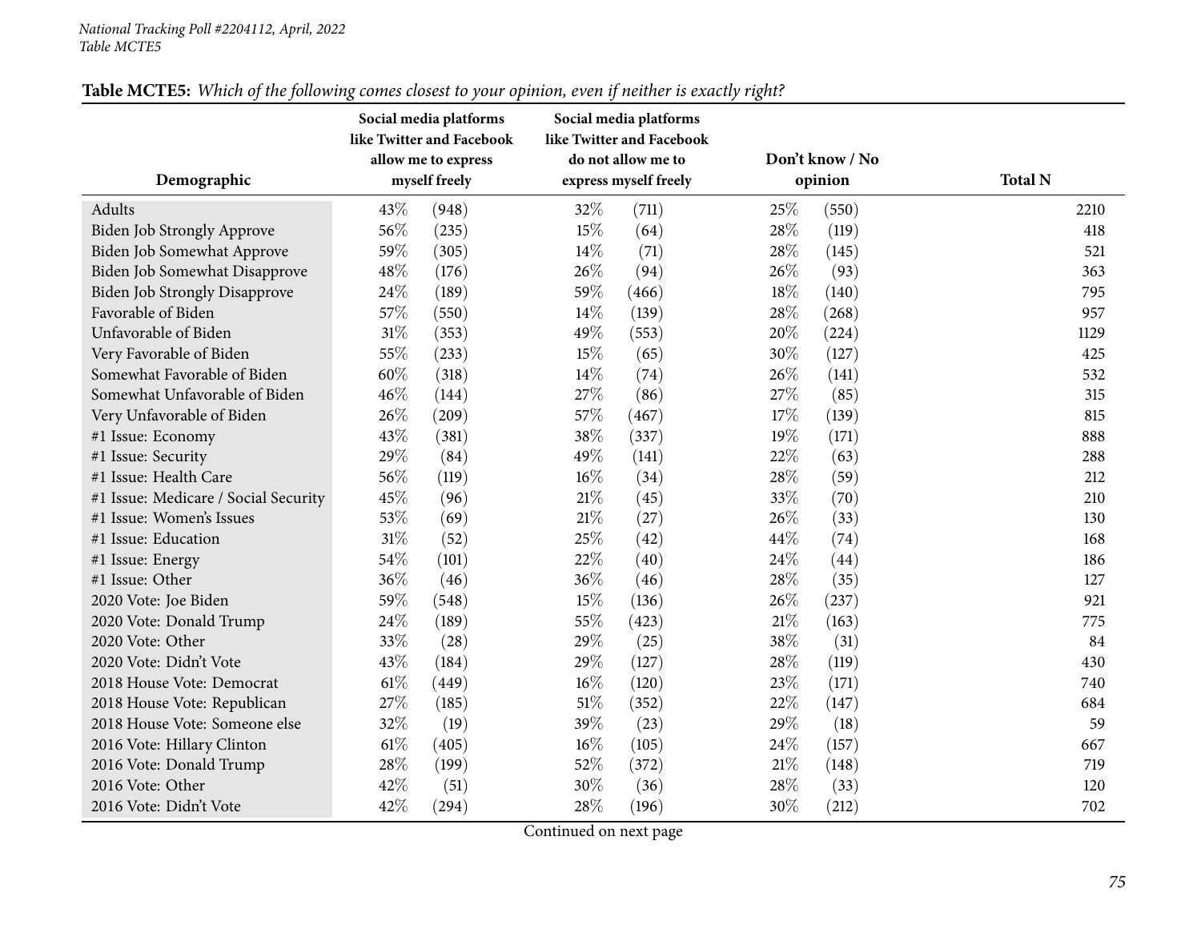**Table MCTE5:** *Which of the following comes closest to your opinion, even if neither is exactly right?*

| Demographic | Social media platforms like Twitter and Facebook allow me to express myself freely | | Social media platforms like Twitter and Facebook do not allow me to express myself freely | | Don't know / No opinion | | Total N |
|---|---|---|---|---|---|---|---|
| Adults | 43% | (948) | 32% | (711) | 25% | (550) | 2210 |
| Biden Job Strongly Approve | 56% | (235) | 15% | (64) | 28% | (119) | 418 |
| Biden Job Somewhat Approve | 59% | (305) | 14% | (71) | 28% | (145) | 521 |
| Biden Job Somewhat Disapprove | 48% | (176) | 26% | (94) | 26% | (93) | 363 |
| Biden Job Strongly Disapprove | 24% | (189) | 59% | (466) | 18% | (140) | 795 |
| Favorable of Biden | 57% | (550) | 14% | (139) | 28% | (268) | 957 |
| Unfavorable of Biden | 31% | (353) | 49% | (553) | 20% | (224) | 1129 |
| Very Favorable of Biden | 55% | (233) | 15% | (65) | 30% | (127) | 425 |
| Somewhat Favorable of Biden | 60% | (318) | 14% | (74) | 26% | (141) | 532 |
| Somewhat Unfavorable of Biden | 46% | (144) | 27% | (86) | 27% | (85) | 315 |
| Very Unfavorable of Biden | 26% | (209) | 57% | (467) | 17% | (139) | 815 |
| #1 Issue: Economy | 43% | (381) | 38% | (337) | 19% | (171) | 888 |
| #1 Issue: Security | 29% | (84) | 49% | (141) | 22% | (63) | 288 |
| #1 Issue: Health Care | 56% | (119) | 16% | (34) | 28% | (59) | 212 |
| #1 Issue: Medicare / Social Security | 45% | (96) | 21% | (45) | 33% | (70) | 210 |
| #1 Issue: Women's Issues | 53% | (69) | 21% | (27) | 26% | (33) | 130 |
| #1 Issue: Education | 31% | (52) | 25% | (42) | 44% | (74) | 168 |
| #1 Issue: Energy | 54% | (101) | 22% | (40) | 24% | (44) | 186 |
| #1 Issue: Other | 36% | (46) | 36% | (46) | 28% | (35) | 127 |
| 2020 Vote: Joe Biden | 59% | (548) | 15% | (136) | 26% | (237) | 921 |
| 2020 Vote: Donald Trump | 24% | (189) | 55% | (423) | 21% | (163) | 775 |
| 2020 Vote: Other | 33% | (28) | 29% | (25) | 38% | (31) | 84 |
| 2020 Vote: Didn't Vote | 43% | (184) | 29% | (127) | 28% | (119) | 430 |
| 2018 House Vote: Democrat | 61% | (449) | 16% | (120) | 23% | (171) | 740 |
| 2018 House Vote: Republican | 27% | (185) | 51% | (352) | 22% | (147) | 684 |
| 2018 House Vote: Someone else | 32% | (19) | 39% | (23) | 29% | (18) | 59 |
| 2016 Vote: Hillary Clinton | 61% | (405) | 16% | (105) | 24% | (157) | 667 |
| 2016 Vote: Donald Trump | 28% | (199) | 52% | (372) | 21% | (148) | 719 |
| 2016 Vote: Other | 42% | (51) | 30% | (36) | 28% | (33) | 120 |
| 2016 Vote: Didn't Vote | 42% | (294) | 28% | (196) | 30% | (212) | 702 |

Continued on next page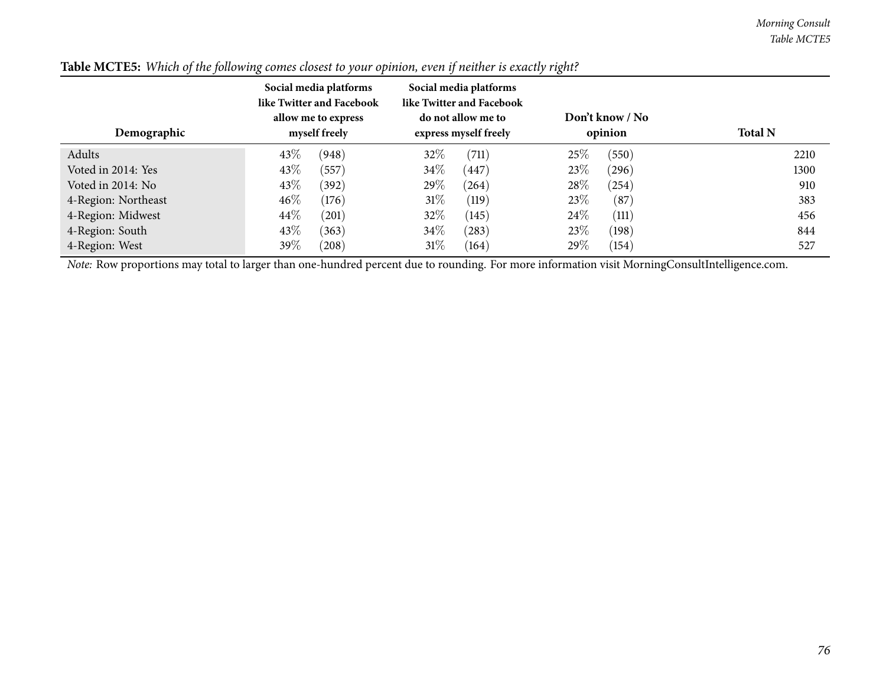**Table MCTE5:** *Which of the following comes closest to your opinion, even if neither is exactly right?*

| Demographic | Social media platforms like Twitter and Facebook allow me to express myself freely | | Social media platforms like Twitter and Facebook do not allow me to express myself freely | | Don't know / No opinion | | Total N |
|---|---|---|---|---|---|---|---|
| Adults | 43% | (948) | 32% | (711) | 25% | (550) | 2210 |
| Voted in 2014: Yes | 43% | (557) | 34% | (447) | 23% | (296) | 1300 |
| Voted in 2014: No | 43% | (392) | 29% | (264) | 28% | (254) | 910 |
| 4-Region: Northeast | 46% | (176) | 31% | (119) | 23% | (87) | 383 |
| 4-Region: Midwest | 44% | (201) | 32% | (145) | 24% | (111) | 456 |
| 4-Region: South | 43% | (363) | 34% | (283) | 23% | (198) | 844 |
| 4-Region: West | 39% | (208) | 31% | (164) | 29% | (154) | 527 |

*Note:* Row proportions may total to larger than one-hundred percent due to rounding. For more information visit MorningConsultIntelligence.com.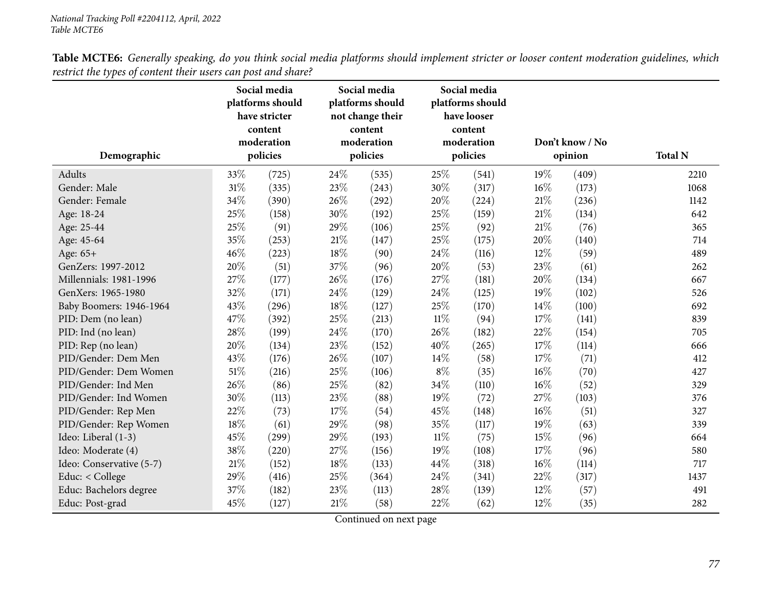**Table MCTE6:** *Generally speaking, do you think social media platforms should implement stricter or looser content moderation guidelines, which restrict the types of content their users can post and share?*

| Demographic | Social media platforms should have stricter content moderation policies | | Social media platforms should not change their content moderation policies | | Social media platforms should have looser content moderation policies | | Don't know / No opinion | | Total N |
|---|---|---|---|---|---|---|---|---|---|
| Adults | 33% | (725) | 24% | (535) | 25% | (541) | 19% | (409) | 2210 |
| Gender: Male | 31% | (335) | 23% | (243) | 30% | (317) | 16% | (173) | 1068 |
| Gender: Female | 34% | (390) | 26% | (292) | 20% | (224) | 21% | (236) | 1142 |
| Age: 18-24 | 25% | (158) | 30% | (192) | 25% | (159) | 21% | (134) | 642 |
| Age: 25-44 | 25% | (91) | 29% | (106) | 25% | (92) | 21% | (76) | 365 |
| Age: 45-64 | 35% | (253) | 21% | (147) | 25% | (175) | 20% | (140) | 714 |
| Age: 65+ | 46% | (223) | 18% | (90) | 24% | (116) | 12% | (59) | 489 |
| GenZers: 1997-2012 | 20% | (51) | 37% | (96) | 20% | (53) | 23% | (61) | 262 |
| Millennials: 1981-1996 | 27% | (177) | 26% | (176) | 27% | (181) | 20% | (134) | 667 |
| GenXers: 1965-1980 | 32% | (171) | 24% | (129) | 24% | (125) | 19% | (102) | 526 |
| Baby Boomers: 1946-1964 | 43% | (296) | 18% | (127) | 25% | (170) | 14% | (100) | 692 |
| PID: Dem (no lean) | 47% | (392) | 25% | (213) | 11% | (94) | 17% | (141) | 839 |
| PID: Ind (no lean) | 28% | (199) | 24% | (170) | 26% | (182) | 22% | (154) | 705 |
| PID: Rep (no lean) | 20% | (134) | 23% | (152) | 40% | (265) | 17% | (114) | 666 |
| PID/Gender: Dem Men | 43% | (176) | 26% | (107) | 14% | (58) | 17% | (71) | 412 |
| PID/Gender: Dem Women | 51% | (216) | 25% | (106) | 8% | (35) | 16% | (70) | 427 |
| PID/Gender: Ind Men | 26% | (86) | 25% | (82) | 34% | (110) | 16% | (52) | 329 |
| PID/Gender: Ind Women | 30% | (113) | 23% | (88) | 19% | (72) | 27% | (103) | 376 |
| PID/Gender: Rep Men | 22% | (73) | 17% | (54) | 45% | (148) | 16% | (51) | 327 |
| PID/Gender: Rep Women | 18% | (61) | 29% | (98) | 35% | (117) | 19% | (63) | 339 |
| Ideo: Liberal (1-3) | 45% | (299) | 29% | (193) | 11% | (75) | 15% | (96) | 664 |
| Ideo: Moderate (4) | 38% | (220) | 27% | (156) | 19% | (108) | 17% | (96) | 580 |
| Ideo: Conservative (5-7) | 21% | (152) | 18% | (133) | 44% | (318) | 16% | (114) | 717 |
| Educ: < College | 29% | (416) | 25% | (364) | 24% | (341) | 22% | (317) | 1437 |
| Educ: Bachelors degree | 37% | (182) | 23% | (113) | 28% | (139) | 12% | (57) | 491 |
| Educ: Post-grad | 45% | (127) | 21% | (58) | 22% | (62) | 12% | (35) | 282 |

Continued on next page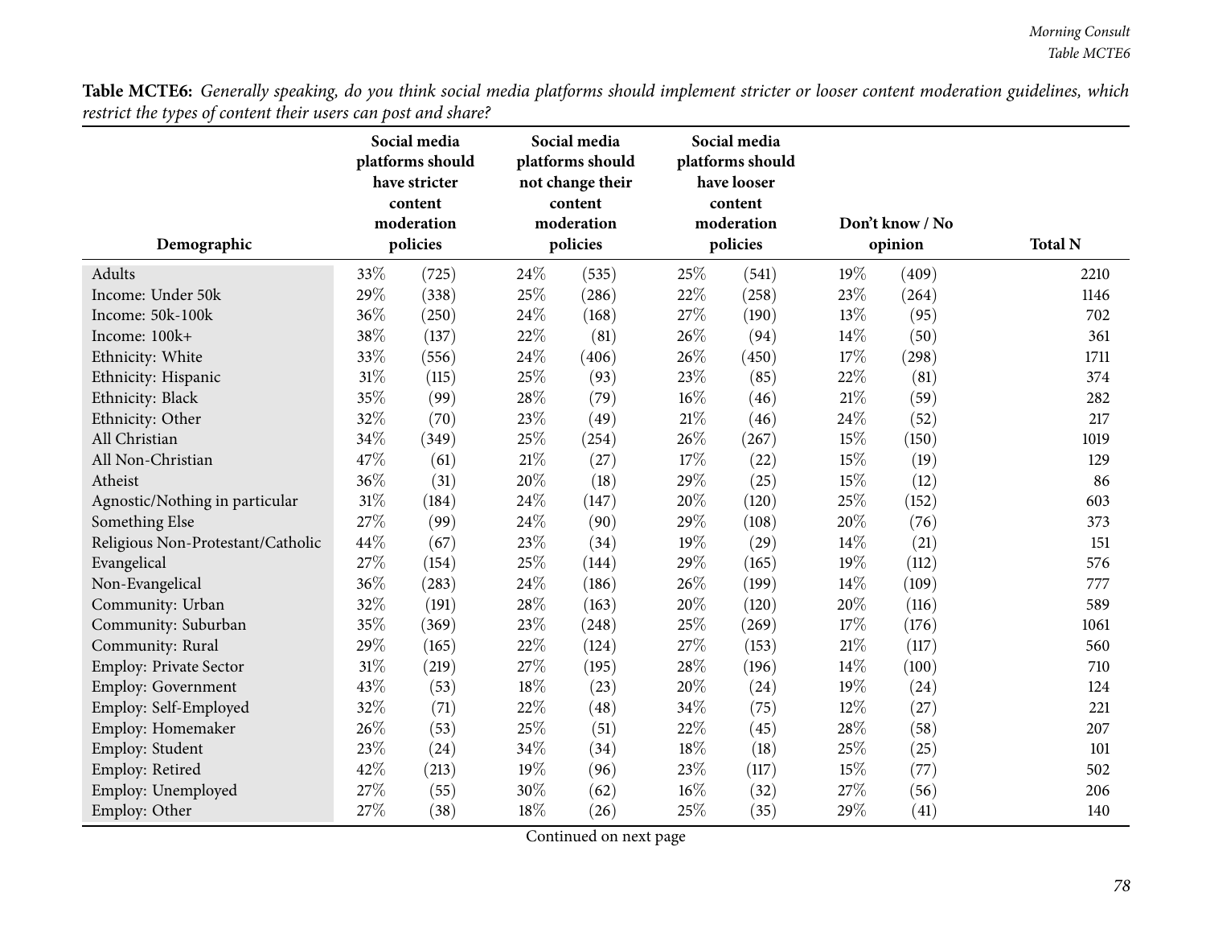**Table MCTE6:** *Generally speaking, do you think social media platforms should implement stricter or looser content moderation guidelines, which restrict the types of content their users can post and share?*

| Demographic | Social media platforms should have stricter content moderation policies | | Social media platforms should not change their content moderation policies | | Social media platforms should have looser content moderation policies | | Don't know / No opinion | | Total N |
|---|---|---|---|---|---|---|---|---|---|
| Adults | 33% | (725) | 24% | (535) | 25% | (541) | 19% | (409) | 2210 |
| Income: Under 50k | 29% | (338) | 25% | (286) | 22% | (258) | 23% | (264) | 1146 |
| Income: 50k-100k | 36% | (250) | 24% | (168) | 27% | (190) | 13% | (95) | 702 |
| Income: 100k+ | 38% | (137) | 22% | (81) | 26% | (94) | 14% | (50) | 361 |
| Ethnicity: White | 33% | (556) | 24% | (406) | 26% | (450) | 17% | (298) | 1711 |
| Ethnicity: Hispanic | 31% | (115) | 25% | (93) | 23% | (85) | 22% | (81) | 374 |
| Ethnicity: Black | 35% | (99) | 28% | (79) | 16% | (46) | 21% | (59) | 282 |
| Ethnicity: Other | 32% | (70) | 23% | (49) | 21% | (46) | 24% | (52) | 217 |
| All Christian | 34% | (349) | 25% | (254) | 26% | (267) | 15% | (150) | 1019 |
| All Non-Christian | 47% | (61) | 21% | (27) | 17% | (22) | 15% | (19) | 129 |
| Atheist | 36% | (31) | 20% | (18) | 29% | (25) | 15% | (12) | 86 |
| Agnostic/Nothing in particular | 31% | (184) | 24% | (147) | 20% | (120) | 25% | (152) | 603 |
| Something Else | 27% | (99) | 24% | (90) | 29% | (108) | 20% | (76) | 373 |
| Religious Non-Protestant/Catholic | 44% | (67) | 23% | (34) | 19% | (29) | 14% | (21) | 151 |
| Evangelical | 27% | (154) | 25% | (144) | 29% | (165) | 19% | (112) | 576 |
| Non-Evangelical | 36% | (283) | 24% | (186) | 26% | (199) | 14% | (109) | 777 |
| Community: Urban | 32% | (191) | 28% | (163) | 20% | (120) | 20% | (116) | 589 |
| Community: Suburban | 35% | (369) | 23% | (248) | 25% | (269) | 17% | (176) | 1061 |
| Community: Rural | 29% | (165) | 22% | (124) | 27% | (153) | 21% | (117) | 560 |
| Employ: Private Sector | 31% | (219) | 27% | (195) | 28% | (196) | 14% | (100) | 710 |
| Employ: Government | 43% | (53) | 18% | (23) | 20% | (24) | 19% | (24) | 124 |
| Employ: Self-Employed | 32% | (71) | 22% | (48) | 34% | (75) | 12% | (27) | 221 |
| Employ: Homemaker | 26% | (53) | 25% | (51) | 22% | (45) | 28% | (58) | 207 |
| Employ: Student | 23% | (24) | 34% | (34) | 18% | (18) | 25% | (25) | 101 |
| Employ: Retired | 42% | (213) | 19% | (96) | 23% | (117) | 15% | (77) | 502 |
| Employ: Unemployed | 27% | (55) | 30% | (62) | 16% | (32) | 27% | (56) | 206 |
| Employ: Other | 27% | (38) | 18% | (26) | 25% | (35) | 29% | (41) | 140 |

Continued on next page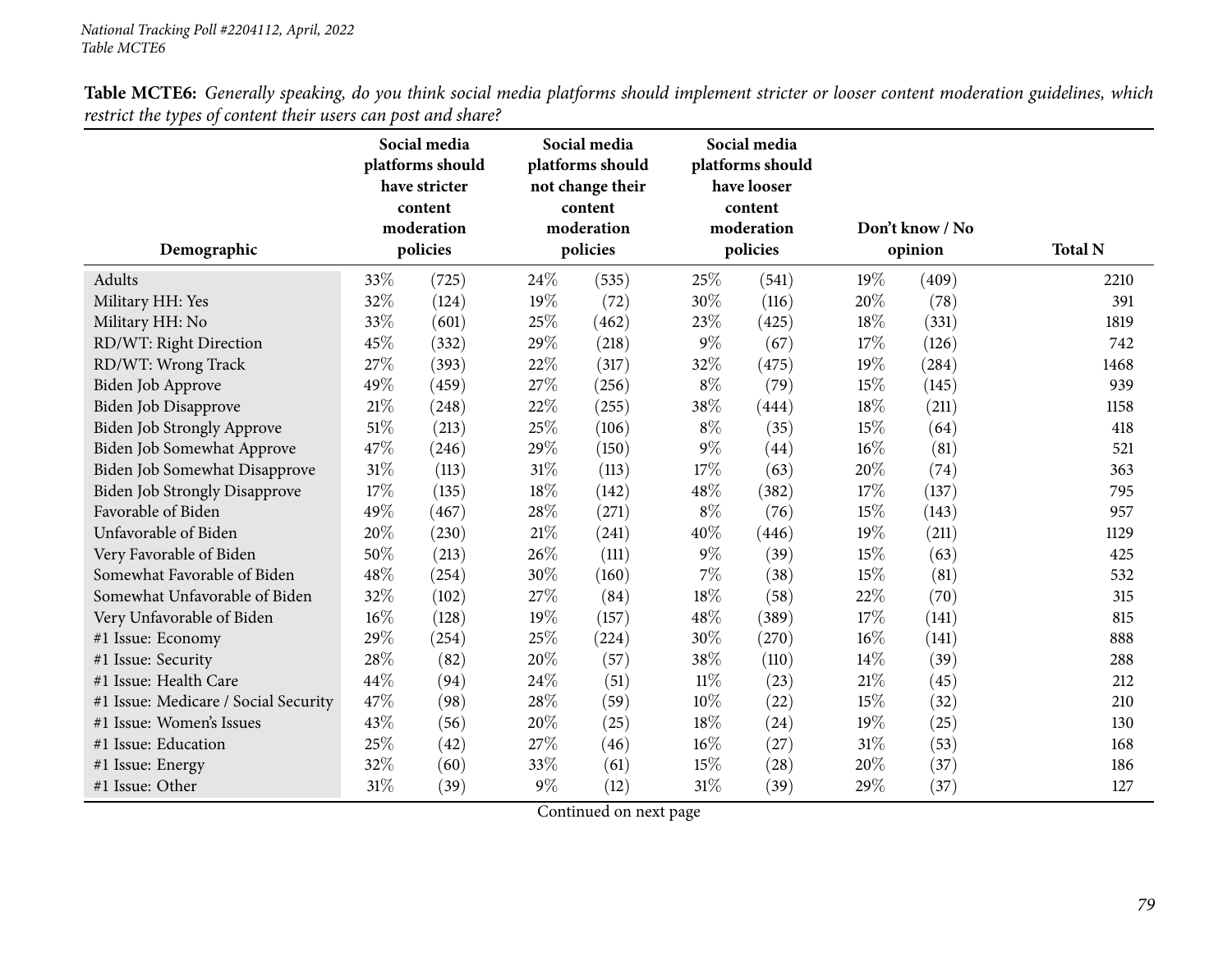National Tracking Poll #2204112, April, 2022
Table MCTE6

**Table MCTE6:** *Generally speaking, do you think social media platforms should implement stricter or looser content moderation guidelines, which restrict the types of content their users can post and share?*

| Demographic | Social media platforms should have stricter content moderation policies | | Social media platforms should not change their content moderation policies | | Social media platforms should have looser content moderation policies | | Don't know / No opinion | | Total N |
|---|---|---|---|---|---|---|---|---|---|
| Adults | 33% | (725) | 24% | (535) | 25% | (541) | 19% | (409) | 2210 |
| Military HH: Yes | 32% | (124) | 19% | (72) | 30% | (116) | 20% | (78) | 391 |
| Military HH: No | 33% | (601) | 25% | (462) | 23% | (425) | 18% | (331) | 1819 |
| RD/WT: Right Direction | 45% | (332) | 29% | (218) | 9% | (67) | 17% | (126) | 742 |
| RD/WT: Wrong Track | 27% | (393) | 22% | (317) | 32% | (475) | 19% | (284) | 1468 |
| Biden Job Approve | 49% | (459) | 27% | (256) | 8% | (79) | 15% | (145) | 939 |
| Biden Job Disapprove | 21% | (248) | 22% | (255) | 38% | (444) | 18% | (211) | 1158 |
| Biden Job Strongly Approve | 51% | (213) | 25% | (106) | 8% | (35) | 15% | (64) | 418 |
| Biden Job Somewhat Approve | 47% | (246) | 29% | (150) | 9% | (44) | 16% | (81) | 521 |
| Biden Job Somewhat Disapprove | 31% | (113) | 31% | (113) | 17% | (63) | 20% | (74) | 363 |
| Biden Job Strongly Disapprove | 17% | (135) | 18% | (142) | 48% | (382) | 17% | (137) | 795 |
| Favorable of Biden | 49% | (467) | 28% | (271) | 8% | (76) | 15% | (143) | 957 |
| Unfavorable of Biden | 20% | (230) | 21% | (241) | 40% | (446) | 19% | (211) | 1129 |
| Very Favorable of Biden | 50% | (213) | 26% | (111) | 9% | (39) | 15% | (63) | 425 |
| Somewhat Favorable of Biden | 48% | (254) | 30% | (160) | 7% | (38) | 15% | (81) | 532 |
| Somewhat Unfavorable of Biden | 32% | (102) | 27% | (84) | 18% | (58) | 22% | (70) | 315 |
| Very Unfavorable of Biden | 16% | (128) | 19% | (157) | 48% | (389) | 17% | (141) | 815 |
| #1 Issue: Economy | 29% | (254) | 25% | (224) | 30% | (270) | 16% | (141) | 888 |
| #1 Issue: Security | 28% | (82) | 20% | (57) | 38% | (110) | 14% | (39) | 288 |
| #1 Issue: Health Care | 44% | (94) | 24% | (51) | 11% | (23) | 21% | (45) | 212 |
| #1 Issue: Medicare / Social Security | 47% | (98) | 28% | (59) | 10% | (22) | 15% | (32) | 210 |
| #1 Issue: Women's Issues | 43% | (56) | 20% | (25) | 18% | (24) | 19% | (25) | 130 |
| #1 Issue: Education | 25% | (42) | 27% | (46) | 16% | (27) | 31% | (53) | 168 |
| #1 Issue: Energy | 32% | (60) | 33% | (61) | 15% | (28) | 20% | (37) | 186 |
| #1 Issue: Other | 31% | (39) | 9% | (12) | 31% | (39) | 29% | (37) | 127 |

Continued on next page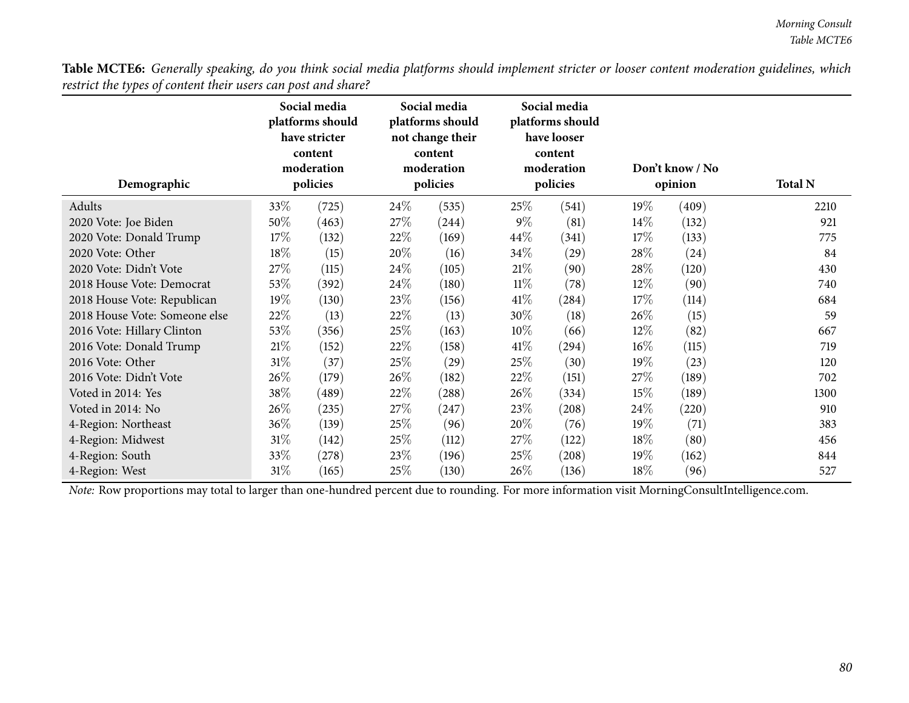**Table MCTE6:** *Generally speaking, do you think social media platforms should implement stricter or looser content moderation guidelines, which restrict the types of content their users can post and share?*

| Demographic | Social media platforms should have stricter content moderation policies | | Social media platforms should not change their content moderation policies | | Social media platforms should have looser content moderation policies | | Don't know / No opinion | | Total N |
|---|---|---|---|---|---|---|---|---|---|
| Adults | 33% | (725) | 24% | (535) | 25% | (541) | 19% | (409) | 2210 |
| 2020 Vote: Joe Biden | 50% | (463) | 27% | (244) | 9% | (81) | 14% | (132) | 921 |
| 2020 Vote: Donald Trump | 17% | (132) | 22% | (169) | 44% | (341) | 17% | (133) | 775 |
| 2020 Vote: Other | 18% | (15) | 20% | (16) | 34% | (29) | 28% | (24) | 84 |
| 2020 Vote: Didn't Vote | 27% | (115) | 24% | (105) | 21% | (90) | 28% | (120) | 430 |
| 2018 House Vote: Democrat | 53% | (392) | 24% | (180) | 11% | (78) | 12% | (90) | 740 |
| 2018 House Vote: Republican | 19% | (130) | 23% | (156) | 41% | (284) | 17% | (114) | 684 |
| 2018 House Vote: Someone else | 22% | (13) | 22% | (13) | 30% | (18) | 26% | (15) | 59 |
| 2016 Vote: Hillary Clinton | 53% | (356) | 25% | (163) | 10% | (66) | 12% | (82) | 667 |
| 2016 Vote: Donald Trump | 21% | (152) | 22% | (158) | 41% | (294) | 16% | (115) | 719 |
| 2016 Vote: Other | 31% | (37) | 25% | (29) | 25% | (30) | 19% | (23) | 120 |
| 2016 Vote: Didn't Vote | 26% | (179) | 26% | (182) | 22% | (151) | 27% | (189) | 702 |
| Voted in 2014: Yes | 38% | (489) | 22% | (288) | 26% | (334) | 15% | (189) | 1300 |
| Voted in 2014: No | 26% | (235) | 27% | (247) | 23% | (208) | 24% | (220) | 910 |
| 4-Region: Northeast | 36% | (139) | 25% | (96) | 20% | (76) | 19% | (71) | 383 |
| 4-Region: Midwest | 31% | (142) | 25% | (112) | 27% | (122) | 18% | (80) | 456 |
| 4-Region: South | 33% | (278) | 23% | (196) | 25% | (208) | 19% | (162) | 844 |
| 4-Region: West | 31% | (165) | 25% | (130) | 26% | (136) | 18% | (96) | 527 |

*Note:* Row proportions may total to larger than one-hundred percent due to rounding. For more information visit MorningConsultIntelligence.com.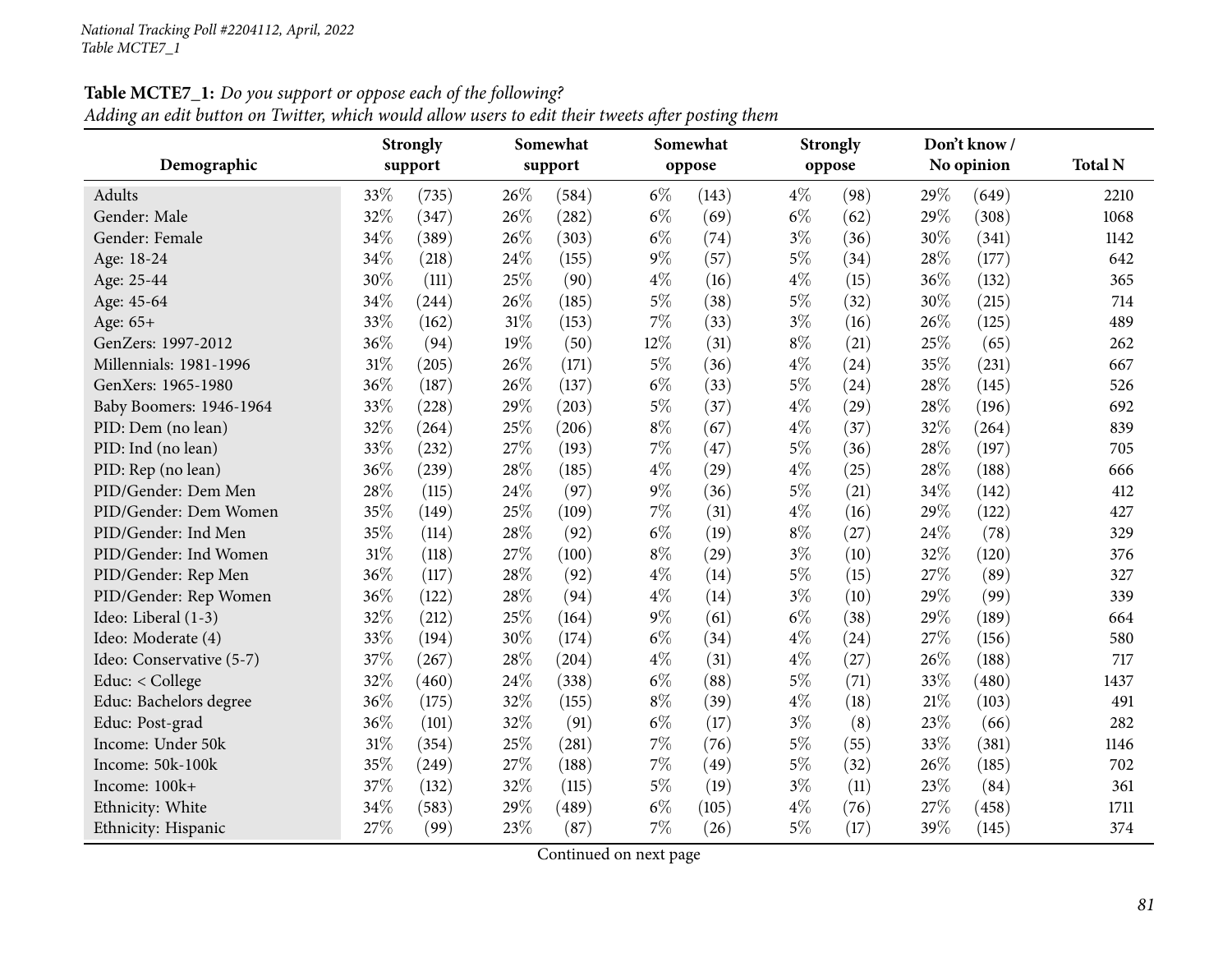**Table MCTE7_1:** *Do you support or oppose each of the following?*
*Adding an edit button on Twitter, which would allow users to edit their tweets after posting them*

| Demographic | Strongly support | | Somewhat support | | Somewhat oppose | | Strongly oppose | | Don't know / No opinion | | Total N |
|---|---|---|---|---|---|---|---|---|---|---|---|
| Adults | 33% | (735) | 26% | (584) | 6% | (143) | 4% | (98) | 29% | (649) | 2210 |
| Gender: Male | 32% | (347) | 26% | (282) | 6% | (69) | 6% | (62) | 29% | (308) | 1068 |
| Gender: Female | 34% | (389) | 26% | (303) | 6% | (74) | 3% | (36) | 30% | (341) | 1142 |
| Age: 18-24 | 34% | (218) | 24% | (155) | 9% | (57) | 5% | (34) | 28% | (177) | 642 |
| Age: 25-44 | 30% | (111) | 25% | (90) | 4% | (16) | 4% | (15) | 36% | (132) | 365 |
| Age: 45-64 | 34% | (244) | 26% | (185) | 5% | (38) | 5% | (32) | 30% | (215) | 714 |
| Age: 65+ | 33% | (162) | 31% | (153) | 7% | (33) | 3% | (16) | 26% | (125) | 489 |
| GenZers: 1997-2012 | 36% | (94) | 19% | (50) | 12% | (31) | 8% | (21) | 25% | (65) | 262 |
| Millennials: 1981-1996 | 31% | (205) | 26% | (171) | 5% | (36) | 4% | (24) | 35% | (231) | 667 |
| GenXers: 1965-1980 | 36% | (187) | 26% | (137) | 6% | (33) | 5% | (24) | 28% | (145) | 526 |
| Baby Boomers: 1946-1964 | 33% | (228) | 29% | (203) | 5% | (37) | 4% | (29) | 28% | (196) | 692 |
| PID: Dem (no lean) | 32% | (264) | 25% | (206) | 8% | (67) | 4% | (37) | 32% | (264) | 839 |
| PID: Ind (no lean) | 33% | (232) | 27% | (193) | 7% | (47) | 5% | (36) | 28% | (197) | 705 |
| PID: Rep (no lean) | 36% | (239) | 28% | (185) | 4% | (29) | 4% | (25) | 28% | (188) | 666 |
| PID/Gender: Dem Men | 28% | (115) | 24% | (97) | 9% | (36) | 5% | (21) | 34% | (142) | 412 |
| PID/Gender: Dem Women | 35% | (149) | 25% | (109) | 7% | (31) | 4% | (16) | 29% | (122) | 427 |
| PID/Gender: Ind Men | 35% | (114) | 28% | (92) | 6% | (19) | 8% | (27) | 24% | (78) | 329 |
| PID/Gender: Ind Women | 31% | (118) | 27% | (100) | 8% | (29) | 3% | (10) | 32% | (120) | 376 |
| PID/Gender: Rep Men | 36% | (117) | 28% | (92) | 4% | (14) | 5% | (15) | 27% | (89) | 327 |
| PID/Gender: Rep Women | 36% | (122) | 28% | (94) | 4% | (14) | 3% | (10) | 29% | (99) | 339 |
| Ideo: Liberal (1-3) | 32% | (212) | 25% | (164) | 9% | (61) | 6% | (38) | 29% | (189) | 664 |
| Ideo: Moderate (4) | 33% | (194) | 30% | (174) | 6% | (34) | 4% | (24) | 27% | (156) | 580 |
| Ideo: Conservative (5-7) | 37% | (267) | 28% | (204) | 4% | (31) | 4% | (27) | 26% | (188) | 717 |
| Educ: < College | 32% | (460) | 24% | (338) | 6% | (88) | 5% | (71) | 33% | (480) | 1437 |
| Educ: Bachelors degree | 36% | (175) | 32% | (155) | 8% | (39) | 4% | (18) | 21% | (103) | 491 |
| Educ: Post-grad | 36% | (101) | 32% | (91) | 6% | (17) | 3% | (8) | 23% | (66) | 282 |
| Income: Under 50k | 31% | (354) | 25% | (281) | 7% | (76) | 5% | (55) | 33% | (381) | 1146 |
| Income: 50k-100k | 35% | (249) | 27% | (188) | 7% | (49) | 5% | (32) | 26% | (185) | 702 |
| Income: 100k+ | 37% | (132) | 32% | (115) | 5% | (19) | 3% | (11) | 23% | (84) | 361 |
| Ethnicity: White | 34% | (583) | 29% | (489) | 6% | (105) | 4% | (76) | 27% | (458) | 1711 |
| Ethnicity: Hispanic | 27% | (99) | 23% | (87) | 7% | (26) | 5% | (17) | 39% | (145) | 374 |

Continued on next page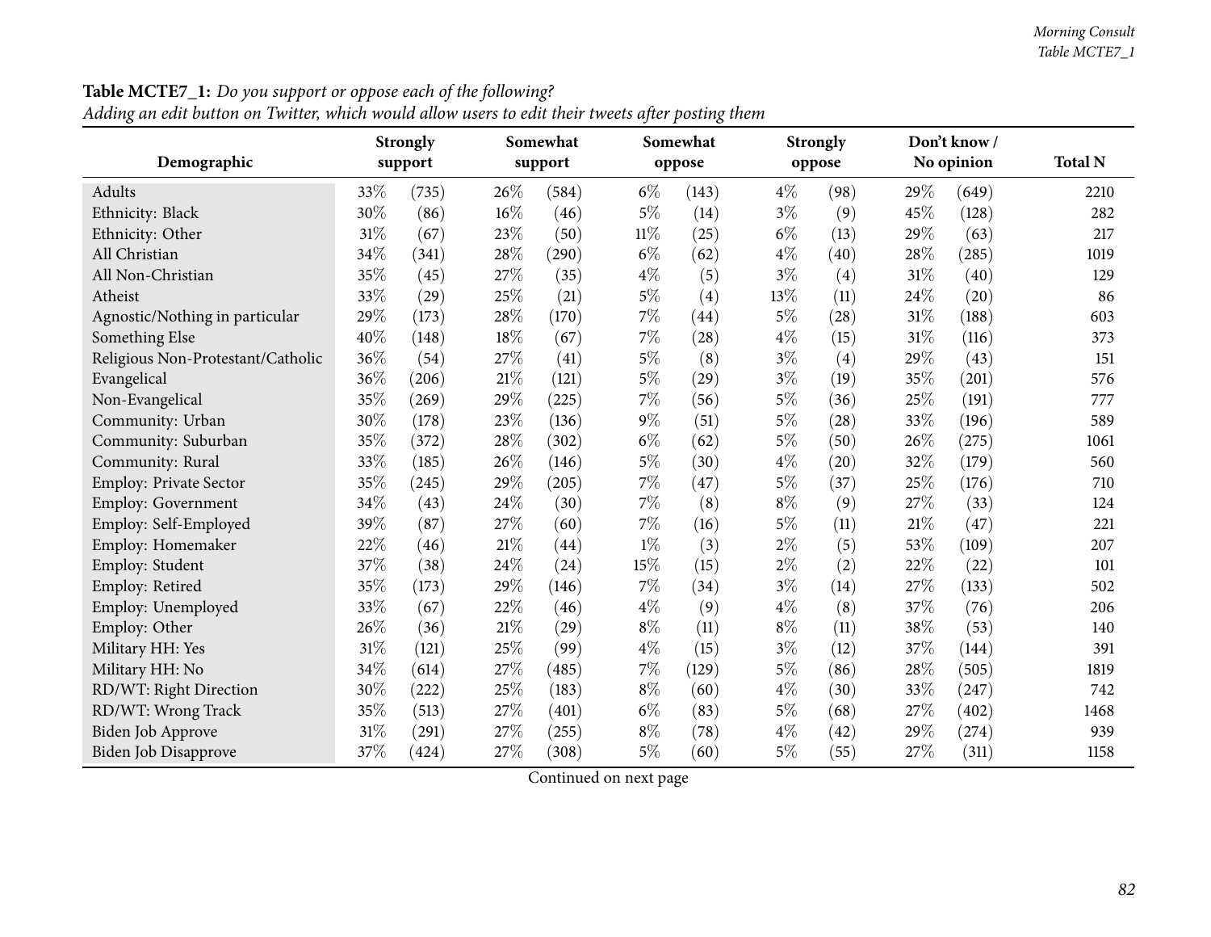**Table MCTE7_1:** *Do you support or oppose each of the following?*
*Adding an edit button on Twitter, which would allow users to edit their tweets after posting them*

| Demographic | Strongly support | | Somewhat support | | Somewhat oppose | | Strongly oppose | | Don't know / No opinion | | Total N |
|---|---|---|---|---|---|---|---|---|---|---|---|
| Adults | 33% | (735) | 26% | (584) | 6% | (143) | 4% | (98) | 29% | (649) | 2210 |
| Ethnicity: Black | 30% | (86) | 16% | (46) | 5% | (14) | 3% | (9) | 45% | (128) | 282 |
| Ethnicity: Other | 31% | (67) | 23% | (50) | 11% | (25) | 6% | (13) | 29% | (63) | 217 |
| All Christian | 34% | (341) | 28% | (290) | 6% | (62) | 4% | (40) | 28% | (285) | 1019 |
| All Non-Christian | 35% | (45) | 27% | (35) | 4% | (5) | 3% | (4) | 31% | (40) | 129 |
| Atheist | 33% | (29) | 25% | (21) | 5% | (4) | 13% | (11) | 24% | (20) | 86 |
| Agnostic/Nothing in particular | 29% | (173) | 28% | (170) | 7% | (44) | 5% | (28) | 31% | (188) | 603 |
| Something Else | 40% | (148) | 18% | (67) | 7% | (28) | 4% | (15) | 31% | (116) | 373 |
| Religious Non-Protestant/Catholic | 36% | (54) | 27% | (41) | 5% | (8) | 3% | (4) | 29% | (43) | 151 |
| Evangelical | 36% | (206) | 21% | (121) | 5% | (29) | 3% | (19) | 35% | (201) | 576 |
| Non-Evangelical | 35% | (269) | 29% | (225) | 7% | (56) | 5% | (36) | 25% | (191) | 777 |
| Community: Urban | 30% | (178) | 23% | (136) | 9% | (51) | 5% | (28) | 33% | (196) | 589 |
| Community: Suburban | 35% | (372) | 28% | (302) | 6% | (62) | 5% | (50) | 26% | (275) | 1061 |
| Community: Rural | 33% | (185) | 26% | (146) | 5% | (30) | 4% | (20) | 32% | (179) | 560 |
| Employ: Private Sector | 35% | (245) | 29% | (205) | 7% | (47) | 5% | (37) | 25% | (176) | 710 |
| Employ: Government | 34% | (43) | 24% | (30) | 7% | (8) | 8% | (9) | 27% | (33) | 124 |
| Employ: Self-Employed | 39% | (87) | 27% | (60) | 7% | (16) | 5% | (11) | 21% | (47) | 221 |
| Employ: Homemaker | 22% | (46) | 21% | (44) | 1% | (3) | 2% | (5) | 53% | (109) | 207 |
| Employ: Student | 37% | (38) | 24% | (24) | 15% | (15) | 2% | (2) | 22% | (22) | 101 |
| Employ: Retired | 35% | (173) | 29% | (146) | 7% | (34) | 3% | (14) | 27% | (133) | 502 |
| Employ: Unemployed | 33% | (67) | 22% | (46) | 4% | (9) | 4% | (8) | 37% | (76) | 206 |
| Employ: Other | 26% | (36) | 21% | (29) | 8% | (11) | 8% | (11) | 38% | (53) | 140 |
| Military HH: Yes | 31% | (121) | 25% | (99) | 4% | (15) | 3% | (12) | 37% | (144) | 391 |
| Military HH: No | 34% | (614) | 27% | (485) | 7% | (129) | 5% | (86) | 28% | (505) | 1819 |
| RD/WT: Right Direction | 30% | (222) | 25% | (183) | 8% | (60) | 4% | (30) | 33% | (247) | 742 |
| RD/WT: Wrong Track | 35% | (513) | 27% | (401) | 6% | (83) | 5% | (68) | 27% | (402) | 1468 |
| Biden Job Approve | 31% | (291) | 27% | (255) | 8% | (78) | 4% | (42) | 29% | (274) | 939 |
| Biden Job Disapprove | 37% | (424) | 27% | (308) | 5% | (60) | 5% | (55) | 27% | (311) | 1158 |

Continued on next page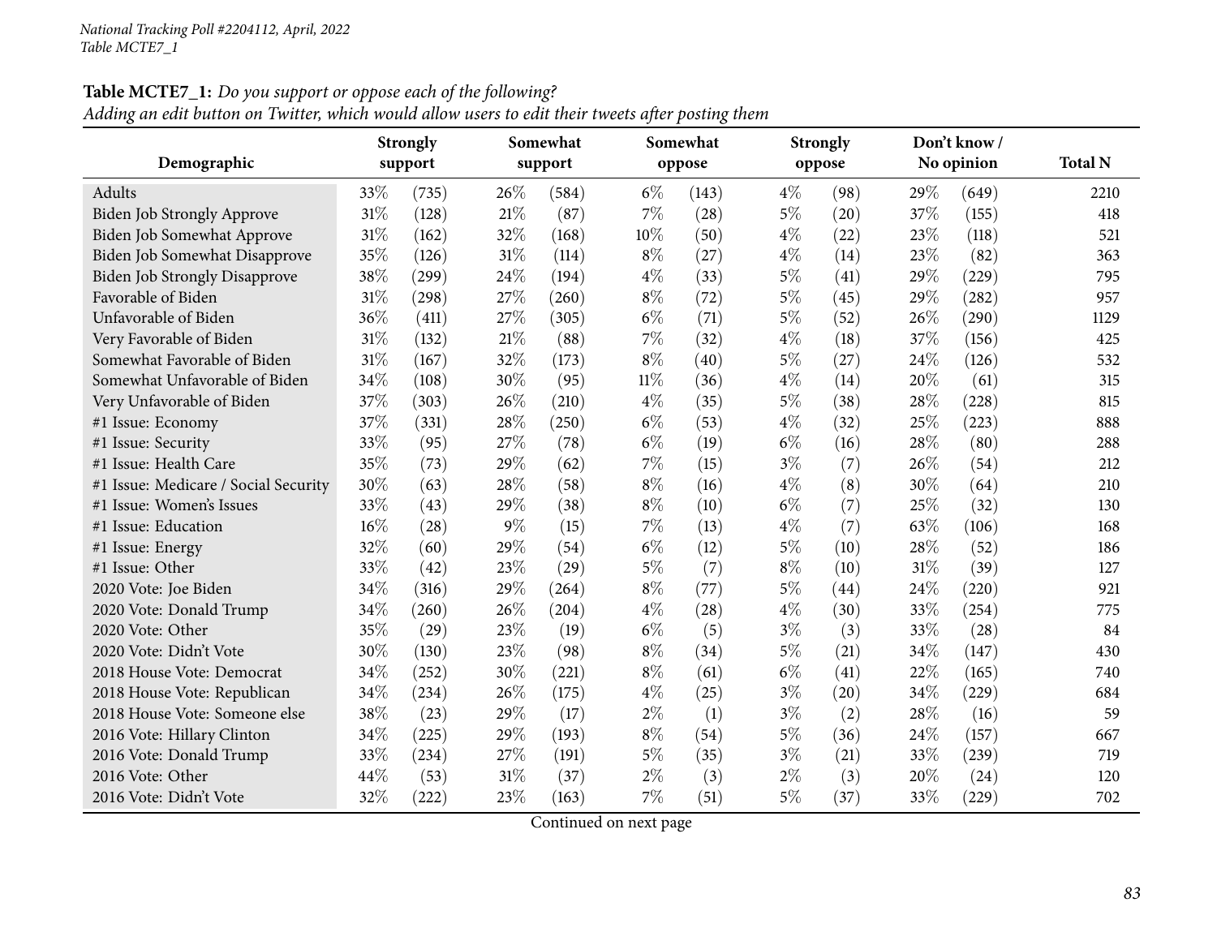**Table MCTE7_1:** *Do you support or oppose each of the following?*
*Adding an edit button on Twitter, which would allow users to edit their tweets after posting them*

| Demographic | Strongly support | | Somewhat support | | Somewhat oppose | | Strongly oppose | | Don't know / No opinion | | Total N |
|---|---|---|---|---|---|---|---|---|---|---|---|
| Adults | 33% | (735) | 26% | (584) | 6% | (143) | 4% | (98) | 29% | (649) | 2210 |
| Biden Job Strongly Approve | 31% | (128) | 21% | (87) | 7% | (28) | 5% | (20) | 37% | (155) | 418 |
| Biden Job Somewhat Approve | 31% | (162) | 32% | (168) | 10% | (50) | 4% | (22) | 23% | (118) | 521 |
| Biden Job Somewhat Disapprove | 35% | (126) | 31% | (114) | 8% | (27) | 4% | (14) | 23% | (82) | 363 |
| Biden Job Strongly Disapprove | 38% | (299) | 24% | (194) | 4% | (33) | 5% | (41) | 29% | (229) | 795 |
| Favorable of Biden | 31% | (298) | 27% | (260) | 8% | (72) | 5% | (45) | 29% | (282) | 957 |
| Unfavorable of Biden | 36% | (411) | 27% | (305) | 6% | (71) | 5% | (52) | 26% | (290) | 1129 |
| Very Favorable of Biden | 31% | (132) | 21% | (88) | 7% | (32) | 4% | (18) | 37% | (156) | 425 |
| Somewhat Favorable of Biden | 31% | (167) | 32% | (173) | 8% | (40) | 5% | (27) | 24% | (126) | 532 |
| Somewhat Unfavorable of Biden | 34% | (108) | 30% | (95) | 11% | (36) | 4% | (14) | 20% | (61) | 315 |
| Very Unfavorable of Biden | 37% | (303) | 26% | (210) | 4% | (35) | 5% | (38) | 28% | (228) | 815 |
| #1 Issue: Economy | 37% | (331) | 28% | (250) | 6% | (53) | 4% | (32) | 25% | (223) | 888 |
| #1 Issue: Security | 33% | (95) | 27% | (78) | 6% | (19) | 6% | (16) | 28% | (80) | 288 |
| #1 Issue: Health Care | 35% | (73) | 29% | (62) | 7% | (15) | 3% | (7) | 26% | (54) | 212 |
| #1 Issue: Medicare / Social Security | 30% | (63) | 28% | (58) | 8% | (16) | 4% | (8) | 30% | (64) | 210 |
| #1 Issue: Women's Issues | 33% | (43) | 29% | (38) | 8% | (10) | 6% | (7) | 25% | (32) | 130 |
| #1 Issue: Education | 16% | (28) | 9% | (15) | 7% | (13) | 4% | (7) | 63% | (106) | 168 |
| #1 Issue: Energy | 32% | (60) | 29% | (54) | 6% | (12) | 5% | (10) | 28% | (52) | 186 |
| #1 Issue: Other | 33% | (42) | 23% | (29) | 5% | (7) | 8% | (10) | 31% | (39) | 127 |
| 2020 Vote: Joe Biden | 34% | (316) | 29% | (264) | 8% | (77) | 5% | (44) | 24% | (220) | 921 |
| 2020 Vote: Donald Trump | 34% | (260) | 26% | (204) | 4% | (28) | 4% | (30) | 33% | (254) | 775 |
| 2020 Vote: Other | 35% | (29) | 23% | (19) | 6% | (5) | 3% | (3) | 33% | (28) | 84 |
| 2020 Vote: Didn't Vote | 30% | (130) | 23% | (98) | 8% | (34) | 5% | (21) | 34% | (147) | 430 |
| 2018 House Vote: Democrat | 34% | (252) | 30% | (221) | 8% | (61) | 6% | (41) | 22% | (165) | 740 |
| 2018 House Vote: Republican | 34% | (234) | 26% | (175) | 4% | (25) | 3% | (20) | 34% | (229) | 684 |
| 2018 House Vote: Someone else | 38% | (23) | 29% | (17) | 2% | (1) | 3% | (2) | 28% | (16) | 59 |
| 2016 Vote: Hillary Clinton | 34% | (225) | 29% | (193) | 8% | (54) | 5% | (36) | 24% | (157) | 667 |
| 2016 Vote: Donald Trump | 33% | (234) | 27% | (191) | 5% | (35) | 3% | (21) | 33% | (239) | 719 |
| 2016 Vote: Other | 44% | (53) | 31% | (37) | 2% | (3) | 2% | (3) | 20% | (24) | 120 |
| 2016 Vote: Didn't Vote | 32% | (222) | 23% | (163) | 7% | (51) | 5% | (37) | 33% | (229) | 702 |

Continued on next page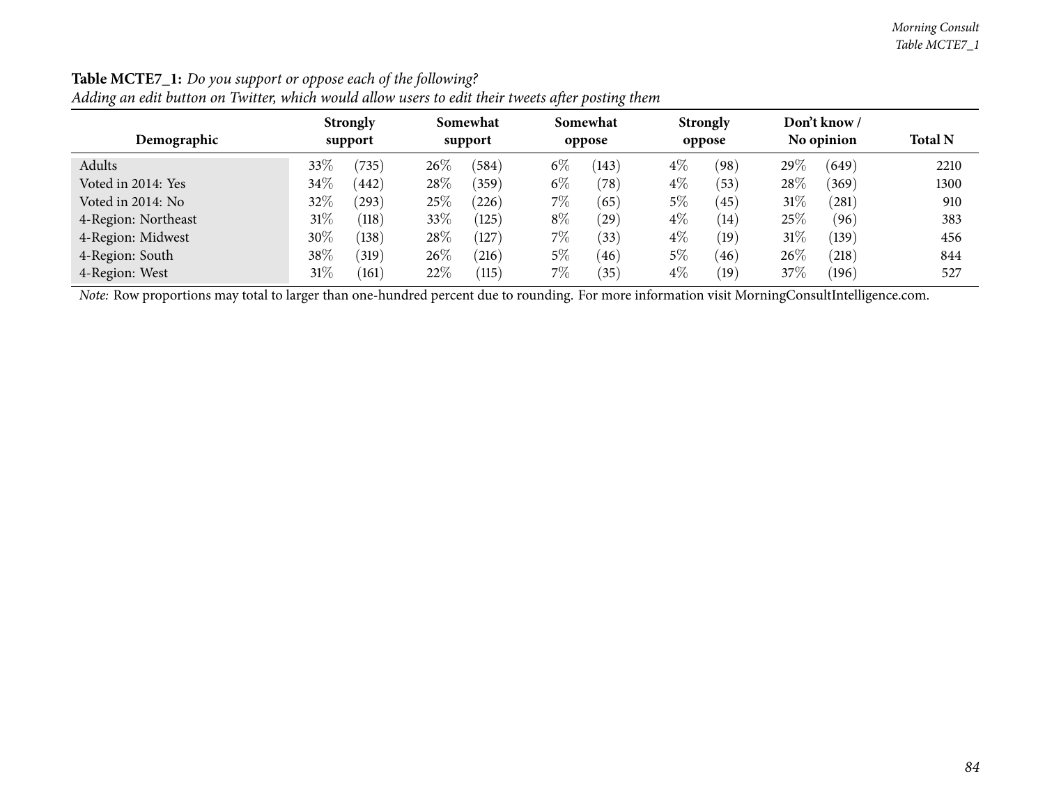**Table MCTE7_1:** *Do you support or oppose each of the following?*
*Adding an edit button on Twitter, which would allow users to edit their tweets after posting them*

| Demographic | Strongly support | | Somewhat support | | Somewhat oppose | | Strongly oppose | | Don't know / No opinion | | Total N |
|---|---|---|---|---|---|---|---|---|---|---|---|
| Adults | 33% | (735) | 26% | (584) | 6% | (143) | 4% | (98) | 29% | (649) | 2210 |
| Voted in 2014: Yes | 34% | (442) | 28% | (359) | 6% | (78) | 4% | (53) | 28% | (369) | 1300 |
| Voted in 2014: No | 32% | (293) | 25% | (226) | 7% | (65) | 5% | (45) | 31% | (281) | 910 |
| 4-Region: Northeast | 31% | (118) | 33% | (125) | 8% | (29) | 4% | (14) | 25% | (96) | 383 |
| 4-Region: Midwest | 30% | (138) | 28% | (127) | 7% | (33) | 4% | (19) | 31% | (139) | 456 |
| 4-Region: South | 38% | (319) | 26% | (216) | 5% | (46) | 5% | (46) | 26% | (218) | 844 |
| 4-Region: West | 31% | (161) | 22% | (115) | 7% | (35) | 4% | (19) | 37% | (196) | 527 |

*Note:* Row proportions may total to larger than one-hundred percent due to rounding. For more information visit MorningConsultIntelligence.com.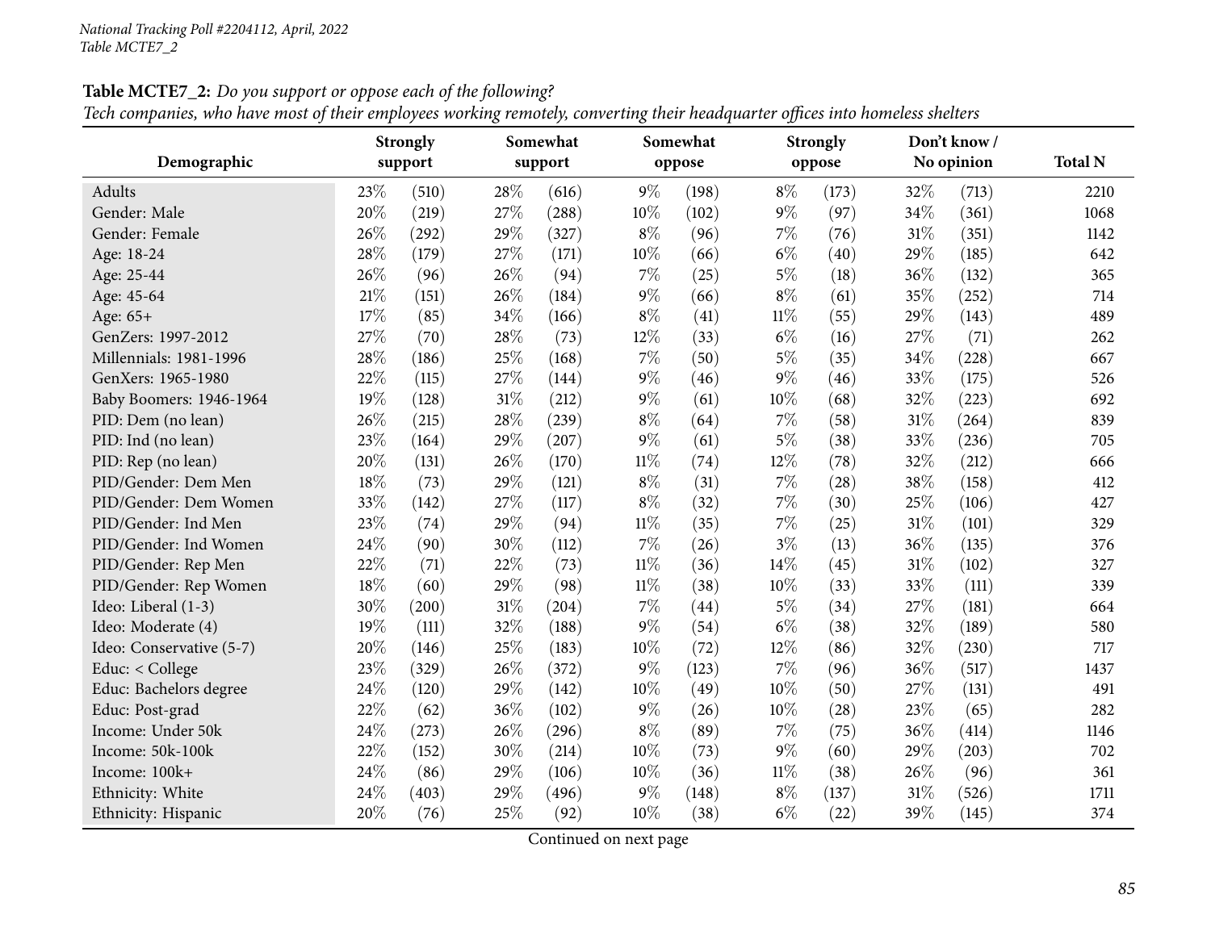**Table MCTE7_2:** *Do you support or oppose each of the following?*
*Tech companies, who have most of their employees working remotely, converting their headquarter offices into homeless shelters*

| Demographic | Strongly support | | Somewhat support | | Somewhat oppose | | Strongly oppose | | Don't know / No opinion | | Total N |
|---|---|---|---|---|---|---|---|---|---|---|---|
| Adults | 23% | (510) | 28% | (616) | 9% | (198) | 8% | (173) | 32% | (713) | 2210 |
| Gender: Male | 20% | (219) | 27% | (288) | 10% | (102) | 9% | (97) | 34% | (361) | 1068 |
| Gender: Female | 26% | (292) | 29% | (327) | 8% | (96) | 7% | (76) | 31% | (351) | 1142 |
| Age: 18-24 | 28% | (179) | 27% | (171) | 10% | (66) | 6% | (40) | 29% | (185) | 642 |
| Age: 25-44 | 26% | (96) | 26% | (94) | 7% | (25) | 5% | (18) | 36% | (132) | 365 |
| Age: 45-64 | 21% | (151) | 26% | (184) | 9% | (66) | 8% | (61) | 35% | (252) | 714 |
| Age: 65+ | 17% | (85) | 34% | (166) | 8% | (41) | 11% | (55) | 29% | (143) | 489 |
| GenZers: 1997-2012 | 27% | (70) | 28% | (73) | 12% | (33) | 6% | (16) | 27% | (71) | 262 |
| Millennials: 1981-1996 | 28% | (186) | 25% | (168) | 7% | (50) | 5% | (35) | 34% | (228) | 667 |
| GenXers: 1965-1980 | 22% | (115) | 27% | (144) | 9% | (46) | 9% | (46) | 33% | (175) | 526 |
| Baby Boomers: 1946-1964 | 19% | (128) | 31% | (212) | 9% | (61) | 10% | (68) | 32% | (223) | 692 |
| PID: Dem (no lean) | 26% | (215) | 28% | (239) | 8% | (64) | 7% | (58) | 31% | (264) | 839 |
| PID: Ind (no lean) | 23% | (164) | 29% | (207) | 9% | (61) | 5% | (38) | 33% | (236) | 705 |
| PID: Rep (no lean) | 20% | (131) | 26% | (170) | 11% | (74) | 12% | (78) | 32% | (212) | 666 |
| PID/Gender: Dem Men | 18% | (73) | 29% | (121) | 8% | (31) | 7% | (28) | 38% | (158) | 412 |
| PID/Gender: Dem Women | 33% | (142) | 27% | (117) | 8% | (32) | 7% | (30) | 25% | (106) | 427 |
| PID/Gender: Ind Men | 23% | (74) | 29% | (94) | 11% | (35) | 7% | (25) | 31% | (101) | 329 |
| PID/Gender: Ind Women | 24% | (90) | 30% | (112) | 7% | (26) | 3% | (13) | 36% | (135) | 376 |
| PID/Gender: Rep Men | 22% | (71) | 22% | (73) | 11% | (36) | 14% | (45) | 31% | (102) | 327 |
| PID/Gender: Rep Women | 18% | (60) | 29% | (98) | 11% | (38) | 10% | (33) | 33% | (111) | 339 |
| Ideo: Liberal (1-3) | 30% | (200) | 31% | (204) | 7% | (44) | 5% | (34) | 27% | (181) | 664 |
| Ideo: Moderate (4) | 19% | (111) | 32% | (188) | 9% | (54) | 6% | (38) | 32% | (189) | 580 |
| Ideo: Conservative (5-7) | 20% | (146) | 25% | (183) | 10% | (72) | 12% | (86) | 32% | (230) | 717 |
| Educ: < College | 23% | (329) | 26% | (372) | 9% | (123) | 7% | (96) | 36% | (517) | 1437 |
| Educ: Bachelors degree | 24% | (120) | 29% | (142) | 10% | (49) | 10% | (50) | 27% | (131) | 491 |
| Educ: Post-grad | 22% | (62) | 36% | (102) | 9% | (26) | 10% | (28) | 23% | (65) | 282 |
| Income: Under 50k | 24% | (273) | 26% | (296) | 8% | (89) | 7% | (75) | 36% | (414) | 1146 |
| Income: 50k-100k | 22% | (152) | 30% | (214) | 10% | (73) | 9% | (60) | 29% | (203) | 702 |
| Income: 100k+ | 24% | (86) | 29% | (106) | 10% | (36) | 11% | (38) | 26% | (96) | 361 |
| Ethnicity: White | 24% | (403) | 29% | (496) | 9% | (148) | 8% | (137) | 31% | (526) | 1711 |
| Ethnicity: Hispanic | 20% | (76) | 25% | (92) | 10% | (38) | 6% | (22) | 39% | (145) | 374 |

Continued on next page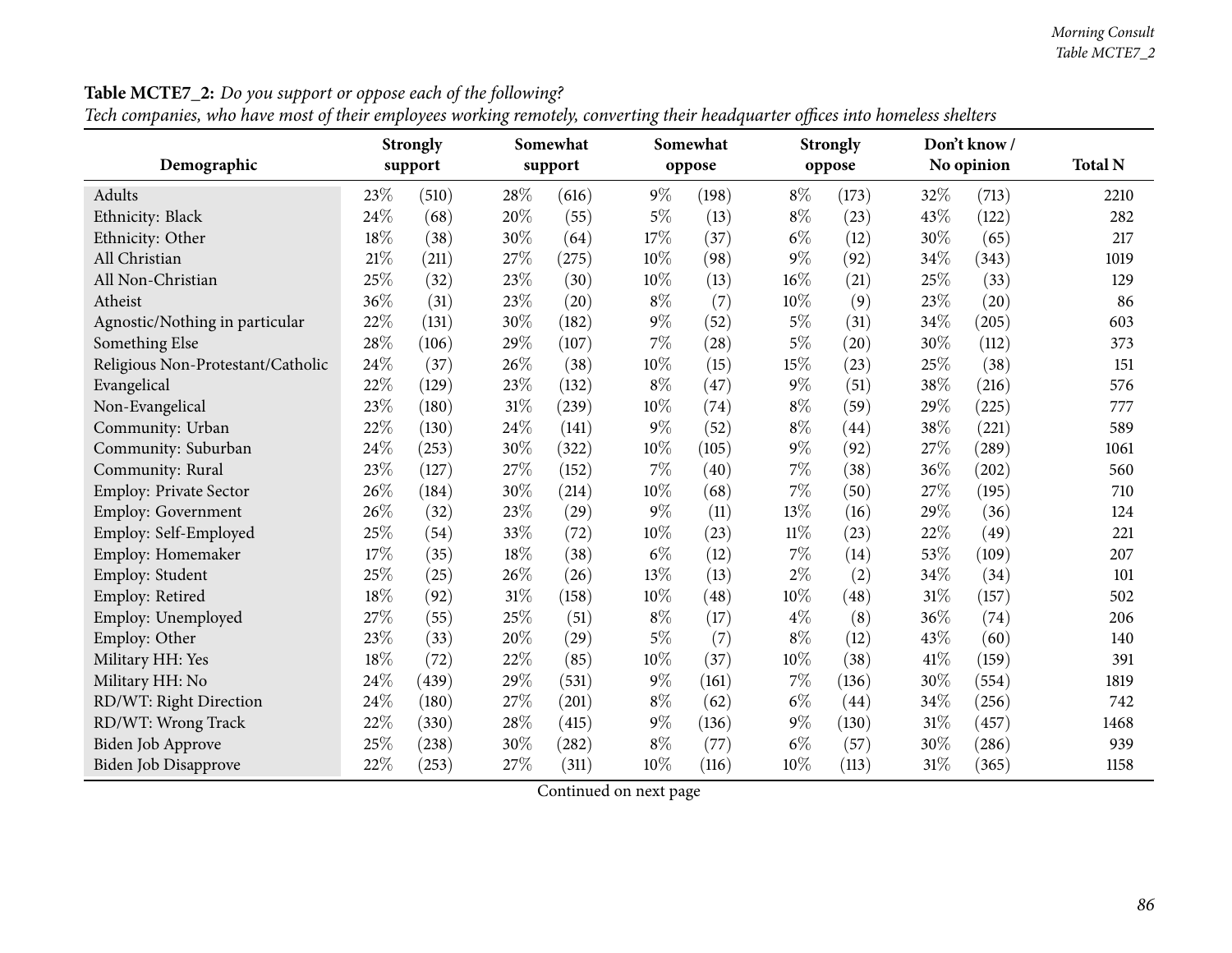**Table MCTE7_2:** *Do you support or oppose each of the following?*
*Tech companies, who have most of their employees working remotely, converting their headquarter offices into homeless shelters*

| Demographic | Strongly support | | Somewhat support | | Somewhat oppose | | Strongly oppose | | Don't know / No opinion | | Total N |
|---|---|---|---|---|---|---|---|---|---|---|---|
| Adults | 23% | (510) | 28% | (616) | 9% | (198) | 8% | (173) | 32% | (713) | 2210 |
| Ethnicity: Black | 24% | (68) | 20% | (55) | 5% | (13) | 8% | (23) | 43% | (122) | 282 |
| Ethnicity: Other | 18% | (38) | 30% | (64) | 17% | (37) | 6% | (12) | 30% | (65) | 217 |
| All Christian | 21% | (211) | 27% | (275) | 10% | (98) | 9% | (92) | 34% | (343) | 1019 |
| All Non-Christian | 25% | (32) | 23% | (30) | 10% | (13) | 16% | (21) | 25% | (33) | 129 |
| Atheist | 36% | (31) | 23% | (20) | 8% | (7) | 10% | (9) | 23% | (20) | 86 |
| Agnostic/Nothing in particular | 22% | (131) | 30% | (182) | 9% | (52) | 5% | (31) | 34% | (205) | 603 |
| Something Else | 28% | (106) | 29% | (107) | 7% | (28) | 5% | (20) | 30% | (112) | 373 |
| Religious Non-Protestant/Catholic | 24% | (37) | 26% | (38) | 10% | (15) | 15% | (23) | 25% | (38) | 151 |
| Evangelical | 22% | (129) | 23% | (132) | 8% | (47) | 9% | (51) | 38% | (216) | 576 |
| Non-Evangelical | 23% | (180) | 31% | (239) | 10% | (74) | 8% | (59) | 29% | (225) | 777 |
| Community: Urban | 22% | (130) | 24% | (141) | 9% | (52) | 8% | (44) | 38% | (221) | 589 |
| Community: Suburban | 24% | (253) | 30% | (322) | 10% | (105) | 9% | (92) | 27% | (289) | 1061 |
| Community: Rural | 23% | (127) | 27% | (152) | 7% | (40) | 7% | (38) | 36% | (202) | 560 |
| Employ: Private Sector | 26% | (184) | 30% | (214) | 10% | (68) | 7% | (50) | 27% | (195) | 710 |
| Employ: Government | 26% | (32) | 23% | (29) | 9% | (11) | 13% | (16) | 29% | (36) | 124 |
| Employ: Self-Employed | 25% | (54) | 33% | (72) | 10% | (23) | 11% | (23) | 22% | (49) | 221 |
| Employ: Homemaker | 17% | (35) | 18% | (38) | 6% | (12) | 7% | (14) | 53% | (109) | 207 |
| Employ: Student | 25% | (25) | 26% | (26) | 13% | (13) | 2% | (2) | 34% | (34) | 101 |
| Employ: Retired | 18% | (92) | 31% | (158) | 10% | (48) | 10% | (48) | 31% | (157) | 502 |
| Employ: Unemployed | 27% | (55) | 25% | (51) | 8% | (17) | 4% | (8) | 36% | (74) | 206 |
| Employ: Other | 23% | (33) | 20% | (29) | 5% | (7) | 8% | (12) | 43% | (60) | 140 |
| Military HH: Yes | 18% | (72) | 22% | (85) | 10% | (37) | 10% | (38) | 41% | (159) | 391 |
| Military HH: No | 24% | (439) | 29% | (531) | 9% | (161) | 7% | (136) | 30% | (554) | 1819 |
| RD/WT: Right Direction | 24% | (180) | 27% | (201) | 8% | (62) | 6% | (44) | 34% | (256) | 742 |
| RD/WT: Wrong Track | 22% | (330) | 28% | (415) | 9% | (136) | 9% | (130) | 31% | (457) | 1468 |
| Biden Job Approve | 25% | (238) | 30% | (282) | 8% | (77) | 6% | (57) | 30% | (286) | 939 |
| Biden Job Disapprove | 22% | (253) | 27% | (311) | 10% | (116) | 10% | (113) | 31% | (365) | 1158 |

Continued on next page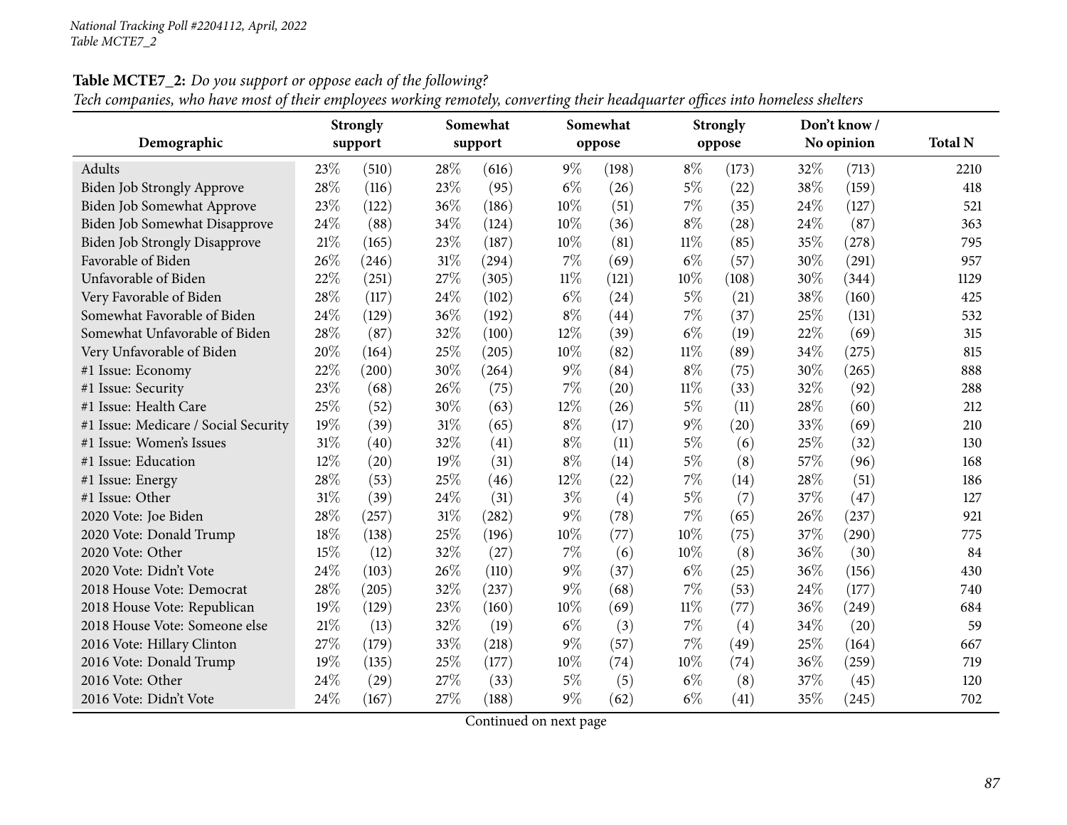**Table MCTE7_2:** *Do you support or oppose each of the following?*
*Tech companies, who have most of their employees working remotely, converting their headquarter offices into homeless shelters*

| Demographic | Strongly support | | Somewhat support | | Somewhat oppose | | Strongly oppose | | Don't know / No opinion | | Total N |
|---|---|---|---|---|---|---|---|---|---|---|---|
| Adults | 23% | (510) | 28% | (616) | 9% | (198) | 8% | (173) | 32% | (713) | 2210 |
| Biden Job Strongly Approve | 28% | (116) | 23% | (95) | 6% | (26) | 5% | (22) | 38% | (159) | 418 |
| Biden Job Somewhat Approve | 23% | (122) | 36% | (186) | 10% | (51) | 7% | (35) | 24% | (127) | 521 |
| Biden Job Somewhat Disapprove | 24% | (88) | 34% | (124) | 10% | (36) | 8% | (28) | 24% | (87) | 363 |
| Biden Job Strongly Disapprove | 21% | (165) | 23% | (187) | 10% | (81) | 11% | (85) | 35% | (278) | 795 |
| Favorable of Biden | 26% | (246) | 31% | (294) | 7% | (69) | 6% | (57) | 30% | (291) | 957 |
| Unfavorable of Biden | 22% | (251) | 27% | (305) | 11% | (121) | 10% | (108) | 30% | (344) | 1129 |
| Very Favorable of Biden | 28% | (117) | 24% | (102) | 6% | (24) | 5% | (21) | 38% | (160) | 425 |
| Somewhat Favorable of Biden | 24% | (129) | 36% | (192) | 8% | (44) | 7% | (37) | 25% | (131) | 532 |
| Somewhat Unfavorable of Biden | 28% | (87) | 32% | (100) | 12% | (39) | 6% | (19) | 22% | (69) | 315 |
| Very Unfavorable of Biden | 20% | (164) | 25% | (205) | 10% | (82) | 11% | (89) | 34% | (275) | 815 |
| #1 Issue: Economy | 22% | (200) | 30% | (264) | 9% | (84) | 8% | (75) | 30% | (265) | 888 |
| #1 Issue: Security | 23% | (68) | 26% | (75) | 7% | (20) | 11% | (33) | 32% | (92) | 288 |
| #1 Issue: Health Care | 25% | (52) | 30% | (63) | 12% | (26) | 5% | (11) | 28% | (60) | 212 |
| #1 Issue: Medicare / Social Security | 19% | (39) | 31% | (65) | 8% | (17) | 9% | (20) | 33% | (69) | 210 |
| #1 Issue: Women's Issues | 31% | (40) | 32% | (41) | 8% | (11) | 5% | (6) | 25% | (32) | 130 |
| #1 Issue: Education | 12% | (20) | 19% | (31) | 8% | (14) | 5% | (8) | 57% | (96) | 168 |
| #1 Issue: Energy | 28% | (53) | 25% | (46) | 12% | (22) | 7% | (14) | 28% | (51) | 186 |
| #1 Issue: Other | 31% | (39) | 24% | (31) | 3% | (4) | 5% | (7) | 37% | (47) | 127 |
| 2020 Vote: Joe Biden | 28% | (257) | 31% | (282) | 9% | (78) | 7% | (65) | 26% | (237) | 921 |
| 2020 Vote: Donald Trump | 18% | (138) | 25% | (196) | 10% | (77) | 10% | (75) | 37% | (290) | 775 |
| 2020 Vote: Other | 15% | (12) | 32% | (27) | 7% | (6) | 10% | (8) | 36% | (30) | 84 |
| 2020 Vote: Didn't Vote | 24% | (103) | 26% | (110) | 9% | (37) | 6% | (25) | 36% | (156) | 430 |
| 2018 House Vote: Democrat | 28% | (205) | 32% | (237) | 9% | (68) | 7% | (53) | 24% | (177) | 740 |
| 2018 House Vote: Republican | 19% | (129) | 23% | (160) | 10% | (69) | 11% | (77) | 36% | (249) | 684 |
| 2018 House Vote: Someone else | 21% | (13) | 32% | (19) | 6% | (3) | 7% | (4) | 34% | (20) | 59 |
| 2016 Vote: Hillary Clinton | 27% | (179) | 33% | (218) | 9% | (57) | 7% | (49) | 25% | (164) | 667 |
| 2016 Vote: Donald Trump | 19% | (135) | 25% | (177) | 10% | (74) | 10% | (74) | 36% | (259) | 719 |
| 2016 Vote: Other | 24% | (29) | 27% | (33) | 5% | (5) | 6% | (8) | 37% | (45) | 120 |
| 2016 Vote: Didn't Vote | 24% | (167) | 27% | (188) | 9% | (62) | 6% | (41) | 35% | (245) | 702 |

Continued on next page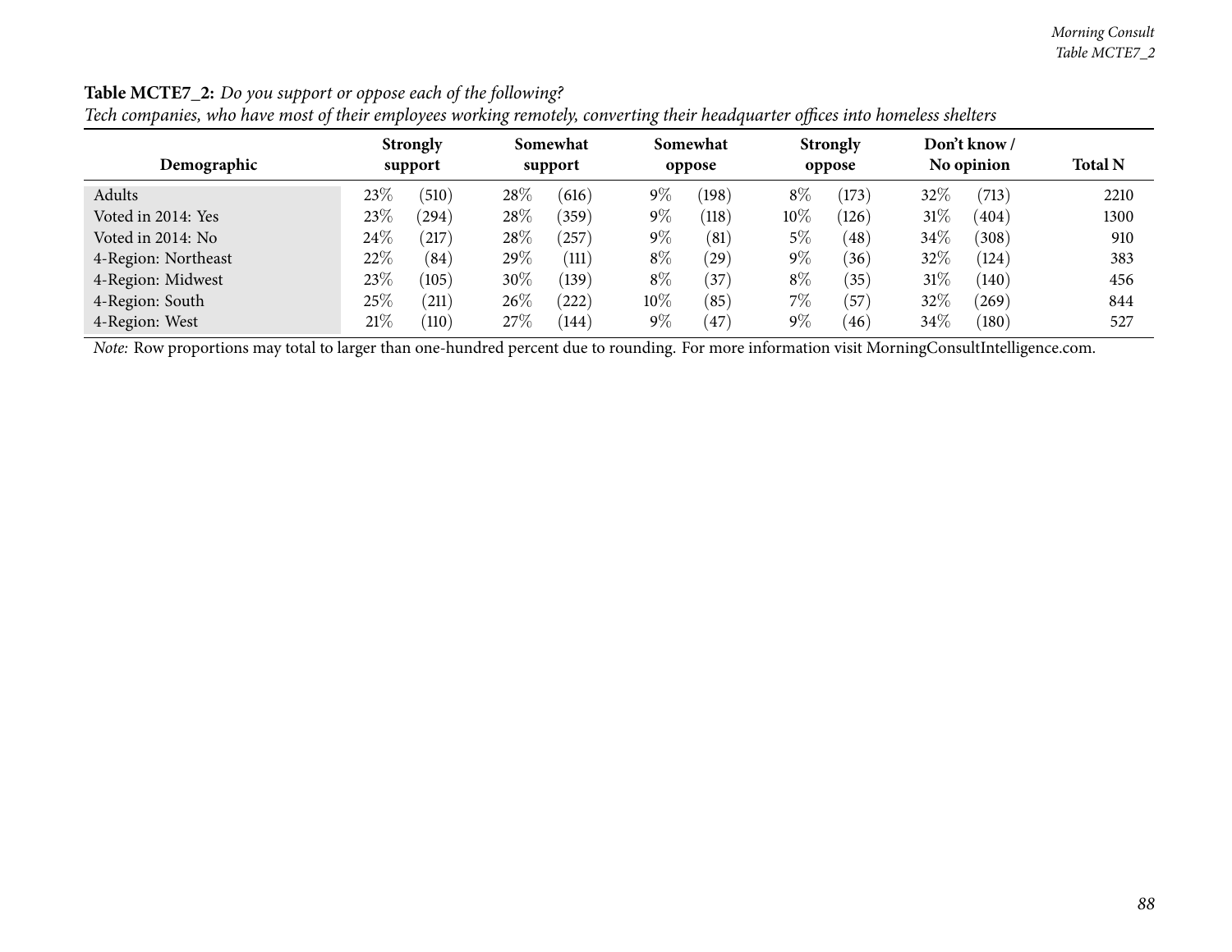**Table MCTE7_2:** *Do you support or oppose each of the following?*

*Tech companies, who have most of their employees working remotely, converting their headquarter offices into homeless shelters*

| Demographic | Strongly support | | Somewhat support | | Somewhat oppose | | Strongly oppose | | Don't know / No opinion | | Total N |
|---|---|---|---|---|---|---|---|---|---|---|---|
| Adults | 23% | (510) | 28% | (616) | 9% | (198) | 8% | (173) | 32% | (713) | 2210 |
| Voted in 2014: Yes | 23% | (294) | 28% | (359) | 9% | (118) | 10% | (126) | 31% | (404) | 1300 |
| Voted in 2014: No | 24% | (217) | 28% | (257) | 9% | (81) | 5% | (48) | 34% | (308) | 910 |
| 4-Region: Northeast | 22% | (84) | 29% | (111) | 8% | (29) | 9% | (36) | 32% | (124) | 383 |
| 4-Region: Midwest | 23% | (105) | 30% | (139) | 8% | (37) | 8% | (35) | 31% | (140) | 456 |
| 4-Region: South | 25% | (211) | 26% | (222) | 10% | (85) | 7% | (57) | 32% | (269) | 844 |
| 4-Region: West | 21% | (110) | 27% | (144) | 9% | (47) | 9% | (46) | 34% | (180) | 527 |

*Note:* Row proportions may total to larger than one-hundred percent due to rounding. For more information visit MorningConsultIntelligence.com.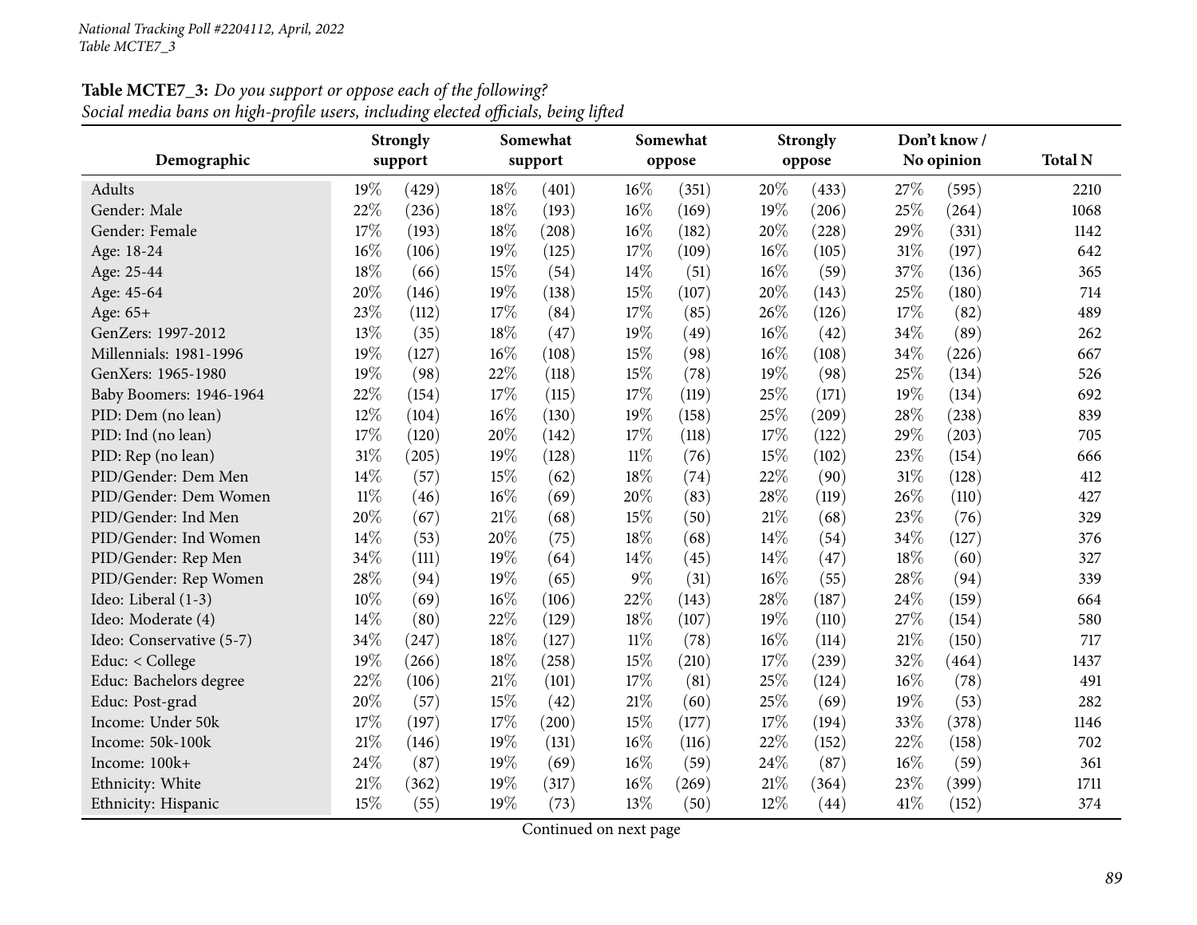**Table MCTE7_3:** *Do you support or oppose each of the following?*
*Social media bans on high-profile users, including elected officials, being lifted*

| Demographic | Strongly support | | Somewhat support | | Somewhat oppose | | Strongly oppose | | Don't know / No opinion | | Total N |
|---|---|---|---|---|---|---|---|---|---|---|---|
| Adults | 19% | (429) | 18% | (401) | 16% | (351) | 20% | (433) | 27% | (595) | 2210 |
| Gender: Male | 22% | (236) | 18% | (193) | 16% | (169) | 19% | (206) | 25% | (264) | 1068 |
| Gender: Female | 17% | (193) | 18% | (208) | 16% | (182) | 20% | (228) | 29% | (331) | 1142 |
| Age: 18-24 | 16% | (106) | 19% | (125) | 17% | (109) | 16% | (105) | 31% | (197) | 642 |
| Age: 25-44 | 18% | (66) | 15% | (54) | 14% | (51) | 16% | (59) | 37% | (136) | 365 |
| Age: 45-64 | 20% | (146) | 19% | (138) | 15% | (107) | 20% | (143) | 25% | (180) | 714 |
| Age: 65+ | 23% | (112) | 17% | (84) | 17% | (85) | 26% | (126) | 17% | (82) | 489 |
| GenZers: 1997-2012 | 13% | (35) | 18% | (47) | 19% | (49) | 16% | (42) | 34% | (89) | 262 |
| Millennials: 1981-1996 | 19% | (127) | 16% | (108) | 15% | (98) | 16% | (108) | 34% | (226) | 667 |
| GenXers: 1965-1980 | 19% | (98) | 22% | (118) | 15% | (78) | 19% | (98) | 25% | (134) | 526 |
| Baby Boomers: 1946-1964 | 22% | (154) | 17% | (115) | 17% | (119) | 25% | (171) | 19% | (134) | 692 |
| PID: Dem (no lean) | 12% | (104) | 16% | (130) | 19% | (158) | 25% | (209) | 28% | (238) | 839 |
| PID: Ind (no lean) | 17% | (120) | 20% | (142) | 17% | (118) | 17% | (122) | 29% | (203) | 705 |
| PID: Rep (no lean) | 31% | (205) | 19% | (128) | 11% | (76) | 15% | (102) | 23% | (154) | 666 |
| PID/Gender: Dem Men | 14% | (57) | 15% | (62) | 18% | (74) | 22% | (90) | 31% | (128) | 412 |
| PID/Gender: Dem Women | 11% | (46) | 16% | (69) | 20% | (83) | 28% | (119) | 26% | (110) | 427 |
| PID/Gender: Ind Men | 20% | (67) | 21% | (68) | 15% | (50) | 21% | (68) | 23% | (76) | 329 |
| PID/Gender: Ind Women | 14% | (53) | 20% | (75) | 18% | (68) | 14% | (54) | 34% | (127) | 376 |
| PID/Gender: Rep Men | 34% | (111) | 19% | (64) | 14% | (45) | 14% | (47) | 18% | (60) | 327 |
| PID/Gender: Rep Women | 28% | (94) | 19% | (65) | 9% | (31) | 16% | (55) | 28% | (94) | 339 |
| Ideo: Liberal (1-3) | 10% | (69) | 16% | (106) | 22% | (143) | 28% | (187) | 24% | (159) | 664 |
| Ideo: Moderate (4) | 14% | (80) | 22% | (129) | 18% | (107) | 19% | (110) | 27% | (154) | 580 |
| Ideo: Conservative (5-7) | 34% | (247) | 18% | (127) | 11% | (78) | 16% | (114) | 21% | (150) | 717 |
| Educ: < College | 19% | (266) | 18% | (258) | 15% | (210) | 17% | (239) | 32% | (464) | 1437 |
| Educ: Bachelors degree | 22% | (106) | 21% | (101) | 17% | (81) | 25% | (124) | 16% | (78) | 491 |
| Educ: Post-grad | 20% | (57) | 15% | (42) | 21% | (60) | 25% | (69) | 19% | (53) | 282 |
| Income: Under 50k | 17% | (197) | 17% | (200) | 15% | (177) | 17% | (194) | 33% | (378) | 1146 |
| Income: 50k-100k | 21% | (146) | 19% | (131) | 16% | (116) | 22% | (152) | 22% | (158) | 702 |
| Income: 100k+ | 24% | (87) | 19% | (69) | 16% | (59) | 24% | (87) | 16% | (59) | 361 |
| Ethnicity: White | 21% | (362) | 19% | (317) | 16% | (269) | 21% | (364) | 23% | (399) | 1711 |
| Ethnicity: Hispanic | 15% | (55) | 19% | (73) | 13% | (50) | 12% | (44) | 41% | (152) | 374 |

Continued on next page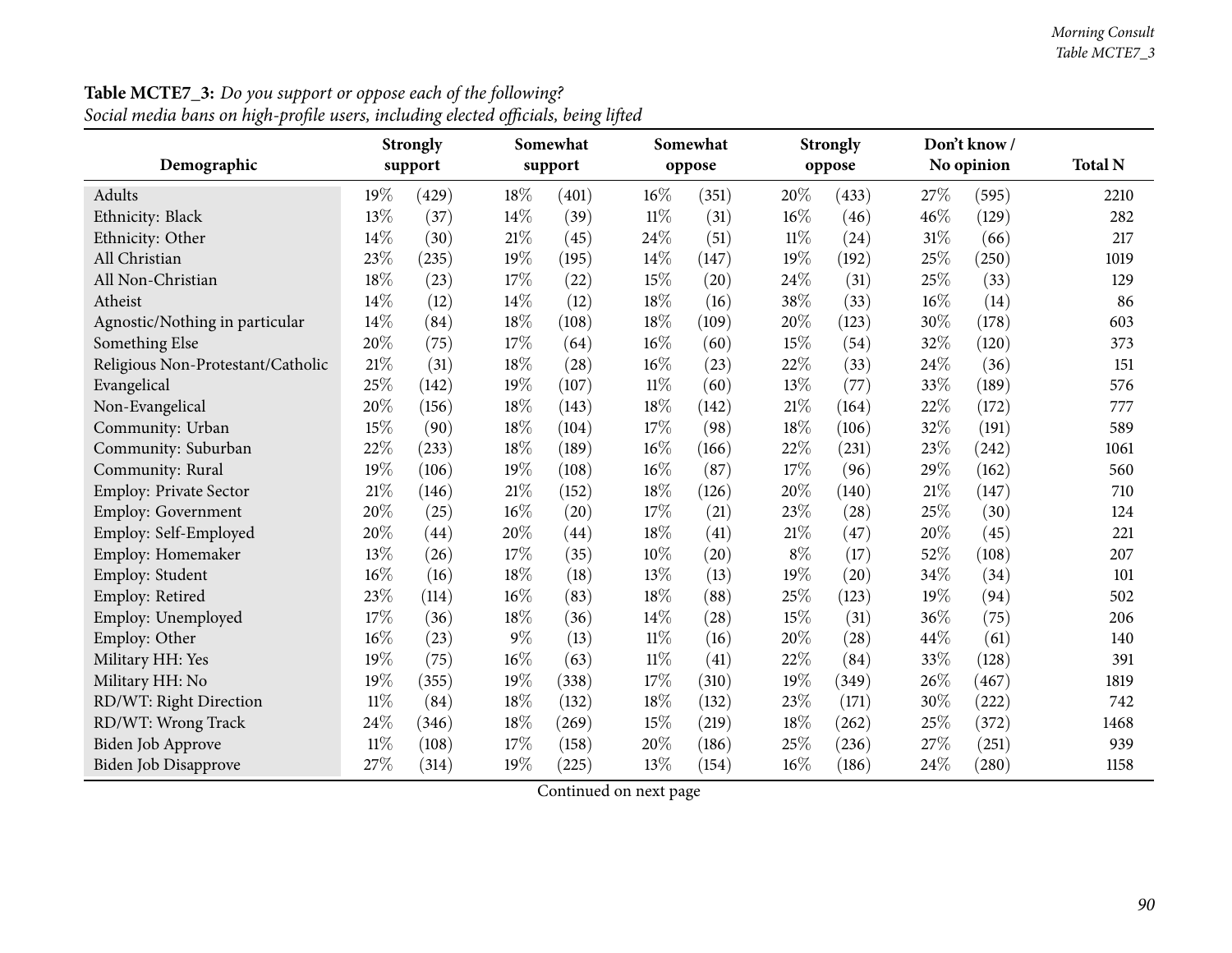**Table MCTE7_3:** *Do you support or oppose each of the following?*
*Social media bans on high-profile users, including elected officials, being lifted*

| Demographic | Strongly support | | Somewhat support | | Somewhat oppose | | Strongly oppose | | Don't know / No opinion | | Total N |
|---|---|---|---|---|---|---|---|---|---|---|---|
| Adults | 19% | (429) | 18% | (401) | 16% | (351) | 20% | (433) | 27% | (595) | 2210 |
| Ethnicity: Black | 13% | (37) | 14% | (39) | 11% | (31) | 16% | (46) | 46% | (129) | 282 |
| Ethnicity: Other | 14% | (30) | 21% | (45) | 24% | (51) | 11% | (24) | 31% | (66) | 217 |
| All Christian | 23% | (235) | 19% | (195) | 14% | (147) | 19% | (192) | 25% | (250) | 1019 |
| All Non-Christian | 18% | (23) | 17% | (22) | 15% | (20) | 24% | (31) | 25% | (33) | 129 |
| Atheist | 14% | (12) | 14% | (12) | 18% | (16) | 38% | (33) | 16% | (14) | 86 |
| Agnostic/Nothing in particular | 14% | (84) | 18% | (108) | 18% | (109) | 20% | (123) | 30% | (178) | 603 |
| Something Else | 20% | (75) | 17% | (64) | 16% | (60) | 15% | (54) | 32% | (120) | 373 |
| Religious Non-Protestant/Catholic | 21% | (31) | 18% | (28) | 16% | (23) | 22% | (33) | 24% | (36) | 151 |
| Evangelical | 25% | (142) | 19% | (107) | 11% | (60) | 13% | (77) | 33% | (189) | 576 |
| Non-Evangelical | 20% | (156) | 18% | (143) | 18% | (142) | 21% | (164) | 22% | (172) | 777 |
| Community: Urban | 15% | (90) | 18% | (104) | 17% | (98) | 18% | (106) | 32% | (191) | 589 |
| Community: Suburban | 22% | (233) | 18% | (189) | 16% | (166) | 22% | (231) | 23% | (242) | 1061 |
| Community: Rural | 19% | (106) | 19% | (108) | 16% | (87) | 17% | (96) | 29% | (162) | 560 |
| Employ: Private Sector | 21% | (146) | 21% | (152) | 18% | (126) | 20% | (140) | 21% | (147) | 710 |
| Employ: Government | 20% | (25) | 16% | (20) | 17% | (21) | 23% | (28) | 25% | (30) | 124 |
| Employ: Self-Employed | 20% | (44) | 20% | (44) | 18% | (41) | 21% | (47) | 20% | (45) | 221 |
| Employ: Homemaker | 13% | (26) | 17% | (35) | 10% | (20) | 8% | (17) | 52% | (108) | 207 |
| Employ: Student | 16% | (16) | 18% | (18) | 13% | (13) | 19% | (20) | 34% | (34) | 101 |
| Employ: Retired | 23% | (114) | 16% | (83) | 18% | (88) | 25% | (123) | 19% | (94) | 502 |
| Employ: Unemployed | 17% | (36) | 18% | (36) | 14% | (28) | 15% | (31) | 36% | (75) | 206 |
| Employ: Other | 16% | (23) | 9% | (13) | 11% | (16) | 20% | (28) | 44% | (61) | 140 |
| Military HH: Yes | 19% | (75) | 16% | (63) | 11% | (41) | 22% | (84) | 33% | (128) | 391 |
| Military HH: No | 19% | (355) | 19% | (338) | 17% | (310) | 19% | (349) | 26% | (467) | 1819 |
| RD/WT: Right Direction | 11% | (84) | 18% | (132) | 18% | (132) | 23% | (171) | 30% | (222) | 742 |
| RD/WT: Wrong Track | 24% | (346) | 18% | (269) | 15% | (219) | 18% | (262) | 25% | (372) | 1468 |
| Biden Job Approve | 11% | (108) | 17% | (158) | 20% | (186) | 25% | (236) | 27% | (251) | 939 |
| Biden Job Disapprove | 27% | (314) | 19% | (225) | 13% | (154) | 16% | (186) | 24% | (280) | 1158 |

Continued on next page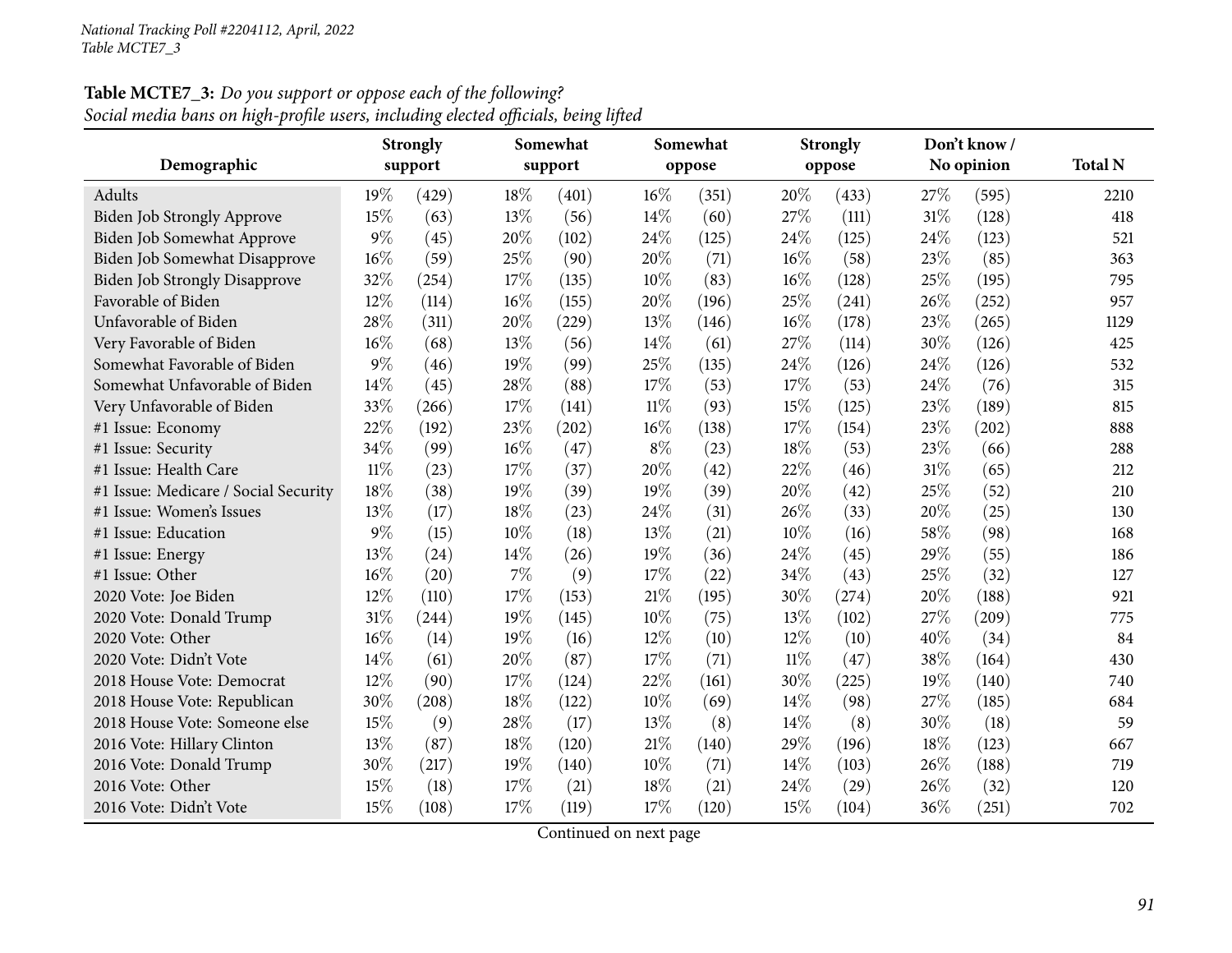*National Tracking Poll #2204112, April, 2022*
*Table MCTE7_3*

**Table MCTE7_3:** *Do you support or oppose each of the following?*
*Social media bans on high-profile users, including elected officials, being lifted*

| Demographic | Strongly support | | Somewhat support | | Somewhat oppose | | Strongly oppose | | Don't know / No opinion | | Total N |
|---|---|---|---|---|---|---|---|---|---|---|---|
| Adults | 19% | (429) | 18% | (401) | 16% | (351) | 20% | (433) | 27% | (595) | 2210 |
| Biden Job Strongly Approve | 15% | (63) | 13% | (56) | 14% | (60) | 27% | (111) | 31% | (128) | 418 |
| Biden Job Somewhat Approve | 9% | (45) | 20% | (102) | 24% | (125) | 24% | (125) | 24% | (123) | 521 |
| Biden Job Somewhat Disapprove | 16% | (59) | 25% | (90) | 20% | (71) | 16% | (58) | 23% | (85) | 363 |
| Biden Job Strongly Disapprove | 32% | (254) | 17% | (135) | 10% | (83) | 16% | (128) | 25% | (195) | 795 |
| Favorable of Biden | 12% | (114) | 16% | (155) | 20% | (196) | 25% | (241) | 26% | (252) | 957 |
| Unfavorable of Biden | 28% | (311) | 20% | (229) | 13% | (146) | 16% | (178) | 23% | (265) | 1129 |
| Very Favorable of Biden | 16% | (68) | 13% | (56) | 14% | (61) | 27% | (114) | 30% | (126) | 425 |
| Somewhat Favorable of Biden | 9% | (46) | 19% | (99) | 25% | (135) | 24% | (126) | 24% | (126) | 532 |
| Somewhat Unfavorable of Biden | 14% | (45) | 28% | (88) | 17% | (53) | 17% | (53) | 24% | (76) | 315 |
| Very Unfavorable of Biden | 33% | (266) | 17% | (141) | 11% | (93) | 15% | (125) | 23% | (189) | 815 |
| #1 Issue: Economy | 22% | (192) | 23% | (202) | 16% | (138) | 17% | (154) | 23% | (202) | 888 |
| #1 Issue: Security | 34% | (99) | 16% | (47) | 8% | (23) | 18% | (53) | 23% | (66) | 288 |
| #1 Issue: Health Care | 11% | (23) | 17% | (37) | 20% | (42) | 22% | (46) | 31% | (65) | 212 |
| #1 Issue: Medicare / Social Security | 18% | (38) | 19% | (39) | 19% | (39) | 20% | (42) | 25% | (52) | 210 |
| #1 Issue: Women's Issues | 13% | (17) | 18% | (23) | 24% | (31) | 26% | (33) | 20% | (25) | 130 |
| #1 Issue: Education | 9% | (15) | 10% | (18) | 13% | (21) | 10% | (16) | 58% | (98) | 168 |
| #1 Issue: Energy | 13% | (24) | 14% | (26) | 19% | (36) | 24% | (45) | 29% | (55) | 186 |
| #1 Issue: Other | 16% | (20) | 7% | (9) | 17% | (22) | 34% | (43) | 25% | (32) | 127 |
| 2020 Vote: Joe Biden | 12% | (110) | 17% | (153) | 21% | (195) | 30% | (274) | 20% | (188) | 921 |
| 2020 Vote: Donald Trump | 31% | (244) | 19% | (145) | 10% | (75) | 13% | (102) | 27% | (209) | 775 |
| 2020 Vote: Other | 16% | (14) | 19% | (16) | 12% | (10) | 12% | (10) | 40% | (34) | 84 |
| 2020 Vote: Didn't Vote | 14% | (61) | 20% | (87) | 17% | (71) | 11% | (47) | 38% | (164) | 430 |
| 2018 House Vote: Democrat | 12% | (90) | 17% | (124) | 22% | (161) | 30% | (225) | 19% | (140) | 740 |
| 2018 House Vote: Republican | 30% | (208) | 18% | (122) | 10% | (69) | 14% | (98) | 27% | (185) | 684 |
| 2018 House Vote: Someone else | 15% | (9) | 28% | (17) | 13% | (8) | 14% | (8) | 30% | (18) | 59 |
| 2016 Vote: Hillary Clinton | 13% | (87) | 18% | (120) | 21% | (140) | 29% | (196) | 18% | (123) | 667 |
| 2016 Vote: Donald Trump | 30% | (217) | 19% | (140) | 10% | (71) | 14% | (103) | 26% | (188) | 719 |
| 2016 Vote: Other | 15% | (18) | 17% | (21) | 18% | (21) | 24% | (29) | 26% | (32) | 120 |
| 2016 Vote: Didn't Vote | 15% | (108) | 17% | (119) | 17% | (120) | 15% | (104) | 36% | (251) | 702 |

Continued on next page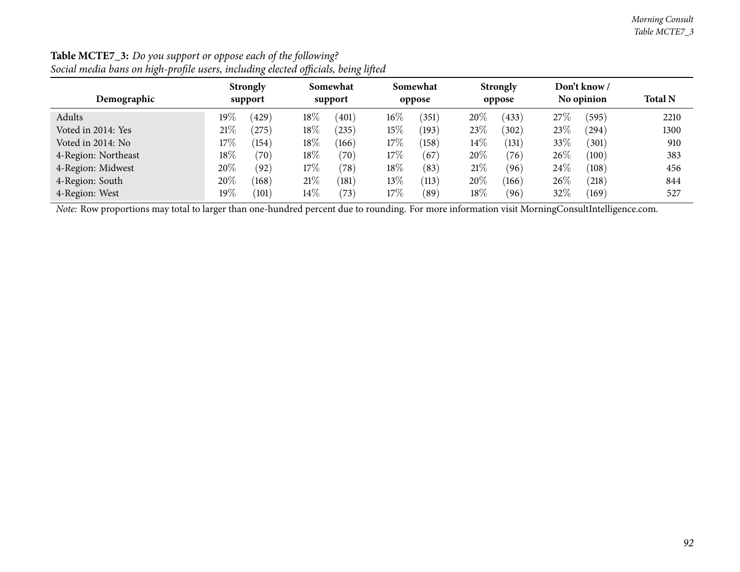**Table MCTE7_3:** *Do you support or oppose each of the following?*
*Social media bans on high-profile users, including elected officials, being lifted*

| Demographic | Strongly support | | Somewhat support | | Somewhat oppose | | Strongly oppose | | Don't know / No opinion | | Total N |
|---|---|---|---|---|---|---|---|---|---|---|---|
| Adults | 19% | (429) | 18% | (401) | 16% | (351) | 20% | (433) | 27% | (595) | 2210 |
| Voted in 2014: Yes | 21% | (275) | 18% | (235) | 15% | (193) | 23% | (302) | 23% | (294) | 1300 |
| Voted in 2014: No | 17% | (154) | 18% | (166) | 17% | (158) | 14% | (131) | 33% | (301) | 910 |
| 4-Region: Northeast | 18% | (70) | 18% | (70) | 17% | (67) | 20% | (76) | 26% | (100) | 383 |
| 4-Region: Midwest | 20% | (92) | 17% | (78) | 18% | (83) | 21% | (96) | 24% | (108) | 456 |
| 4-Region: South | 20% | (168) | 21% | (181) | 13% | (113) | 20% | (166) | 26% | (218) | 844 |
| 4-Region: West | 19% | (101) | 14% | (73) | 17% | (89) | 18% | (96) | 32% | (169) | 527 |

*Note:* Row proportions may total to larger than one-hundred percent due to rounding. For more information visit MorningConsultIntelligence.com.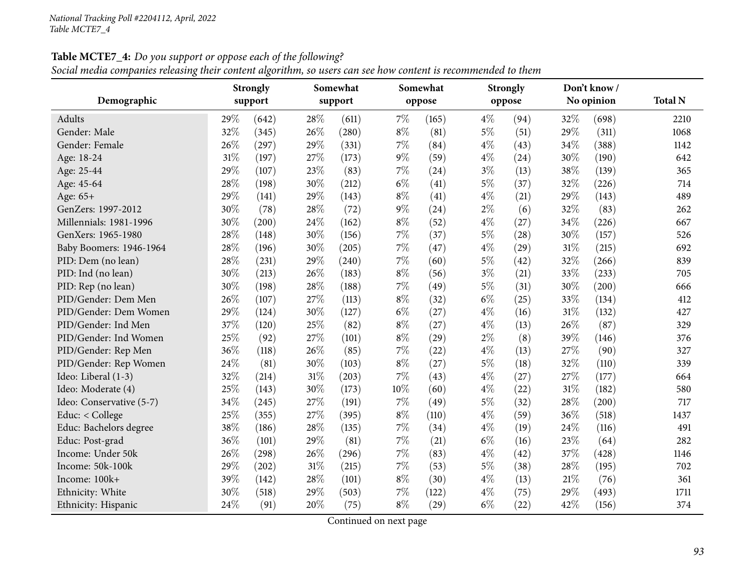**Table MCTE7_4:** *Do you support or oppose each of the following?*
*Social media companies releasing their content algorithm, so users can see how content is recommended to them*

| Demographic | Strongly support | | Somewhat support | | Somewhat oppose | | Strongly oppose | | Don't know / No opinion | | Total N |
|---|---|---|---|---|---|---|---|---|---|---|---|
| Adults | 29% | (642) | 28% | (611) | 7% | (165) | 4% | (94) | 32% | (698) | 2210 |
| Gender: Male | 32% | (345) | 26% | (280) | 8% | (81) | 5% | (51) | 29% | (311) | 1068 |
| Gender: Female | 26% | (297) | 29% | (331) | 7% | (84) | 4% | (43) | 34% | (388) | 1142 |
| Age: 18-24 | 31% | (197) | 27% | (173) | 9% | (59) | 4% | (24) | 30% | (190) | 642 |
| Age: 25-44 | 29% | (107) | 23% | (83) | 7% | (24) | 3% | (13) | 38% | (139) | 365 |
| Age: 45-64 | 28% | (198) | 30% | (212) | 6% | (41) | 5% | (37) | 32% | (226) | 714 |
| Age: 65+ | 29% | (141) | 29% | (143) | 8% | (41) | 4% | (21) | 29% | (143) | 489 |
| GenZers: 1997-2012 | 30% | (78) | 28% | (72) | 9% | (24) | 2% | (6) | 32% | (83) | 262 |
| Millennials: 1981-1996 | 30% | (200) | 24% | (162) | 8% | (52) | 4% | (27) | 34% | (226) | 667 |
| GenXers: 1965-1980 | 28% | (148) | 30% | (156) | 7% | (37) | 5% | (28) | 30% | (157) | 526 |
| Baby Boomers: 1946-1964 | 28% | (196) | 30% | (205) | 7% | (47) | 4% | (29) | 31% | (215) | 692 |
| PID: Dem (no lean) | 28% | (231) | 29% | (240) | 7% | (60) | 5% | (42) | 32% | (266) | 839 |
| PID: Ind (no lean) | 30% | (213) | 26% | (183) | 8% | (56) | 3% | (21) | 33% | (233) | 705 |
| PID: Rep (no lean) | 30% | (198) | 28% | (188) | 7% | (49) | 5% | (31) | 30% | (200) | 666 |
| PID/Gender: Dem Men | 26% | (107) | 27% | (113) | 8% | (32) | 6% | (25) | 33% | (134) | 412 |
| PID/Gender: Dem Women | 29% | (124) | 30% | (127) | 6% | (27) | 4% | (16) | 31% | (132) | 427 |
| PID/Gender: Ind Men | 37% | (120) | 25% | (82) | 8% | (27) | 4% | (13) | 26% | (87) | 329 |
| PID/Gender: Ind Women | 25% | (92) | 27% | (101) | 8% | (29) | 2% | (8) | 39% | (146) | 376 |
| PID/Gender: Rep Men | 36% | (118) | 26% | (85) | 7% | (22) | 4% | (13) | 27% | (90) | 327 |
| PID/Gender: Rep Women | 24% | (81) | 30% | (103) | 8% | (27) | 5% | (18) | 32% | (110) | 339 |
| Ideo: Liberal (1-3) | 32% | (214) | 31% | (203) | 7% | (43) | 4% | (27) | 27% | (177) | 664 |
| Ideo: Moderate (4) | 25% | (143) | 30% | (173) | 10% | (60) | 4% | (22) | 31% | (182) | 580 |
| Ideo: Conservative (5-7) | 34% | (245) | 27% | (191) | 7% | (49) | 5% | (32) | 28% | (200) | 717 |
| Educ: < College | 25% | (355) | 27% | (395) | 8% | (110) | 4% | (59) | 36% | (518) | 1437 |
| Educ: Bachelors degree | 38% | (186) | 28% | (135) | 7% | (34) | 4% | (19) | 24% | (116) | 491 |
| Educ: Post-grad | 36% | (101) | 29% | (81) | 7% | (21) | 6% | (16) | 23% | (64) | 282 |
| Income: Under 50k | 26% | (298) | 26% | (296) | 7% | (83) | 4% | (42) | 37% | (428) | 1146 |
| Income: 50k-100k | 29% | (202) | 31% | (215) | 7% | (53) | 5% | (38) | 28% | (195) | 702 |
| Income: 100k+ | 39% | (142) | 28% | (101) | 8% | (30) | 4% | (13) | 21% | (76) | 361 |
| Ethnicity: White | 30% | (518) | 29% | (503) | 7% | (122) | 4% | (75) | 29% | (493) | 1711 |
| Ethnicity: Hispanic | 24% | (91) | 20% | (75) | 8% | (29) | 6% | (22) | 42% | (156) | 374 |

Continued on next page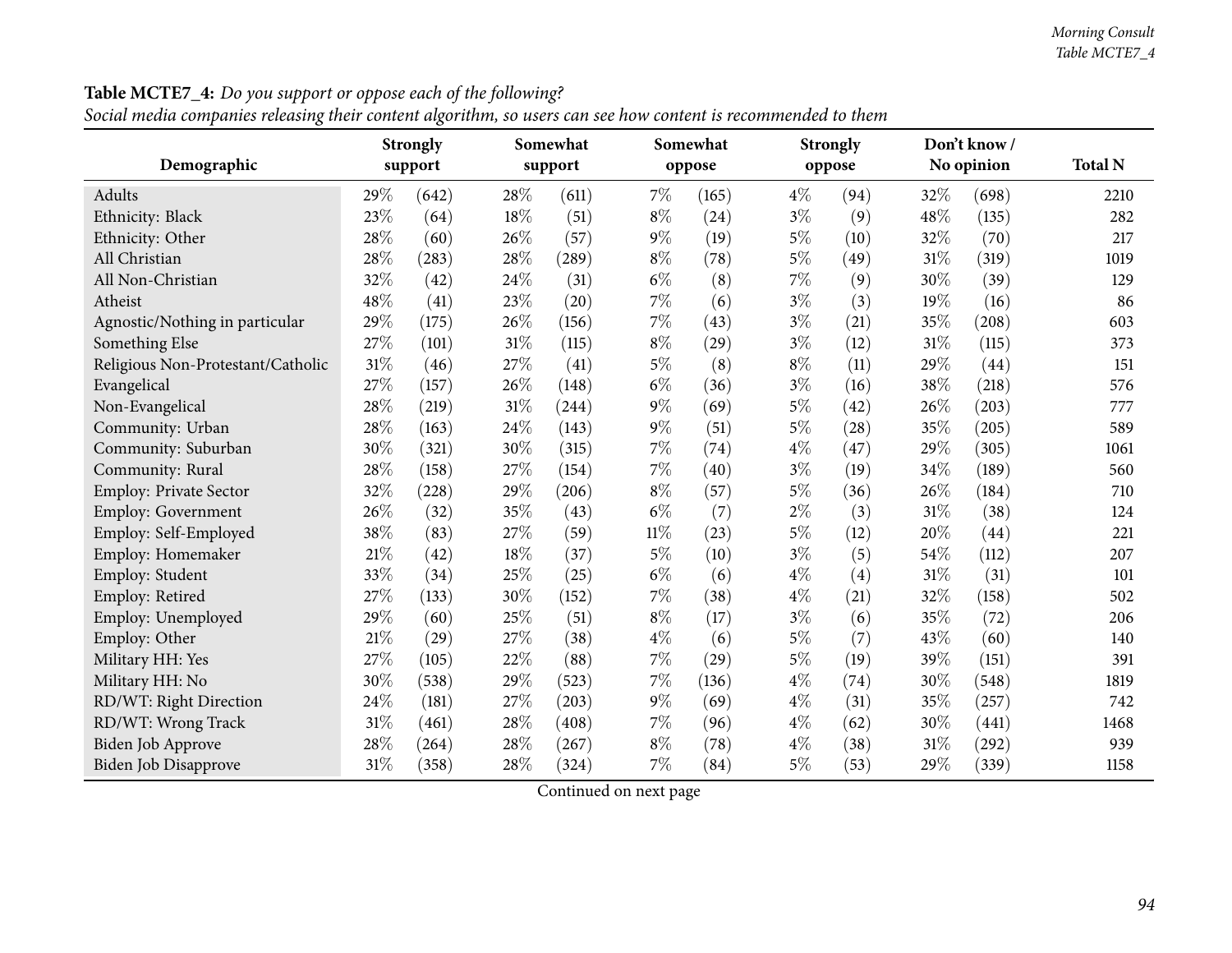**Table MCTE7_4:** *Do you support or oppose each of the following?*
*Social media companies releasing their content algorithm, so users can see how content is recommended to them*

| Demographic | Strongly support | | Somewhat support | | Somewhat oppose | | Strongly oppose | | Don't know / No opinion | | Total N |
|---|---|---|---|---|---|---|---|---|---|---|---|
| Adults | 29% | (642) | 28% | (611) | 7% | (165) | 4% | (94) | 32% | (698) | 2210 |
| Ethnicity: Black | 23% | (64) | 18% | (51) | 8% | (24) | 3% | (9) | 48% | (135) | 282 |
| Ethnicity: Other | 28% | (60) | 26% | (57) | 9% | (19) | 5% | (10) | 32% | (70) | 217 |
| All Christian | 28% | (283) | 28% | (289) | 8% | (78) | 5% | (49) | 31% | (319) | 1019 |
| All Non-Christian | 32% | (42) | 24% | (31) | 6% | (8) | 7% | (9) | 30% | (39) | 129 |
| Atheist | 48% | (41) | 23% | (20) | 7% | (6) | 3% | (3) | 19% | (16) | 86 |
| Agnostic/Nothing in particular | 29% | (175) | 26% | (156) | 7% | (43) | 3% | (21) | 35% | (208) | 603 |
| Something Else | 27% | (101) | 31% | (115) | 8% | (29) | 3% | (12) | 31% | (115) | 373 |
| Religious Non-Protestant/Catholic | 31% | (46) | 27% | (41) | 5% | (8) | 8% | (11) | 29% | (44) | 151 |
| Evangelical | 27% | (157) | 26% | (148) | 6% | (36) | 3% | (16) | 38% | (218) | 576 |
| Non-Evangelical | 28% | (219) | 31% | (244) | 9% | (69) | 5% | (42) | 26% | (203) | 777 |
| Community: Urban | 28% | (163) | 24% | (143) | 9% | (51) | 5% | (28) | 35% | (205) | 589 |
| Community: Suburban | 30% | (321) | 30% | (315) | 7% | (74) | 4% | (47) | 29% | (305) | 1061 |
| Community: Rural | 28% | (158) | 27% | (154) | 7% | (40) | 3% | (19) | 34% | (189) | 560 |
| Employ: Private Sector | 32% | (228) | 29% | (206) | 8% | (57) | 5% | (36) | 26% | (184) | 710 |
| Employ: Government | 26% | (32) | 35% | (43) | 6% | (7) | 2% | (3) | 31% | (38) | 124 |
| Employ: Self-Employed | 38% | (83) | 27% | (59) | 11% | (23) | 5% | (12) | 20% | (44) | 221 |
| Employ: Homemaker | 21% | (42) | 18% | (37) | 5% | (10) | 3% | (5) | 54% | (112) | 207 |
| Employ: Student | 33% | (34) | 25% | (25) | 6% | (6) | 4% | (4) | 31% | (31) | 101 |
| Employ: Retired | 27% | (133) | 30% | (152) | 7% | (38) | 4% | (21) | 32% | (158) | 502 |
| Employ: Unemployed | 29% | (60) | 25% | (51) | 8% | (17) | 3% | (6) | 35% | (72) | 206 |
| Employ: Other | 21% | (29) | 27% | (38) | 4% | (6) | 5% | (7) | 43% | (60) | 140 |
| Military HH: Yes | 27% | (105) | 22% | (88) | 7% | (29) | 5% | (19) | 39% | (151) | 391 |
| Military HH: No | 30% | (538) | 29% | (523) | 7% | (136) | 4% | (74) | 30% | (548) | 1819 |
| RD/WT: Right Direction | 24% | (181) | 27% | (203) | 9% | (69) | 4% | (31) | 35% | (257) | 742 |
| RD/WT: Wrong Track | 31% | (461) | 28% | (408) | 7% | (96) | 4% | (62) | 30% | (441) | 1468 |
| Biden Job Approve | 28% | (264) | 28% | (267) | 8% | (78) | 4% | (38) | 31% | (292) | 939 |
| Biden Job Disapprove | 31% | (358) | 28% | (324) | 7% | (84) | 5% | (53) | 29% | (339) | 1158 |

Continued on next page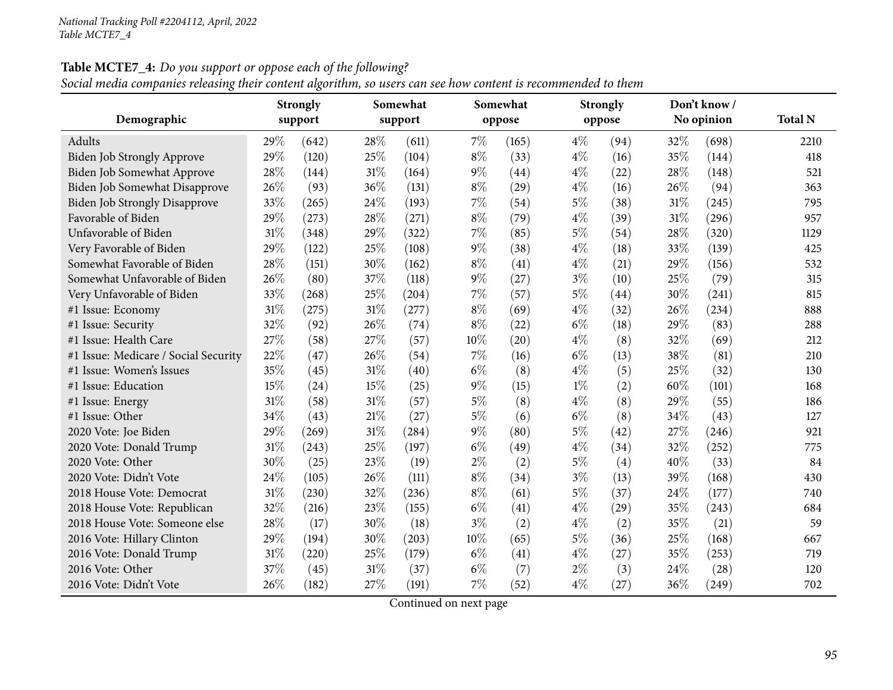**Table MCTE7_4:** *Do you support or oppose each of the following?*
*Social media companies releasing their content algorithm, so users can see how content is recommended to them*

| Demographic | Strongly support | | Somewhat support | | Somewhat oppose | | Strongly oppose | | Don't know / No opinion | | Total N |
|---|---|---|---|---|---|---|---|---|---|---|---|
| Adults | 29% | (642) | 28% | (611) | 7% | (165) | 4% | (94) | 32% | (698) | 2210 |
| Biden Job Strongly Approve | 29% | (120) | 25% | (104) | 8% | (33) | 4% | (16) | 35% | (144) | 418 |
| Biden Job Somewhat Approve | 28% | (144) | 31% | (164) | 9% | (44) | 4% | (22) | 28% | (148) | 521 |
| Biden Job Somewhat Disapprove | 26% | (93) | 36% | (131) | 8% | (29) | 4% | (16) | 26% | (94) | 363 |
| Biden Job Strongly Disapprove | 33% | (265) | 24% | (193) | 7% | (54) | 5% | (38) | 31% | (245) | 795 |
| Favorable of Biden | 29% | (273) | 28% | (271) | 8% | (79) | 4% | (39) | 31% | (296) | 957 |
| Unfavorable of Biden | 31% | (348) | 29% | (322) | 7% | (85) | 5% | (54) | 28% | (320) | 1129 |
| Very Favorable of Biden | 29% | (122) | 25% | (108) | 9% | (38) | 4% | (18) | 33% | (139) | 425 |
| Somewhat Favorable of Biden | 28% | (151) | 30% | (162) | 8% | (41) | 4% | (21) | 29% | (156) | 532 |
| Somewhat Unfavorable of Biden | 26% | (80) | 37% | (118) | 9% | (27) | 3% | (10) | 25% | (79) | 315 |
| Very Unfavorable of Biden | 33% | (268) | 25% | (204) | 7% | (57) | 5% | (44) | 30% | (241) | 815 |
| #1 Issue: Economy | 31% | (275) | 31% | (277) | 8% | (69) | 4% | (32) | 26% | (234) | 888 |
| #1 Issue: Security | 32% | (92) | 26% | (74) | 8% | (22) | 6% | (18) | 29% | (83) | 288 |
| #1 Issue: Health Care | 27% | (58) | 27% | (57) | 10% | (20) | 4% | (8) | 32% | (69) | 212 |
| #1 Issue: Medicare / Social Security | 22% | (47) | 26% | (54) | 7% | (16) | 6% | (13) | 38% | (81) | 210 |
| #1 Issue: Women's Issues | 35% | (45) | 31% | (40) | 6% | (8) | 4% | (5) | 25% | (32) | 130 |
| #1 Issue: Education | 15% | (24) | 15% | (25) | 9% | (15) | 1% | (2) | 60% | (101) | 168 |
| #1 Issue: Energy | 31% | (58) | 31% | (57) | 5% | (8) | 4% | (8) | 29% | (55) | 186 |
| #1 Issue: Other | 34% | (43) | 21% | (27) | 5% | (6) | 6% | (8) | 34% | (43) | 127 |
| 2020 Vote: Joe Biden | 29% | (269) | 31% | (284) | 9% | (80) | 5% | (42) | 27% | (246) | 921 |
| 2020 Vote: Donald Trump | 31% | (243) | 25% | (197) | 6% | (49) | 4% | (34) | 32% | (252) | 775 |
| 2020 Vote: Other | 30% | (25) | 23% | (19) | 2% | (2) | 5% | (4) | 40% | (33) | 84 |
| 2020 Vote: Didn't Vote | 24% | (105) | 26% | (111) | 8% | (34) | 3% | (13) | 39% | (168) | 430 |
| 2018 House Vote: Democrat | 31% | (230) | 32% | (236) | 8% | (61) | 5% | (37) | 24% | (177) | 740 |
| 2018 House Vote: Republican | 32% | (216) | 23% | (155) | 6% | (41) | 4% | (29) | 35% | (243) | 684 |
| 2018 House Vote: Someone else | 28% | (17) | 30% | (18) | 3% | (2) | 4% | (2) | 35% | (21) | 59 |
| 2016 Vote: Hillary Clinton | 29% | (194) | 30% | (203) | 10% | (65) | 5% | (36) | 25% | (168) | 667 |
| 2016 Vote: Donald Trump | 31% | (220) | 25% | (179) | 6% | (41) | 4% | (27) | 35% | (253) | 719 |
| 2016 Vote: Other | 37% | (45) | 31% | (37) | 6% | (7) | 2% | (3) | 24% | (28) | 120 |
| 2016 Vote: Didn't Vote | 26% | (182) | 27% | (191) | 7% | (52) | 4% | (27) | 36% | (249) | 702 |

Continued on next page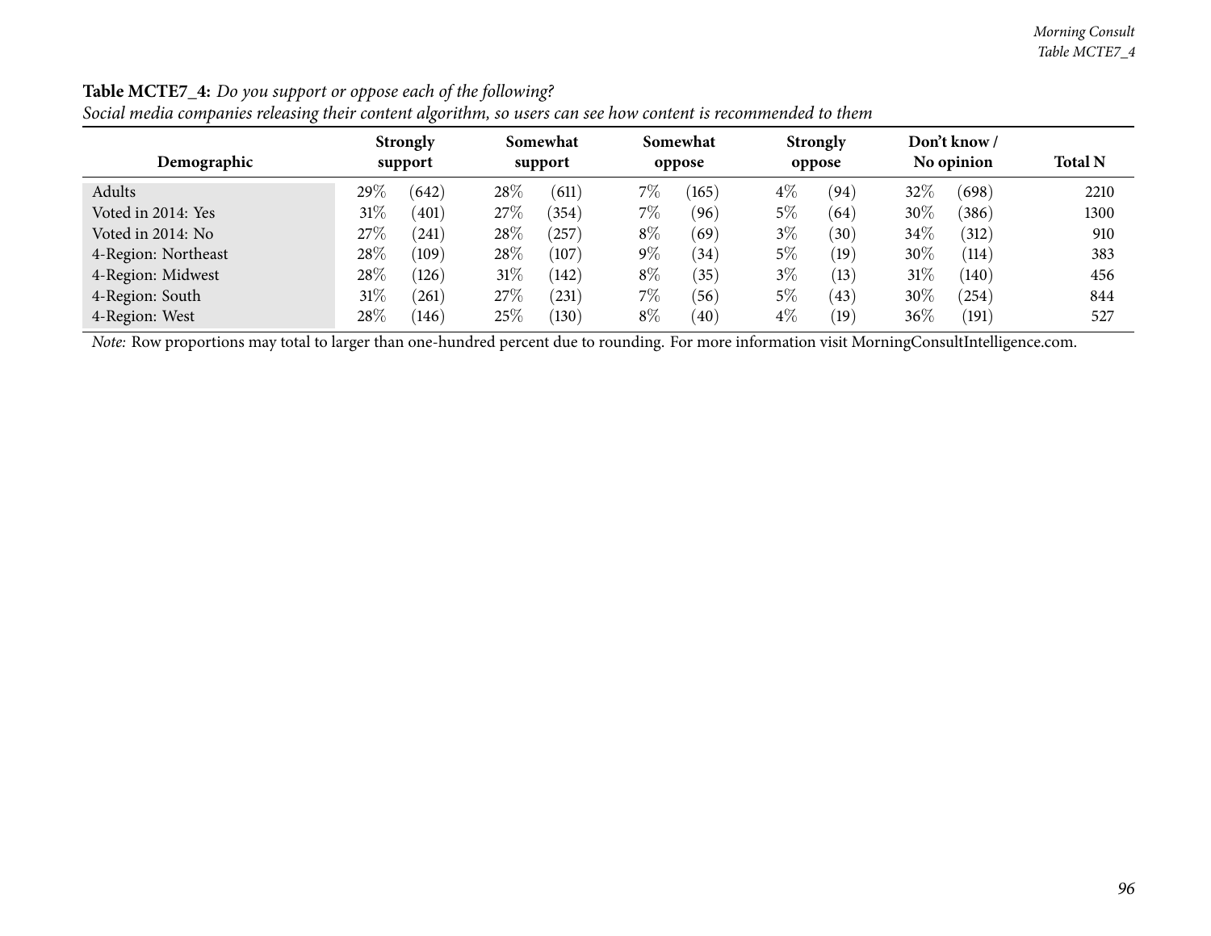**Table MCTE7_4:** *Do you support or oppose each of the following?*
*Social media companies releasing their content algorithm, so users can see how content is recommended to them*

| Demographic | Strongly support | | Somewhat support | | Somewhat oppose | | Strongly oppose | | Don't know / No opinion | | Total N |
|---|---|---|---|---|---|---|---|---|---|---|---|
| Adults | 29% | (642) | 28% | (611) | 7% | (165) | 4% | (94) | 32% | (698) | 2210 |
| Voted in 2014: Yes | 31% | (401) | 27% | (354) | 7% | (96) | 5% | (64) | 30% | (386) | 1300 |
| Voted in 2014: No | 27% | (241) | 28% | (257) | 8% | (69) | 3% | (30) | 34% | (312) | 910 |
| 4-Region: Northeast | 28% | (109) | 28% | (107) | 9% | (34) | 5% | (19) | 30% | (114) | 383 |
| 4-Region: Midwest | 28% | (126) | 31% | (142) | 8% | (35) | 3% | (13) | 31% | (140) | 456 |
| 4-Region: South | 31% | (261) | 27% | (231) | 7% | (56) | 5% | (43) | 30% | (254) | 844 |
| 4-Region: West | 28% | (146) | 25% | (130) | 8% | (40) | 4% | (19) | 36% | (191) | 527 |

*Note:* Row proportions may total to larger than one-hundred percent due to rounding. For more information visit MorningConsultIntelligence.com.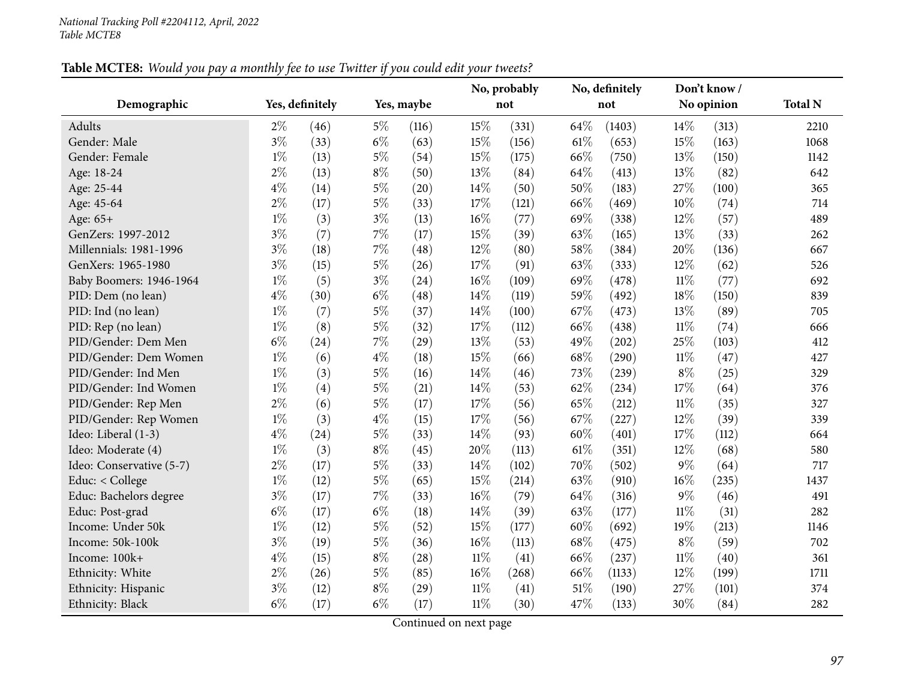*National Tracking Poll #2204112, April, 2022*
*Table MCTE8*

**Table MCTE8:** *Would you pay a monthly fee to use Twitter if you could edit your tweets?*

| Demographic | Yes, definitely | | Yes, maybe | | No, probably not | | No, definitely not | | Don't know / No opinion | | Total N |
|---|---|---|---|---|---|---|---|---|---|---|---|
| Adults | 2% | (46) | 5% | (116) | 15% | (331) | 64% | (1403) | 14% | (313) | 2210 |
| Gender: Male | 3% | (33) | 6% | (63) | 15% | (156) | 61% | (653) | 15% | (163) | 1068 |
| Gender: Female | 1% | (13) | 5% | (54) | 15% | (175) | 66% | (750) | 13% | (150) | 1142 |
| Age: 18-24 | 2% | (13) | 8% | (50) | 13% | (84) | 64% | (413) | 13% | (82) | 642 |
| Age: 25-44 | 4% | (14) | 5% | (20) | 14% | (50) | 50% | (183) | 27% | (100) | 365 |
| Age: 45-64 | 2% | (17) | 5% | (33) | 17% | (121) | 66% | (469) | 10% | (74) | 714 |
| Age: 65+ | 1% | (3) | 3% | (13) | 16% | (77) | 69% | (338) | 12% | (57) | 489 |
| GenZers: 1997-2012 | 3% | (7) | 7% | (17) | 15% | (39) | 63% | (165) | 13% | (33) | 262 |
| Millennials: 1981-1996 | 3% | (18) | 7% | (48) | 12% | (80) | 58% | (384) | 20% | (136) | 667 |
| GenXers: 1965-1980 | 3% | (15) | 5% | (26) | 17% | (91) | 63% | (333) | 12% | (62) | 526 |
| Baby Boomers: 1946-1964 | 1% | (5) | 3% | (24) | 16% | (109) | 69% | (478) | 11% | (77) | 692 |
| PID: Dem (no lean) | 4% | (30) | 6% | (48) | 14% | (119) | 59% | (492) | 18% | (150) | 839 |
| PID: Ind (no lean) | 1% | (7) | 5% | (37) | 14% | (100) | 67% | (473) | 13% | (89) | 705 |
| PID: Rep (no lean) | 1% | (8) | 5% | (32) | 17% | (112) | 66% | (438) | 11% | (74) | 666 |
| PID/Gender: Dem Men | 6% | (24) | 7% | (29) | 13% | (53) | 49% | (202) | 25% | (103) | 412 |
| PID/Gender: Dem Women | 1% | (6) | 4% | (18) | 15% | (66) | 68% | (290) | 11% | (47) | 427 |
| PID/Gender: Ind Men | 1% | (3) | 5% | (16) | 14% | (46) | 73% | (239) | 8% | (25) | 329 |
| PID/Gender: Ind Women | 1% | (4) | 5% | (21) | 14% | (53) | 62% | (234) | 17% | (64) | 376 |
| PID/Gender: Rep Men | 2% | (6) | 5% | (17) | 17% | (56) | 65% | (212) | 11% | (35) | 327 |
| PID/Gender: Rep Women | 1% | (3) | 4% | (15) | 17% | (56) | 67% | (227) | 12% | (39) | 339 |
| Ideo: Liberal (1-3) | 4% | (24) | 5% | (33) | 14% | (93) | 60% | (401) | 17% | (112) | 664 |
| Ideo: Moderate (4) | 1% | (3) | 8% | (45) | 20% | (113) | 61% | (351) | 12% | (68) | 580 |
| Ideo: Conservative (5-7) | 2% | (17) | 5% | (33) | 14% | (102) | 70% | (502) | 9% | (64) | 717 |
| Educ: < College | 1% | (12) | 5% | (65) | 15% | (214) | 63% | (910) | 16% | (235) | 1437 |
| Educ: Bachelors degree | 3% | (17) | 7% | (33) | 16% | (79) | 64% | (316) | 9% | (46) | 491 |
| Educ: Post-grad | 6% | (17) | 6% | (18) | 14% | (39) | 63% | (177) | 11% | (31) | 282 |
| Income: Under 50k | 1% | (12) | 5% | (52) | 15% | (177) | 60% | (692) | 19% | (213) | 1146 |
| Income: 50k-100k | 3% | (19) | 5% | (36) | 16% | (113) | 68% | (475) | 8% | (59) | 702 |
| Income: 100k+ | 4% | (15) | 8% | (28) | 11% | (41) | 66% | (237) | 11% | (40) | 361 |
| Ethnicity: White | 2% | (26) | 5% | (85) | 16% | (268) | 66% | (1133) | 12% | (199) | 1711 |
| Ethnicity: Hispanic | 3% | (12) | 8% | (29) | 11% | (41) | 51% | (190) | 27% | (101) | 374 |
| Ethnicity: Black | 6% | (17) | 6% | (17) | 11% | (30) | 47% | (133) | 30% | (84) | 282 |

Continued on next page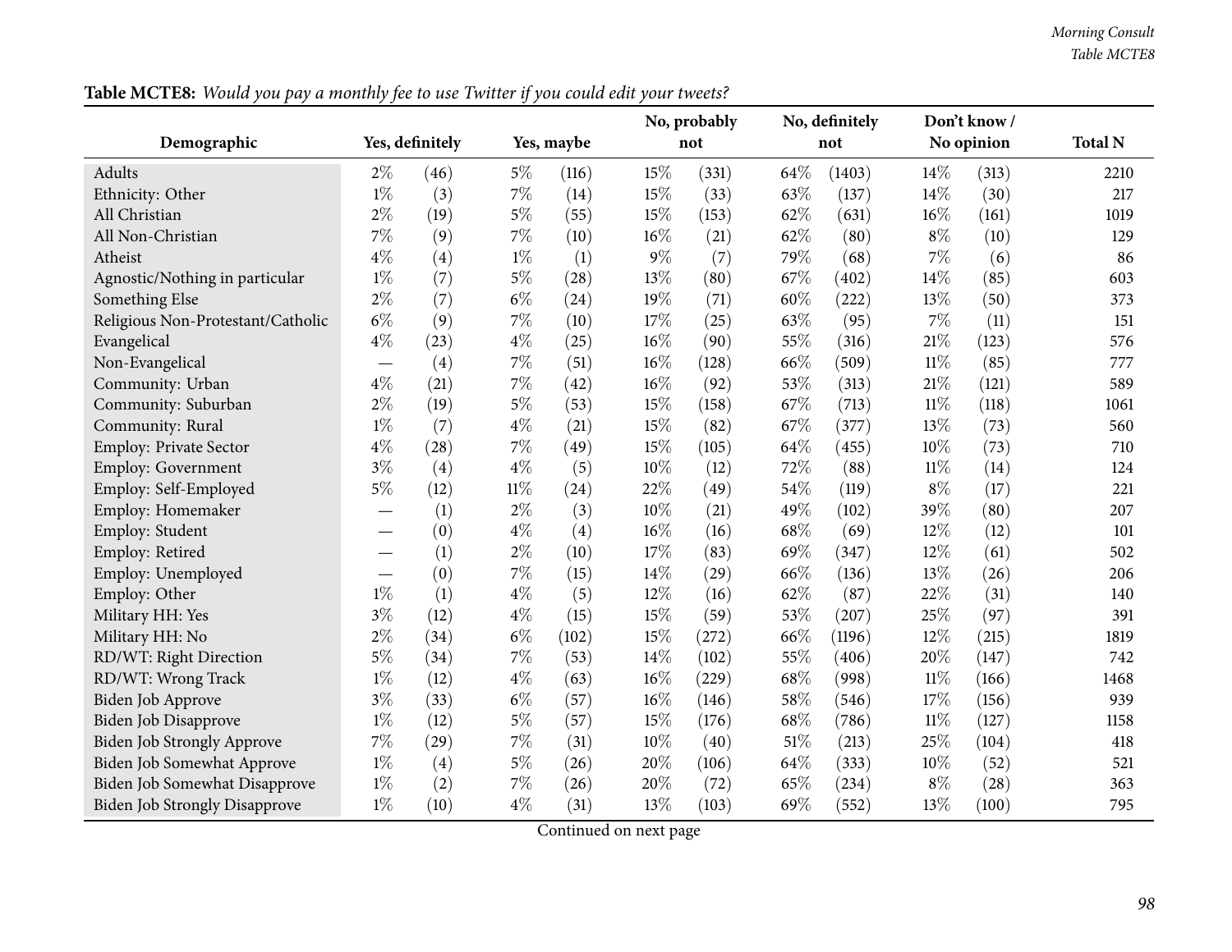**Table MCTE8:** *Would you pay a monthly fee to use Twitter if you could edit your tweets?*

| Demographic | Yes, definitely | | Yes, maybe | | No, probably not | | No, definitely not | | Don't know / No opinion | | Total N |
|---|---|---|---|---|---|---|---|---|---|---|---|
| Adults | 2% | (46) | 5% | (116) | 15% | (331) | 64% | (1403) | 14% | (313) | 2210 |
| Ethnicity: Other | 1% | (3) | 7% | (14) | 15% | (33) | 63% | (137) | 14% | (30) | 217 |
| All Christian | 2% | (19) | 5% | (55) | 15% | (153) | 62% | (631) | 16% | (161) | 1019 |
| All Non-Christian | 7% | (9) | 7% | (10) | 16% | (21) | 62% | (80) | 8% | (10) | 129 |
| Atheist | 4% | (4) | 1% | (1) | 9% | (7) | 79% | (68) | 7% | (6) | 86 |
| Agnostic/Nothing in particular | 1% | (7) | 5% | (28) | 13% | (80) | 67% | (402) | 14% | (85) | 603 |
| Something Else | 2% | (7) | 6% | (24) | 19% | (71) | 60% | (222) | 13% | (50) | 373 |
| Religious Non-Protestant/Catholic | 6% | (9) | 7% | (10) | 17% | (25) | 63% | (95) | 7% | (11) | 151 |
| Evangelical | 4% | (23) | 4% | (25) | 16% | (90) | 55% | (316) | 21% | (123) | 576 |
| Non-Evangelical | — | (4) | 7% | (51) | 16% | (128) | 66% | (509) | 11% | (85) | 777 |
| Community: Urban | 4% | (21) | 7% | (42) | 16% | (92) | 53% | (313) | 21% | (121) | 589 |
| Community: Suburban | 2% | (19) | 5% | (53) | 15% | (158) | 67% | (713) | 11% | (118) | 1061 |
| Community: Rural | 1% | (7) | 4% | (21) | 15% | (82) | 67% | (377) | 13% | (73) | 560 |
| Employ: Private Sector | 4% | (28) | 7% | (49) | 15% | (105) | 64% | (455) | 10% | (73) | 710 |
| Employ: Government | 3% | (4) | 4% | (5) | 10% | (12) | 72% | (88) | 11% | (14) | 124 |
| Employ: Self-Employed | 5% | (12) | 11% | (24) | 22% | (49) | 54% | (119) | 8% | (17) | 221 |
| Employ: Homemaker | — | (1) | 2% | (3) | 10% | (21) | 49% | (102) | 39% | (80) | 207 |
| Employ: Student | — | (0) | 4% | (4) | 16% | (16) | 68% | (69) | 12% | (12) | 101 |
| Employ: Retired | — | (1) | 2% | (10) | 17% | (83) | 69% | (347) | 12% | (61) | 502 |
| Employ: Unemployed | — | (0) | 7% | (15) | 14% | (29) | 66% | (136) | 13% | (26) | 206 |
| Employ: Other | 1% | (1) | 4% | (5) | 12% | (16) | 62% | (87) | 22% | (31) | 140 |
| Military HH: Yes | 3% | (12) | 4% | (15) | 15% | (59) | 53% | (207) | 25% | (97) | 391 |
| Military HH: No | 2% | (34) | 6% | (102) | 15% | (272) | 66% | (1196) | 12% | (215) | 1819 |
| RD/WT: Right Direction | 5% | (34) | 7% | (53) | 14% | (102) | 55% | (406) | 20% | (147) | 742 |
| RD/WT: Wrong Track | 1% | (12) | 4% | (63) | 16% | (229) | 68% | (998) | 11% | (166) | 1468 |
| Biden Job Approve | 3% | (33) | 6% | (57) | 16% | (146) | 58% | (546) | 17% | (156) | 939 |
| Biden Job Disapprove | 1% | (12) | 5% | (57) | 15% | (176) | 68% | (786) | 11% | (127) | 1158 |
| Biden Job Strongly Approve | 7% | (29) | 7% | (31) | 10% | (40) | 51% | (213) | 25% | (104) | 418 |
| Biden Job Somewhat Approve | 1% | (4) | 5% | (26) | 20% | (106) | 64% | (333) | 10% | (52) | 521 |
| Biden Job Somewhat Disapprove | 1% | (2) | 7% | (26) | 20% | (72) | 65% | (234) | 8% | (28) | 363 |
| Biden Job Strongly Disapprove | 1% | (10) | 4% | (31) | 13% | (103) | 69% | (552) | 13% | (100) | 795 |

Continued on next page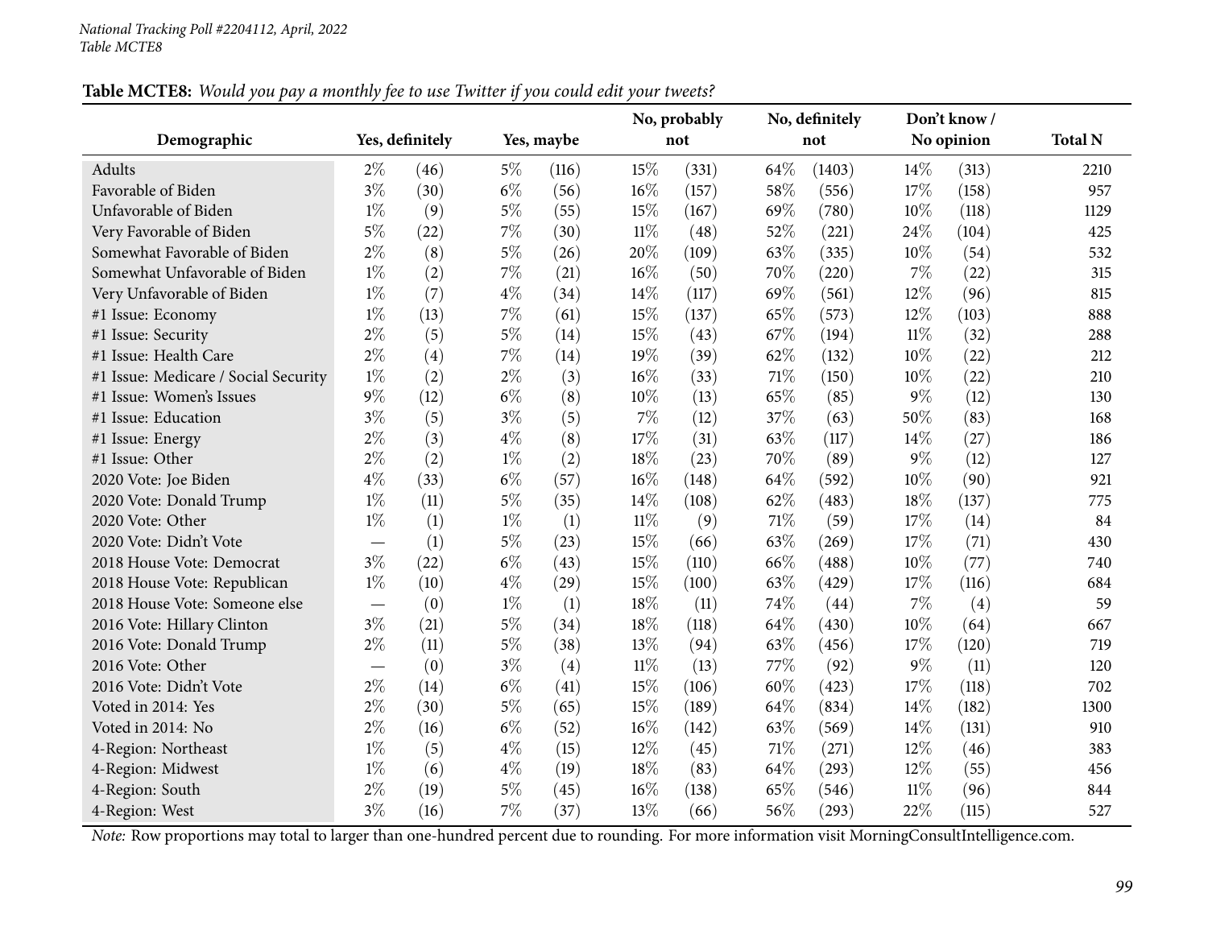National Tracking Poll #2204112, April, 2022
Table MCTE8

**Table MCTE8:** *Would you pay a monthly fee to use Twitter if you could edit your tweets?*

| Demographic | Yes, definitely | | Yes, maybe | | No, probably not | | No, definitely not | | Don't know / No opinion | | Total N |
|---|---|---|---|---|---|---|---|---|---|---|---|
| Adults | 2% | (46) | 5% | (116) | 15% | (331) | 64% | (1403) | 14% | (313) | 2210 |
| Favorable of Biden | 3% | (30) | 6% | (56) | 16% | (157) | 58% | (556) | 17% | (158) | 957 |
| Unfavorable of Biden | 1% | (9) | 5% | (55) | 15% | (167) | 69% | (780) | 10% | (118) | 1129 |
| Very Favorable of Biden | 5% | (22) | 7% | (30) | 11% | (48) | 52% | (221) | 24% | (104) | 425 |
| Somewhat Favorable of Biden | 2% | (8) | 5% | (26) | 20% | (109) | 63% | (335) | 10% | (54) | 532 |
| Somewhat Unfavorable of Biden | 1% | (2) | 7% | (21) | 16% | (50) | 70% | (220) | 7% | (22) | 315 |
| Very Unfavorable of Biden | 1% | (7) | 4% | (34) | 14% | (117) | 69% | (561) | 12% | (96) | 815 |
| #1 Issue: Economy | 1% | (13) | 7% | (61) | 15% | (137) | 65% | (573) | 12% | (103) | 888 |
| #1 Issue: Security | 2% | (5) | 5% | (14) | 15% | (43) | 67% | (194) | 11% | (32) | 288 |
| #1 Issue: Health Care | 2% | (4) | 7% | (14) | 19% | (39) | 62% | (132) | 10% | (22) | 212 |
| #1 Issue: Medicare / Social Security | 1% | (2) | 2% | (3) | 16% | (33) | 71% | (150) | 10% | (22) | 210 |
| #1 Issue: Women's Issues | 9% | (12) | 6% | (8) | 10% | (13) | 65% | (85) | 9% | (12) | 130 |
| #1 Issue: Education | 3% | (5) | 3% | (5) | 7% | (12) | 37% | (63) | 50% | (83) | 168 |
| #1 Issue: Energy | 2% | (3) | 4% | (8) | 17% | (31) | 63% | (117) | 14% | (27) | 186 |
| #1 Issue: Other | 2% | (2) | 1% | (2) | 18% | (23) | 70% | (89) | 9% | (12) | 127 |
| 2020 Vote: Joe Biden | 4% | (33) | 6% | (57) | 16% | (148) | 64% | (592) | 10% | (90) | 921 |
| 2020 Vote: Donald Trump | 1% | (11) | 5% | (35) | 14% | (108) | 62% | (483) | 18% | (137) | 775 |
| 2020 Vote: Other | 1% | (1) | 1% | (1) | 11% | (9) | 71% | (59) | 17% | (14) | 84 |
| 2020 Vote: Didn't Vote | — | (1) | 5% | (23) | 15% | (66) | 63% | (269) | 17% | (71) | 430 |
| 2018 House Vote: Democrat | 3% | (22) | 6% | (43) | 15% | (110) | 66% | (488) | 10% | (77) | 740 |
| 2018 House Vote: Republican | 1% | (10) | 4% | (29) | 15% | (100) | 63% | (429) | 17% | (116) | 684 |
| 2018 House Vote: Someone else | — | (0) | 1% | (1) | 18% | (11) | 74% | (44) | 7% | (4) | 59 |
| 2016 Vote: Hillary Clinton | 3% | (21) | 5% | (34) | 18% | (118) | 64% | (430) | 10% | (64) | 667 |
| 2016 Vote: Donald Trump | 2% | (11) | 5% | (38) | 13% | (94) | 63% | (456) | 17% | (120) | 719 |
| 2016 Vote: Other | — | (0) | 3% | (4) | 11% | (13) | 77% | (92) | 9% | (11) | 120 |
| 2016 Vote: Didn't Vote | 2% | (14) | 6% | (41) | 15% | (106) | 60% | (423) | 17% | (118) | 702 |
| Voted in 2014: Yes | 2% | (30) | 5% | (65) | 15% | (189) | 64% | (834) | 14% | (182) | 1300 |
| Voted in 2014: No | 2% | (16) | 6% | (52) | 16% | (142) | 63% | (569) | 14% | (131) | 910 |
| 4-Region: Northeast | 1% | (5) | 4% | (15) | 12% | (45) | 71% | (271) | 12% | (46) | 383 |
| 4-Region: Midwest | 1% | (6) | 4% | (19) | 18% | (83) | 64% | (293) | 12% | (55) | 456 |
| 4-Region: South | 2% | (19) | 5% | (45) | 16% | (138) | 65% | (546) | 11% | (96) | 844 |
| 4-Region: West | 3% | (16) | 7% | (37) | 13% | (66) | 56% | (293) | 22% | (115) | 527 |

*Note:* Row proportions may total to larger than one-hundred percent due to rounding. For more information visit MorningConsultIntelligence.com.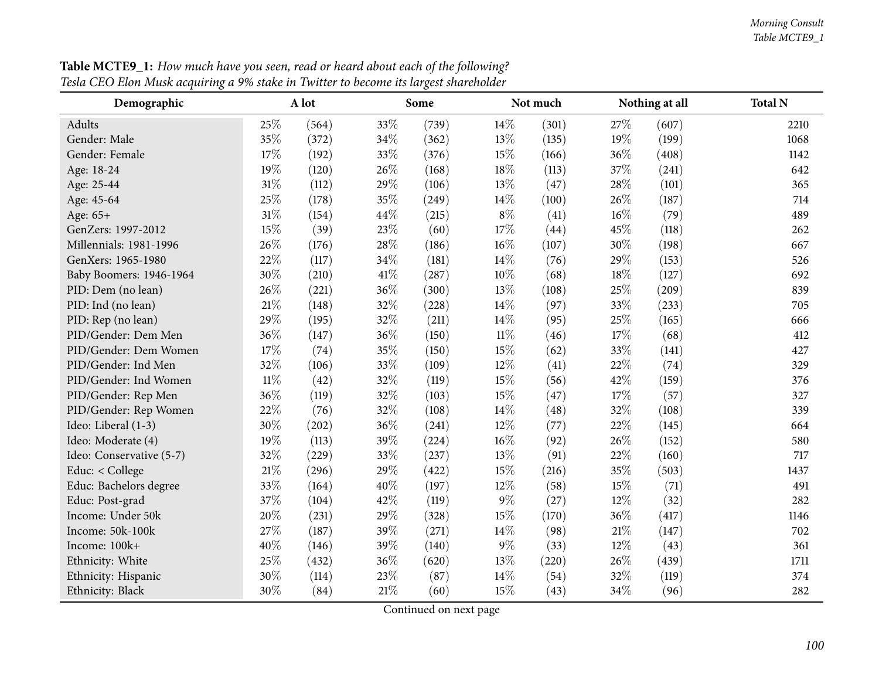**Table MCTE9_1:** *How much have you seen, read or heard about each of the following?*
*Tesla CEO Elon Musk acquiring a 9% stake in Twitter to become its largest shareholder*

| Demographic | A lot | | Some | | Not much | | Nothing at all | | Total N |
|---|---|---|---|---|---|---|---|---|---|
| Adults | 25% | (564) | 33% | (739) | 14% | (301) | 27% | (607) | 2210 |
| Gender: Male | 35% | (372) | 34% | (362) | 13% | (135) | 19% | (199) | 1068 |
| Gender: Female | 17% | (192) | 33% | (376) | 15% | (166) | 36% | (408) | 1142 |
| Age: 18-24 | 19% | (120) | 26% | (168) | 18% | (113) | 37% | (241) | 642 |
| Age: 25-44 | 31% | (112) | 29% | (106) | 13% | (47) | 28% | (101) | 365 |
| Age: 45-64 | 25% | (178) | 35% | (249) | 14% | (100) | 26% | (187) | 714 |
| Age: 65+ | 31% | (154) | 44% | (215) | 8% | (41) | 16% | (79) | 489 |
| GenZers: 1997-2012 | 15% | (39) | 23% | (60) | 17% | (44) | 45% | (118) | 262 |
| Millennials: 1981-1996 | 26% | (176) | 28% | (186) | 16% | (107) | 30% | (198) | 667 |
| GenXers: 1965-1980 | 22% | (117) | 34% | (181) | 14% | (76) | 29% | (153) | 526 |
| Baby Boomers: 1946-1964 | 30% | (210) | 41% | (287) | 10% | (68) | 18% | (127) | 692 |
| PID: Dem (no lean) | 26% | (221) | 36% | (300) | 13% | (108) | 25% | (209) | 839 |
| PID: Ind (no lean) | 21% | (148) | 32% | (228) | 14% | (97) | 33% | (233) | 705 |
| PID: Rep (no lean) | 29% | (195) | 32% | (211) | 14% | (95) | 25% | (165) | 666 |
| PID/Gender: Dem Men | 36% | (147) | 36% | (150) | 11% | (46) | 17% | (68) | 412 |
| PID/Gender: Dem Women | 17% | (74) | 35% | (150) | 15% | (62) | 33% | (141) | 427 |
| PID/Gender: Ind Men | 32% | (106) | 33% | (109) | 12% | (41) | 22% | (74) | 329 |
| PID/Gender: Ind Women | 11% | (42) | 32% | (119) | 15% | (56) | 42% | (159) | 376 |
| PID/Gender: Rep Men | 36% | (119) | 32% | (103) | 15% | (47) | 17% | (57) | 327 |
| PID/Gender: Rep Women | 22% | (76) | 32% | (108) | 14% | (48) | 32% | (108) | 339 |
| Ideo: Liberal (1-3) | 30% | (202) | 36% | (241) | 12% | (77) | 22% | (145) | 664 |
| Ideo: Moderate (4) | 19% | (113) | 39% | (224) | 16% | (92) | 26% | (152) | 580 |
| Ideo: Conservative (5-7) | 32% | (229) | 33% | (237) | 13% | (91) | 22% | (160) | 717 |
| Educ: < College | 21% | (296) | 29% | (422) | 15% | (216) | 35% | (503) | 1437 |
| Educ: Bachelors degree | 33% | (164) | 40% | (197) | 12% | (58) | 15% | (71) | 491 |
| Educ: Post-grad | 37% | (104) | 42% | (119) | 9% | (27) | 12% | (32) | 282 |
| Income: Under 50k | 20% | (231) | 29% | (328) | 15% | (170) | 36% | (417) | 1146 |
| Income: 50k-100k | 27% | (187) | 39% | (271) | 14% | (98) | 21% | (147) | 702 |
| Income: 100k+ | 40% | (146) | 39% | (140) | 9% | (33) | 12% | (43) | 361 |
| Ethnicity: White | 25% | (432) | 36% | (620) | 13% | (220) | 26% | (439) | 1711 |
| Ethnicity: Hispanic | 30% | (114) | 23% | (87) | 14% | (54) | 32% | (119) | 374 |
| Ethnicity: Black | 30% | (84) | 21% | (60) | 15% | (43) | 34% | (96) | 282 |

Continued on next page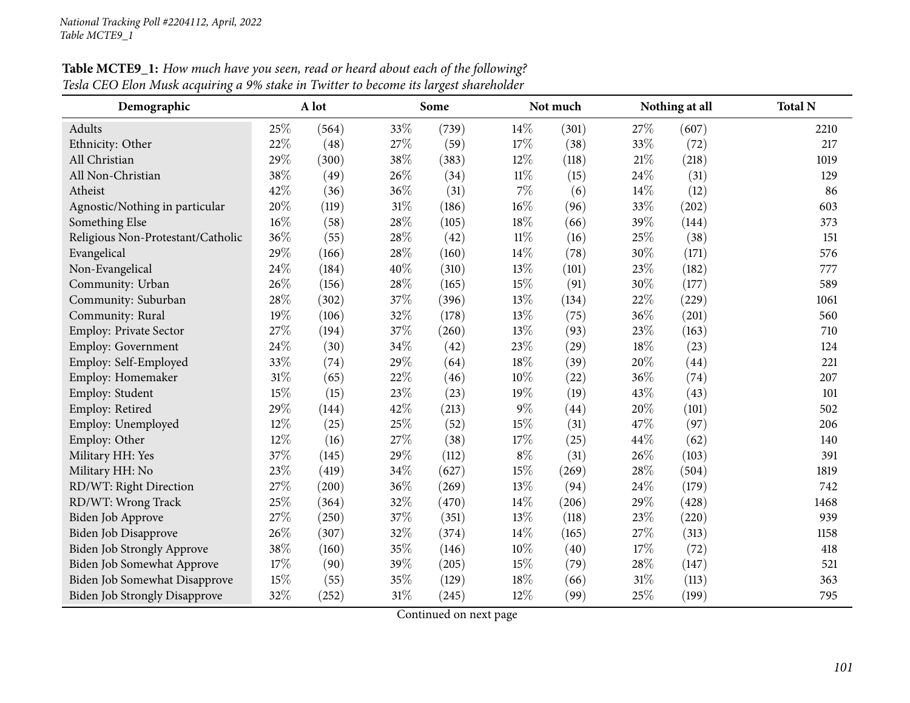**Table MCTE9_1:** *How much have you seen, read or heard about each of the following?*
*Tesla CEO Elon Musk acquiring a 9% stake in Twitter to become its largest shareholder*

| Demographic | A lot | | Some | | Not much | | Nothing at all | | Total N |
|---|---|---|---|---|---|---|---|---|---|
| Adults | 25% | (564) | 33% | (739) | 14% | (301) | 27% | (607) | 2210 |
| Ethnicity: Other | 22% | (48) | 27% | (59) | 17% | (38) | 33% | (72) | 217 |
| All Christian | 29% | (300) | 38% | (383) | 12% | (118) | 21% | (218) | 1019 |
| All Non-Christian | 38% | (49) | 26% | (34) | 11% | (15) | 24% | (31) | 129 |
| Atheist | 42% | (36) | 36% | (31) | 7% | (6) | 14% | (12) | 86 |
| Agnostic/Nothing in particular | 20% | (119) | 31% | (186) | 16% | (96) | 33% | (202) | 603 |
| Something Else | 16% | (58) | 28% | (105) | 18% | (66) | 39% | (144) | 373 |
| Religious Non-Protestant/Catholic | 36% | (55) | 28% | (42) | 11% | (16) | 25% | (38) | 151 |
| Evangelical | 29% | (166) | 28% | (160) | 14% | (78) | 30% | (171) | 576 |
| Non-Evangelical | 24% | (184) | 40% | (310) | 13% | (101) | 23% | (182) | 777 |
| Community: Urban | 26% | (156) | 28% | (165) | 15% | (91) | 30% | (177) | 589 |
| Community: Suburban | 28% | (302) | 37% | (396) | 13% | (134) | 22% | (229) | 1061 |
| Community: Rural | 19% | (106) | 32% | (178) | 13% | (75) | 36% | (201) | 560 |
| Employ: Private Sector | 27% | (194) | 37% | (260) | 13% | (93) | 23% | (163) | 710 |
| Employ: Government | 24% | (30) | 34% | (42) | 23% | (29) | 18% | (23) | 124 |
| Employ: Self-Employed | 33% | (74) | 29% | (64) | 18% | (39) | 20% | (44) | 221 |
| Employ: Homemaker | 31% | (65) | 22% | (46) | 10% | (22) | 36% | (74) | 207 |
| Employ: Student | 15% | (15) | 23% | (23) | 19% | (19) | 43% | (43) | 101 |
| Employ: Retired | 29% | (144) | 42% | (213) | 9% | (44) | 20% | (101) | 502 |
| Employ: Unemployed | 12% | (25) | 25% | (52) | 15% | (31) | 47% | (97) | 206 |
| Employ: Other | 12% | (16) | 27% | (38) | 17% | (25) | 44% | (62) | 140 |
| Military HH: Yes | 37% | (145) | 29% | (112) | 8% | (31) | 26% | (103) | 391 |
| Military HH: No | 23% | (419) | 34% | (627) | 15% | (269) | 28% | (504) | 1819 |
| RD/WT: Right Direction | 27% | (200) | 36% | (269) | 13% | (94) | 24% | (179) | 742 |
| RD/WT: Wrong Track | 25% | (364) | 32% | (470) | 14% | (206) | 29% | (428) | 1468 |
| Biden Job Approve | 27% | (250) | 37% | (351) | 13% | (118) | 23% | (220) | 939 |
| Biden Job Disapprove | 26% | (307) | 32% | (374) | 14% | (165) | 27% | (313) | 1158 |
| Biden Job Strongly Approve | 38% | (160) | 35% | (146) | 10% | (40) | 17% | (72) | 418 |
| Biden Job Somewhat Approve | 17% | (90) | 39% | (205) | 15% | (79) | 28% | (147) | 521 |
| Biden Job Somewhat Disapprove | 15% | (55) | 35% | (129) | 18% | (66) | 31% | (113) | 363 |
| Biden Job Strongly Disapprove | 32% | (252) | 31% | (245) | 12% | (99) | 25% | (199) | 795 |

Continued on next page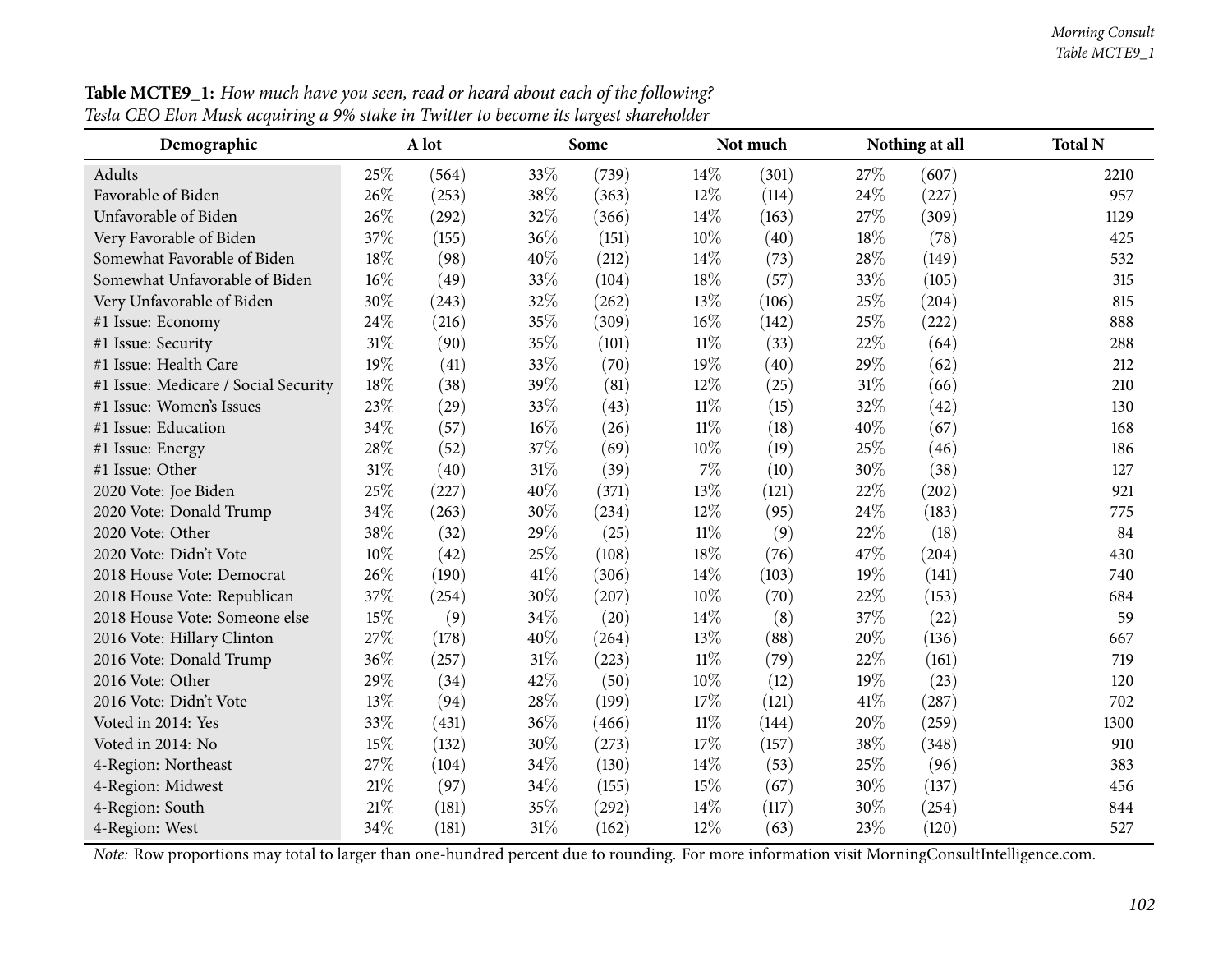**Table MCTE9_1:** *How much have you seen, read or heard about each of the following?*
*Tesla CEO Elon Musk acquiring a 9% stake in Twitter to become its largest shareholder*

| Demographic | A lot | | Some | | Not much | | Nothing at all | | Total N |
|---|---|---|---|---|---|---|---|---|---|
| Adults | 25% | (564) | 33% | (739) | 14% | (301) | 27% | (607) | 2210 |
| Favorable of Biden | 26% | (253) | 38% | (363) | 12% | (114) | 24% | (227) | 957 |
| Unfavorable of Biden | 26% | (292) | 32% | (366) | 14% | (163) | 27% | (309) | 1129 |
| Very Favorable of Biden | 37% | (155) | 36% | (151) | 10% | (40) | 18% | (78) | 425 |
| Somewhat Favorable of Biden | 18% | (98) | 40% | (212) | 14% | (73) | 28% | (149) | 532 |
| Somewhat Unfavorable of Biden | 16% | (49) | 33% | (104) | 18% | (57) | 33% | (105) | 315 |
| Very Unfavorable of Biden | 30% | (243) | 32% | (262) | 13% | (106) | 25% | (204) | 815 |
| #1 Issue: Economy | 24% | (216) | 35% | (309) | 16% | (142) | 25% | (222) | 888 |
| #1 Issue: Security | 31% | (90) | 35% | (101) | 11% | (33) | 22% | (64) | 288 |
| #1 Issue: Health Care | 19% | (41) | 33% | (70) | 19% | (40) | 29% | (62) | 212 |
| #1 Issue: Medicare / Social Security | 18% | (38) | 39% | (81) | 12% | (25) | 31% | (66) | 210 |
| #1 Issue: Women's Issues | 23% | (29) | 33% | (43) | 11% | (15) | 32% | (42) | 130 |
| #1 Issue: Education | 34% | (57) | 16% | (26) | 11% | (18) | 40% | (67) | 168 |
| #1 Issue: Energy | 28% | (52) | 37% | (69) | 10% | (19) | 25% | (46) | 186 |
| #1 Issue: Other | 31% | (40) | 31% | (39) | 7% | (10) | 30% | (38) | 127 |
| 2020 Vote: Joe Biden | 25% | (227) | 40% | (371) | 13% | (121) | 22% | (202) | 921 |
| 2020 Vote: Donald Trump | 34% | (263) | 30% | (234) | 12% | (95) | 24% | (183) | 775 |
| 2020 Vote: Other | 38% | (32) | 29% | (25) | 11% | (9) | 22% | (18) | 84 |
| 2020 Vote: Didn't Vote | 10% | (42) | 25% | (108) | 18% | (76) | 47% | (204) | 430 |
| 2018 House Vote: Democrat | 26% | (190) | 41% | (306) | 14% | (103) | 19% | (141) | 740 |
| 2018 House Vote: Republican | 37% | (254) | 30% | (207) | 10% | (70) | 22% | (153) | 684 |
| 2018 House Vote: Someone else | 15% | (9) | 34% | (20) | 14% | (8) | 37% | (22) | 59 |
| 2016 Vote: Hillary Clinton | 27% | (178) | 40% | (264) | 13% | (88) | 20% | (136) | 667 |
| 2016 Vote: Donald Trump | 36% | (257) | 31% | (223) | 11% | (79) | 22% | (161) | 719 |
| 2016 Vote: Other | 29% | (34) | 42% | (50) | 10% | (12) | 19% | (23) | 120 |
| 2016 Vote: Didn't Vote | 13% | (94) | 28% | (199) | 17% | (121) | 41% | (287) | 702 |
| Voted in 2014: Yes | 33% | (431) | 36% | (466) | 11% | (144) | 20% | (259) | 1300 |
| Voted in 2014: No | 15% | (132) | 30% | (273) | 17% | (157) | 38% | (348) | 910 |
| 4-Region: Northeast | 27% | (104) | 34% | (130) | 14% | (53) | 25% | (96) | 383 |
| 4-Region: Midwest | 21% | (97) | 34% | (155) | 15% | (67) | 30% | (137) | 456 |
| 4-Region: South | 21% | (181) | 35% | (292) | 14% | (117) | 30% | (254) | 844 |
| 4-Region: West | 34% | (181) | 31% | (162) | 12% | (63) | 23% | (120) | 527 |

*Note:* Row proportions may total to larger than one-hundred percent due to rounding. For more information visit MorningConsultIntelligence.com.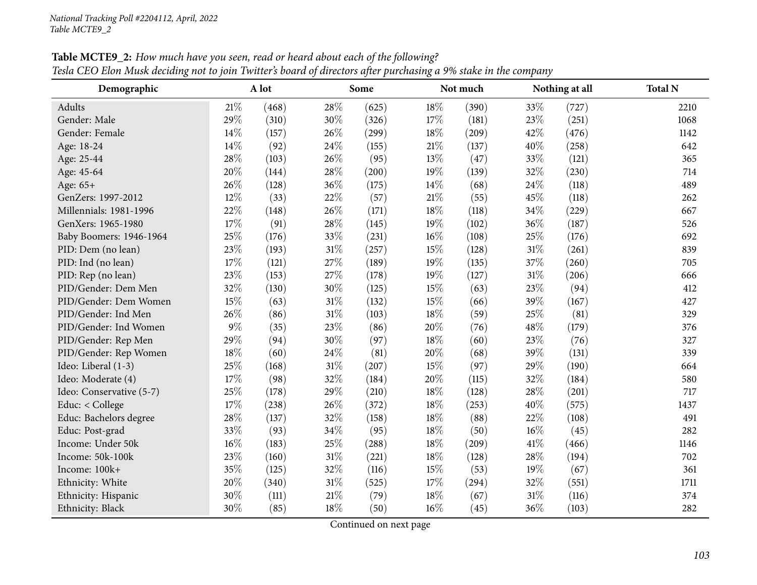National Tracking Poll #2204112, April, 2022
Table MCTE9_2

**Table MCTE9_2:** *How much have you seen, read or heard about each of the following?*
*Tesla CEO Elon Musk deciding not to join Twitter's board of directors after purchasing a 9% stake in the company*

| Demographic | A lot | | Some | | Not much | | Nothing at all | | Total N |
|---|---|---|---|---|---|---|---|---|---|
| Adults | 21% | (468) | 28% | (625) | 18% | (390) | 33% | (727) | 2210 |
| Gender: Male | 29% | (310) | 30% | (326) | 17% | (181) | 23% | (251) | 1068 |
| Gender: Female | 14% | (157) | 26% | (299) | 18% | (209) | 42% | (476) | 1142 |
| Age: 18-24 | 14% | (92) | 24% | (155) | 21% | (137) | 40% | (258) | 642 |
| Age: 25-44 | 28% | (103) | 26% | (95) | 13% | (47) | 33% | (121) | 365 |
| Age: 45-64 | 20% | (144) | 28% | (200) | 19% | (139) | 32% | (230) | 714 |
| Age: 65+ | 26% | (128) | 36% | (175) | 14% | (68) | 24% | (118) | 489 |
| GenZers: 1997-2012 | 12% | (33) | 22% | (57) | 21% | (55) | 45% | (118) | 262 |
| Millennials: 1981-1996 | 22% | (148) | 26% | (171) | 18% | (118) | 34% | (229) | 667 |
| GenXers: 1965-1980 | 17% | (91) | 28% | (145) | 19% | (102) | 36% | (187) | 526 |
| Baby Boomers: 1946-1964 | 25% | (176) | 33% | (231) | 16% | (108) | 25% | (176) | 692 |
| PID: Dem (no lean) | 23% | (193) | 31% | (257) | 15% | (128) | 31% | (261) | 839 |
| PID: Ind (no lean) | 17% | (121) | 27% | (189) | 19% | (135) | 37% | (260) | 705 |
| PID: Rep (no lean) | 23% | (153) | 27% | (178) | 19% | (127) | 31% | (206) | 666 |
| PID/Gender: Dem Men | 32% | (130) | 30% | (125) | 15% | (63) | 23% | (94) | 412 |
| PID/Gender: Dem Women | 15% | (63) | 31% | (132) | 15% | (66) | 39% | (167) | 427 |
| PID/Gender: Ind Men | 26% | (86) | 31% | (103) | 18% | (59) | 25% | (81) | 329 |
| PID/Gender: Ind Women | 9% | (35) | 23% | (86) | 20% | (76) | 48% | (179) | 376 |
| PID/Gender: Rep Men | 29% | (94) | 30% | (97) | 18% | (60) | 23% | (76) | 327 |
| PID/Gender: Rep Women | 18% | (60) | 24% | (81) | 20% | (68) | 39% | (131) | 339 |
| Ideo: Liberal (1-3) | 25% | (168) | 31% | (207) | 15% | (97) | 29% | (190) | 664 |
| Ideo: Moderate (4) | 17% | (98) | 32% | (184) | 20% | (115) | 32% | (184) | 580 |
| Ideo: Conservative (5-7) | 25% | (178) | 29% | (210) | 18% | (128) | 28% | (201) | 717 |
| Educ: < College | 17% | (238) | 26% | (372) | 18% | (253) | 40% | (575) | 1437 |
| Educ: Bachelors degree | 28% | (137) | 32% | (158) | 18% | (88) | 22% | (108) | 491 |
| Educ: Post-grad | 33% | (93) | 34% | (95) | 18% | (50) | 16% | (45) | 282 |
| Income: Under 50k | 16% | (183) | 25% | (288) | 18% | (209) | 41% | (466) | 1146 |
| Income: 50k-100k | 23% | (160) | 31% | (221) | 18% | (128) | 28% | (194) | 702 |
| Income: 100k+ | 35% | (125) | 32% | (116) | 15% | (53) | 19% | (67) | 361 |
| Ethnicity: White | 20% | (340) | 31% | (525) | 17% | (294) | 32% | (551) | 1711 |
| Ethnicity: Hispanic | 30% | (111) | 21% | (79) | 18% | (67) | 31% | (116) | 374 |
| Ethnicity: Black | 30% | (85) | 18% | (50) | 16% | (45) | 36% | (103) | 282 |

Continued on next page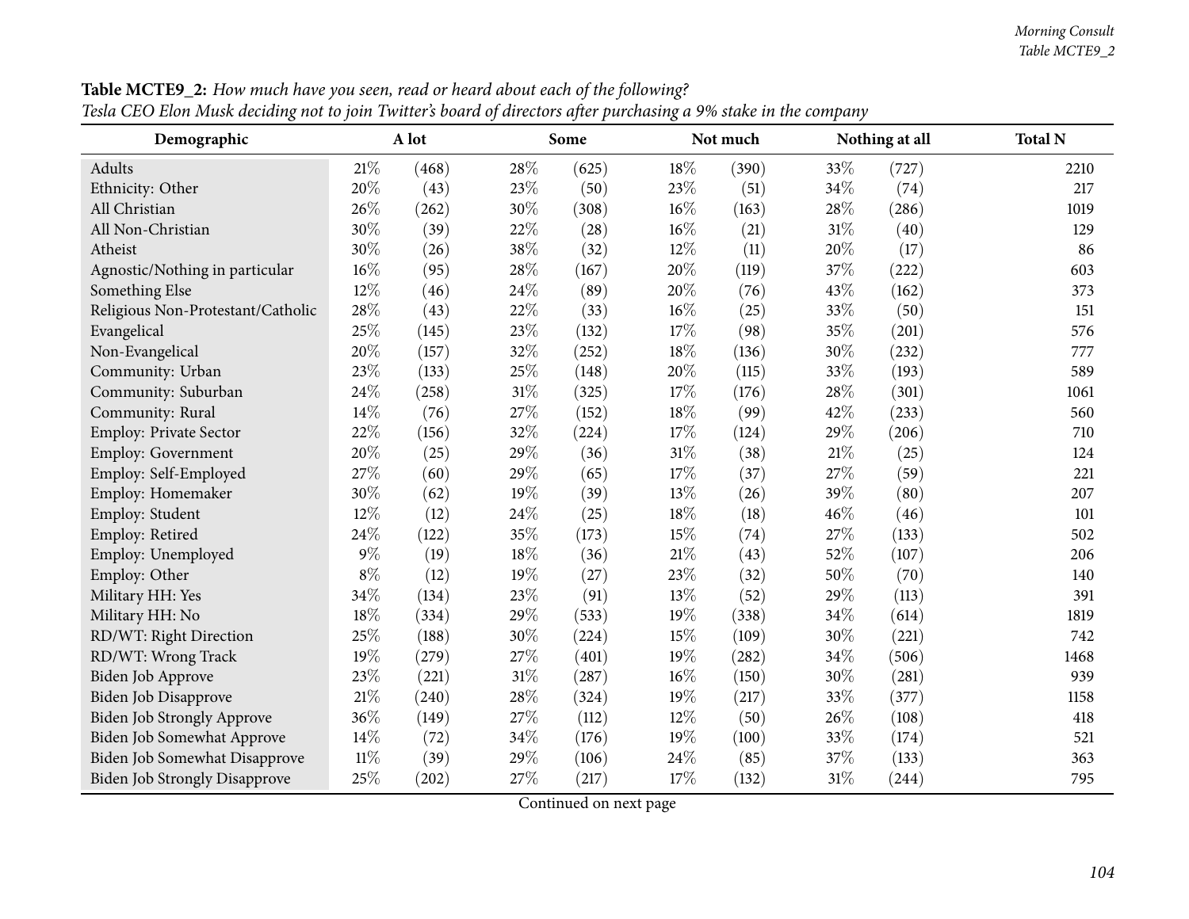**Table MCTE9_2:** *How much have you seen, read or heard about each of the following?*
*Tesla CEO Elon Musk deciding not to join Twitter's board of directors after purchasing a 9% stake in the company*

| Demographic | A lot | | Some | | Not much | | Nothing at all | | Total N |
|---|---|---|---|---|---|---|---|---|---|
| Adults | 21% | (468) | 28% | (625) | 18% | (390) | 33% | (727) | 2210 |
| Ethnicity: Other | 20% | (43) | 23% | (50) | 23% | (51) | 34% | (74) | 217 |
| All Christian | 26% | (262) | 30% | (308) | 16% | (163) | 28% | (286) | 1019 |
| All Non-Christian | 30% | (39) | 22% | (28) | 16% | (21) | 31% | (40) | 129 |
| Atheist | 30% | (26) | 38% | (32) | 12% | (11) | 20% | (17) | 86 |
| Agnostic/Nothing in particular | 16% | (95) | 28% | (167) | 20% | (119) | 37% | (222) | 603 |
| Something Else | 12% | (46) | 24% | (89) | 20% | (76) | 43% | (162) | 373 |
| Religious Non-Protestant/Catholic | 28% | (43) | 22% | (33) | 16% | (25) | 33% | (50) | 151 |
| Evangelical | 25% | (145) | 23% | (132) | 17% | (98) | 35% | (201) | 576 |
| Non-Evangelical | 20% | (157) | 32% | (252) | 18% | (136) | 30% | (232) | 777 |
| Community: Urban | 23% | (133) | 25% | (148) | 20% | (115) | 33% | (193) | 589 |
| Community: Suburban | 24% | (258) | 31% | (325) | 17% | (176) | 28% | (301) | 1061 |
| Community: Rural | 14% | (76) | 27% | (152) | 18% | (99) | 42% | (233) | 560 |
| Employ: Private Sector | 22% | (156) | 32% | (224) | 17% | (124) | 29% | (206) | 710 |
| Employ: Government | 20% | (25) | 29% | (36) | 31% | (38) | 21% | (25) | 124 |
| Employ: Self-Employed | 27% | (60) | 29% | (65) | 17% | (37) | 27% | (59) | 221 |
| Employ: Homemaker | 30% | (62) | 19% | (39) | 13% | (26) | 39% | (80) | 207 |
| Employ: Student | 12% | (12) | 24% | (25) | 18% | (18) | 46% | (46) | 101 |
| Employ: Retired | 24% | (122) | 35% | (173) | 15% | (74) | 27% | (133) | 502 |
| Employ: Unemployed | 9% | (19) | 18% | (36) | 21% | (43) | 52% | (107) | 206 |
| Employ: Other | 8% | (12) | 19% | (27) | 23% | (32) | 50% | (70) | 140 |
| Military HH: Yes | 34% | (134) | 23% | (91) | 13% | (52) | 29% | (113) | 391 |
| Military HH: No | 18% | (334) | 29% | (533) | 19% | (338) | 34% | (614) | 1819 |
| RD/WT: Right Direction | 25% | (188) | 30% | (224) | 15% | (109) | 30% | (221) | 742 |
| RD/WT: Wrong Track | 19% | (279) | 27% | (401) | 19% | (282) | 34% | (506) | 1468 |
| Biden Job Approve | 23% | (221) | 31% | (287) | 16% | (150) | 30% | (281) | 939 |
| Biden Job Disapprove | 21% | (240) | 28% | (324) | 19% | (217) | 33% | (377) | 1158 |
| Biden Job Strongly Approve | 36% | (149) | 27% | (112) | 12% | (50) | 26% | (108) | 418 |
| Biden Job Somewhat Approve | 14% | (72) | 34% | (176) | 19% | (100) | 33% | (174) | 521 |
| Biden Job Somewhat Disapprove | 11% | (39) | 29% | (106) | 24% | (85) | 37% | (133) | 363 |
| Biden Job Strongly Disapprove | 25% | (202) | 27% | (217) | 17% | (132) | 31% | (244) | 795 |

Continued on next page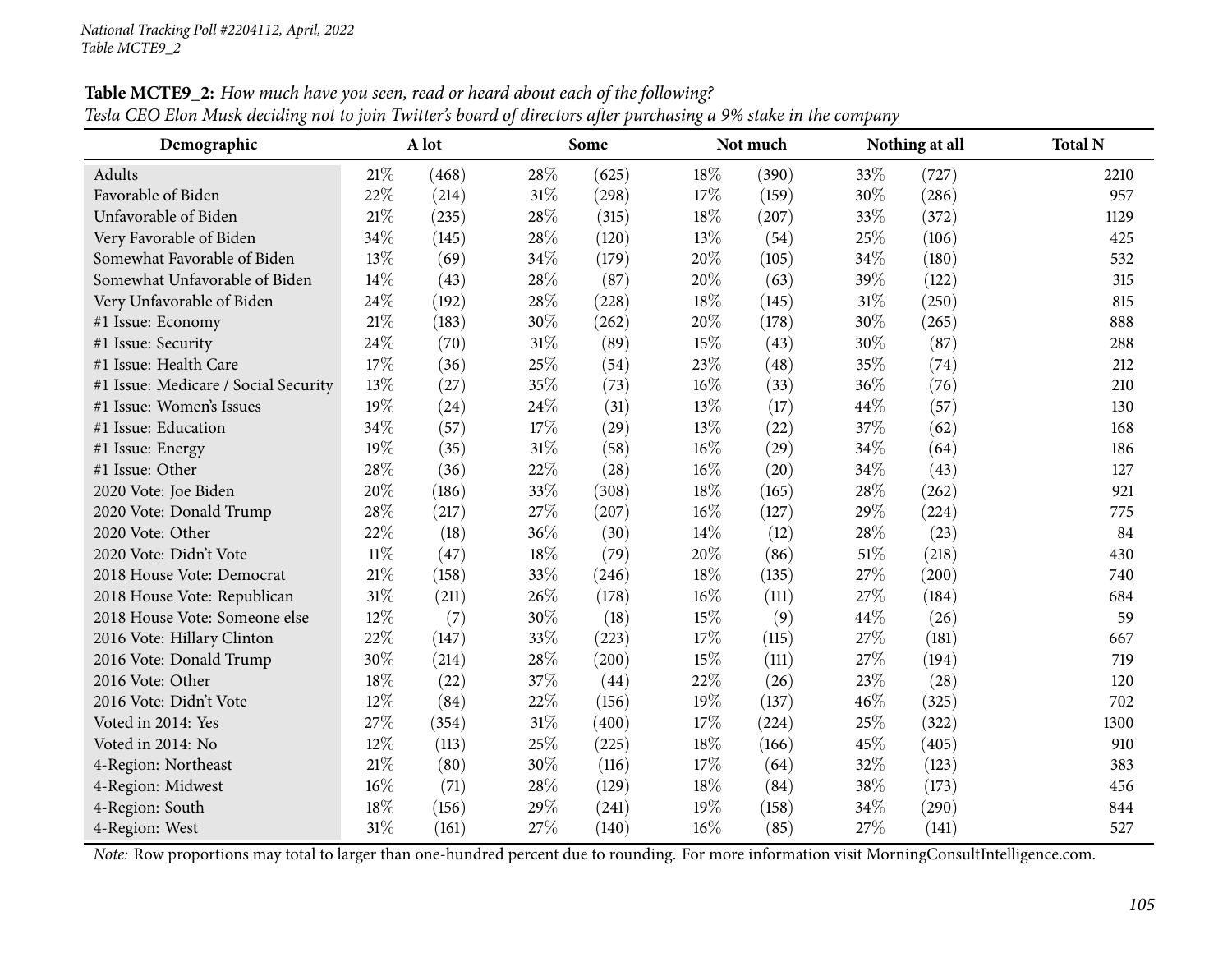*National Tracking Poll #2204112, April, 2022*
*Table MCTE9_2*

**Table MCTE9_2:** *How much have you seen, read or heard about each of the following?*
*Tesla CEO Elon Musk deciding not to join Twitter's board of directors after purchasing a 9% stake in the company*

| Demographic | A lot | | Some | | Not much | | Nothing at all | | Total N |
|---|---|---|---|---|---|---|---|---|---|
| Adults | 21% | (468) | 28% | (625) | 18% | (390) | 33% | (727) | 2210 |
| Favorable of Biden | 22% | (214) | 31% | (298) | 17% | (159) | 30% | (286) | 957 |
| Unfavorable of Biden | 21% | (235) | 28% | (315) | 18% | (207) | 33% | (372) | 1129 |
| Very Favorable of Biden | 34% | (145) | 28% | (120) | 13% | (54) | 25% | (106) | 425 |
| Somewhat Favorable of Biden | 13% | (69) | 34% | (179) | 20% | (105) | 34% | (180) | 532 |
| Somewhat Unfavorable of Biden | 14% | (43) | 28% | (87) | 20% | (63) | 39% | (122) | 315 |
| Very Unfavorable of Biden | 24% | (192) | 28% | (228) | 18% | (145) | 31% | (250) | 815 |
| #1 Issue: Economy | 21% | (183) | 30% | (262) | 20% | (178) | 30% | (265) | 888 |
| #1 Issue: Security | 24% | (70) | 31% | (89) | 15% | (43) | 30% | (87) | 288 |
| #1 Issue: Health Care | 17% | (36) | 25% | (54) | 23% | (48) | 35% | (74) | 212 |
| #1 Issue: Medicare / Social Security | 13% | (27) | 35% | (73) | 16% | (33) | 36% | (76) | 210 |
| #1 Issue: Women's Issues | 19% | (24) | 24% | (31) | 13% | (17) | 44% | (57) | 130 |
| #1 Issue: Education | 34% | (57) | 17% | (29) | 13% | (22) | 37% | (62) | 168 |
| #1 Issue: Energy | 19% | (35) | 31% | (58) | 16% | (29) | 34% | (64) | 186 |
| #1 Issue: Other | 28% | (36) | 22% | (28) | 16% | (20) | 34% | (43) | 127 |
| 2020 Vote: Joe Biden | 20% | (186) | 33% | (308) | 18% | (165) | 28% | (262) | 921 |
| 2020 Vote: Donald Trump | 28% | (217) | 27% | (207) | 16% | (127) | 29% | (224) | 775 |
| 2020 Vote: Other | 22% | (18) | 36% | (30) | 14% | (12) | 28% | (23) | 84 |
| 2020 Vote: Didn't Vote | 11% | (47) | 18% | (79) | 20% | (86) | 51% | (218) | 430 |
| 2018 House Vote: Democrat | 21% | (158) | 33% | (246) | 18% | (135) | 27% | (200) | 740 |
| 2018 House Vote: Republican | 31% | (211) | 26% | (178) | 16% | (111) | 27% | (184) | 684 |
| 2018 House Vote: Someone else | 12% | (7) | 30% | (18) | 15% | (9) | 44% | (26) | 59 |
| 2016 Vote: Hillary Clinton | 22% | (147) | 33% | (223) | 17% | (115) | 27% | (181) | 667 |
| 2016 Vote: Donald Trump | 30% | (214) | 28% | (200) | 15% | (111) | 27% | (194) | 719 |
| 2016 Vote: Other | 18% | (22) | 37% | (44) | 22% | (26) | 23% | (28) | 120 |
| 2016 Vote: Didn't Vote | 12% | (84) | 22% | (156) | 19% | (137) | 46% | (325) | 702 |
| Voted in 2014: Yes | 27% | (354) | 31% | (400) | 17% | (224) | 25% | (322) | 1300 |
| Voted in 2014: No | 12% | (113) | 25% | (225) | 18% | (166) | 45% | (405) | 910 |
| 4-Region: Northeast | 21% | (80) | 30% | (116) | 17% | (64) | 32% | (123) | 383 |
| 4-Region: Midwest | 16% | (71) | 28% | (129) | 18% | (84) | 38% | (173) | 456 |
| 4-Region: South | 18% | (156) | 29% | (241) | 19% | (158) | 34% | (290) | 844 |
| 4-Region: West | 31% | (161) | 27% | (140) | 16% | (85) | 27% | (141) | 527 |

*Note:* Row proportions may total to larger than one-hundred percent due to rounding. For more information visit MorningConsultIntelligence.com.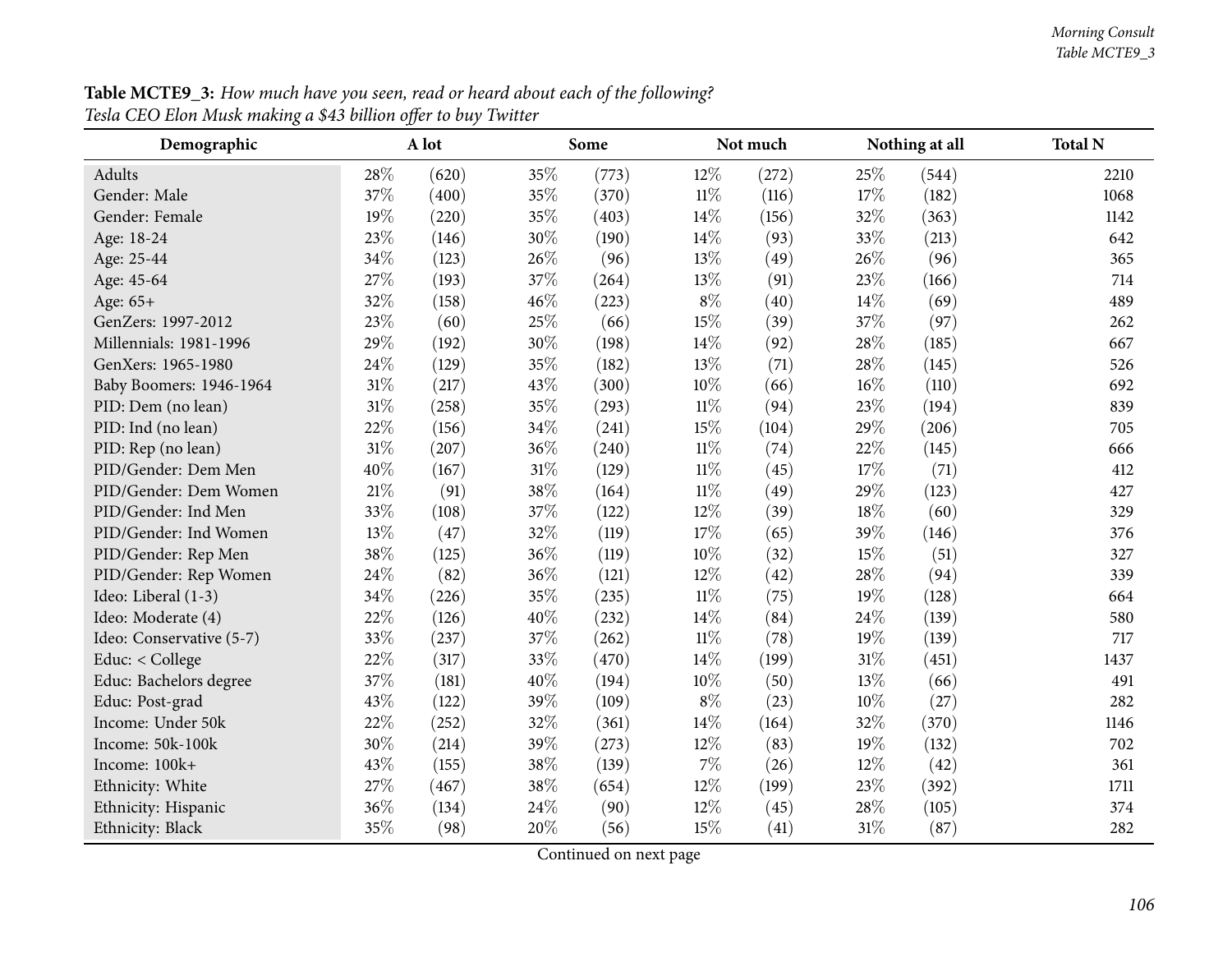**Table MCTE9_3:** *How much have you seen, read or heard about each of the following?*
*Tesla CEO Elon Musk making a $43 billion offer to buy Twitter*

| Demographic | A lot | | Some | | Not much | | Nothing at all | | Total N |
|---|---|---|---|---|---|---|---|---|---|
| Adults | 28% | (620) | 35% | (773) | 12% | (272) | 25% | (544) | 2210 |
| Gender: Male | 37% | (400) | 35% | (370) | 11% | (116) | 17% | (182) | 1068 |
| Gender: Female | 19% | (220) | 35% | (403) | 14% | (156) | 32% | (363) | 1142 |
| Age: 18-24 | 23% | (146) | 30% | (190) | 14% | (93) | 33% | (213) | 642 |
| Age: 25-44 | 34% | (123) | 26% | (96) | 13% | (49) | 26% | (96) | 365 |
| Age: 45-64 | 27% | (193) | 37% | (264) | 13% | (91) | 23% | (166) | 714 |
| Age: 65+ | 32% | (158) | 46% | (223) | 8% | (40) | 14% | (69) | 489 |
| GenZers: 1997-2012 | 23% | (60) | 25% | (66) | 15% | (39) | 37% | (97) | 262 |
| Millennials: 1981-1996 | 29% | (192) | 30% | (198) | 14% | (92) | 28% | (185) | 667 |
| GenXers: 1965-1980 | 24% | (129) | 35% | (182) | 13% | (71) | 28% | (145) | 526 |
| Baby Boomers: 1946-1964 | 31% | (217) | 43% | (300) | 10% | (66) | 16% | (110) | 692 |
| PID: Dem (no lean) | 31% | (258) | 35% | (293) | 11% | (94) | 23% | (194) | 839 |
| PID: Ind (no lean) | 22% | (156) | 34% | (241) | 15% | (104) | 29% | (206) | 705 |
| PID: Rep (no lean) | 31% | (207) | 36% | (240) | 11% | (74) | 22% | (145) | 666 |
| PID/Gender: Dem Men | 40% | (167) | 31% | (129) | 11% | (45) | 17% | (71) | 412 |
| PID/Gender: Dem Women | 21% | (91) | 38% | (164) | 11% | (49) | 29% | (123) | 427 |
| PID/Gender: Ind Men | 33% | (108) | 37% | (122) | 12% | (39) | 18% | (60) | 329 |
| PID/Gender: Ind Women | 13% | (47) | 32% | (119) | 17% | (65) | 39% | (146) | 376 |
| PID/Gender: Rep Men | 38% | (125) | 36% | (119) | 10% | (32) | 15% | (51) | 327 |
| PID/Gender: Rep Women | 24% | (82) | 36% | (121) | 12% | (42) | 28% | (94) | 339 |
| Ideo: Liberal (1-3) | 34% | (226) | 35% | (235) | 11% | (75) | 19% | (128) | 664 |
| Ideo: Moderate (4) | 22% | (126) | 40% | (232) | 14% | (84) | 24% | (139) | 580 |
| Ideo: Conservative (5-7) | 33% | (237) | 37% | (262) | 11% | (78) | 19% | (139) | 717 |
| Educ: < College | 22% | (317) | 33% | (470) | 14% | (199) | 31% | (451) | 1437 |
| Educ: Bachelors degree | 37% | (181) | 40% | (194) | 10% | (50) | 13% | (66) | 491 |
| Educ: Post-grad | 43% | (122) | 39% | (109) | 8% | (23) | 10% | (27) | 282 |
| Income: Under 50k | 22% | (252) | 32% | (361) | 14% | (164) | 32% | (370) | 1146 |
| Income: 50k-100k | 30% | (214) | 39% | (273) | 12% | (83) | 19% | (132) | 702 |
| Income: 100k+ | 43% | (155) | 38% | (139) | 7% | (26) | 12% | (42) | 361 |
| Ethnicity: White | 27% | (467) | 38% | (654) | 12% | (199) | 23% | (392) | 1711 |
| Ethnicity: Hispanic | 36% | (134) | 24% | (90) | 12% | (45) | 28% | (105) | 374 |
| Ethnicity: Black | 35% | (98) | 20% | (56) | 15% | (41) | 31% | (87) | 282 |

Continued on next page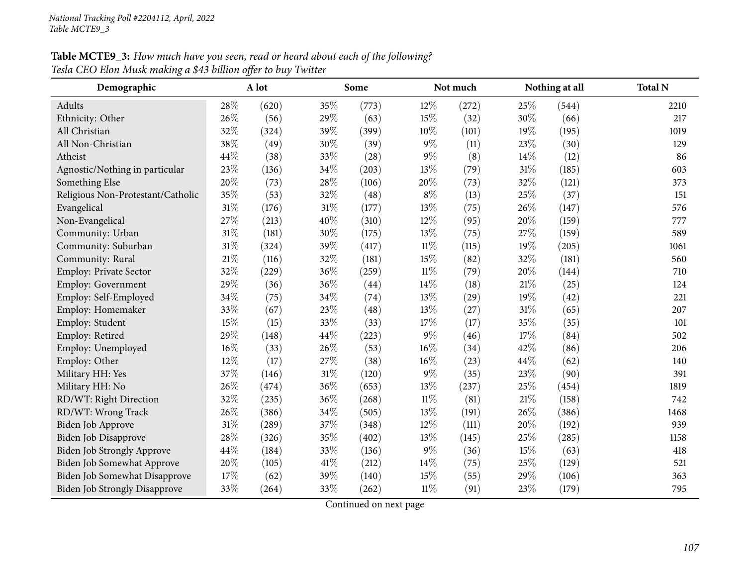National Tracking Poll #2204112, April, 2022
Table MCTE9_3

**Table MCTE9_3:** *How much have you seen, read or heard about each of the following?*
*Tesla CEO Elon Musk making a $43 billion offer to buy Twitter*

| Demographic | A lot | | Some | | Not much | | Nothing at all | | Total N |
|---|---|---|---|---|---|---|---|---|---|
| Adults | 28% | (620) | 35% | (773) | 12% | (272) | 25% | (544) | 2210 |
| Ethnicity: Other | 26% | (56) | 29% | (63) | 15% | (32) | 30% | (66) | 217 |
| All Christian | 32% | (324) | 39% | (399) | 10% | (101) | 19% | (195) | 1019 |
| All Non-Christian | 38% | (49) | 30% | (39) | 9% | (11) | 23% | (30) | 129 |
| Atheist | 44% | (38) | 33% | (28) | 9% | (8) | 14% | (12) | 86 |
| Agnostic/Nothing in particular | 23% | (136) | 34% | (203) | 13% | (79) | 31% | (185) | 603 |
| Something Else | 20% | (73) | 28% | (106) | 20% | (73) | 32% | (121) | 373 |
| Religious Non-Protestant/Catholic | 35% | (53) | 32% | (48) | 8% | (13) | 25% | (37) | 151 |
| Evangelical | 31% | (176) | 31% | (177) | 13% | (75) | 26% | (147) | 576 |
| Non-Evangelical | 27% | (213) | 40% | (310) | 12% | (95) | 20% | (159) | 777 |
| Community: Urban | 31% | (181) | 30% | (175) | 13% | (75) | 27% | (159) | 589 |
| Community: Suburban | 31% | (324) | 39% | (417) | 11% | (115) | 19% | (205) | 1061 |
| Community: Rural | 21% | (116) | 32% | (181) | 15% | (82) | 32% | (181) | 560 |
| Employ: Private Sector | 32% | (229) | 36% | (259) | 11% | (79) | 20% | (144) | 710 |
| Employ: Government | 29% | (36) | 36% | (44) | 14% | (18) | 21% | (25) | 124 |
| Employ: Self-Employed | 34% | (75) | 34% | (74) | 13% | (29) | 19% | (42) | 221 |
| Employ: Homemaker | 33% | (67) | 23% | (48) | 13% | (27) | 31% | (65) | 207 |
| Employ: Student | 15% | (15) | 33% | (33) | 17% | (17) | 35% | (35) | 101 |
| Employ: Retired | 29% | (148) | 44% | (223) | 9% | (46) | 17% | (84) | 502 |
| Employ: Unemployed | 16% | (33) | 26% | (53) | 16% | (34) | 42% | (86) | 206 |
| Employ: Other | 12% | (17) | 27% | (38) | 16% | (23) | 44% | (62) | 140 |
| Military HH: Yes | 37% | (146) | 31% | (120) | 9% | (35) | 23% | (90) | 391 |
| Military HH: No | 26% | (474) | 36% | (653) | 13% | (237) | 25% | (454) | 1819 |
| RD/WT: Right Direction | 32% | (235) | 36% | (268) | 11% | (81) | 21% | (158) | 742 |
| RD/WT: Wrong Track | 26% | (386) | 34% | (505) | 13% | (191) | 26% | (386) | 1468 |
| Biden Job Approve | 31% | (289) | 37% | (348) | 12% | (111) | 20% | (192) | 939 |
| Biden Job Disapprove | 28% | (326) | 35% | (402) | 13% | (145) | 25% | (285) | 1158 |
| Biden Job Strongly Approve | 44% | (184) | 33% | (136) | 9% | (36) | 15% | (63) | 418 |
| Biden Job Somewhat Approve | 20% | (105) | 41% | (212) | 14% | (75) | 25% | (129) | 521 |
| Biden Job Somewhat Disapprove | 17% | (62) | 39% | (140) | 15% | (55) | 29% | (106) | 363 |
| Biden Job Strongly Disapprove | 33% | (264) | 33% | (262) | 11% | (91) | 23% | (179) | 795 |

Continued on next page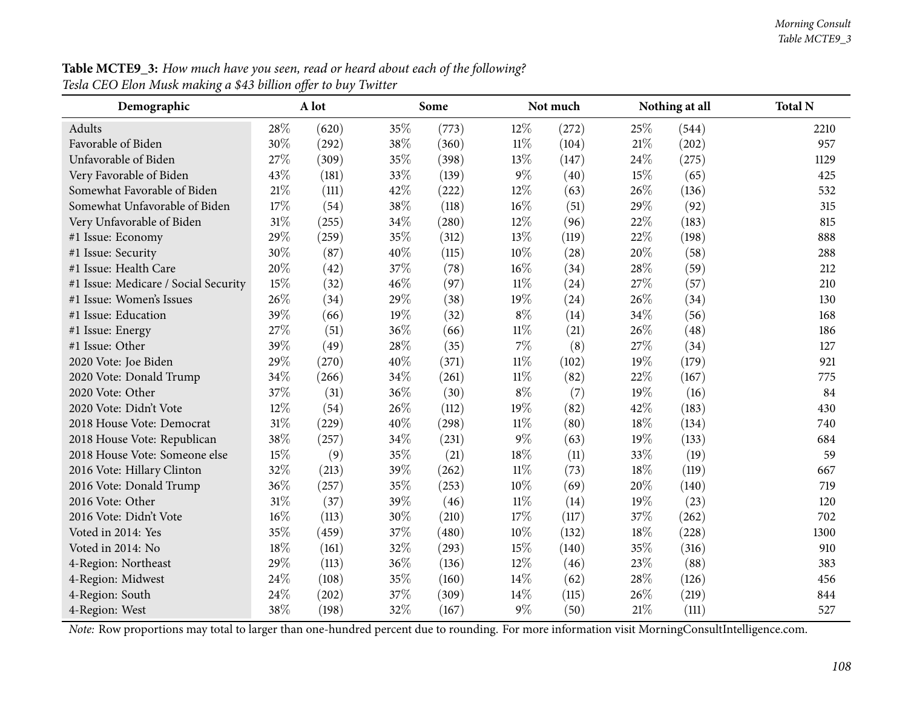**Table MCTE9_3:** *How much have you seen, read or heard about each of the following?*
*Tesla CEO Elon Musk making a $43 billion offer to buy Twitter*

| Demographic | A lot | | Some | | Not much | | Nothing at all | | Total N |
|---|---|---|---|---|---|---|---|---|---|
| Adults | 28% | (620) | 35% | (773) | 12% | (272) | 25% | (544) | 2210 |
| Favorable of Biden | 30% | (292) | 38% | (360) | 11% | (104) | 21% | (202) | 957 |
| Unfavorable of Biden | 27% | (309) | 35% | (398) | 13% | (147) | 24% | (275) | 1129 |
| Very Favorable of Biden | 43% | (181) | 33% | (139) | 9% | (40) | 15% | (65) | 425 |
| Somewhat Favorable of Biden | 21% | (111) | 42% | (222) | 12% | (63) | 26% | (136) | 532 |
| Somewhat Unfavorable of Biden | 17% | (54) | 38% | (118) | 16% | (51) | 29% | (92) | 315 |
| Very Unfavorable of Biden | 31% | (255) | 34% | (280) | 12% | (96) | 22% | (183) | 815 |
| #1 Issue: Economy | 29% | (259) | 35% | (312) | 13% | (119) | 22% | (198) | 888 |
| #1 Issue: Security | 30% | (87) | 40% | (115) | 10% | (28) | 20% | (58) | 288 |
| #1 Issue: Health Care | 20% | (42) | 37% | (78) | 16% | (34) | 28% | (59) | 212 |
| #1 Issue: Medicare / Social Security | 15% | (32) | 46% | (97) | 11% | (24) | 27% | (57) | 210 |
| #1 Issue: Women's Issues | 26% | (34) | 29% | (38) | 19% | (24) | 26% | (34) | 130 |
| #1 Issue: Education | 39% | (66) | 19% | (32) | 8% | (14) | 34% | (56) | 168 |
| #1 Issue: Energy | 27% | (51) | 36% | (66) | 11% | (21) | 26% | (48) | 186 |
| #1 Issue: Other | 39% | (49) | 28% | (35) | 7% | (8) | 27% | (34) | 127 |
| 2020 Vote: Joe Biden | 29% | (270) | 40% | (371) | 11% | (102) | 19% | (179) | 921 |
| 2020 Vote: Donald Trump | 34% | (266) | 34% | (261) | 11% | (82) | 22% | (167) | 775 |
| 2020 Vote: Other | 37% | (31) | 36% | (30) | 8% | (7) | 19% | (16) | 84 |
| 2020 Vote: Didn't Vote | 12% | (54) | 26% | (112) | 19% | (82) | 42% | (183) | 430 |
| 2018 House Vote: Democrat | 31% | (229) | 40% | (298) | 11% | (80) | 18% | (134) | 740 |
| 2018 House Vote: Republican | 38% | (257) | 34% | (231) | 9% | (63) | 19% | (133) | 684 |
| 2018 House Vote: Someone else | 15% | (9) | 35% | (21) | 18% | (11) | 33% | (19) | 59 |
| 2016 Vote: Hillary Clinton | 32% | (213) | 39% | (262) | 11% | (73) | 18% | (119) | 667 |
| 2016 Vote: Donald Trump | 36% | (257) | 35% | (253) | 10% | (69) | 20% | (140) | 719 |
| 2016 Vote: Other | 31% | (37) | 39% | (46) | 11% | (14) | 19% | (23) | 120 |
| 2016 Vote: Didn't Vote | 16% | (113) | 30% | (210) | 17% | (117) | 37% | (262) | 702 |
| Voted in 2014: Yes | 35% | (459) | 37% | (480) | 10% | (132) | 18% | (228) | 1300 |
| Voted in 2014: No | 18% | (161) | 32% | (293) | 15% | (140) | 35% | (316) | 910 |
| 4-Region: Northeast | 29% | (113) | 36% | (136) | 12% | (46) | 23% | (88) | 383 |
| 4-Region: Midwest | 24% | (108) | 35% | (160) | 14% | (62) | 28% | (126) | 456 |
| 4-Region: South | 24% | (202) | 37% | (309) | 14% | (115) | 26% | (219) | 844 |
| 4-Region: West | 38% | (198) | 32% | (167) | 9% | (50) | 21% | (111) | 527 |

*Note:* Row proportions may total to larger than one-hundred percent due to rounding. For more information visit MorningConsultIntelligence.com.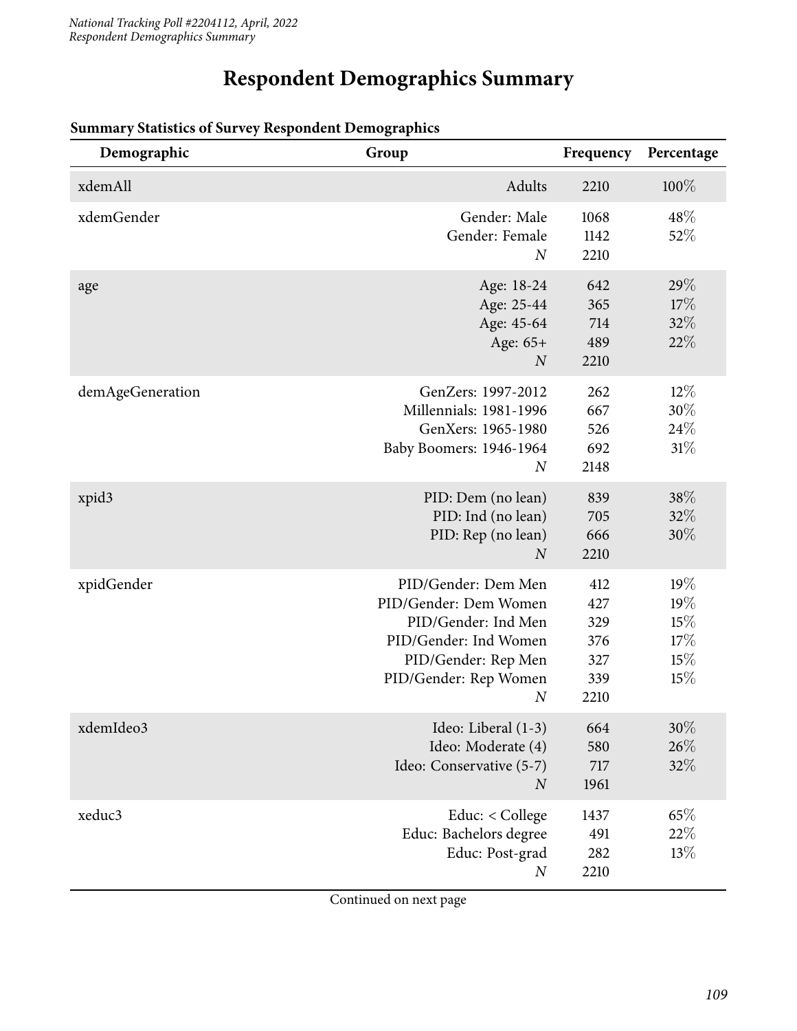# Respondent Demographics Summary

**Summary Statistics of Survey Respondent Demographics**

| Demographic | Group | Frequency | Percentage |
|---|---|---|---|
| xdemAll | Adults | 2210 | 100% |
| xdemGender | Gender: Male | 1068 | 48% |
| | Gender: Female | 1142 | 52% |
| | *N* | 2210 | |
| age | Age: 18-24 | 642 | 29% |
| | Age: 25-44 | 365 | 17% |
| | Age: 45-64 | 714 | 32% |
| | Age: 65+ | 489 | 22% |
| | *N* | 2210 | |
| demAgeGeneration | GenZers: 1997-2012 | 262 | 12% |
| | Millennials: 1981-1996 | 667 | 30% |
| | GenXers: 1965-1980 | 526 | 24% |
| | Baby Boomers: 1946-1964 | 692 | 31% |
| | *N* | 2148 | |
| xpid3 | PID: Dem (no lean) | 839 | 38% |
| | PID: Ind (no lean) | 705 | 32% |
| | PID: Rep (no lean) | 666 | 30% |
| | *N* | 2210 | |
| xpidGender | PID/Gender: Dem Men | 412 | 19% |
| | PID/Gender: Dem Women | 427 | 19% |
| | PID/Gender: Ind Men | 329 | 15% |
| | PID/Gender: Ind Women | 376 | 17% |
| | PID/Gender: Rep Men | 327 | 15% |
| | PID/Gender: Rep Women | 339 | 15% |
| | *N* | 2210 | |
| xdemIdeo3 | Ideo: Liberal (1-3) | 664 | 30% |
| | Ideo: Moderate (4) | 580 | 26% |
| | Ideo: Conservative (5-7) | 717 | 32% |
| | *N* | 1961 | |
| xeduc3 | Educ: < College | 1437 | 65% |
| | Educ: Bachelors degree | 491 | 22% |
| | Educ: Post-grad | 282 | 13% |
| | *N* | 2210 | |

Continued on next page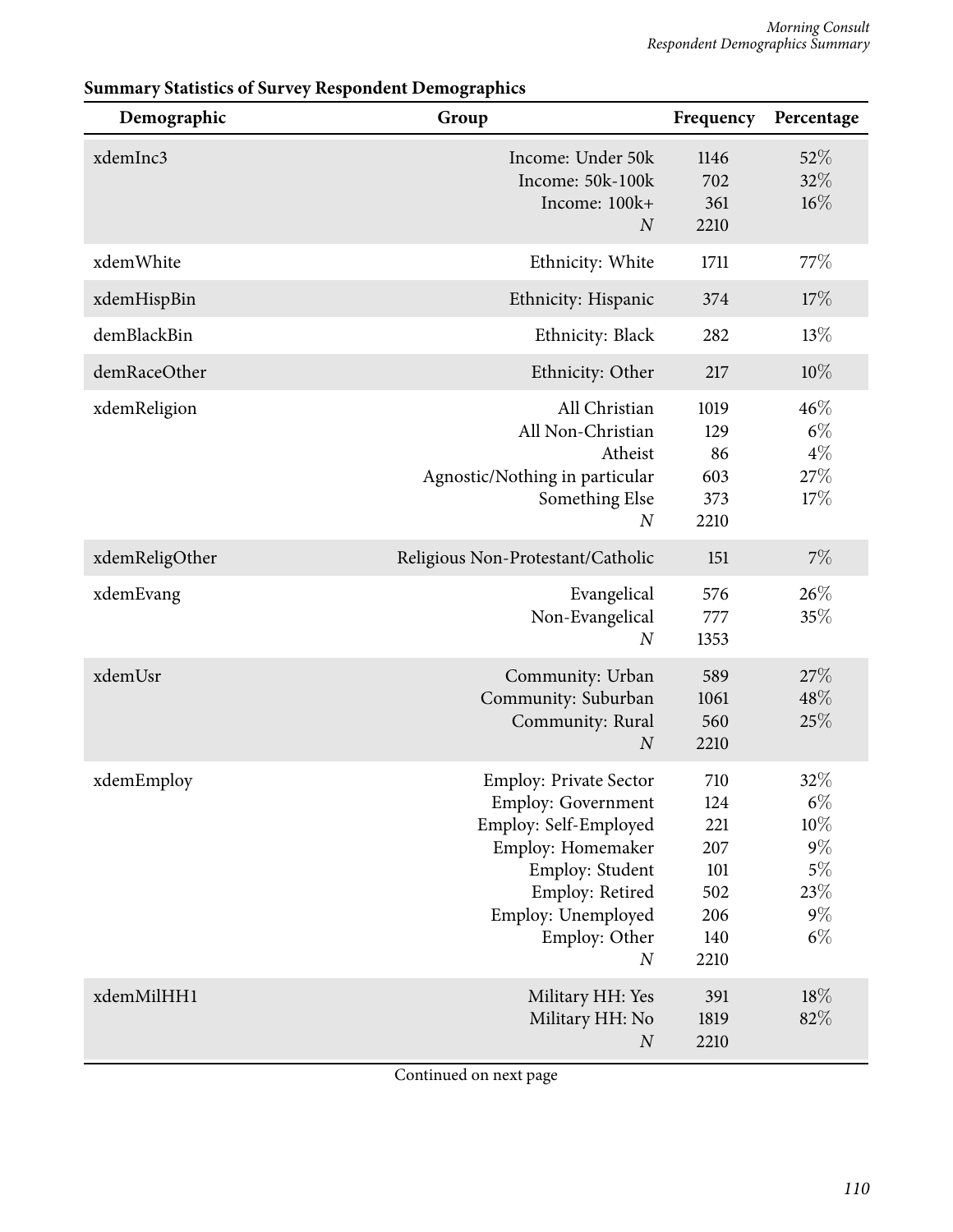**Summary Statistics of Survey Respondent Demographics**

| Demographic | Group | Frequency | Percentage |
|---|---|---|---|
| xdemInc3 | Income: Under 50k | 1146 | 52% |
| | Income: 50k-100k | 702 | 32% |
| | Income: 100k+ | 361 | 16% |
| | *N* | 2210 | |
| xdemWhite | Ethnicity: White | 1711 | 77% |
| xdemHispBin | Ethnicity: Hispanic | 374 | 17% |
| demBlackBin | Ethnicity: Black | 282 | 13% |
| demRaceOther | Ethnicity: Other | 217 | 10% |
| xdemReligion | All Christian | 1019 | 46% |
| | All Non-Christian | 129 | 6% |
| | Atheist | 86 | 4% |
| | Agnostic/Nothing in particular | 603 | 27% |
| | Something Else | 373 | 17% |
| | *N* | 2210 | |
| xdemReligOther | Religious Non-Protestant/Catholic | 151 | 7% |
| xdemEvang | Evangelical | 576 | 26% |
| | Non-Evangelical | 777 | 35% |
| | *N* | 1353 | |
| xdemUsr | Community: Urban | 589 | 27% |
| | Community: Suburban | 1061 | 48% |
| | Community: Rural | 560 | 25% |
| | *N* | 2210 | |
| xdemEmploy | Employ: Private Sector | 710 | 32% |
| | Employ: Government | 124 | 6% |
| | Employ: Self-Employed | 221 | 10% |
| | Employ: Homemaker | 207 | 9% |
| | Employ: Student | 101 | 5% |
| | Employ: Retired | 502 | 23% |
| | Employ: Unemployed | 206 | 9% |
| | Employ: Other | 140 | 6% |
| | *N* | 2210 | |
| xdemMilHH1 | Military HH: Yes | 391 | 18% |
| | Military HH: No | 1819 | 82% |
| | *N* | 2210 | |

Continued on next page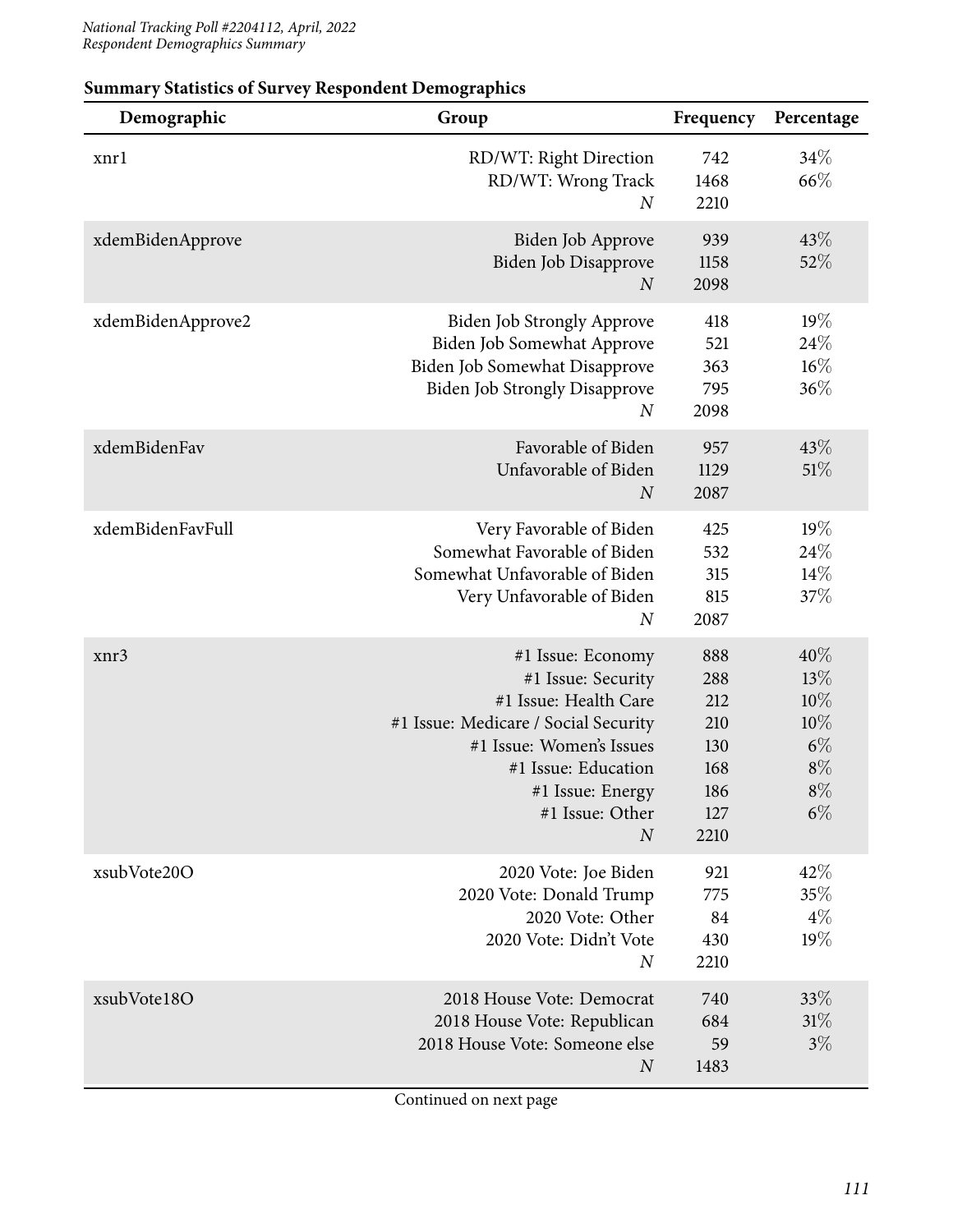## Summary Statistics of Survey Respondent Demographics

| Demographic | Group | Frequency | Percentage |
|---|---|---|---|
| xnr1 | RD/WT: Right Direction | 742 | 34% |
| | RD/WT: Wrong Track | 1468 | 66% |
| | *N* | 2210 | |
| xdemBidenApprove | Biden Job Approve | 939 | 43% |
| | Biden Job Disapprove | 1158 | 52% |
| | *N* | 2098 | |
| xdemBidenApprove2 | Biden Job Strongly Approve | 418 | 19% |
| | Biden Job Somewhat Approve | 521 | 24% |
| | Biden Job Somewhat Disapprove | 363 | 16% |
| | Biden Job Strongly Disapprove | 795 | 36% |
| | *N* | 2098 | |
| xdemBidenFav | Favorable of Biden | 957 | 43% |
| | Unfavorable of Biden | 1129 | 51% |
| | *N* | 2087 | |
| xdemBidenFavFull | Very Favorable of Biden | 425 | 19% |
| | Somewhat Favorable of Biden | 532 | 24% |
| | Somewhat Unfavorable of Biden | 315 | 14% |
| | Very Unfavorable of Biden | 815 | 37% |
| | *N* | 2087 | |
| xnr3 | #1 Issue: Economy | 888 | 40% |
| | #1 Issue: Security | 288 | 13% |
| | #1 Issue: Health Care | 212 | 10% |
| | #1 Issue: Medicare / Social Security | 210 | 10% |
| | #1 Issue: Women's Issues | 130 | 6% |
| | #1 Issue: Education | 168 | 8% |
| | #1 Issue: Energy | 186 | 8% |
| | #1 Issue: Other | 127 | 6% |
| | *N* | 2210 | |
| xsubVote20O | 2020 Vote: Joe Biden | 921 | 42% |
| | 2020 Vote: Donald Trump | 775 | 35% |
| | 2020 Vote: Other | 84 | 4% |
| | 2020 Vote: Didn't Vote | 430 | 19% |
| | *N* | 2210 | |
| xsubVote18O | 2018 House Vote: Democrat | 740 | 33% |
| | 2018 House Vote: Republican | 684 | 31% |
| | 2018 House Vote: Someone else | 59 | 3% |
| | *N* | 1483 | |

Continued on next page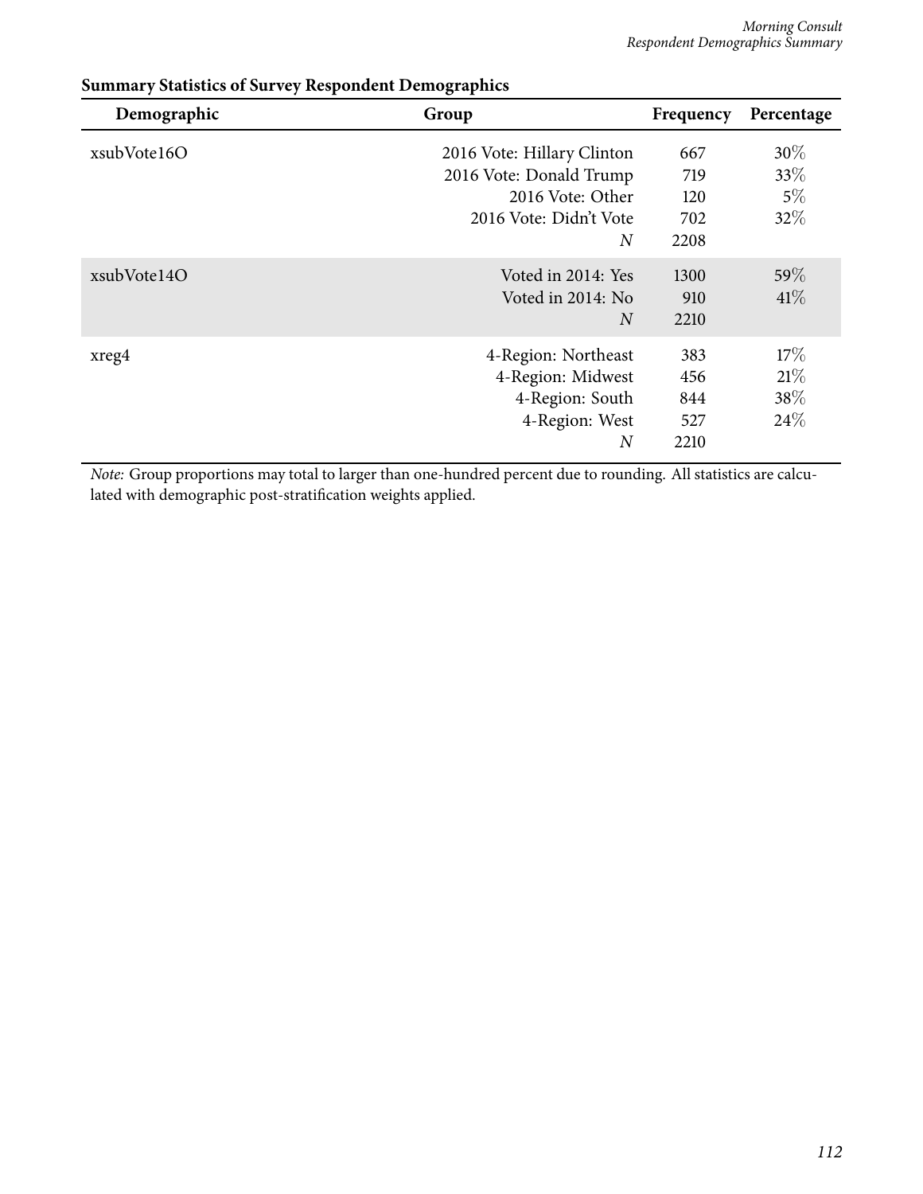**Summary Statistics of Survey Respondent Demographics**

| Demographic | Group | Frequency | Percentage |
|---|---|---|---|
| xsubVote16O | 2016 Vote: Hillary Clinton | 667 | 30% |
| | 2016 Vote: Donald Trump | 719 | 33% |
| | 2016 Vote: Other | 120 | 5% |
| | 2016 Vote: Didn't Vote | 702 | 32% |
| | *N* | 2208 | |
| xsubVote14O | Voted in 2014: Yes | 1300 | 59% |
| | Voted in 2014: No | 910 | 41% |
| | *N* | 2210 | |
| xreg4 | 4-Region: Northeast | 383 | 17% |
| | 4-Region: Midwest | 456 | 21% |
| | 4-Region: South | 844 | 38% |
| | 4-Region: West | 527 | 24% |
| | *N* | 2210 | |

*Note:* Group proportions may total to larger than one-hundred percent due to rounding. All statistics are calculated with demographic post-stratification weights applied.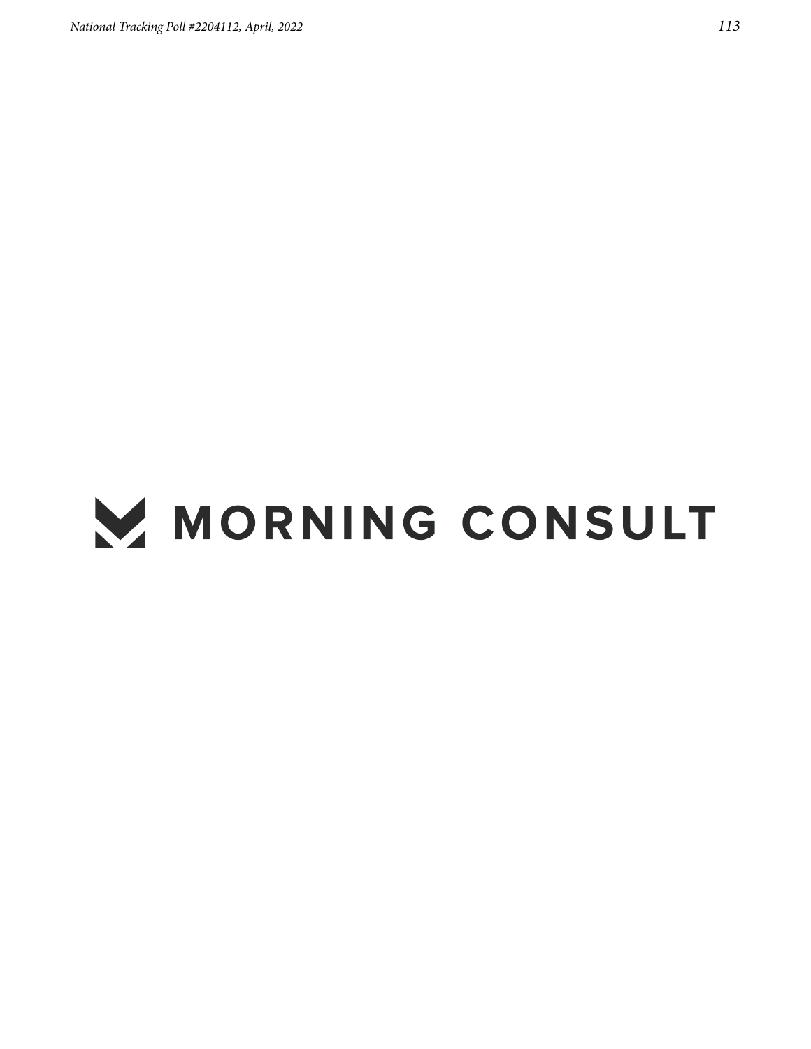MORNING CONSULT